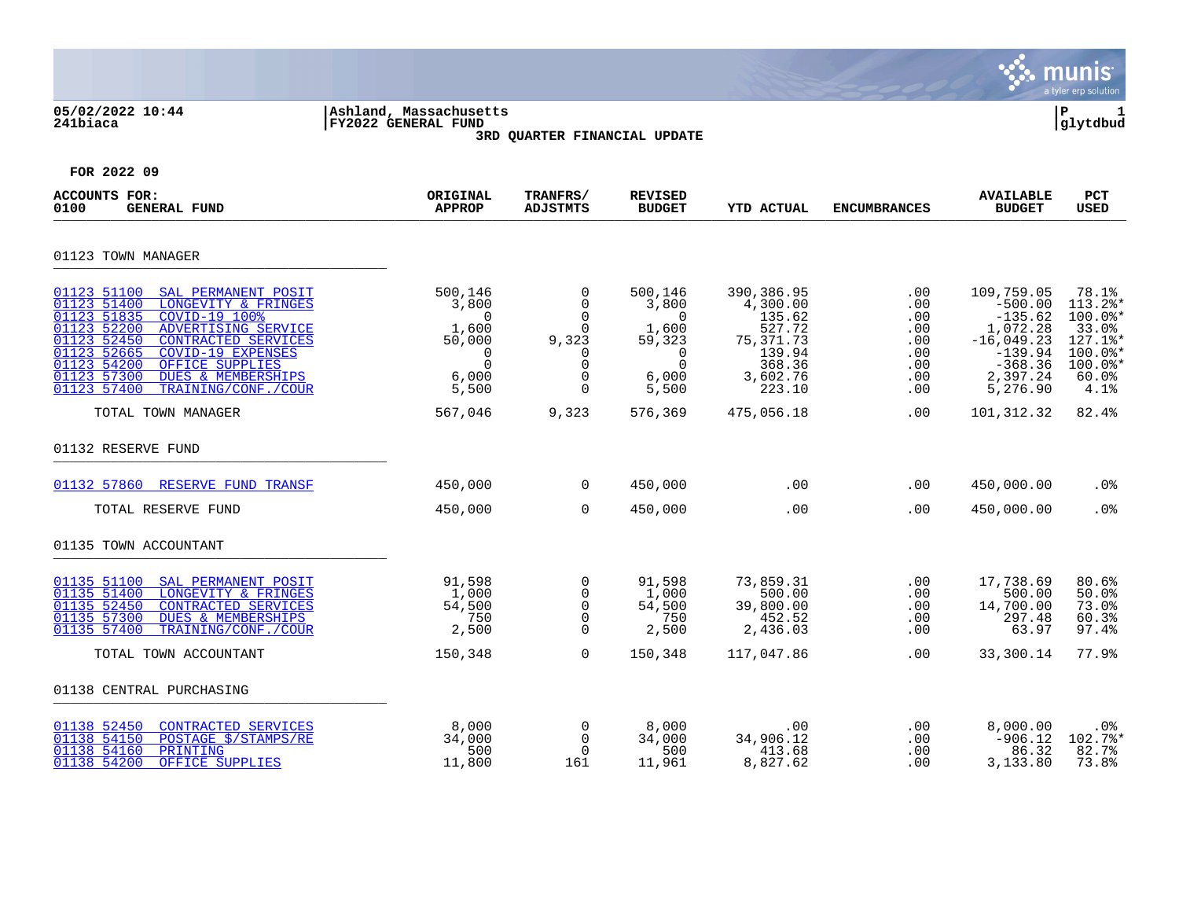05/02/2022 10:44 | Ashland, Massachusetts | P 1
241biaca | FY2022 GENERAL FUND | glytdbud

**3RD QUARTER FINANCIAL UPDATE**

**FOR 2022 09**

| ACCOUNTS FOR: 0100 GENERAL FUND | ORIGINAL APPROP | TRANFRS/ ADJSTMTS | REVISED BUDGET | YTD ACTUAL | ENCUMBRANCES | AVAILABLE BUDGET | PCT USED |
|---|---|---|---|---|---|---|---|
| **01123 TOWN MANAGER** | | | | | | | |
| 01123 51100 SAL PERMANENT POSIT | 500,146 | 0 | 500,146 | 390,386.95 | .00 | 109,759.05 | 78.1% |
| 01123 51400 LONGEVITY & FRINGES | 3,800 | 0 | 3,800 | 4,300.00 | .00 | -500.00 | 113.2%* |
| 01123 51835 COVID-19 100% | 0 | 0 | 0 | 135.62 | .00 | -135.62 | 100.0%* |
| 01123 52200 ADVERTISING SERVICE | 1,600 | 0 | 1,600 | 527.72 | .00 | 1,072.28 | 33.0% |
| 01123 52450 CONTRACTED SERVICES | 50,000 | 9,323 | 59,323 | 75,371.73 | .00 | -16,049.23 | 127.1%* |
| 01123 52665 COVID-19 EXPENSES | 0 | 0 | 0 | 139.94 | .00 | -139.94 | 100.0%* |
| 01123 54200 OFFICE SUPPLIES | 0 | 0 | 0 | 368.36 | .00 | -368.36 | 100.0%* |
| 01123 57300 DUES & MEMBERSHIPS | 6,000 | 0 | 6,000 | 3,602.76 | .00 | 2,397.24 | 60.0% |
| 01123 57400 TRAINING/CONF./COUR | 5,500 | 0 | 5,500 | 223.10 | .00 | 5,276.90 | 4.1% |
| TOTAL TOWN MANAGER | 567,046 | 9,323 | 576,369 | 475,056.18 | .00 | 101,312.32 | 82.4% |
| **01132 RESERVE FUND** | | | | | | | |
| 01132 57860 RESERVE FUND TRANSF | 450,000 | 0 | 450,000 | .00 | .00 | 450,000.00 | .0% |
| TOTAL RESERVE FUND | 450,000 | 0 | 450,000 | .00 | .00 | 450,000.00 | .0% |
| **01135 TOWN ACCOUNTANT** | | | | | | | |
| 01135 51100 SAL PERMANENT POSIT | 91,598 | 0 | 91,598 | 73,859.31 | .00 | 17,738.69 | 80.6% |
| 01135 51400 LONGEVITY & FRINGES | 1,000 | 0 | 1,000 | 500.00 | .00 | 500.00 | 50.0% |
| 01135 52450 CONTRACTED SERVICES | 54,500 | 0 | 54,500 | 39,800.00 | .00 | 14,700.00 | 73.0% |
| 01135 57300 DUES & MEMBERSHIPS | 750 | 0 | 750 | 452.52 | .00 | 297.48 | 60.3% |
| 01135 57400 TRAINING/CONF./COUR | 2,500 | 0 | 2,500 | 2,436.03 | .00 | 63.97 | 97.4% |
| TOTAL TOWN ACCOUNTANT | 150,348 | 0 | 150,348 | 117,047.86 | .00 | 33,300.14 | 77.9% |
| **01138 CENTRAL PURCHASING** | | | | | | | |
| 01138 52450 CONTRACTED SERVICES | 8,000 | 0 | 8,000 | .00 | .00 | 8,000.00 | .0% |
| 01138 54150 POSTAGE $/STAMPS/RE | 34,000 | 0 | 34,000 | 34,906.12 | .00 | -906.12 | 102.7%* |
| 01138 54160 PRINTING | 500 | 0 | 500 | 413.68 | .00 | 86.32 | 82.7% |
| 01138 54200 OFFICE SUPPLIES | 11,800 | 161 | 11,961 | 8,827.62 | .00 | 3,133.80 | 73.8% |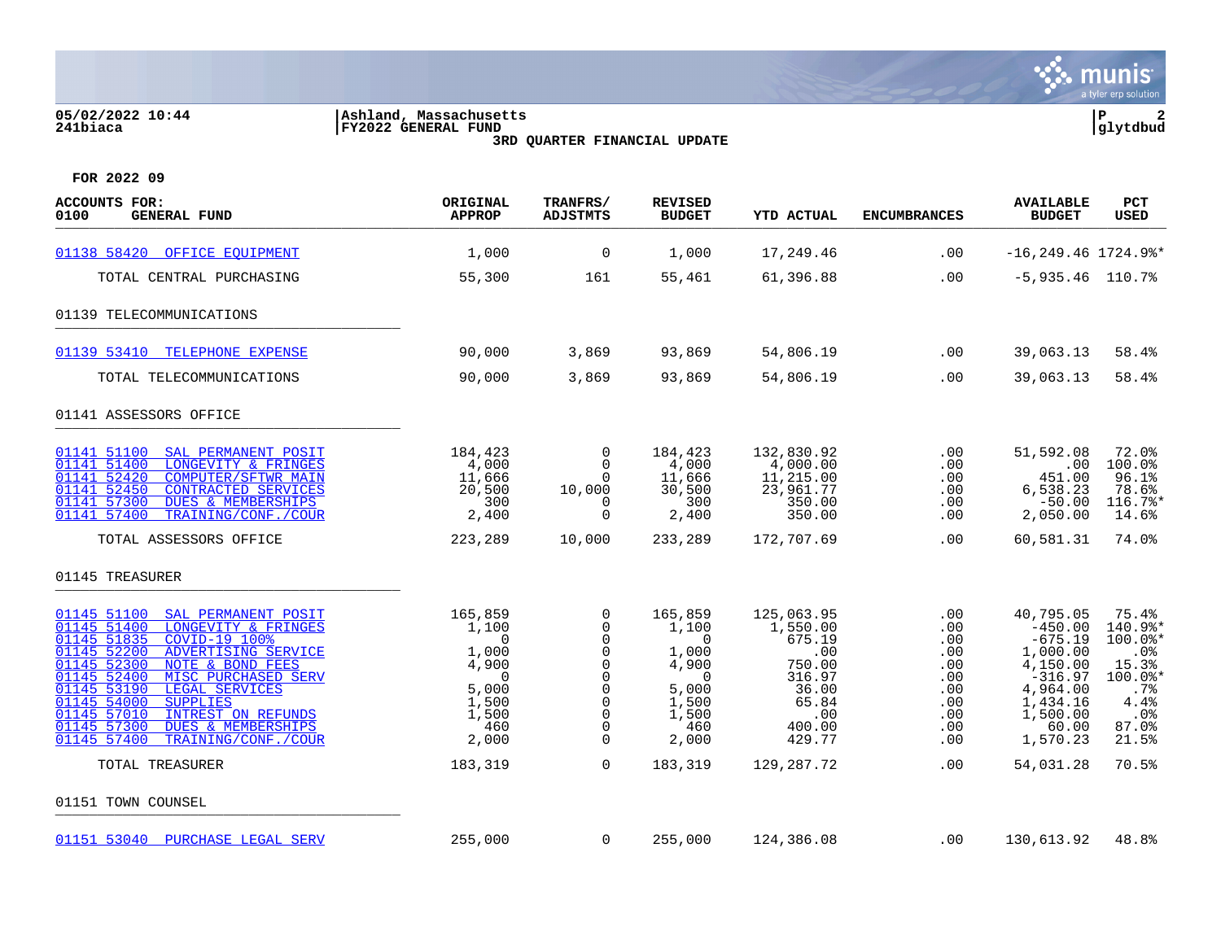05/02/2022 10:44 | Ashland, Massachusetts | P 2
241biaca | FY2022 GENERAL FUND | glytdbud

**3RD QUARTER FINANCIAL UPDATE**

**FOR 2022 09**

| ACCOUNTS FOR: 0100 GENERAL FUND | ORIGINAL APPROP | TRANFRS/ ADJSTMTS | REVISED BUDGET | YTD ACTUAL | ENCUMBRANCES | AVAILABLE BUDGET | PCT USED |
|---|---|---|---|---|---|---|---|
| 01138 58420 OFFICE EQUIPMENT | 1,000 | 0 | 1,000 | 17,249.46 | .00 | -16,249.46 | 1724.9%* |
| TOTAL CENTRAL PURCHASING | 55,300 | 161 | 55,461 | 61,396.88 | .00 | -5,935.46 | 110.7% |
| **01139 TELECOMMUNICATIONS** | | | | | | | |
| 01139 53410 TELEPHONE EXPENSE | 90,000 | 3,869 | 93,869 | 54,806.19 | .00 | 39,063.13 | 58.4% |
| TOTAL TELECOMMUNICATIONS | 90,000 | 3,869 | 93,869 | 54,806.19 | .00 | 39,063.13 | 58.4% |
| **01141 ASSESSORS OFFICE** | | | | | | | |
| 01141 51100 SAL PERMANENT POSIT | 184,423 | 0 | 184,423 | 132,830.92 | .00 | 51,592.08 | 72.0% |
| 01141 51400 LONGEVITY & FRINGES | 4,000 | 0 | 4,000 | 4,000.00 | .00 | .00 | 100.0% |
| 01141 52420 COMPUTER/SFTWR MAIN | 11,666 | 0 | 11,666 | 11,215.00 | .00 | 451.00 | 96.1% |
| 01141 52450 CONTRACTED SERVICES | 20,500 | 10,000 | 30,500 | 23,961.77 | .00 | 6,538.23 | 78.6% |
| 01141 57300 DUES & MEMBERSHIPS | 300 | 0 | 300 | 350.00 | .00 | -50.00 | 116.7%* |
| 01141 57400 TRAINING/CONF./COUR | 2,400 | 0 | 2,400 | 350.00 | .00 | 2,050.00 | 14.6% |
| TOTAL ASSESSORS OFFICE | 223,289 | 10,000 | 233,289 | 172,707.69 | .00 | 60,581.31 | 74.0% |
| **01145 TREASURER** | | | | | | | |
| 01145 51100 SAL PERMANENT POSIT | 165,859 | 0 | 165,859 | 125,063.95 | .00 | 40,795.05 | 75.4% |
| 01145 51400 LONGEVITY & FRINGES | 1,100 | 0 | 1,100 | 1,550.00 | .00 | -450.00 | 140.9%* |
| 01145 51835 COVID-19 100% | 0 | 0 | 0 | 675.19 | .00 | -675.19 | 100.0%* |
| 01145 52200 ADVERTISING SERVICE | 1,000 | 0 | 1,000 | .00 | .00 | 1,000.00 | .0% |
| 01145 52300 NOTE & BOND FEES | 4,900 | 0 | 4,900 | 750.00 | .00 | 4,150.00 | 15.3% |
| 01145 52400 MISC PURCHASED SERV | 0 | 0 | 0 | 316.97 | .00 | -316.97 | 100.0%* |
| 01145 53190 LEGAL SERVICES | 5,000 | 0 | 5,000 | 36.00 | .00 | 4,964.00 | .7% |
| 01145 54000 SUPPLIES | 1,500 | 0 | 1,500 | 65.84 | .00 | 1,434.16 | 4.4% |
| 01145 57010 INTREST ON REFUNDS | 1,500 | 0 | 1,500 | .00 | .00 | 1,500.00 | .0% |
| 01145 57300 DUES & MEMBERSHIPS | 460 | 0 | 460 | 400.00 | .00 | 60.00 | 87.0% |
| 01145 57400 TRAINING/CONF./COUR | 2,000 | 0 | 2,000 | 429.77 | .00 | 1,570.23 | 21.5% |
| TOTAL TREASURER | 183,319 | 0 | 183,319 | 129,287.72 | .00 | 54,031.28 | 70.5% |
| **01151 TOWN COUNSEL** | | | | | | | |
| 01151 53040 PURCHASE LEGAL SERV | 255,000 | 0 | 255,000 | 124,386.08 | .00 | 130,613.92 | 48.8% |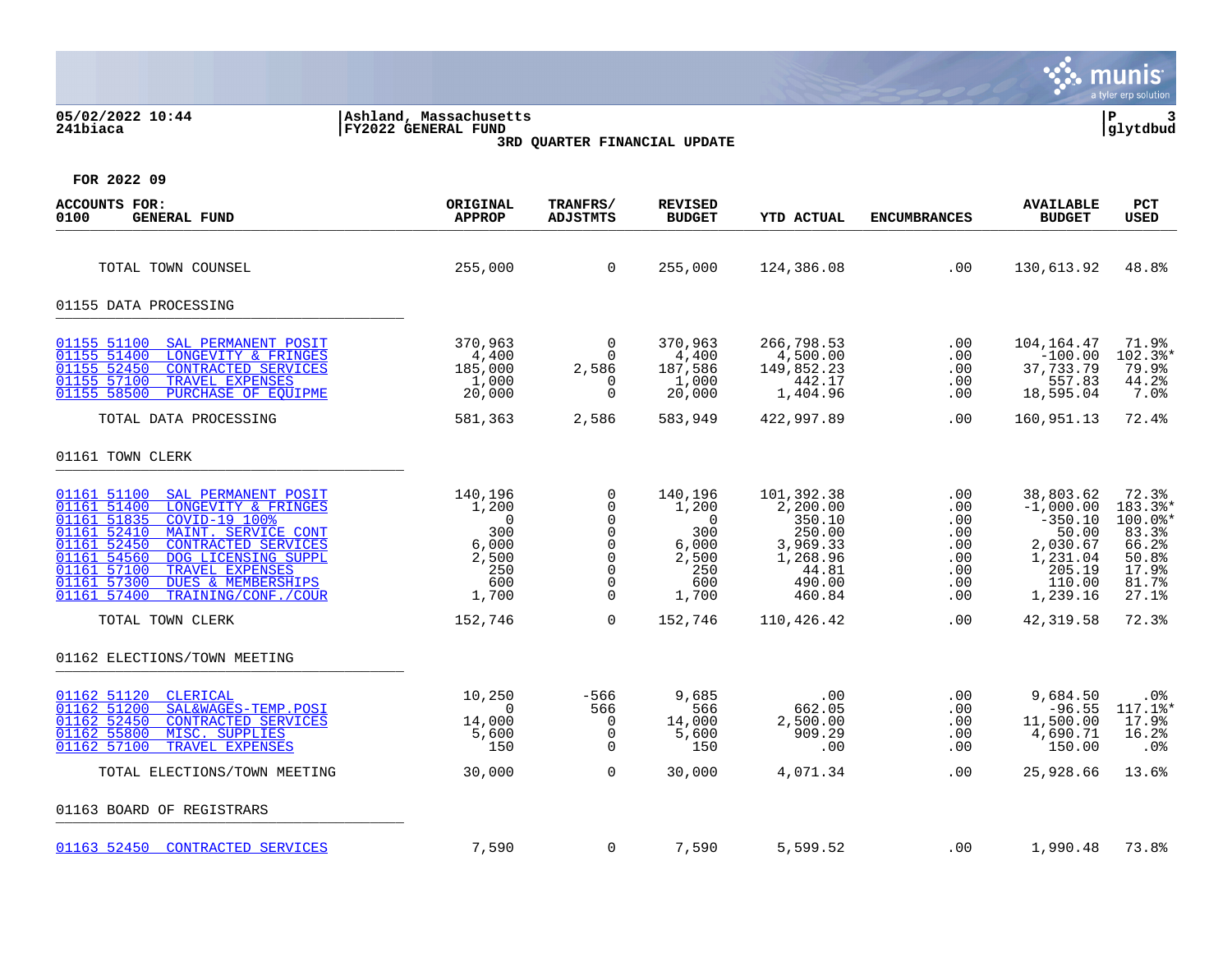05/02/2022 10:44 | Ashland, Massachusetts
241biaca | FY2022 GENERAL FUND
3RD QUARTER FINANCIAL UPDATE

FOR 2022 09

| ACCOUNTS FOR: 0100 GENERAL FUND | ORIGINAL APPROP | TRANFRS/ ADJSTMTS | REVISED BUDGET | YTD ACTUAL | ENCUMBRANCES | AVAILABLE BUDGET | PCT USED |
|---|---|---|---|---|---|---|---|
| TOTAL TOWN COUNSEL | 255,000 | 0 | 255,000 | 124,386.08 | .00 | 130,613.92 | 48.8% |
| **01155 DATA PROCESSING** | | | | | | | |
| 01155 51100 SAL PERMANENT POSIT | 370,963 | 0 | 370,963 | 266,798.53 | .00 | 104,164.47 | 71.9% |
| 01155 51400 LONGEVITY & FRINGES | 4,400 | 0 | 4,400 | 4,500.00 | .00 | -100.00 | 102.3%* |
| 01155 52450 CONTRACTED SERVICES | 185,000 | 2,586 | 187,586 | 149,852.23 | .00 | 37,733.79 | 79.9% |
| 01155 57100 TRAVEL EXPENSES | 1,000 | 0 | 1,000 | 442.17 | .00 | 557.83 | 44.2% |
| 01155 58500 PURCHASE OF EQUIPME | 20,000 | 0 | 20,000 | 1,404.96 | .00 | 18,595.04 | 7.0% |
| TOTAL DATA PROCESSING | 581,363 | 2,586 | 583,949 | 422,997.89 | .00 | 160,951.13 | 72.4% |
| **01161 TOWN CLERK** | | | | | | | |
| 01161 51100 SAL PERMANENT POSIT | 140,196 | 0 | 140,196 | 101,392.38 | .00 | 38,803.62 | 72.3% |
| 01161 51400 LONGEVITY & FRINGES | 1,200 | 0 | 1,200 | 2,200.00 | .00 | -1,000.00 | 183.3%* |
| 01161 51835 COVID-19 100% | 0 | 0 | 0 | 350.10 | .00 | -350.10 | 100.0%* |
| 01161 52410 MAINT. SERVICE CONT | 300 | 0 | 300 | 250.00 | .00 | 50.00 | 83.3% |
| 01161 52450 CONTRACTED SERVICES | 6,000 | 0 | 6,000 | 3,969.33 | .00 | 2,030.67 | 66.2% |
| 01161 54560 DOG LICENSING SUPPL | 2,500 | 0 | 2,500 | 1,268.96 | .00 | 1,231.04 | 50.8% |
| 01161 57100 TRAVEL EXPENSES | 250 | 0 | 250 | 44.81 | .00 | 205.19 | 17.9% |
| 01161 57300 DUES & MEMBERSHIPS | 600 | 0 | 600 | 490.00 | .00 | 110.00 | 81.7% |
| 01161 57400 TRAINING/CONF./COUR | 1,700 | 0 | 1,700 | 460.84 | .00 | 1,239.16 | 27.1% |
| TOTAL TOWN CLERK | 152,746 | 0 | 152,746 | 110,426.42 | .00 | 42,319.58 | 72.3% |
| **01162 ELECTIONS/TOWN MEETING** | | | | | | | |
| 01162 51120 CLERICAL | 10,250 | -566 | 9,685 | .00 | .00 | 9,684.50 | .0% |
| 01162 51200 SAL&WAGES-TEMP.POSI | 0 | 566 | 566 | 662.05 | .00 | -96.55 | 117.1%* |
| 01162 52450 CONTRACTED SERVICES | 14,000 | 0 | 14,000 | 2,500.00 | .00 | 11,500.00 | 17.9% |
| 01162 55800 MISC. SUPPLIES | 5,600 | 0 | 5,600 | 909.29 | .00 | 4,690.71 | 16.2% |
| 01162 57100 TRAVEL EXPENSES | 150 | 0 | 150 | .00 | .00 | 150.00 | .0% |
| TOTAL ELECTIONS/TOWN MEETING | 30,000 | 0 | 30,000 | 4,071.34 | .00 | 25,928.66 | 13.6% |
| **01163 BOARD OF REGISTRARS** | | | | | | | |
| 01163 52450 CONTRACTED SERVICES | 7,590 | 0 | 7,590 | 5,599.52 | .00 | 1,990.48 | 73.8% |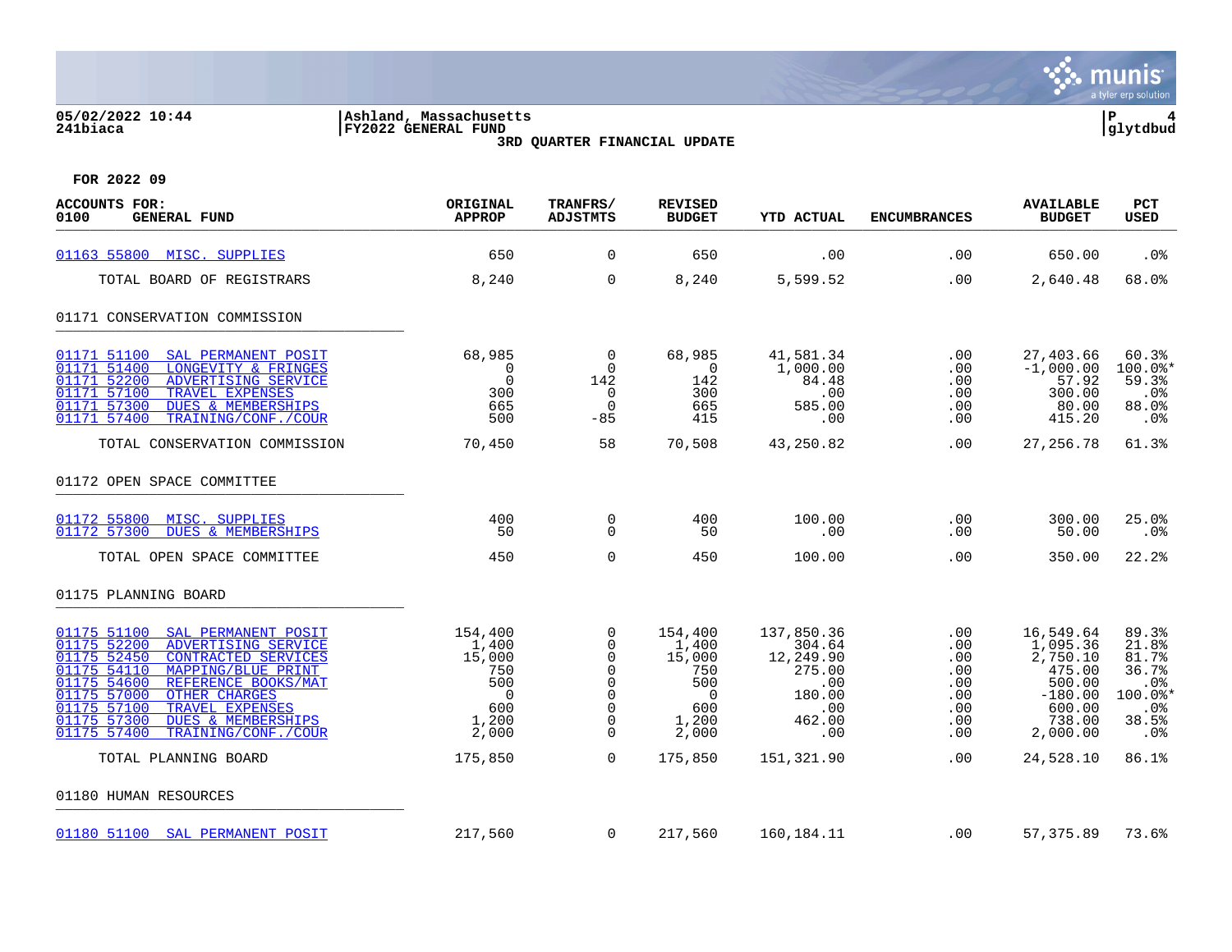05/02/2022 10:44
241biaca

Ashland, Massachusetts
FY2022 GENERAL FUND
3RD QUARTER FINANCIAL UPDATE

P 4
glytdbud

FOR 2022 09

| ACCOUNTS FOR: 0100 GENERAL FUND | ORIGINAL APPROP | TRANFRS/ ADJSTMTS | REVISED BUDGET | YTD ACTUAL | ENCUMBRANCES | AVAILABLE BUDGET | PCT USED |
|---|---|---|---|---|---|---|---|
| 01163 55800 MISC. SUPPLIES | 650 | 0 | 650 | .00 | .00 | 650.00 | .0% |
| TOTAL BOARD OF REGISTRARS | 8,240 | 0 | 8,240 | 5,599.52 | .00 | 2,640.48 | 68.0% |
| **01171 CONSERVATION COMMISSION** | | | | | | | |
| 01171 51100 SAL PERMANENT POSIT | 68,985 | 0 | 68,985 | 41,581.34 | .00 | 27,403.66 | 60.3% |
| 01171 51400 LONGEVITY & FRINGES | 0 | 0 | 0 | 1,000.00 | .00 | -1,000.00 | 100.0%* |
| 01171 52200 ADVERTISING SERVICE | 0 | 142 | 142 | 84.48 | .00 | 57.92 | 59.3% |
| 01171 57100 TRAVEL EXPENSES | 300 | 0 | 300 | .00 | .00 | 300.00 | .0% |
| 01171 57300 DUES & MEMBERSHIPS | 665 | 0 | 665 | 585.00 | .00 | 80.00 | 88.0% |
| 01171 57400 TRAINING/CONF./COUR | 500 | -85 | 415 | .00 | .00 | 415.20 | .0% |
| TOTAL CONSERVATION COMMISSION | 70,450 | 58 | 70,508 | 43,250.82 | .00 | 27,256.78 | 61.3% |
| **01172 OPEN SPACE COMMITTEE** | | | | | | | |
| 01172 55800 MISC. SUPPLIES | 400 | 0 | 400 | 100.00 | .00 | 300.00 | 25.0% |
| 01172 57300 DUES & MEMBERSHIPS | 50 | 0 | 50 | .00 | .00 | 50.00 | .0% |
| TOTAL OPEN SPACE COMMITTEE | 450 | 0 | 450 | 100.00 | .00 | 350.00 | 22.2% |
| **01175 PLANNING BOARD** | | | | | | | |
| 01175 51100 SAL PERMANENT POSIT | 154,400 | 0 | 154,400 | 137,850.36 | .00 | 16,549.64 | 89.3% |
| 01175 52200 ADVERTISING SERVICE | 1,400 | 0 | 1,400 | 304.64 | .00 | 1,095.36 | 21.8% |
| 01175 52450 CONTRACTED SERVICES | 15,000 | 0 | 15,000 | 12,249.90 | .00 | 2,750.10 | 81.7% |
| 01175 54110 MAPPING/BLUE PRINT | 750 | 0 | 750 | 275.00 | .00 | 475.00 | 36.7% |
| 01175 54600 REFERENCE BOOKS/MAT | 500 | 0 | 500 | .00 | .00 | 500.00 | .0% |
| 01175 57000 OTHER CHARGES | 0 | 0 | 0 | 180.00 | .00 | -180.00 | 100.0%* |
| 01175 57100 TRAVEL EXPENSES | 600 | 0 | 600 | .00 | .00 | 600.00 | .0% |
| 01175 57300 DUES & MEMBERSHIPS | 1,200 | 0 | 1,200 | 462.00 | .00 | 738.00 | 38.5% |
| 01175 57400 TRAINING/CONF./COUR | 2,000 | 0 | 2,000 | .00 | .00 | 2,000.00 | .0% |
| TOTAL PLANNING BOARD | 175,850 | 0 | 175,850 | 151,321.90 | .00 | 24,528.10 | 86.1% |
| **01180 HUMAN RESOURCES** | | | | | | | |
| 01180 51100 SAL PERMANENT POSIT | 217,560 | 0 | 217,560 | 160,184.11 | .00 | 57,375.89 | 73.6% |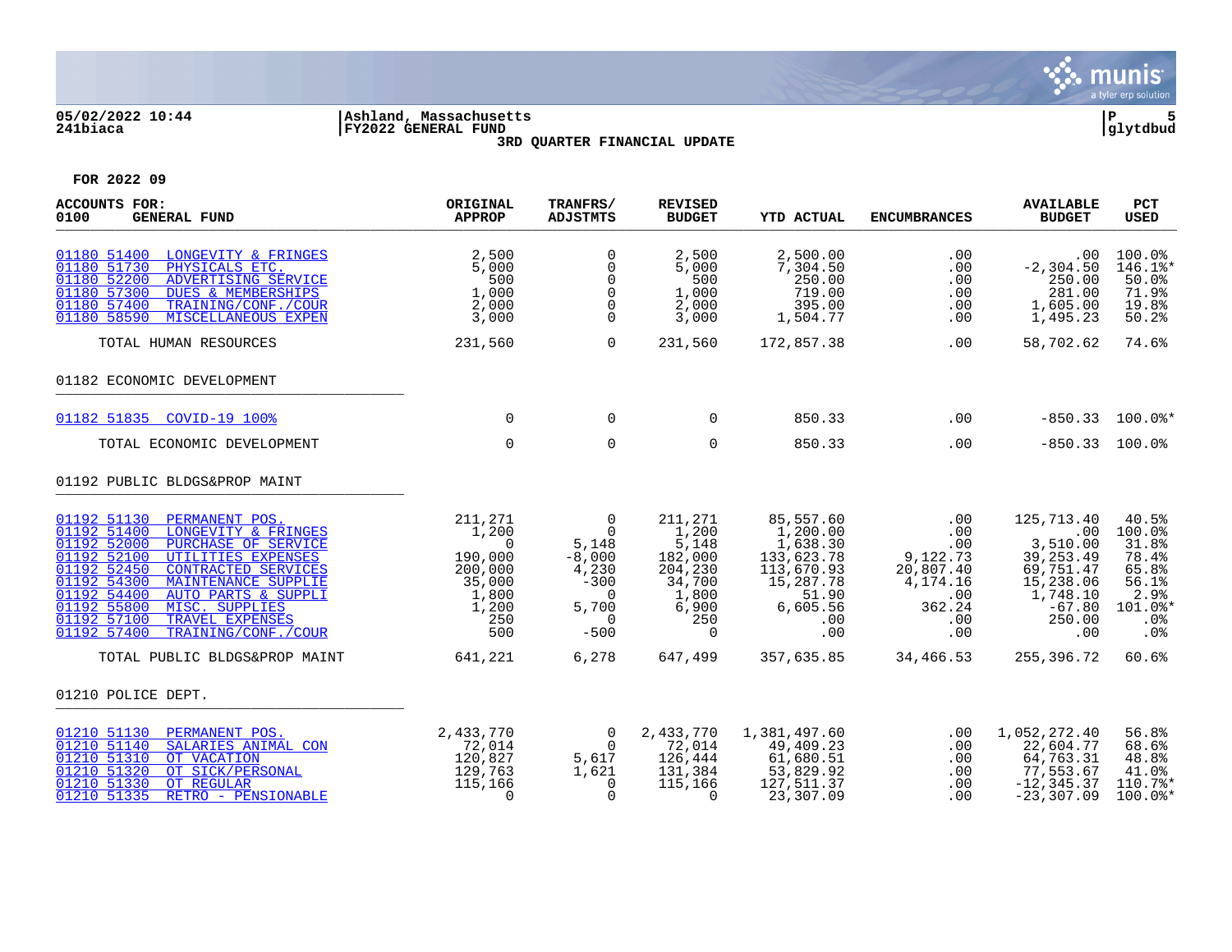05/02/2022 10:44 | Ashland, Massachusetts
241biaca | FY2022 GENERAL FUND

3RD QUARTER FINANCIAL UPDATE

FOR 2022 09

| ACCOUNTS FOR: 0100 GENERAL FUND | ORIGINAL APPROP | TRANFRS/ ADJSTMTS | REVISED BUDGET | YTD ACTUAL | ENCUMBRANCES | AVAILABLE BUDGET | PCT USED |
|---|---|---|---|---|---|---|---|
| 01180 51400 LONGEVITY & FRINGES | 2,500 | 0 | 2,500 | 2,500.00 | .00 | .00 | 100.0% |
| 01180 51730 PHYSICALS ETC. | 5,000 | 0 | 5,000 | 7,304.50 | .00 | -2,304.50 | 146.1%* |
| 01180 52200 ADVERTISING SERVICE | 500 | 0 | 500 | 250.00 | .00 | 250.00 | 50.0% |
| 01180 57300 DUES & MEMBERSHIPS | 1,000 | 0 | 1,000 | 719.00 | .00 | 281.00 | 71.9% |
| 01180 57400 TRAINING/CONF./COUR | 2,000 | 0 | 2,000 | 395.00 | .00 | 1,605.00 | 19.8% |
| 01180 58590 MISCELLANEOUS EXPEN | 3,000 | 0 | 3,000 | 1,504.77 | .00 | 1,495.23 | 50.2% |
| TOTAL HUMAN RESOURCES | 231,560 | 0 | 231,560 | 172,857.38 | .00 | 58,702.62 | 74.6% |
| 01182 ECONOMIC DEVELOPMENT | | | | | | | |
| 01182 51835 COVID-19 100% | 0 | 0 | 0 | 850.33 | .00 | -850.33 | 100.0%* |
| TOTAL ECONOMIC DEVELOPMENT | 0 | 0 | 0 | 850.33 | .00 | -850.33 | 100.0% |
| 01192 PUBLIC BLDGS&PROP MAINT | | | | | | | |
| 01192 51130 PERMANENT POS. | 211,271 | 0 | 211,271 | 85,557.60 | .00 | 125,713.40 | 40.5% |
| 01192 51400 LONGEVITY & FRINGES | 1,200 | 0 | 1,200 | 1,200.00 | .00 | .00 | 100.0% |
| 01192 52000 PURCHASE OF SERVICE | 0 | 5,148 | 5,148 | 1,638.30 | .00 | 3,510.00 | 31.8% |
| 01192 52100 UTILITIES EXPENSES | 190,000 | -8,000 | 182,000 | 133,623.78 | 9,122.73 | 39,253.49 | 78.4% |
| 01192 52450 CONTRACTED SERVICES | 200,000 | 4,230 | 204,230 | 113,670.93 | 20,807.40 | 69,751.47 | 65.8% |
| 01192 54300 MAINTENANCE SUPPLIE | 35,000 | -300 | 34,700 | 15,287.78 | 4,174.16 | 15,238.06 | 56.1% |
| 01192 54400 AUTO PARTS & SUPPLI | 1,800 | 0 | 1,800 | 51.90 | .00 | 1,748.10 | 2.9% |
| 01192 55800 MISC. SUPPLIES | 1,200 | 5,700 | 6,900 | 6,605.56 | 362.24 | -67.80 | 101.0%* |
| 01192 57100 TRAVEL EXPENSES | 250 | 0 | 250 | .00 | .00 | 250.00 | .0% |
| 01192 57400 TRAINING/CONF./COUR | 500 | -500 | 0 | .00 | .00 | .00 | .0% |
| TOTAL PUBLIC BLDGS&PROP MAINT | 641,221 | 6,278 | 647,499 | 357,635.85 | 34,466.53 | 255,396.72 | 60.6% |
| 01210 POLICE DEPT. | | | | | | | |
| 01210 51130 PERMANENT POS. | 2,433,770 | 0 | 2,433,770 | 1,381,497.60 | .00 | 1,052,272.40 | 56.8% |
| 01210 51140 SALARIES ANIMAL CON | 72,014 | 0 | 72,014 | 49,409.23 | .00 | 22,604.77 | 68.6% |
| 01210 51310 OT VACATION | 120,827 | 5,617 | 126,444 | 61,680.51 | .00 | 64,763.31 | 48.8% |
| 01210 51320 OT SICK/PERSONAL | 129,763 | 1,621 | 131,384 | 53,829.92 | .00 | 77,553.67 | 41.0% |
| 01210 51330 OT REGULAR | 115,166 | 0 | 115,166 | 127,511.37 | .00 | -12,345.37 | 110.7%* |
| 01210 51335 RETRO - PENSIONABLE | 0 | 0 | 0 | 23,307.09 | .00 | -23,307.09 | 100.0%* |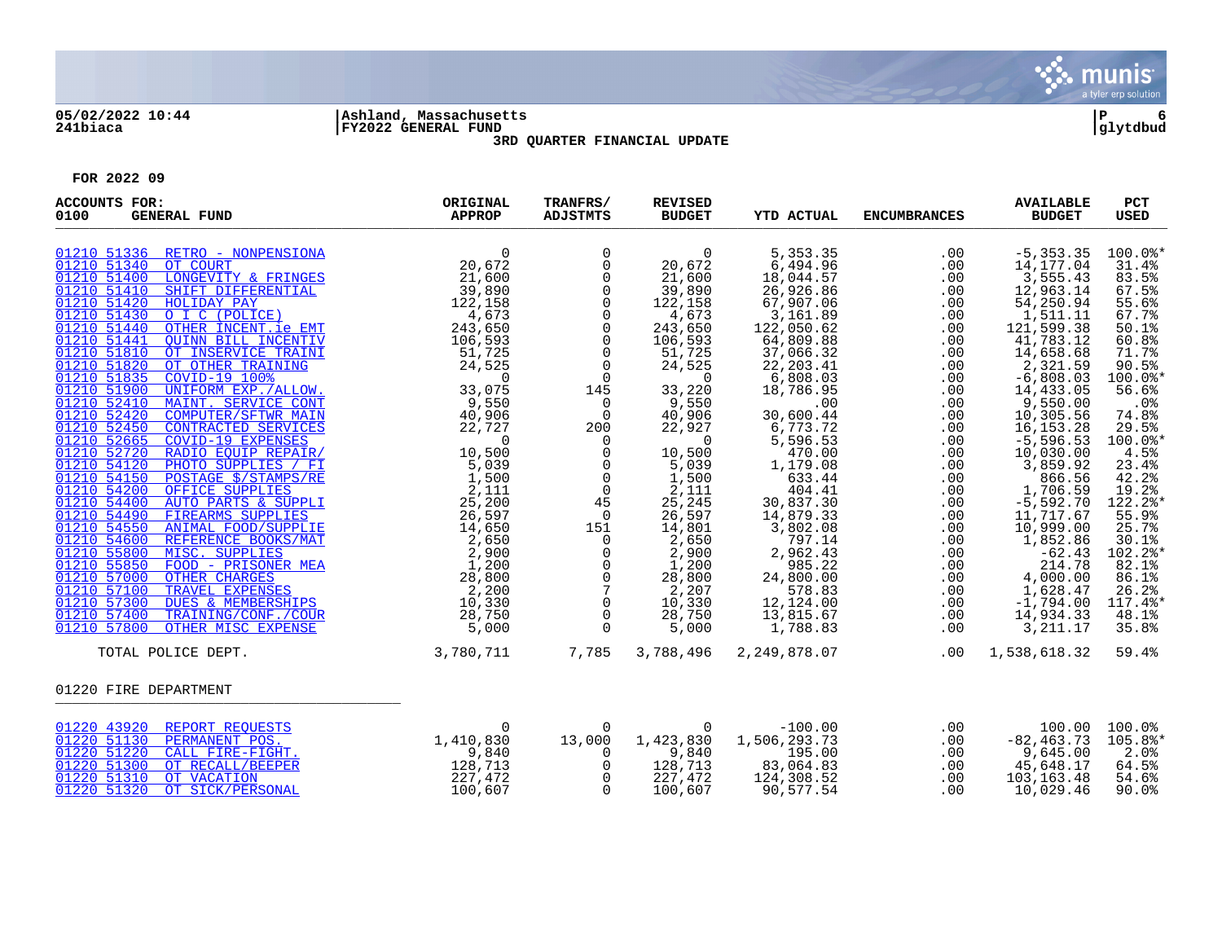05/02/2022 10:44 | Ashland, Massachusetts | P 6
241biaca | FY2022 GENERAL FUND | glytdbud

3RD QUARTER FINANCIAL UPDATE

FOR 2022 09

| ACCOUNTS FOR: 0100 GENERAL FUND | ORIGINAL APPROP | TRANFRS/ ADJSTMTS | REVISED BUDGET | YTD ACTUAL | ENCUMBRANCES | AVAILABLE BUDGET | PCT USED |
|---|---|---|---|---|---|---|---|
| 01210 51336 RETRO - NONPENSIONA | 0 | 0 | 0 | 5,353.35 | .00 | -5,353.35 | 100.0%* |
| 01210 51340 OT COURT | 20,672 | 0 | 20,672 | 6,494.96 | .00 | 14,177.04 | 31.4% |
| 01210 51400 LONGEVITY & FRINGES | 21,600 | 0 | 21,600 | 18,044.57 | .00 | 3,555.43 | 83.5% |
| 01210 51410 SHIFT DIFFERENTIAL | 39,890 | 0 | 39,890 | 26,926.86 | .00 | 12,963.14 | 67.5% |
| 01210 51420 HOLIDAY PAY | 122,158 | 0 | 122,158 | 67,907.06 | .00 | 54,250.94 | 55.6% |
| 01210 51430 O I C (POLICE) | 4,673 | 0 | 4,673 | 3,161.89 | .00 | 1,511.11 | 67.7% |
| 01210 51440 OTHER INCENT.ie EMT | 243,650 | 0 | 243,650 | 122,050.62 | .00 | 121,599.38 | 50.1% |
| 01210 51441 QUINN BILL INCENTIV | 106,593 | 0 | 106,593 | 64,809.88 | .00 | 41,783.12 | 60.8% |
| 01210 51810 OT INSERVICE TRAINI | 51,725 | 0 | 51,725 | 37,066.32 | .00 | 14,658.68 | 71.7% |
| 01210 51820 OT OTHER TRAINING | 24,525 | 0 | 24,525 | 22,203.41 | .00 | 2,321.59 | 90.5% |
| 01210 51835 COVID-19 100% | 0 | 0 | 0 | 6,808.03 | .00 | -6,808.03 | 100.0%* |
| 01210 51900 UNIFORM EXP./ALLOW. | 33,075 | 145 | 33,220 | 18,786.95 | .00 | 14,433.05 | 56.6% |
| 01210 52410 MAINT. SERVICE CONT | 9,550 | 0 | 9,550 | .00 | .00 | 9,550.00 | .0% |
| 01210 52420 COMPUTER/SFTWR MAIN | 40,906 | 0 | 40,906 | 30,600.44 | .00 | 10,305.56 | 74.8% |
| 01210 52450 CONTRACTED SERVICES | 22,727 | 200 | 22,927 | 6,773.72 | .00 | 16,153.28 | 29.5% |
| 01210 52665 COVID-19 EXPENSES | 0 | 0 | 0 | 5,596.53 | .00 | -5,596.53 | 100.0%* |
| 01210 52720 RADIO EQUIP REPAIR/ | 10,500 | 0 | 10,500 | 470.00 | .00 | 10,030.00 | 4.5% |
| 01210 54120 PHOTO SUPPLIES / FI | 5,039 | 0 | 5,039 | 1,179.08 | .00 | 3,859.92 | 23.4% |
| 01210 54150 POSTAGE $/STAMPS/RE | 1,500 | 0 | 1,500 | 633.44 | .00 | 866.56 | 42.2% |
| 01210 54200 OFFICE SUPPLIES | 2,111 | 0 | 2,111 | 404.41 | .00 | 1,706.59 | 19.2% |
| 01210 54400 AUTO PARTS & SUPPLI | 25,200 | 45 | 25,245 | 30,837.30 | .00 | -5,592.70 | 122.2%* |
| 01210 54490 FIREARMS SUPPLIES | 26,597 | 0 | 26,597 | 14,879.33 | .00 | 11,717.67 | 55.9% |
| 01210 54550 ANIMAL FOOD/SUPPLIE | 14,650 | 151 | 14,801 | 3,802.08 | .00 | 10,999.00 | 25.7% |
| 01210 54600 REFERENCE BOOKS/MAT | 2,650 | 0 | 2,650 | 797.14 | .00 | 1,852.86 | 30.1% |
| 01210 55800 MISC. SUPPLIES | 2,900 | 0 | 2,900 | 2,962.43 | .00 | -62.43 | 102.2%* |
| 01210 55850 FOOD - PRISONER MEA | 1,200 | 0 | 1,200 | 985.22 | .00 | 214.78 | 82.1% |
| 01210 57000 OTHER CHARGES | 28,800 | 0 | 28,800 | 24,800.00 | .00 | 4,000.00 | 86.1% |
| 01210 57100 TRAVEL EXPENSES | 2,200 | 7 | 2,207 | 578.83 | .00 | 1,628.47 | 26.2% |
| 01210 57300 DUES & MEMBERSHIPS | 10,330 | 0 | 10,330 | 12,124.00 | .00 | -1,794.00 | 117.4%* |
| 01210 57400 TRAINING/CONF./COUR | 28,750 | 0 | 28,750 | 13,815.67 | .00 | 14,934.33 | 48.1% |
| 01210 57800 OTHER MISC EXPENSE | 5,000 | 0 | 5,000 | 1,788.83 | .00 | 3,211.17 | 35.8% |
| TOTAL POLICE DEPT. | 3,780,711 | 7,785 | 3,788,496 | 2,249,878.07 | .00 | 1,538,618.32 | 59.4% |
| **01220 FIRE DEPARTMENT** | | | | | | | |
| 01220 43920 REPORT REQUESTS | 0 | 0 | 0 | -100.00 | .00 | 100.00 | 100.0% |
| 01220 51130 PERMANENT POS. | 1,410,830 | 13,000 | 1,423,830 | 1,506,293.73 | .00 | -82,463.73 | 105.8%* |
| 01220 51220 CALL FIRE-FIGHT. | 9,840 | 0 | 9,840 | 195.00 | .00 | 9,645.00 | 2.0% |
| 01220 51300 OT RECALL/BEEPER | 128,713 | 0 | 128,713 | 83,064.83 | .00 | 45,648.17 | 64.5% |
| 01220 51310 OT VACATION | 227,472 | 0 | 227,472 | 124,308.52 | .00 | 103,163.48 | 54.6% |
| 01220 51320 OT SICK/PERSONAL | 100,607 | 0 | 100,607 | 90,577.54 | .00 | 10,029.46 | 90.0% |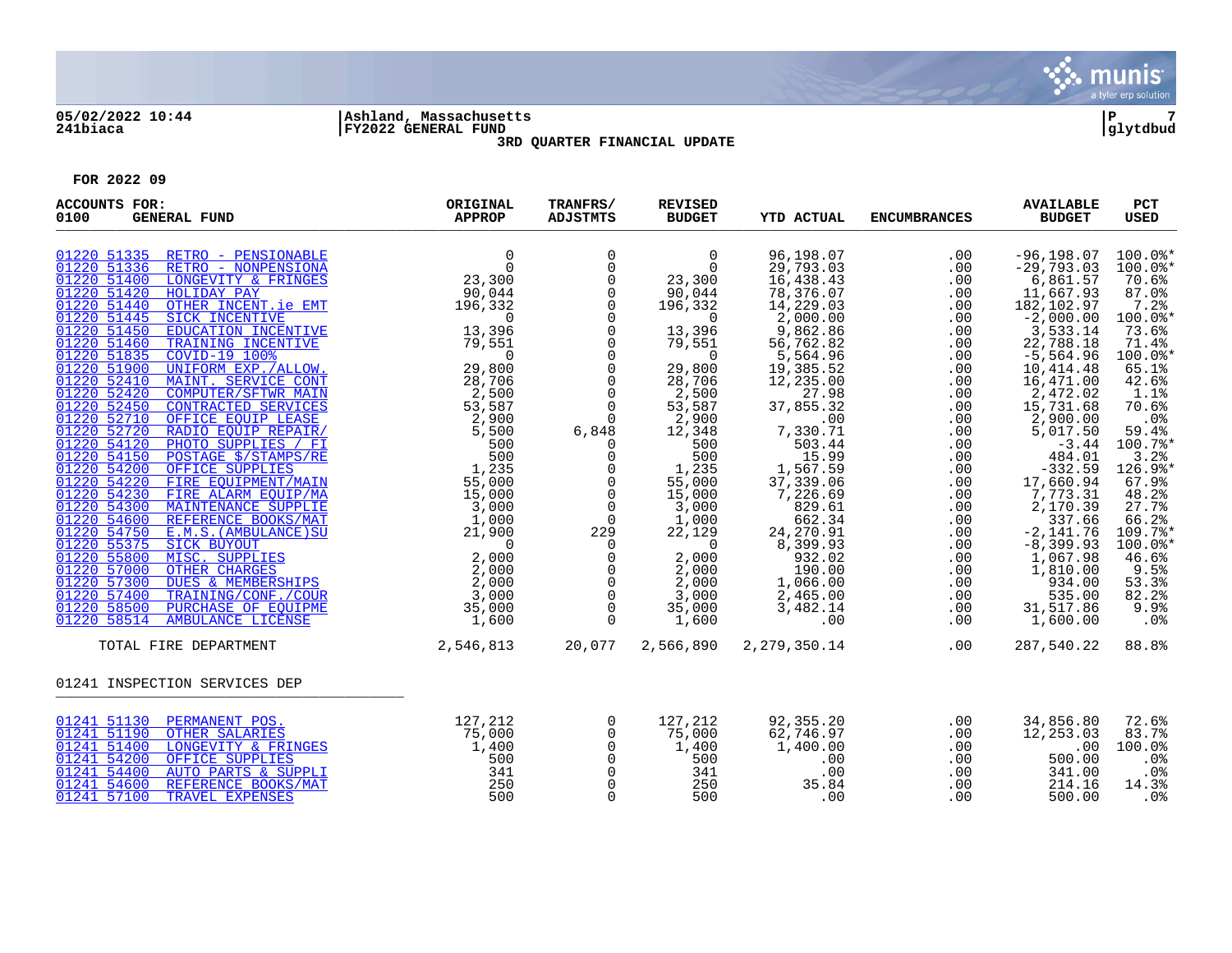05/02/2022 10:44 | Ashland, Massachusetts | P 7
241biaca | FY2022 GENERAL FUND | glytdbud

3RD QUARTER FINANCIAL UPDATE

FOR 2022 09

| ACCOUNTS FOR: 0100 GENERAL FUND | ORIGINAL APPROP | TRANFRS/ ADJSTMTS | REVISED BUDGET | YTD ACTUAL | ENCUMBRANCES | AVAILABLE BUDGET | PCT USED |
|---|---|---|---|---|---|---|---|
| 01220 51335 RETRO - PENSIONABLE | 0 | 0 | 0 | 96,198.07 | .00 | -96,198.07 | 100.0%* |
| 01220 51336 RETRO - NONPENSIONA | 0 | 0 | 0 | 29,793.03 | .00 | -29,793.03 | 100.0%* |
| 01220 51400 LONGEVITY & FRINGES | 23,300 | 0 | 23,300 | 16,438.43 | .00 | 6,861.57 | 70.6% |
| 01220 51420 HOLIDAY PAY | 90,044 | 0 | 90,044 | 78,376.07 | .00 | 11,667.93 | 87.0% |
| 01220 51440 OTHER INCENT.ie EMT | 196,332 | 0 | 196,332 | 14,229.03 | .00 | 182,102.97 | 7.2% |
| 01220 51445 SICK INCENTIVE | 0 | 0 | 0 | 2,000.00 | .00 | -2,000.00 | 100.0%* |
| 01220 51450 EDUCATION INCENTIVE | 13,396 | 0 | 13,396 | 9,862.86 | .00 | 3,533.14 | 73.6% |
| 01220 51460 TRAINING INCENTIVE | 79,551 | 0 | 79,551 | 56,762.82 | .00 | 22,788.18 | 71.4% |
| 01220 51835 COVID-19 100% | 0 | 0 | 0 | 5,564.96 | .00 | -5,564.96 | 100.0%* |
| 01220 51900 UNIFORM EXP./ALLOW. | 29,800 | 0 | 29,800 | 19,385.52 | .00 | 10,414.48 | 65.1% |
| 01220 52410 MAINT. SERVICE CONT | 28,706 | 0 | 28,706 | 12,235.00 | .00 | 16,471.00 | 42.6% |
| 01220 52420 COMPUTER/SFTWR MAIN | 2,500 | 0 | 2,500 | 27.98 | .00 | 2,472.02 | 1.1% |
| 01220 52450 CONTRACTED SERVICES | 53,587 | 0 | 53,587 | 37,855.32 | .00 | 15,731.68 | 70.6% |
| 01220 52710 OFFICE EQUIP LEASE | 2,900 | 0 | 2,900 | .00 | .00 | 2,900.00 | .0% |
| 01220 52720 RADIO EQUIP REPAIR/ | 5,500 | 6,848 | 12,348 | 7,330.71 | .00 | 5,017.50 | 59.4% |
| 01220 54120 PHOTO SUPPLIES / FI | 500 | 0 | 500 | 503.44 | .00 | -3.44 | 100.7%* |
| 01220 54150 POSTAGE $/STAMPS/RE | 500 | 0 | 500 | 15.99 | .00 | 484.01 | 3.2% |
| 01220 54200 OFFICE SUPPLIES | 1,235 | 0 | 1,235 | 1,567.59 | .00 | -332.59 | 126.9%* |
| 01220 54220 FIRE EQUIPMENT/MAIN | 55,000 | 0 | 55,000 | 37,339.06 | .00 | 17,660.94 | 67.9% |
| 01220 54230 FIRE ALARM EQUIP/MA | 15,000 | 0 | 15,000 | 7,226.69 | .00 | 7,773.31 | 48.2% |
| 01220 54300 MAINTENANCE SUPPLIE | 3,000 | 0 | 3,000 | 829.61 | .00 | 2,170.39 | 27.7% |
| 01220 54600 REFERENCE BOOKS/MAT | 1,000 | 0 | 1,000 | 662.34 | .00 | 337.66 | 66.2% |
| 01220 54750 E.M.S.(AMBULANCE)SU | 21,900 | 229 | 22,129 | 24,270.91 | .00 | -2,141.76 | 109.7%* |
| 01220 55375 SICK BUYOUT | 0 | 0 | 0 | 8,399.93 | .00 | -8,399.93 | 100.0%* |
| 01220 55800 MISC. SUPPLIES | 2,000 | 0 | 2,000 | 932.02 | .00 | 1,067.98 | 46.6% |
| 01220 57000 OTHER CHARGES | 2,000 | 0 | 2,000 | 190.00 | .00 | 1,810.00 | 9.5% |
| 01220 57300 DUES & MEMBERSHIPS | 2,000 | 0 | 2,000 | 1,066.00 | .00 | 934.00 | 53.3% |
| 01220 57400 TRAINING/CONF./COUR | 3,000 | 0 | 3,000 | 2,465.00 | .00 | 535.00 | 82.2% |
| 01220 58500 PURCHASE OF EQUIPME | 35,000 | 0 | 35,000 | 3,482.14 | .00 | 31,517.86 | 9.9% |
| 01220 58514 AMBULANCE LICENSE | 1,600 | 0 | 1,600 | .00 | .00 | 1,600.00 | .0% |
| TOTAL FIRE DEPARTMENT | 2,546,813 | 20,077 | 2,566,890 | 2,279,350.14 | .00 | 287,540.22 | 88.8% |
| **01241 INSPECTION SERVICES DEP** | | | | | | | |
| 01241 51130 PERMANENT POS. | 127,212 | 0 | 127,212 | 92,355.20 | .00 | 34,856.80 | 72.6% |
| 01241 51190 OTHER SALARIES | 75,000 | 0 | 75,000 | 62,746.97 | .00 | 12,253.03 | 83.7% |
| 01241 51400 LONGEVITY & FRINGES | 1,400 | 0 | 1,400 | 1,400.00 | .00 | .00 | 100.0% |
| 01241 54200 OFFICE SUPPLIES | 500 | 0 | 500 | .00 | .00 | 500.00 | .0% |
| 01241 54400 AUTO PARTS & SUPPLI | 341 | 0 | 341 | .00 | .00 | 341.00 | .0% |
| 01241 54600 REFERENCE BOOKS/MAT | 250 | 0 | 250 | 35.84 | .00 | 214.16 | 14.3% |
| 01241 57100 TRAVEL EXPENSES | 500 | 0 | 500 | .00 | .00 | 500.00 | .0% |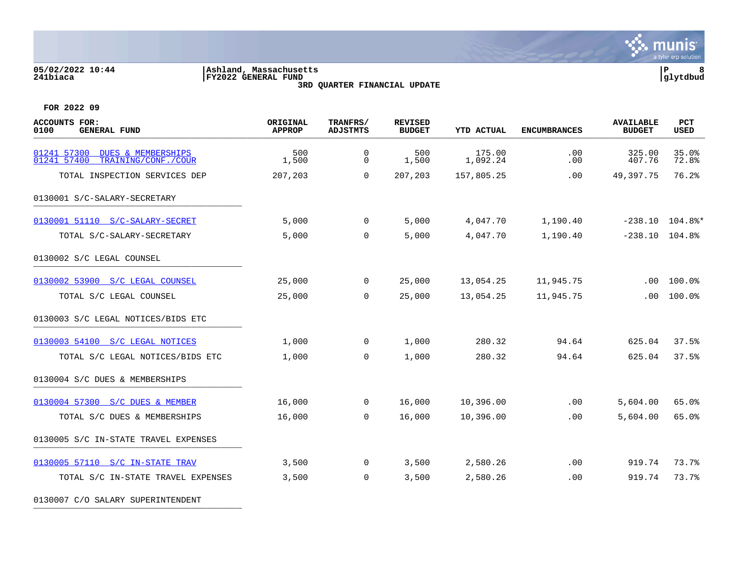05/02/2022 10:44 | Ashland, Massachusetts
241biaca | FY2022 GENERAL FUND

3RD QUARTER FINANCIAL UPDATE

FOR 2022 09

| ACCOUNTS FOR: 0100 GENERAL FUND | ORIGINAL APPROP | TRANFRS/ ADJSTMTS | REVISED BUDGET | YTD ACTUAL | ENCUMBRANCES | AVAILABLE BUDGET | PCT USED |
|---|---|---|---|---|---|---|---|
| 01241 57300 DUES & MEMBERSHIPS | 500 | 0 | 500 | 175.00 | .00 | 325.00 | 35.0% |
| 01241 57400 TRAINING/CONF./COUR | 1,500 | 0 | 1,500 | 1,092.24 | .00 | 407.76 | 72.8% |
| TOTAL INSPECTION SERVICES DEP | 207,203 | 0 | 207,203 | 157,805.25 | .00 | 49,397.75 | 76.2% |
| **0130001 S/C-SALARY-SECRETARY** | | | | | | | |
| 0130001 51110 S/C-SALARY-SECRET | 5,000 | 0 | 5,000 | 4,047.70 | 1,190.40 | -238.10 | 104.8%* |
| TOTAL S/C-SALARY-SECRETARY | 5,000 | 0 | 5,000 | 4,047.70 | 1,190.40 | -238.10 | 104.8% |
| **0130002 S/C LEGAL COUNSEL** | | | | | | | |
| 0130002 53900 S/C LEGAL COUNSEL | 25,000 | 0 | 25,000 | 13,054.25 | 11,945.75 | .00 | 100.0% |
| TOTAL S/C LEGAL COUNSEL | 25,000 | 0 | 25,000 | 13,054.25 | 11,945.75 | .00 | 100.0% |
| **0130003 S/C LEGAL NOTICES/BIDS ETC** | | | | | | | |
| 0130003 54100 S/C LEGAL NOTICES | 1,000 | 0 | 1,000 | 280.32 | 94.64 | 625.04 | 37.5% |
| TOTAL S/C LEGAL NOTICES/BIDS ETC | 1,000 | 0 | 1,000 | 280.32 | 94.64 | 625.04 | 37.5% |
| **0130004 S/C DUES & MEMBERSHIPS** | | | | | | | |
| 0130004 57300 S/C DUES & MEMBER | 16,000 | 0 | 16,000 | 10,396.00 | .00 | 5,604.00 | 65.0% |
| TOTAL S/C DUES & MEMBERSHIPS | 16,000 | 0 | 16,000 | 10,396.00 | .00 | 5,604.00 | 65.0% |
| **0130005 S/C IN-STATE TRAVEL EXPENSES** | | | | | | | |
| 0130005 57110 S/C IN-STATE TRAV | 3,500 | 0 | 3,500 | 2,580.26 | .00 | 919.74 | 73.7% |
| TOTAL S/C IN-STATE TRAVEL EXPENSES | 3,500 | 0 | 3,500 | 2,580.26 | .00 | 919.74 | 73.7% |
| **0130007 C/O SALARY SUPERINTENDENT** | | | | | | | |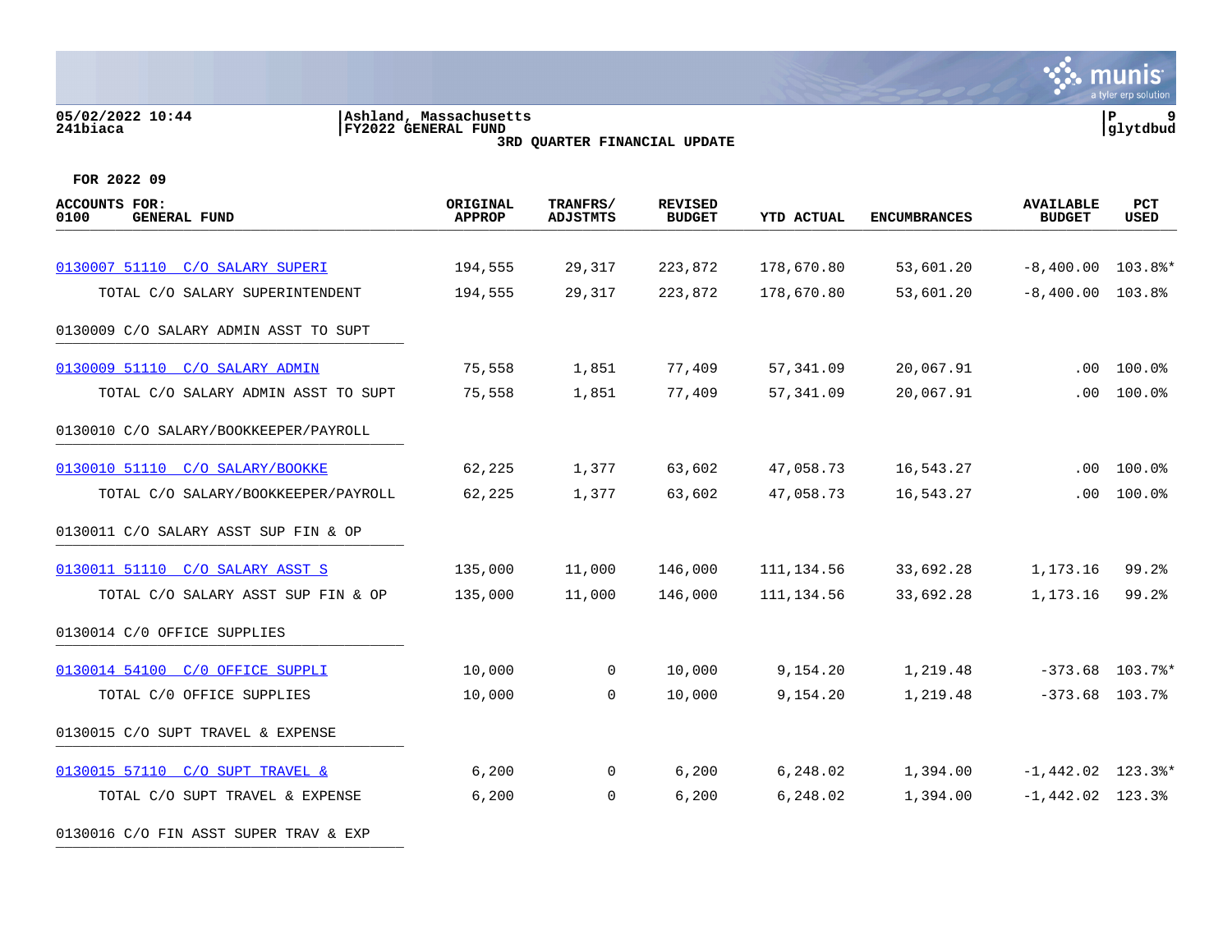05/02/2022 10:44 | Ashland, Massachusetts | P 9
241biaca | FY2022 GENERAL FUND | glytdbud

3RD QUARTER FINANCIAL UPDATE

FOR 2022 09

| ACCOUNTS FOR: 0100 GENERAL FUND | ORIGINAL APPROP | TRANFRS/ ADJSTMTS | REVISED BUDGET | YTD ACTUAL | ENCUMBRANCES | AVAILABLE BUDGET | PCT USED |
|---|---|---|---|---|---|---|---|
| 0130007 51110 C/O SALARY SUPERI | 194,555 | 29,317 | 223,872 | 178,670.80 | 53,601.20 | -8,400.00 | 103.8%* |
| TOTAL C/O SALARY SUPERINTENDENT | 194,555 | 29,317 | 223,872 | 178,670.80 | 53,601.20 | -8,400.00 | 103.8% |
| 0130009 C/O SALARY ADMIN ASST TO SUPT | | | | | | | |
| 0130009 51110 C/O SALARY ADMIN | 75,558 | 1,851 | 77,409 | 57,341.09 | 20,067.91 | .00 | 100.0% |
| TOTAL C/O SALARY ADMIN ASST TO SUPT | 75,558 | 1,851 | 77,409 | 57,341.09 | 20,067.91 | .00 | 100.0% |
| 0130010 C/O SALARY/BOOKKEEPER/PAYROLL | | | | | | | |
| 0130010 51110 C/O SALARY/BOOKKE | 62,225 | 1,377 | 63,602 | 47,058.73 | 16,543.27 | .00 | 100.0% |
| TOTAL C/O SALARY/BOOKKEEPER/PAYROLL | 62,225 | 1,377 | 63,602 | 47,058.73 | 16,543.27 | .00 | 100.0% |
| 0130011 C/O SALARY ASST SUP FIN & OP | | | | | | | |
| 0130011 51110 C/O SALARY ASST S | 135,000 | 11,000 | 146,000 | 111,134.56 | 33,692.28 | 1,173.16 | 99.2% |
| TOTAL C/O SALARY ASST SUP FIN & OP | 135,000 | 11,000 | 146,000 | 111,134.56 | 33,692.28 | 1,173.16 | 99.2% |
| 0130014 C/0 OFFICE SUPPLIES | | | | | | | |
| 0130014 54100 C/0 OFFICE SUPPLI | 10,000 | 0 | 10,000 | 9,154.20 | 1,219.48 | -373.68 | 103.7%* |
| TOTAL C/0 OFFICE SUPPLIES | 10,000 | 0 | 10,000 | 9,154.20 | 1,219.48 | -373.68 | 103.7% |
| 0130015 C/O SUPT TRAVEL & EXPENSE | | | | | | | |
| 0130015 57110 C/O SUPT TRAVEL & | 6,200 | 0 | 6,200 | 6,248.02 | 1,394.00 | -1,442.02 | 123.3%* |
| TOTAL C/O SUPT TRAVEL & EXPENSE | 6,200 | 0 | 6,200 | 6,248.02 | 1,394.00 | -1,442.02 | 123.3% |
| 0130016 C/O FIN ASST SUPER TRAV & EXP | | | | | | | |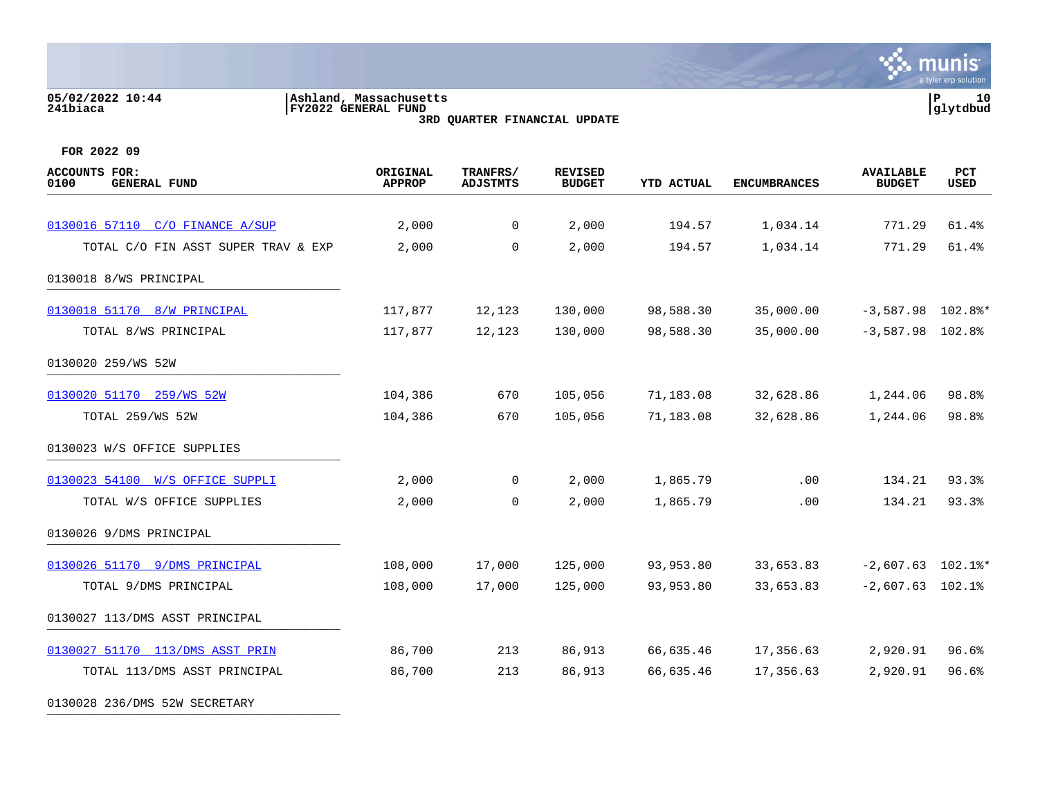05/02/2022 10:44 | Ashland, Massachusetts | P 10
241biaca | FY2022 GENERAL FUND | glytdbud

3RD QUARTER FINANCIAL UPDATE

FOR 2022 09

| ACCOUNTS FOR: 0100 GENERAL FUND | ORIGINAL APPROP | TRANFRS/ ADJSTMTS | REVISED BUDGET | YTD ACTUAL | ENCUMBRANCES | AVAILABLE BUDGET | PCT USED |
|---|---|---|---|---|---|---|---|
| 0130016 57110 C/O FINANCE A/SUP | 2,000 | 0 | 2,000 | 194.57 | 1,034.14 | 771.29 | 61.4% |
| TOTAL C/O FIN ASST SUPER TRAV & EXP | 2,000 | 0 | 2,000 | 194.57 | 1,034.14 | 771.29 | 61.4% |
| 0130018 8/WS PRINCIPAL | | | | | | | |
| 0130018 51170 8/W PRINCIPAL | 117,877 | 12,123 | 130,000 | 98,588.30 | 35,000.00 | -3,587.98 | 102.8%* |
| TOTAL 8/WS PRINCIPAL | 117,877 | 12,123 | 130,000 | 98,588.30 | 35,000.00 | -3,587.98 | 102.8% |
| 0130020 259/WS 52W | | | | | | | |
| 0130020 51170 259/WS 52W | 104,386 | 670 | 105,056 | 71,183.08 | 32,628.86 | 1,244.06 | 98.8% |
| TOTAL 259/WS 52W | 104,386 | 670 | 105,056 | 71,183.08 | 32,628.86 | 1,244.06 | 98.8% |
| 0130023 W/S OFFICE SUPPLIES | | | | | | | |
| 0130023 54100 W/S OFFICE SUPPLI | 2,000 | 0 | 2,000 | 1,865.79 | .00 | 134.21 | 93.3% |
| TOTAL W/S OFFICE SUPPLIES | 2,000 | 0 | 2,000 | 1,865.79 | .00 | 134.21 | 93.3% |
| 0130026 9/DMS PRINCIPAL | | | | | | | |
| 0130026 51170 9/DMS PRINCIPAL | 108,000 | 17,000 | 125,000 | 93,953.80 | 33,653.83 | -2,607.63 | 102.1%* |
| TOTAL 9/DMS PRINCIPAL | 108,000 | 17,000 | 125,000 | 93,953.80 | 33,653.83 | -2,607.63 | 102.1% |
| 0130027 113/DMS ASST PRINCIPAL | | | | | | | |
| 0130027 51170 113/DMS ASST PRIN | 86,700 | 213 | 86,913 | 66,635.46 | 17,356.63 | 2,920.91 | 96.6% |
| TOTAL 113/DMS ASST PRINCIPAL | 86,700 | 213 | 86,913 | 66,635.46 | 17,356.63 | 2,920.91 | 96.6% |
| 0130028 236/DMS 52W SECRETARY | | | | | | | |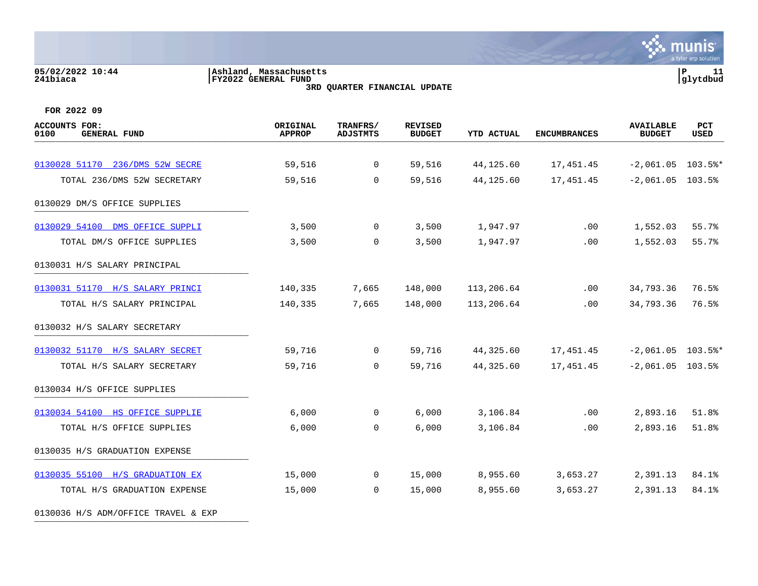05/02/2022 10:44
241biaca

Ashland, Massachusetts
FY2022 GENERAL FUND
3RD QUARTER FINANCIAL UPDATE

P 11
glytdbud

FOR 2022 09

| ACCOUNTS FOR: 0100 GENERAL FUND | ORIGINAL APPROP | TRANFRS/ ADJSTMTS | REVISED BUDGET | YTD ACTUAL | ENCUMBRANCES | AVAILABLE BUDGET | PCT USED |
|---|---|---|---|---|---|---|---|
| 0130028 51170 236/DMS 52W SECRE | 59,516 | 0 | 59,516 | 44,125.60 | 17,451.45 | -2,061.05 | 103.5%* |
| TOTAL 236/DMS 52W SECRETARY | 59,516 | 0 | 59,516 | 44,125.60 | 17,451.45 | -2,061.05 | 103.5% |
| 0130029 DM/S OFFICE SUPPLIES | | | | | | | |
| 0130029 54100 DMS OFFICE SUPPLI | 3,500 | 0 | 3,500 | 1,947.97 | .00 | 1,552.03 | 55.7% |
| TOTAL DM/S OFFICE SUPPLIES | 3,500 | 0 | 3,500 | 1,947.97 | .00 | 1,552.03 | 55.7% |
| 0130031 H/S SALARY PRINCIPAL | | | | | | | |
| 0130031 51170 H/S SALARY PRINCI | 140,335 | 7,665 | 148,000 | 113,206.64 | .00 | 34,793.36 | 76.5% |
| TOTAL H/S SALARY PRINCIPAL | 140,335 | 7,665 | 148,000 | 113,206.64 | .00 | 34,793.36 | 76.5% |
| 0130032 H/S SALARY SECRETARY | | | | | | | |
| 0130032 51170 H/S SALARY SECRET | 59,716 | 0 | 59,716 | 44,325.60 | 17,451.45 | -2,061.05 | 103.5%* |
| TOTAL H/S SALARY SECRETARY | 59,716 | 0 | 59,716 | 44,325.60 | 17,451.45 | -2,061.05 | 103.5% |
| 0130034 H/S OFFICE SUPPLIES | | | | | | | |
| 0130034 54100 HS OFFICE SUPPLIE | 6,000 | 0 | 6,000 | 3,106.84 | .00 | 2,893.16 | 51.8% |
| TOTAL H/S OFFICE SUPPLIES | 6,000 | 0 | 6,000 | 3,106.84 | .00 | 2,893.16 | 51.8% |
| 0130035 H/S GRADUATION EXPENSE | | | | | | | |
| 0130035 55100 H/S GRADUATION EX | 15,000 | 0 | 15,000 | 8,955.60 | 3,653.27 | 2,391.13 | 84.1% |
| TOTAL H/S GRADUATION EXPENSE | 15,000 | 0 | 15,000 | 8,955.60 | 3,653.27 | 2,391.13 | 84.1% |
| 0130036 H/S ADM/OFFICE TRAVEL & EXP | | | | | | | |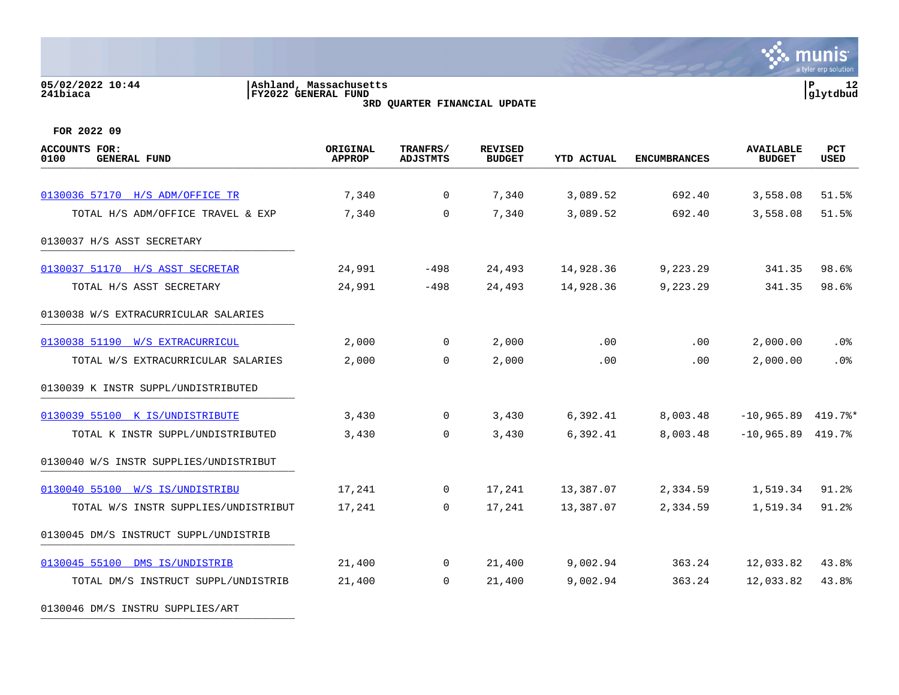05/02/2022 10:44 | Ashland, Massachusetts | P 12
241biaca | FY2022 GENERAL FUND | glytdbud

3RD QUARTER FINANCIAL UPDATE

FOR 2022 09

| ACCOUNTS FOR: 0100 GENERAL FUND | ORIGINAL APPROP | TRANFRS/ ADJSTMTS | REVISED BUDGET | YTD ACTUAL | ENCUMBRANCES | AVAILABLE BUDGET | PCT USED |
|---|---|---|---|---|---|---|---|
| 0130036 57170 H/S ADM/OFFICE TR | 7,340 | 0 | 7,340 | 3,089.52 | 692.40 | 3,558.08 | 51.5% |
| TOTAL H/S ADM/OFFICE TRAVEL & EXP | 7,340 | 0 | 7,340 | 3,089.52 | 692.40 | 3,558.08 | 51.5% |
| 0130037 H/S ASST SECRETARY | | | | | | | |
| 0130037 51170 H/S ASST SECRETAR | 24,991 | -498 | 24,493 | 14,928.36 | 9,223.29 | 341.35 | 98.6% |
| TOTAL H/S ASST SECRETARY | 24,991 | -498 | 24,493 | 14,928.36 | 9,223.29 | 341.35 | 98.6% |
| 0130038 W/S EXTRACURRICULAR SALARIES | | | | | | | |
| 0130038 51190 W/S EXTRACURRICUL | 2,000 | 0 | 2,000 | .00 | .00 | 2,000.00 | .0% |
| TOTAL W/S EXTRACURRICULAR SALARIES | 2,000 | 0 | 2,000 | .00 | .00 | 2,000.00 | .0% |
| 0130039 K INSTR SUPPL/UNDISTRIBUTED | | | | | | | |
| 0130039 55100 K IS/UNDISTRIBUTE | 3,430 | 0 | 3,430 | 6,392.41 | 8,003.48 | -10,965.89 | 419.7%* |
| TOTAL K INSTR SUPPL/UNDISTRIBUTED | 3,430 | 0 | 3,430 | 6,392.41 | 8,003.48 | -10,965.89 | 419.7% |
| 0130040 W/S INSTR SUPPLIES/UNDISTRIBUT | | | | | | | |
| 0130040 55100 W/S IS/UNDISTRIBU | 17,241 | 0 | 17,241 | 13,387.07 | 2,334.59 | 1,519.34 | 91.2% |
| TOTAL W/S INSTR SUPPLIES/UNDISTRIBUT | 17,241 | 0 | 17,241 | 13,387.07 | 2,334.59 | 1,519.34 | 91.2% |
| 0130045 DM/S INSTRUCT SUPPL/UNDISTRIB | | | | | | | |
| 0130045 55100 DMS IS/UNDISTRIB | 21,400 | 0 | 21,400 | 9,002.94 | 363.24 | 12,033.82 | 43.8% |
| TOTAL DM/S INSTRUCT SUPPL/UNDISTRIB | 21,400 | 0 | 21,400 | 9,002.94 | 363.24 | 12,033.82 | 43.8% |
| 0130046 DM/S INSTRU SUPPLIES/ART | | | | | | | |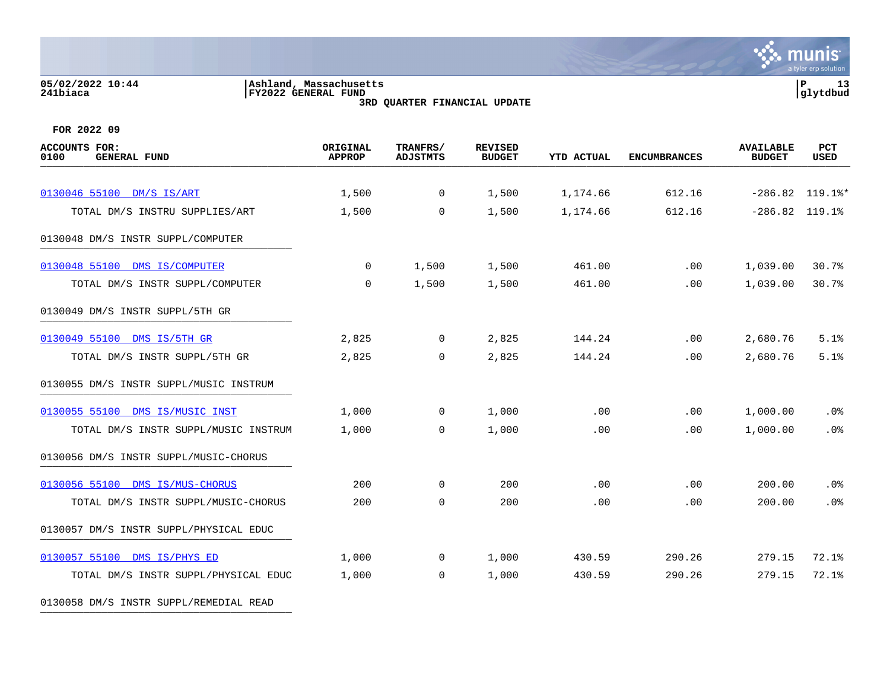05/02/2022 10:44
241biaca

Ashland, Massachusetts
FY2022 GENERAL FUND
3RD QUARTER FINANCIAL UPDATE

P 13
glytdbud

FOR 2022 09

| ACCOUNTS FOR: 0100 GENERAL FUND | ORIGINAL APPROP | TRANFRS/ ADJSTMTS | REVISED BUDGET | YTD ACTUAL | ENCUMBRANCES | AVAILABLE BUDGET | PCT USED |
|---|---|---|---|---|---|---|---|
| 0130046 55100 DM/S IS/ART | 1,500 | 0 | 1,500 | 1,174.66 | 612.16 | -286.82 | 119.1%* |
| TOTAL DM/S INSTRU SUPPLIES/ART | 1,500 | 0 | 1,500 | 1,174.66 | 612.16 | -286.82 | 119.1% |
| 0130048 DM/S INSTR SUPPL/COMPUTER | | | | | | | |
| 0130048 55100 DMS IS/COMPUTER | 0 | 1,500 | 1,500 | 461.00 | .00 | 1,039.00 | 30.7% |
| TOTAL DM/S INSTR SUPPL/COMPUTER | 0 | 1,500 | 1,500 | 461.00 | .00 | 1,039.00 | 30.7% |
| 0130049 DM/S INSTR SUPPL/5TH GR | | | | | | | |
| 0130049 55100 DMS IS/5TH GR | 2,825 | 0 | 2,825 | 144.24 | .00 | 2,680.76 | 5.1% |
| TOTAL DM/S INSTR SUPPL/5TH GR | 2,825 | 0 | 2,825 | 144.24 | .00 | 2,680.76 | 5.1% |
| 0130055 DM/S INSTR SUPPL/MUSIC INSTRUM | | | | | | | |
| 0130055 55100 DMS IS/MUSIC INST | 1,000 | 0 | 1,000 | .00 | .00 | 1,000.00 | .0% |
| TOTAL DM/S INSTR SUPPL/MUSIC INSTRUM | 1,000 | 0 | 1,000 | .00 | .00 | 1,000.00 | .0% |
| 0130056 DM/S INSTR SUPPL/MUSIC-CHORUS | | | | | | | |
| 0130056 55100 DMS IS/MUS-CHORUS | 200 | 0 | 200 | .00 | .00 | 200.00 | .0% |
| TOTAL DM/S INSTR SUPPL/MUSIC-CHORUS | 200 | 0 | 200 | .00 | .00 | 200.00 | .0% |
| 0130057 DM/S INSTR SUPPL/PHYSICAL EDUC | | | | | | | |
| 0130057 55100 DMS IS/PHYS ED | 1,000 | 0 | 1,000 | 430.59 | 290.26 | 279.15 | 72.1% |
| TOTAL DM/S INSTR SUPPL/PHYSICAL EDUC | 1,000 | 0 | 1,000 | 430.59 | 290.26 | 279.15 | 72.1% |
| 0130058 DM/S INSTR SUPPL/REMEDIAL READ | | | | | | | |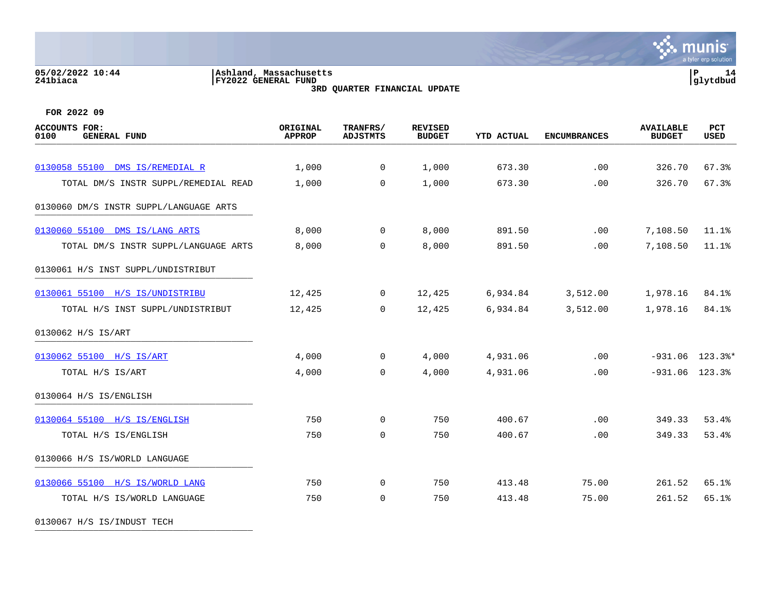05/02/2022 10:44 | Ashland, Massachusetts
241biaca | FY2022 GENERAL FUND

**3RD QUARTER FINANCIAL UPDATE**

**FOR 2022 09**

| ACCOUNTS FOR: 0100 GENERAL FUND | ORIGINAL APPROP | TRANFRS/ ADJSTMTS | REVISED BUDGET | YTD ACTUAL | ENCUMBRANCES | AVAILABLE BUDGET | PCT USED |
|---|---|---|---|---|---|---|---|
| 0130058 55100 DMS IS/REMEDIAL R | 1,000 | 0 | 1,000 | 673.30 | .00 | 326.70 | 67.3% |
| TOTAL DM/S INSTR SUPPL/REMEDIAL READ | 1,000 | 0 | 1,000 | 673.30 | .00 | 326.70 | 67.3% |
| 0130060 DM/S INSTR SUPPL/LANGUAGE ARTS | | | | | | | |
| 0130060 55100 DMS IS/LANG ARTS | 8,000 | 0 | 8,000 | 891.50 | .00 | 7,108.50 | 11.1% |
| TOTAL DM/S INSTR SUPPL/LANGUAGE ARTS | 8,000 | 0 | 8,000 | 891.50 | .00 | 7,108.50 | 11.1% |
| 0130061 H/S INST SUPPL/UNDISTRIBUT | | | | | | | |
| 0130061 55100 H/S IS/UNDISTRIBU | 12,425 | 0 | 12,425 | 6,934.84 | 3,512.00 | 1,978.16 | 84.1% |
| TOTAL H/S INST SUPPL/UNDISTRIBUT | 12,425 | 0 | 12,425 | 6,934.84 | 3,512.00 | 1,978.16 | 84.1% |
| 0130062 H/S IS/ART | | | | | | | |
| 0130062 55100 H/S IS/ART | 4,000 | 0 | 4,000 | 4,931.06 | .00 | -931.06 | 123.3%* |
| TOTAL H/S IS/ART | 4,000 | 0 | 4,000 | 4,931.06 | .00 | -931.06 | 123.3% |
| 0130064 H/S IS/ENGLISH | | | | | | | |
| 0130064 55100 H/S IS/ENGLISH | 750 | 0 | 750 | 400.67 | .00 | 349.33 | 53.4% |
| TOTAL H/S IS/ENGLISH | 750 | 0 | 750 | 400.67 | .00 | 349.33 | 53.4% |
| 0130066 H/S IS/WORLD LANGUAGE | | | | | | | |
| 0130066 55100 H/S IS/WORLD LANG | 750 | 0 | 750 | 413.48 | 75.00 | 261.52 | 65.1% |
| TOTAL H/S IS/WORLD LANGUAGE | 750 | 0 | 750 | 413.48 | 75.00 | 261.52 | 65.1% |
| 0130067 H/S IS/INDUST TECH | | | | | | | |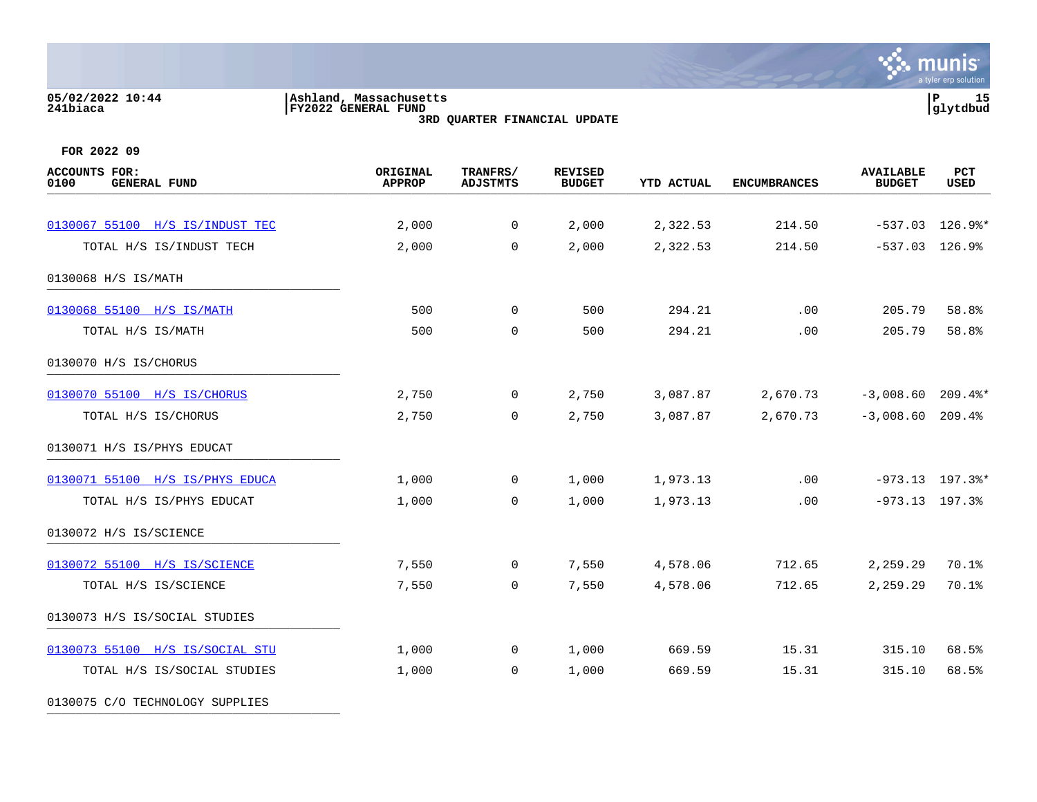05/02/2022 10:44 | Ashland, Massachusetts | P 15
241biaca | FY2022 GENERAL FUND | glytdbud

3RD QUARTER FINANCIAL UPDATE

FOR 2022 09

| ACCOUNTS FOR: 0100 GENERAL FUND | ORIGINAL APPROP | TRANFRS/ ADJSTMTS | REVISED BUDGET | YTD ACTUAL | ENCUMBRANCES | AVAILABLE BUDGET | PCT USED |
|---|---|---|---|---|---|---|---|
| 0130067 55100 H/S IS/INDUST TEC | 2,000 | 0 | 2,000 | 2,322.53 | 214.50 | -537.03 | 126.9%* |
| TOTAL H/S IS/INDUST TECH | 2,000 | 0 | 2,000 | 2,322.53 | 214.50 | -537.03 | 126.9% |
| 0130068 H/S IS/MATH | | | | | | | |
| 0130068 55100 H/S IS/MATH | 500 | 0 | 500 | 294.21 | .00 | 205.79 | 58.8% |
| TOTAL H/S IS/MATH | 500 | 0 | 500 | 294.21 | .00 | 205.79 | 58.8% |
| 0130070 H/S IS/CHORUS | | | | | | | |
| 0130070 55100 H/S IS/CHORUS | 2,750 | 0 | 2,750 | 3,087.87 | 2,670.73 | -3,008.60 | 209.4%* |
| TOTAL H/S IS/CHORUS | 2,750 | 0 | 2,750 | 3,087.87 | 2,670.73 | -3,008.60 | 209.4% |
| 0130071 H/S IS/PHYS EDUCAT | | | | | | | |
| 0130071 55100 H/S IS/PHYS EDUCA | 1,000 | 0 | 1,000 | 1,973.13 | .00 | -973.13 | 197.3%* |
| TOTAL H/S IS/PHYS EDUCAT | 1,000 | 0 | 1,000 | 1,973.13 | .00 | -973.13 | 197.3% |
| 0130072 H/S IS/SCIENCE | | | | | | | |
| 0130072 55100 H/S IS/SCIENCE | 7,550 | 0 | 7,550 | 4,578.06 | 712.65 | 2,259.29 | 70.1% |
| TOTAL H/S IS/SCIENCE | 7,550 | 0 | 7,550 | 4,578.06 | 712.65 | 2,259.29 | 70.1% |
| 0130073 H/S IS/SOCIAL STUDIES | | | | | | | |
| 0130073 55100 H/S IS/SOCIAL STU | 1,000 | 0 | 1,000 | 669.59 | 15.31 | 315.10 | 68.5% |
| TOTAL H/S IS/SOCIAL STUDIES | 1,000 | 0 | 1,000 | 669.59 | 15.31 | 315.10 | 68.5% |
| 0130075 C/O TECHNOLOGY SUPPLIES | | | | | | | |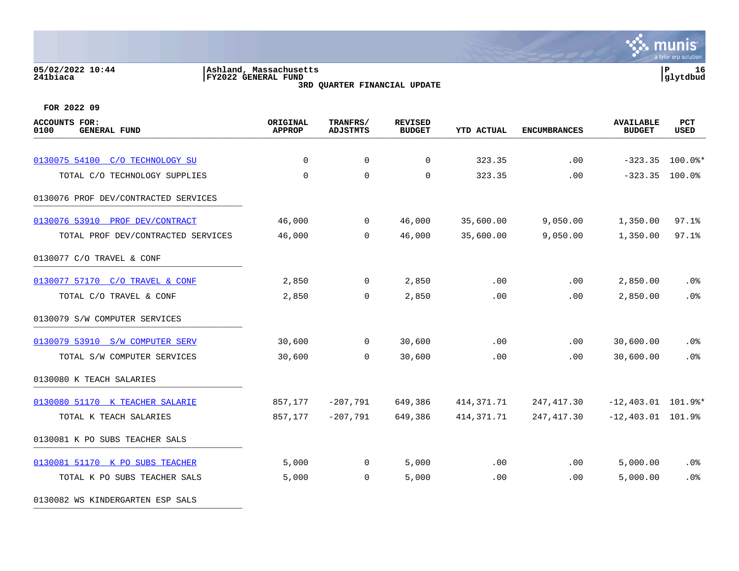05/02/2022 10:44
241biaca

Ashland, Massachusetts
FY2022 GENERAL FUND
3RD QUARTER FINANCIAL UPDATE

P 16
glytdbud

FOR 2022 09

| ACCOUNTS FOR: 0100 GENERAL FUND | ORIGINAL APPROP | TRANFRS/ ADJSTMTS | REVISED BUDGET | YTD ACTUAL | ENCUMBRANCES | AVAILABLE BUDGET | PCT USED |
|---|---|---|---|---|---|---|---|
| 0130075 54100 C/O TECHNOLOGY SU | 0 | 0 | 0 | 323.35 | .00 | -323.35 | 100.0%* |
| TOTAL C/O TECHNOLOGY SUPPLIES | 0 | 0 | 0 | 323.35 | .00 | -323.35 | 100.0% |
| 0130076 PROF DEV/CONTRACTED SERVICES | | | | | | | |
| 0130076 53910 PROF DEV/CONTRACT | 46,000 | 0 | 46,000 | 35,600.00 | 9,050.00 | 1,350.00 | 97.1% |
| TOTAL PROF DEV/CONTRACTED SERVICES | 46,000 | 0 | 46,000 | 35,600.00 | 9,050.00 | 1,350.00 | 97.1% |
| 0130077 C/O TRAVEL & CONF | | | | | | | |
| 0130077 57170 C/O TRAVEL & CONF | 2,850 | 0 | 2,850 | .00 | .00 | 2,850.00 | .0% |
| TOTAL C/O TRAVEL & CONF | 2,850 | 0 | 2,850 | .00 | .00 | 2,850.00 | .0% |
| 0130079 S/W COMPUTER SERVICES | | | | | | | |
| 0130079 53910 S/W COMPUTER SERV | 30,600 | 0 | 30,600 | .00 | .00 | 30,600.00 | .0% |
| TOTAL S/W COMPUTER SERVICES | 30,600 | 0 | 30,600 | .00 | .00 | 30,600.00 | .0% |
| 0130080 K TEACH SALARIES | | | | | | | |
| 0130080 51170 K TEACHER SALARIE | 857,177 | -207,791 | 649,386 | 414,371.71 | 247,417.30 | -12,403.01 | 101.9%* |
| TOTAL K TEACH SALARIES | 857,177 | -207,791 | 649,386 | 414,371.71 | 247,417.30 | -12,403.01 | 101.9% |
| 0130081 K PO SUBS TEACHER SALS | | | | | | | |
| 0130081 51170 K PO SUBS TEACHER | 5,000 | 0 | 5,000 | .00 | .00 | 5,000.00 | .0% |
| TOTAL K PO SUBS TEACHER SALS | 5,000 | 0 | 5,000 | .00 | .00 | 5,000.00 | .0% |
| 0130082 WS KINDERGARTEN ESP SALS | | | | | | | |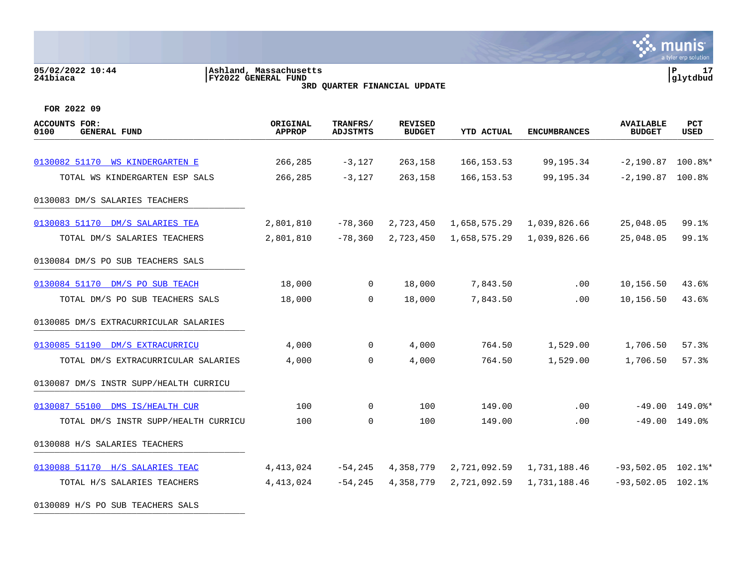05/02/2022 10:44 | Ashland, Massachusetts
241biaca | FY2022 GENERAL FUND

**3RD QUARTER FINANCIAL UPDATE**

**FOR 2022 09**

| ACCOUNTS FOR: 0100 GENERAL FUND | ORIGINAL APPROP | TRANFRS/ ADJSTMTS | REVISED BUDGET | YTD ACTUAL | ENCUMBRANCES | AVAILABLE BUDGET | PCT USED |
|---|---|---|---|---|---|---|---|
| 0130082 51170 WS KINDERGARTEN E | 266,285 | -3,127 | 263,158 | 166,153.53 | 99,195.34 | -2,190.87 | 100.8%* |
| TOTAL WS KINDERGARTEN ESP SALS | 266,285 | -3,127 | 263,158 | 166,153.53 | 99,195.34 | -2,190.87 | 100.8% |
| 0130083 DM/S SALARIES TEACHERS | | | | | | | |
| 0130083 51170 DM/S SALARIES TEA | 2,801,810 | -78,360 | 2,723,450 | 1,658,575.29 | 1,039,826.66 | 25,048.05 | 99.1% |
| TOTAL DM/S SALARIES TEACHERS | 2,801,810 | -78,360 | 2,723,450 | 1,658,575.29 | 1,039,826.66 | 25,048.05 | 99.1% |
| 0130084 DM/S PO SUB TEACHERS SALS | | | | | | | |
| 0130084 51170 DM/S PO SUB TEACH | 18,000 | 0 | 18,000 | 7,843.50 | .00 | 10,156.50 | 43.6% |
| TOTAL DM/S PO SUB TEACHERS SALS | 18,000 | 0 | 18,000 | 7,843.50 | .00 | 10,156.50 | 43.6% |
| 0130085 DM/S EXTRACURRICULAR SALARIES | | | | | | | |
| 0130085 51190 DM/S EXTRACURRICU | 4,000 | 0 | 4,000 | 764.50 | 1,529.00 | 1,706.50 | 57.3% |
| TOTAL DM/S EXTRACURRICULAR SALARIES | 4,000 | 0 | 4,000 | 764.50 | 1,529.00 | 1,706.50 | 57.3% |
| 0130087 DM/S INSTR SUPP/HEALTH CURRICU | | | | | | | |
| 0130087 55100 DMS IS/HEALTH CUR | 100 | 0 | 100 | 149.00 | .00 | -49.00 | 149.0%* |
| TOTAL DM/S INSTR SUPP/HEALTH CURRICU | 100 | 0 | 100 | 149.00 | .00 | -49.00 | 149.0% |
| 0130088 H/S SALARIES TEACHERS | | | | | | | |
| 0130088 51170 H/S SALARIES TEAC | 4,413,024 | -54,245 | 4,358,779 | 2,721,092.59 | 1,731,188.46 | -93,502.05 | 102.1%* |
| TOTAL H/S SALARIES TEACHERS | 4,413,024 | -54,245 | 4,358,779 | 2,721,092.59 | 1,731,188.46 | -93,502.05 | 102.1% |
| 0130089 H/S PO SUB TEACHERS SALS | | | | | | | |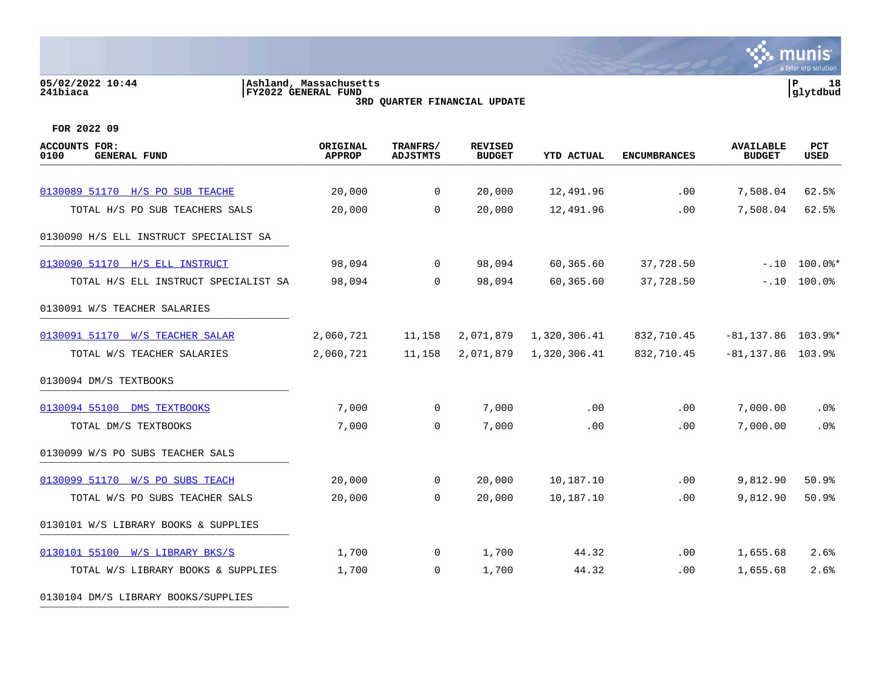05/02/2022 10:44
241biaca

Ashland, Massachusetts
FY2022 GENERAL FUND
3RD QUARTER FINANCIAL UPDATE

P 18
glytdbud

FOR 2022 09

| ACCOUNTS FOR: 0100 GENERAL FUND | ORIGINAL APPROP | TRANFRS/ ADJSTMTS | REVISED BUDGET | YTD ACTUAL | ENCUMBRANCES | AVAILABLE BUDGET | PCT USED |
|---|---|---|---|---|---|---|---|
| 0130089 51170 H/S PO SUB TEACHE | 20,000 | 0 | 20,000 | 12,491.96 | .00 | 7,508.04 | 62.5% |
| TOTAL H/S PO SUB TEACHERS SALS | 20,000 | 0 | 20,000 | 12,491.96 | .00 | 7,508.04 | 62.5% |
| 0130090 H/S ELL INSTRUCT SPECIALIST SA | | | | | | | |
| 0130090 51170 H/S ELL INSTRUCT | 98,094 | 0 | 98,094 | 60,365.60 | 37,728.50 | -.10 | 100.0%* |
| TOTAL H/S ELL INSTRUCT SPECIALIST SA | 98,094 | 0 | 98,094 | 60,365.60 | 37,728.50 | -.10 | 100.0% |
| 0130091 W/S TEACHER SALARIES | | | | | | | |
| 0130091 51170 W/S TEACHER SALAR | 2,060,721 | 11,158 | 2,071,879 | 1,320,306.41 | 832,710.45 | -81,137.86 | 103.9%* |
| TOTAL W/S TEACHER SALARIES | 2,060,721 | 11,158 | 2,071,879 | 1,320,306.41 | 832,710.45 | -81,137.86 | 103.9% |
| 0130094 DM/S TEXTBOOKS | | | | | | | |
| 0130094 55100 DMS TEXTBOOKS | 7,000 | 0 | 7,000 | .00 | .00 | 7,000.00 | .0% |
| TOTAL DM/S TEXTBOOKS | 7,000 | 0 | 7,000 | .00 | .00 | 7,000.00 | .0% |
| 0130099 W/S PO SUBS TEACHER SALS | | | | | | | |
| 0130099 51170 W/S PO SUBS TEACH | 20,000 | 0 | 20,000 | 10,187.10 | .00 | 9,812.90 | 50.9% |
| TOTAL W/S PO SUBS TEACHER SALS | 20,000 | 0 | 20,000 | 10,187.10 | .00 | 9,812.90 | 50.9% |
| 0130101 W/S LIBRARY BOOKS & SUPPLIES | | | | | | | |
| 0130101 55100 W/S LIBRARY BKS/S | 1,700 | 0 | 1,700 | 44.32 | .00 | 1,655.68 | 2.6% |
| TOTAL W/S LIBRARY BOOKS & SUPPLIES | 1,700 | 0 | 1,700 | 44.32 | .00 | 1,655.68 | 2.6% |
| 0130104 DM/S LIBRARY BOOKS/SUPPLIES | | | | | | | |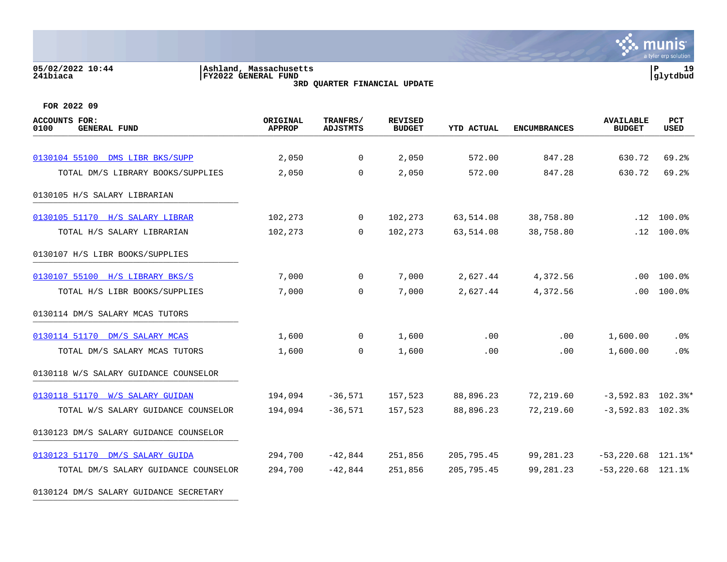05/02/2022 10:44 | Ashland, Massachusetts
241biaca | FY2022 GENERAL FUND

**3RD QUARTER FINANCIAL UPDATE**

**FOR 2022 09**

| ACCOUNTS FOR: 0100 GENERAL FUND | ORIGINAL APPROP | TRANFRS/ ADJSTMTS | REVISED BUDGET | YTD ACTUAL | ENCUMBRANCES | AVAILABLE BUDGET | PCT USED |
|---|---|---|---|---|---|---|---|
| 0130104 55100 DMS LIBR BKS/SUPP | 2,050 | 0 | 2,050 | 572.00 | 847.28 | 630.72 | 69.2% |
| TOTAL DM/S LIBRARY BOOKS/SUPPLIES | 2,050 | 0 | 2,050 | 572.00 | 847.28 | 630.72 | 69.2% |
| 0130105 H/S SALARY LIBRARIAN | | | | | | | |
| 0130105 51170 H/S SALARY LIBRAR | 102,273 | 0 | 102,273 | 63,514.08 | 38,758.80 | .12 | 100.0% |
| TOTAL H/S SALARY LIBRARIAN | 102,273 | 0 | 102,273 | 63,514.08 | 38,758.80 | .12 | 100.0% |
| 0130107 H/S LIBR BOOKS/SUPPLIES | | | | | | | |
| 0130107 55100 H/S LIBRARY BKS/S | 7,000 | 0 | 7,000 | 2,627.44 | 4,372.56 | .00 | 100.0% |
| TOTAL H/S LIBR BOOKS/SUPPLIES | 7,000 | 0 | 7,000 | 2,627.44 | 4,372.56 | .00 | 100.0% |
| 0130114 DM/S SALARY MCAS TUTORS | | | | | | | |
| 0130114 51170 DM/S SALARY MCAS | 1,600 | 0 | 1,600 | .00 | .00 | 1,600.00 | .0% |
| TOTAL DM/S SALARY MCAS TUTORS | 1,600 | 0 | 1,600 | .00 | .00 | 1,600.00 | .0% |
| 0130118 W/S SALARY GUIDANCE COUNSELOR | | | | | | | |
| 0130118 51170 W/S SALARY GUIDAN | 194,094 | -36,571 | 157,523 | 88,896.23 | 72,219.60 | -3,592.83 | 102.3%* |
| TOTAL W/S SALARY GUIDANCE COUNSELOR | 194,094 | -36,571 | 157,523 | 88,896.23 | 72,219.60 | -3,592.83 | 102.3% |
| 0130123 DM/S SALARY GUIDANCE COUNSELOR | | | | | | | |
| 0130123 51170 DM/S SALARY GUIDA | 294,700 | -42,844 | 251,856 | 205,795.45 | 99,281.23 | -53,220.68 | 121.1%* |
| TOTAL DM/S SALARY GUIDANCE COUNSELOR | 294,700 | -42,844 | 251,856 | 205,795.45 | 99,281.23 | -53,220.68 | 121.1% |
| 0130124 DM/S SALARY GUIDANCE SECRETARY | | | | | | | |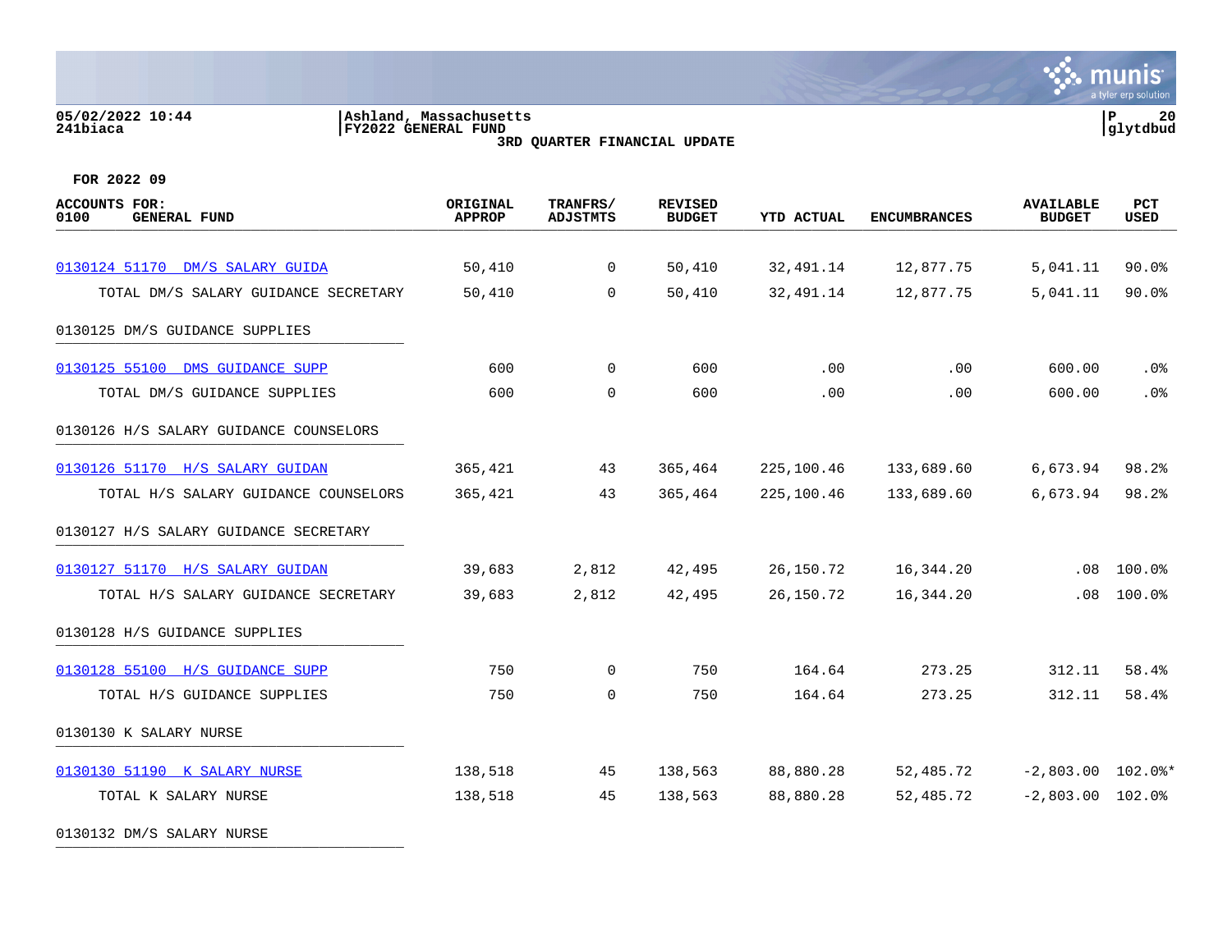05/02/2022 10:44 | Ashland, Massachusetts | P 20
241biaca | FY2022 GENERAL FUND | glytdbud

**3RD QUARTER FINANCIAL UPDATE**

**FOR 2022 09**

| ACCOUNTS FOR: 0100 GENERAL FUND | ORIGINAL APPROP | TRANFRS/ ADJSTMTS | REVISED BUDGET | YTD ACTUAL | ENCUMBRANCES | AVAILABLE BUDGET | PCT USED |
|---|---|---|---|---|---|---|---|
| 0130124 51170 DM/S SALARY GUIDA | 50,410 | 0 | 50,410 | 32,491.14 | 12,877.75 | 5,041.11 | 90.0% |
| TOTAL DM/S SALARY GUIDANCE SECRETARY | 50,410 | 0 | 50,410 | 32,491.14 | 12,877.75 | 5,041.11 | 90.0% |
| 0130125 DM/S GUIDANCE SUPPLIES | | | | | | | |
| 0130125 55100 DMS GUIDANCE SUPP | 600 | 0 | 600 | .00 | .00 | 600.00 | .0% |
| TOTAL DM/S GUIDANCE SUPPLIES | 600 | 0 | 600 | .00 | .00 | 600.00 | .0% |
| 0130126 H/S SALARY GUIDANCE COUNSELORS | | | | | | | |
| 0130126 51170 H/S SALARY GUIDAN | 365,421 | 43 | 365,464 | 225,100.46 | 133,689.60 | 6,673.94 | 98.2% |
| TOTAL H/S SALARY GUIDANCE COUNSELORS | 365,421 | 43 | 365,464 | 225,100.46 | 133,689.60 | 6,673.94 | 98.2% |
| 0130127 H/S SALARY GUIDANCE SECRETARY | | | | | | | |
| 0130127 51170 H/S SALARY GUIDAN | 39,683 | 2,812 | 42,495 | 26,150.72 | 16,344.20 | .08 | 100.0% |
| TOTAL H/S SALARY GUIDANCE SECRETARY | 39,683 | 2,812 | 42,495 | 26,150.72 | 16,344.20 | .08 | 100.0% |
| 0130128 H/S GUIDANCE SUPPLIES | | | | | | | |
| 0130128 55100 H/S GUIDANCE SUPP | 750 | 0 | 750 | 164.64 | 273.25 | 312.11 | 58.4% |
| TOTAL H/S GUIDANCE SUPPLIES | 750 | 0 | 750 | 164.64 | 273.25 | 312.11 | 58.4% |
| 0130130 K SALARY NURSE | | | | | | | |
| 0130130 51190 K SALARY NURSE | 138,518 | 45 | 138,563 | 88,880.28 | 52,485.72 | -2,803.00 | 102.0%* |
| TOTAL K SALARY NURSE | 138,518 | 45 | 138,563 | 88,880.28 | 52,485.72 | -2,803.00 | 102.0% |
| 0130132 DM/S SALARY NURSE | | | | | | | |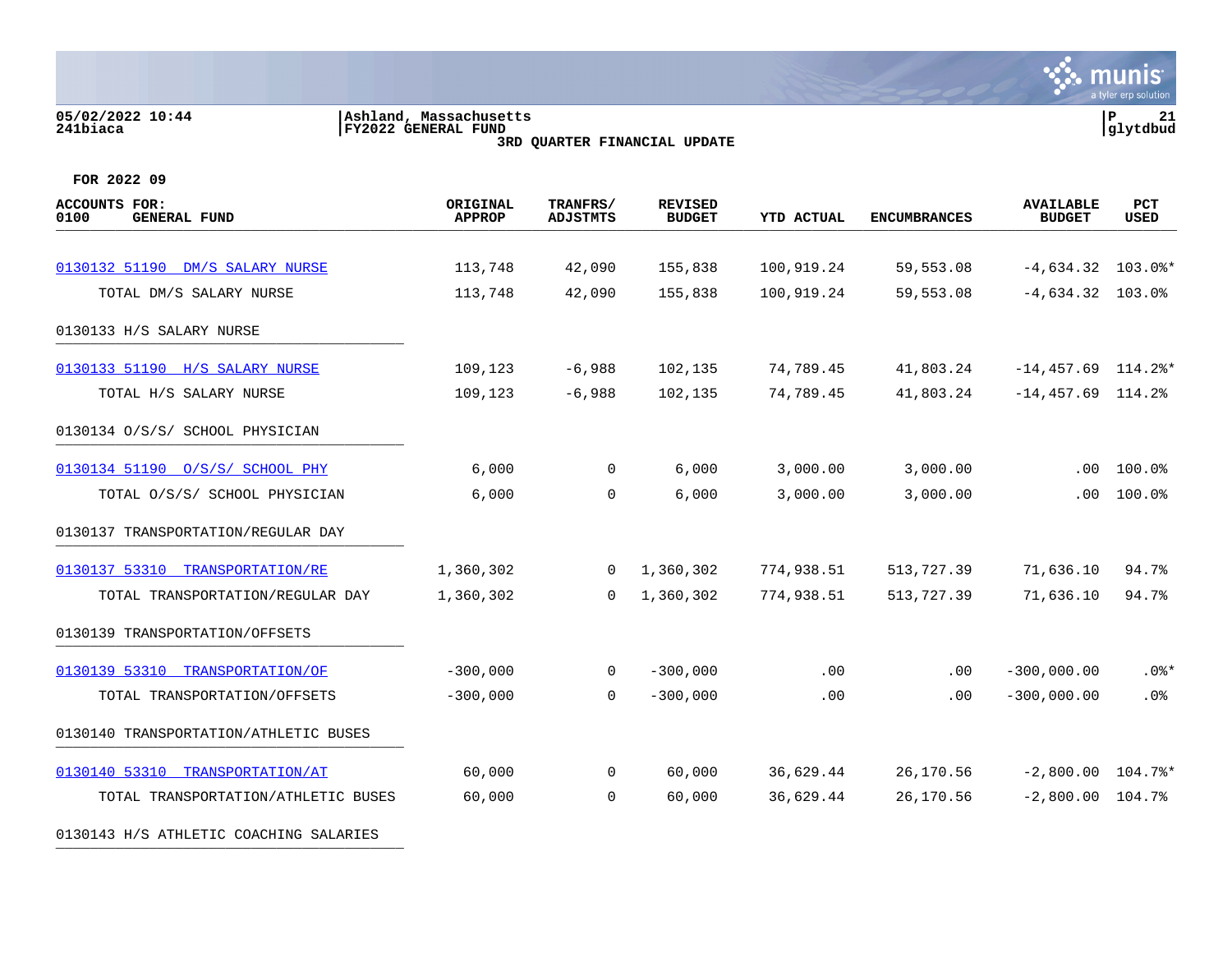05/02/2022 10:44
241biaca

Ashland, Massachusetts
FY2022 GENERAL FUND
3RD QUARTER FINANCIAL UPDATE

FOR 2022 09

| ACCOUNTS FOR: 0100 GENERAL FUND | ORIGINAL APPROP | TRANFRS/ ADJSTMTS | REVISED BUDGET | YTD ACTUAL | ENCUMBRANCES | AVAILABLE BUDGET | PCT USED |
|---|---|---|---|---|---|---|---|
| 0130132 51190 DM/S SALARY NURSE | 113,748 | 42,090 | 155,838 | 100,919.24 | 59,553.08 | -4,634.32 | 103.0%* |
| TOTAL DM/S SALARY NURSE | 113,748 | 42,090 | 155,838 | 100,919.24 | 59,553.08 | -4,634.32 | 103.0% |
| 0130133 H/S SALARY NURSE | | | | | | | |
| 0130133 51190 H/S SALARY NURSE | 109,123 | -6,988 | 102,135 | 74,789.45 | 41,803.24 | -14,457.69 | 114.2%* |
| TOTAL H/S SALARY NURSE | 109,123 | -6,988 | 102,135 | 74,789.45 | 41,803.24 | -14,457.69 | 114.2% |
| 0130134 O/S/S/ SCHOOL PHYSICIAN | | | | | | | |
| 0130134 51190 O/S/S/ SCHOOL PHY | 6,000 | 0 | 6,000 | 3,000.00 | 3,000.00 | .00 | 100.0% |
| TOTAL O/S/S/ SCHOOL PHYSICIAN | 6,000 | 0 | 6,000 | 3,000.00 | 3,000.00 | .00 | 100.0% |
| 0130137 TRANSPORTATION/REGULAR DAY | | | | | | | |
| 0130137 53310 TRANSPORTATION/RE | 1,360,302 | 0 | 1,360,302 | 774,938.51 | 513,727.39 | 71,636.10 | 94.7% |
| TOTAL TRANSPORTATION/REGULAR DAY | 1,360,302 | 0 | 1,360,302 | 774,938.51 | 513,727.39 | 71,636.10 | 94.7% |
| 0130139 TRANSPORTATION/OFFSETS | | | | | | | |
| 0130139 53310 TRANSPORTATION/OF | -300,000 | 0 | -300,000 | .00 | .00 | -300,000.00 | .0%* |
| TOTAL TRANSPORTATION/OFFSETS | -300,000 | 0 | -300,000 | .00 | .00 | -300,000.00 | .0% |
| 0130140 TRANSPORTATION/ATHLETIC BUSES | | | | | | | |
| 0130140 53310 TRANSPORTATION/AT | 60,000 | 0 | 60,000 | 36,629.44 | 26,170.56 | -2,800.00 | 104.7%* |
| TOTAL TRANSPORTATION/ATHLETIC BUSES | 60,000 | 0 | 60,000 | 36,629.44 | 26,170.56 | -2,800.00 | 104.7% |
| 0130143 H/S ATHLETIC COACHING SALARIES | | | | | | | |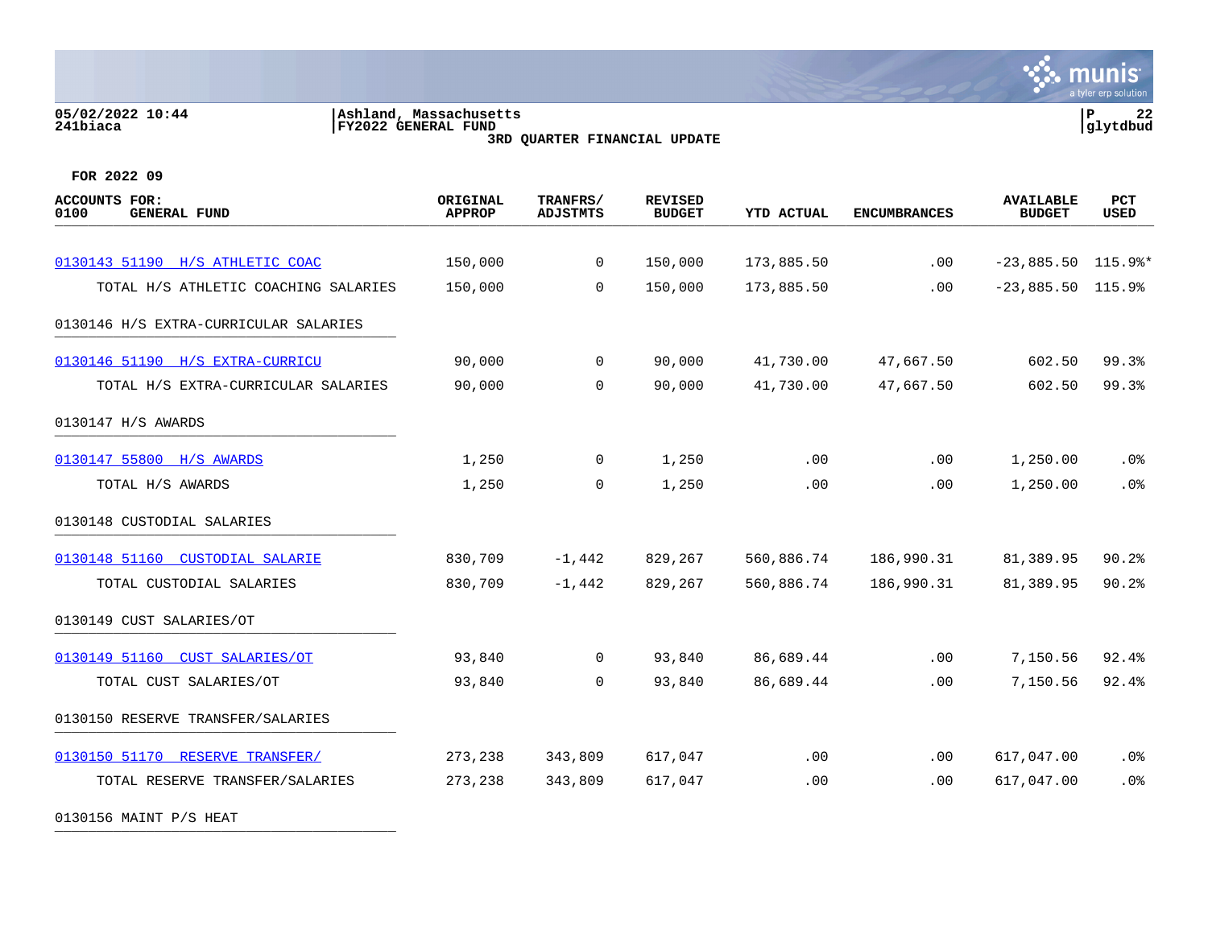05/02/2022 10:44
241biaca

Ashland, Massachusetts
FY2022 GENERAL FUND
3RD QUARTER FINANCIAL UPDATE

FOR 2022 09

| ACCOUNTS FOR: 0100 GENERAL FUND | ORIGINAL APPROP | TRANFRS/ ADJSTMTS | REVISED BUDGET | YTD ACTUAL | ENCUMBRANCES | AVAILABLE BUDGET | PCT USED |
|---|---|---|---|---|---|---|---|
| 0130143 51190 H/S ATHLETIC COAC | 150,000 | 0 | 150,000 | 173,885.50 | .00 | -23,885.50 | 115.9%* |
| TOTAL H/S ATHLETIC COACHING SALARIES | 150,000 | 0 | 150,000 | 173,885.50 | .00 | -23,885.50 | 115.9% |
| 0130146 H/S EXTRA-CURRICULAR SALARIES | | | | | | | |
| 0130146 51190 H/S EXTRA-CURRICU | 90,000 | 0 | 90,000 | 41,730.00 | 47,667.50 | 602.50 | 99.3% |
| TOTAL H/S EXTRA-CURRICULAR SALARIES | 90,000 | 0 | 90,000 | 41,730.00 | 47,667.50 | 602.50 | 99.3% |
| 0130147 H/S AWARDS | | | | | | | |
| 0130147 55800 H/S AWARDS | 1,250 | 0 | 1,250 | .00 | .00 | 1,250.00 | .0% |
| TOTAL H/S AWARDS | 1,250 | 0 | 1,250 | .00 | .00 | 1,250.00 | .0% |
| 0130148 CUSTODIAL SALARIES | | | | | | | |
| 0130148 51160 CUSTODIAL SALARIE | 830,709 | -1,442 | 829,267 | 560,886.74 | 186,990.31 | 81,389.95 | 90.2% |
| TOTAL CUSTODIAL SALARIES | 830,709 | -1,442 | 829,267 | 560,886.74 | 186,990.31 | 81,389.95 | 90.2% |
| 0130149 CUST SALARIES/OT | | | | | | | |
| 0130149 51160 CUST SALARIES/OT | 93,840 | 0 | 93,840 | 86,689.44 | .00 | 7,150.56 | 92.4% |
| TOTAL CUST SALARIES/OT | 93,840 | 0 | 93,840 | 86,689.44 | .00 | 7,150.56 | 92.4% |
| 0130150 RESERVE TRANSFER/SALARIES | | | | | | | |
| 0130150 51170 RESERVE TRANSFER/ | 273,238 | 343,809 | 617,047 | .00 | .00 | 617,047.00 | .0% |
| TOTAL RESERVE TRANSFER/SALARIES | 273,238 | 343,809 | 617,047 | .00 | .00 | 617,047.00 | .0% |
| 0130156 MAINT P/S HEAT | | | | | | | |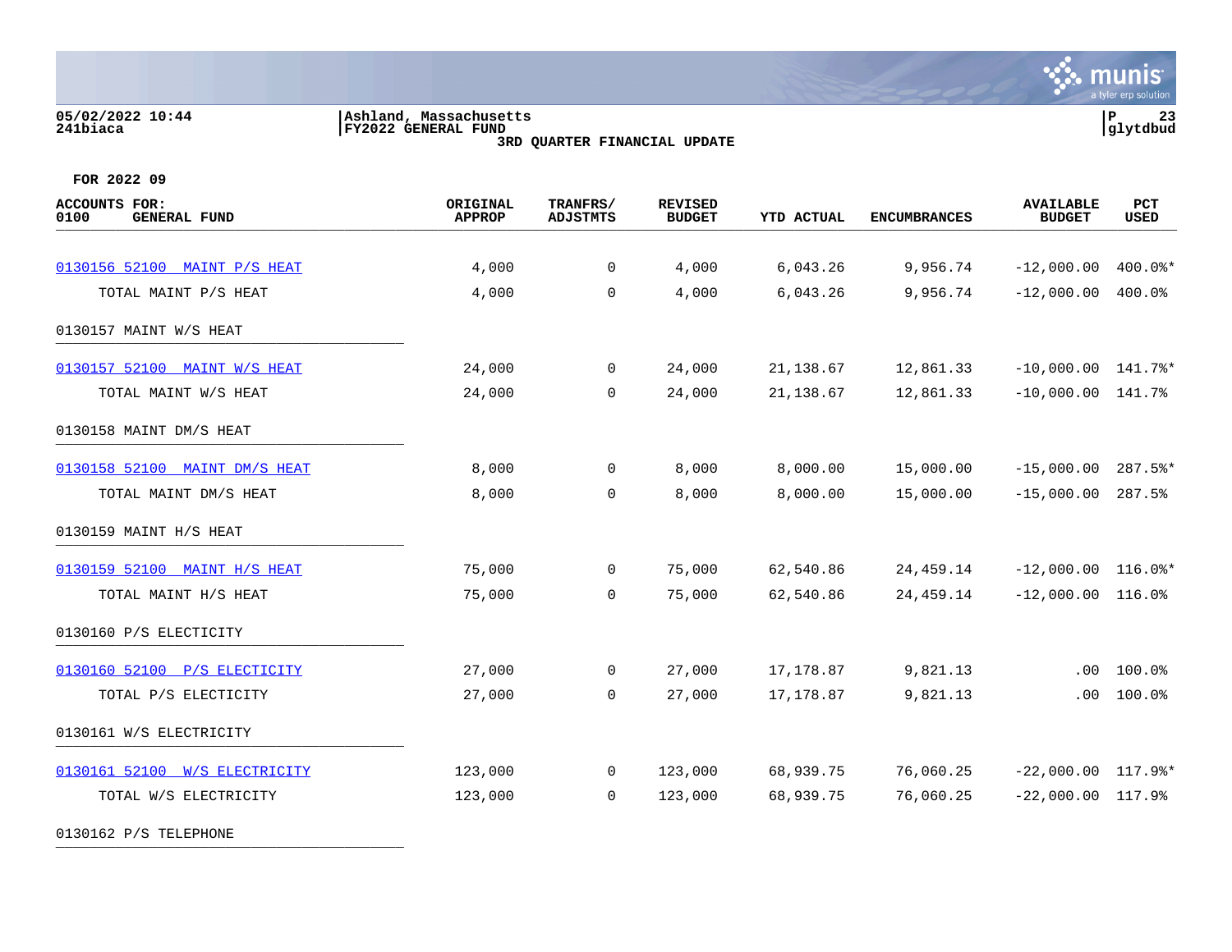05/02/2022 10:44 | Ashland, Massachusetts | P 23
241biaca | FY2022 GENERAL FUND | glytdbud

**3RD QUARTER FINANCIAL UPDATE**

**FOR 2022 09**

| ACCOUNTS FOR: 0100 GENERAL FUND | ORIGINAL APPROP | TRANFRS/ ADJSTMTS | REVISED BUDGET | YTD ACTUAL | ENCUMBRANCES | AVAILABLE BUDGET | PCT USED |
|---|---|---|---|---|---|---|---|
| 0130156 52100 MAINT P/S HEAT | 4,000 | 0 | 4,000 | 6,043.26 | 9,956.74 | -12,000.00 | 400.0%* |
| TOTAL MAINT P/S HEAT | 4,000 | 0 | 4,000 | 6,043.26 | 9,956.74 | -12,000.00 | 400.0% |
| 0130157 MAINT W/S HEAT | | | | | | | |
| 0130157 52100 MAINT W/S HEAT | 24,000 | 0 | 24,000 | 21,138.67 | 12,861.33 | -10,000.00 | 141.7%* |
| TOTAL MAINT W/S HEAT | 24,000 | 0 | 24,000 | 21,138.67 | 12,861.33 | -10,000.00 | 141.7% |
| 0130158 MAINT DM/S HEAT | | | | | | | |
| 0130158 52100 MAINT DM/S HEAT | 8,000 | 0 | 8,000 | 8,000.00 | 15,000.00 | -15,000.00 | 287.5%* |
| TOTAL MAINT DM/S HEAT | 8,000 | 0 | 8,000 | 8,000.00 | 15,000.00 | -15,000.00 | 287.5% |
| 0130159 MAINT H/S HEAT | | | | | | | |
| 0130159 52100 MAINT H/S HEAT | 75,000 | 0 | 75,000 | 62,540.86 | 24,459.14 | -12,000.00 | 116.0%* |
| TOTAL MAINT H/S HEAT | 75,000 | 0 | 75,000 | 62,540.86 | 24,459.14 | -12,000.00 | 116.0% |
| 0130160 P/S ELECTICITY | | | | | | | |
| 0130160 52100 P/S ELECTICITY | 27,000 | 0 | 27,000 | 17,178.87 | 9,821.13 | .00 | 100.0% |
| TOTAL P/S ELECTICITY | 27,000 | 0 | 27,000 | 17,178.87 | 9,821.13 | .00 | 100.0% |
| 0130161 W/S ELECTRICITY | | | | | | | |
| 0130161 52100 W/S ELECTRICITY | 123,000 | 0 | 123,000 | 68,939.75 | 76,060.25 | -22,000.00 | 117.9%* |
| TOTAL W/S ELECTRICITY | 123,000 | 0 | 123,000 | 68,939.75 | 76,060.25 | -22,000.00 | 117.9% |
| 0130162 P/S TELEPHONE | | | | | | | |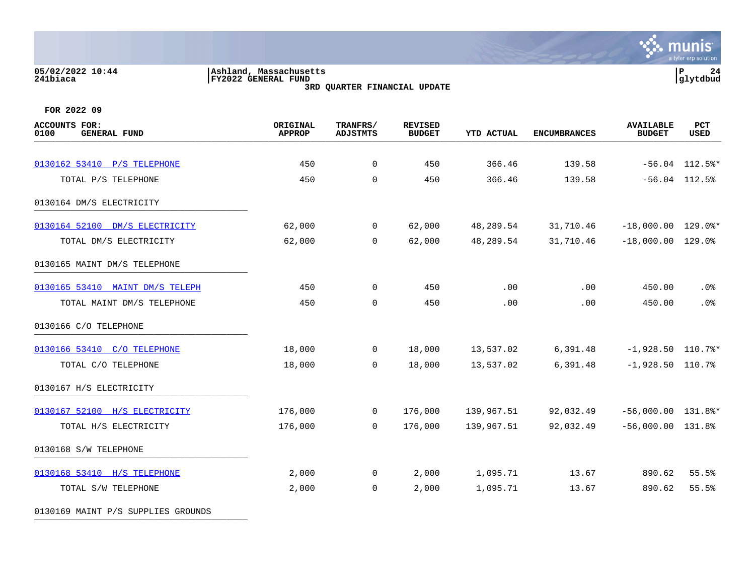05/02/2022 10:44
241biaca

Ashland, Massachusetts
FY2022 GENERAL FUND
3RD QUARTER FINANCIAL UPDATE

P 24
glytdbud

FOR 2022 09

| ACCOUNTS FOR: 0100 GENERAL FUND | ORIGINAL APPROP | TRANFRS/ ADJSTMTS | REVISED BUDGET | YTD ACTUAL | ENCUMBRANCES | AVAILABLE BUDGET | PCT USED |
|---|---|---|---|---|---|---|---|
| 0130162 53410 P/S TELEPHONE | 450 | 0 | 450 | 366.46 | 139.58 | -56.04 | 112.5%* |
| TOTAL P/S TELEPHONE | 450 | 0 | 450 | 366.46 | 139.58 | -56.04 | 112.5% |
| 0130164 DM/S ELECTRICITY | | | | | | | |
| 0130164 52100 DM/S ELECTRICITY | 62,000 | 0 | 62,000 | 48,289.54 | 31,710.46 | -18,000.00 | 129.0%* |
| TOTAL DM/S ELECTRICITY | 62,000 | 0 | 62,000 | 48,289.54 | 31,710.46 | -18,000.00 | 129.0% |
| 0130165 MAINT DM/S TELEPHONE | | | | | | | |
| 0130165 53410 MAINT DM/S TELEPH | 450 | 0 | 450 | .00 | .00 | 450.00 | .0% |
| TOTAL MAINT DM/S TELEPHONE | 450 | 0 | 450 | .00 | .00 | 450.00 | .0% |
| 0130166 C/O TELEPHONE | | | | | | | |
| 0130166 53410 C/O TELEPHONE | 18,000 | 0 | 18,000 | 13,537.02 | 6,391.48 | -1,928.50 | 110.7%* |
| TOTAL C/O TELEPHONE | 18,000 | 0 | 18,000 | 13,537.02 | 6,391.48 | -1,928.50 | 110.7% |
| 0130167 H/S ELECTRICITY | | | | | | | |
| 0130167 52100 H/S ELECTRICITY | 176,000 | 0 | 176,000 | 139,967.51 | 92,032.49 | -56,000.00 | 131.8%* |
| TOTAL H/S ELECTRICITY | 176,000 | 0 | 176,000 | 139,967.51 | 92,032.49 | -56,000.00 | 131.8% |
| 0130168 S/W TELEPHONE | | | | | | | |
| 0130168 53410 H/S TELEPHONE | 2,000 | 0 | 2,000 | 1,095.71 | 13.67 | 890.62 | 55.5% |
| TOTAL S/W TELEPHONE | 2,000 | 0 | 2,000 | 1,095.71 | 13.67 | 890.62 | 55.5% |
| 0130169 MAINT P/S SUPPLIES GROUNDS | | | | | | | |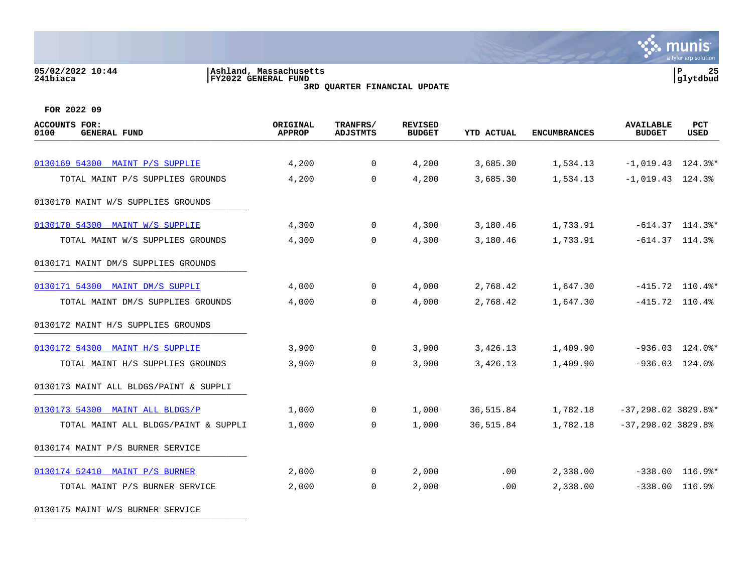05/02/2022 10:44 | Ashland, Massachusetts
241biaca | FY2022 GENERAL FUND

**3RD QUARTER FINANCIAL UPDATE**

**FOR 2022 09**

| ACCOUNTS FOR: 0100 GENERAL FUND | ORIGINAL APPROP | TRANFRS/ ADJSTMTS | REVISED BUDGET | YTD ACTUAL | ENCUMBRANCES | AVAILABLE BUDGET | PCT USED |
|---|---|---|---|---|---|---|---|
| 0130169 54300 MAINT P/S SUPPLIE | 4,200 | 0 | 4,200 | 3,685.30 | 1,534.13 | -1,019.43 | 124.3%* |
| TOTAL MAINT P/S SUPPLIES GROUNDS | 4,200 | 0 | 4,200 | 3,685.30 | 1,534.13 | -1,019.43 | 124.3% |
| 0130170 MAINT W/S SUPPLIES GROUNDS | | | | | | | |
| 0130170 54300 MAINT W/S SUPPLIE | 4,300 | 0 | 4,300 | 3,180.46 | 1,733.91 | -614.37 | 114.3%* |
| TOTAL MAINT W/S SUPPLIES GROUNDS | 4,300 | 0 | 4,300 | 3,180.46 | 1,733.91 | -614.37 | 114.3% |
| 0130171 MAINT DM/S SUPPLIES GROUNDS | | | | | | | |
| 0130171 54300 MAINT DM/S SUPPLI | 4,000 | 0 | 4,000 | 2,768.42 | 1,647.30 | -415.72 | 110.4%* |
| TOTAL MAINT DM/S SUPPLIES GROUNDS | 4,000 | 0 | 4,000 | 2,768.42 | 1,647.30 | -415.72 | 110.4% |
| 0130172 MAINT H/S SUPPLIES GROUNDS | | | | | | | |
| 0130172 54300 MAINT H/S SUPPLIE | 3,900 | 0 | 3,900 | 3,426.13 | 1,409.90 | -936.03 | 124.0%* |
| TOTAL MAINT H/S SUPPLIES GROUNDS | 3,900 | 0 | 3,900 | 3,426.13 | 1,409.90 | -936.03 | 124.0% |
| 0130173 MAINT ALL BLDGS/PAINT & SUPPLI | | | | | | | |
| 0130173 54300 MAINT ALL BLDGS/P | 1,000 | 0 | 1,000 | 36,515.84 | 1,782.18 | -37,298.02 | 3829.8%* |
| TOTAL MAINT ALL BLDGS/PAINT & SUPPLI | 1,000 | 0 | 1,000 | 36,515.84 | 1,782.18 | -37,298.02 | 3829.8% |
| 0130174 MAINT P/S BURNER SERVICE | | | | | | | |
| 0130174 52410 MAINT P/S BURNER | 2,000 | 0 | 2,000 | .00 | 2,338.00 | -338.00 | 116.9%* |
| TOTAL MAINT P/S BURNER SERVICE | 2,000 | 0 | 2,000 | .00 | 2,338.00 | -338.00 | 116.9% |
| 0130175 MAINT W/S BURNER SERVICE | | | | | | | |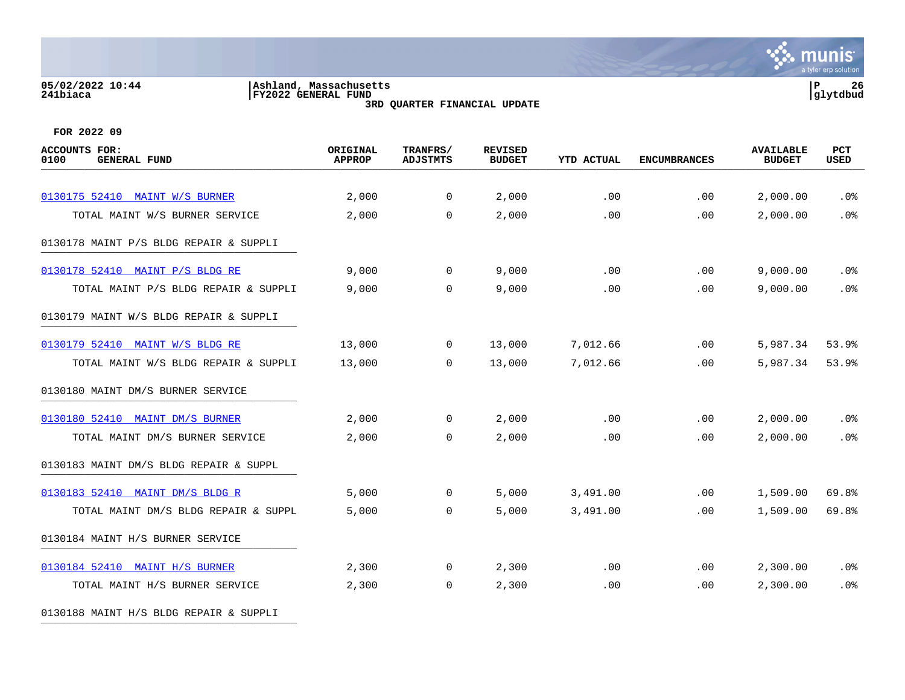Ashland, Massachusetts
FY2022 GENERAL FUND
3RD QUARTER FINANCIAL UPDATE

FOR 2022 09

| ACCOUNTS FOR: 0100 GENERAL FUND | ORIGINAL APPROP | TRANFRS/ ADJSTMTS | REVISED BUDGET | YTD ACTUAL | ENCUMBRANCES | AVAILABLE BUDGET | PCT USED |
|---|---|---|---|---|---|---|---|
| 0130175 52410 MAINT W/S BURNER | 2,000 | 0 | 2,000 | .00 | .00 | 2,000.00 | .0% |
| TOTAL MAINT W/S BURNER SERVICE | 2,000 | 0 | 2,000 | .00 | .00 | 2,000.00 | .0% |
| 0130178 MAINT P/S BLDG REPAIR & SUPPLI | | | | | | | |
| 0130178 52410 MAINT P/S BLDG RE | 9,000 | 0 | 9,000 | .00 | .00 | 9,000.00 | .0% |
| TOTAL MAINT P/S BLDG REPAIR & SUPPLI | 9,000 | 0 | 9,000 | .00 | .00 | 9,000.00 | .0% |
| 0130179 MAINT W/S BLDG REPAIR & SUPPLI | | | | | | | |
| 0130179 52410 MAINT W/S BLDG RE | 13,000 | 0 | 13,000 | 7,012.66 | .00 | 5,987.34 | 53.9% |
| TOTAL MAINT W/S BLDG REPAIR & SUPPLI | 13,000 | 0 | 13,000 | 7,012.66 | .00 | 5,987.34 | 53.9% |
| 0130180 MAINT DM/S BURNER SERVICE | | | | | | | |
| 0130180 52410 MAINT DM/S BURNER | 2,000 | 0 | 2,000 | .00 | .00 | 2,000.00 | .0% |
| TOTAL MAINT DM/S BURNER SERVICE | 2,000 | 0 | 2,000 | .00 | .00 | 2,000.00 | .0% |
| 0130183 MAINT DM/S BLDG REPAIR & SUPPL | | | | | | | |
| 0130183 52410 MAINT DM/S BLDG R | 5,000 | 0 | 5,000 | 3,491.00 | .00 | 1,509.00 | 69.8% |
| TOTAL MAINT DM/S BLDG REPAIR & SUPPL | 5,000 | 0 | 5,000 | 3,491.00 | .00 | 1,509.00 | 69.8% |
| 0130184 MAINT H/S BURNER SERVICE | | | | | | | |
| 0130184 52410 MAINT H/S BURNER | 2,300 | 0 | 2,300 | .00 | .00 | 2,300.00 | .0% |
| TOTAL MAINT H/S BURNER SERVICE | 2,300 | 0 | 2,300 | .00 | .00 | 2,300.00 | .0% |
| 0130188 MAINT H/S BLDG REPAIR & SUPPLI | | | | | | | |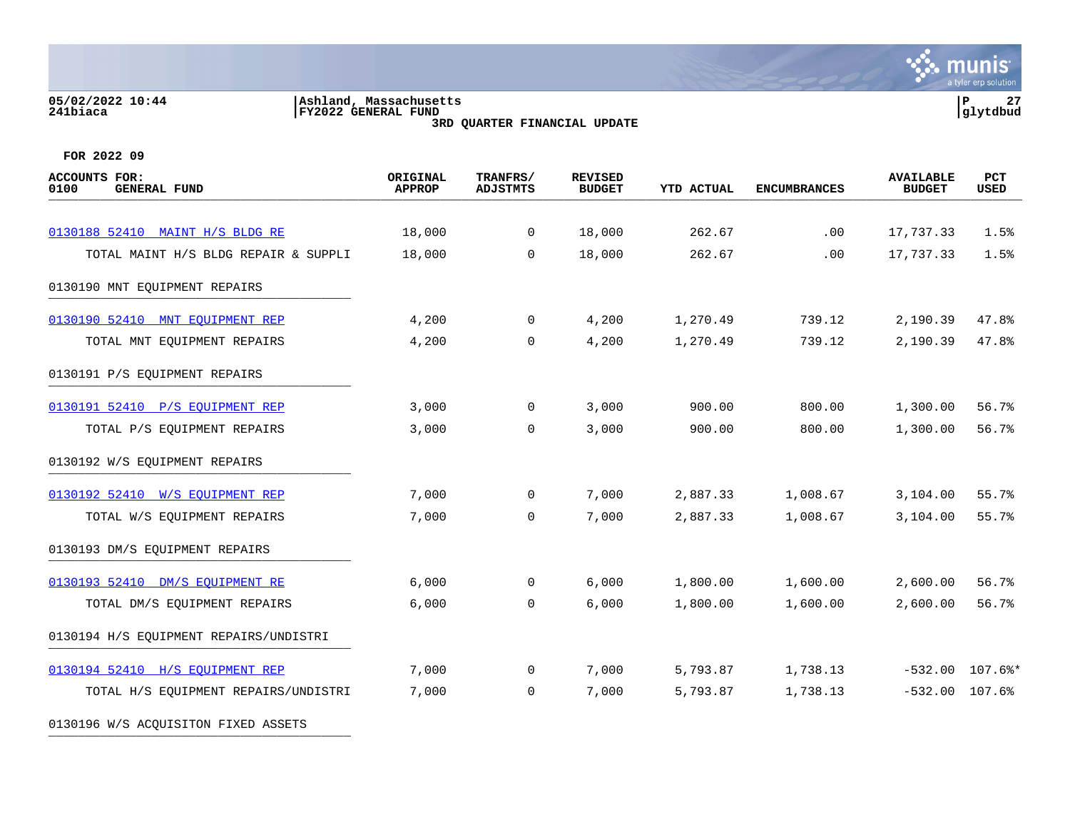**Ashland, Massachusetts**
**FY2022 GENERAL FUND**
**3RD QUARTER FINANCIAL UPDATE**

05/02/2022 10:44
241biaca

glytdbud

**FOR 2022 09**

| ACCOUNTS FOR: 0100 GENERAL FUND | ORIGINAL APPROP | TRANFRS/ ADJSTMTS | REVISED BUDGET | YTD ACTUAL | ENCUMBRANCES | AVAILABLE BUDGET | PCT USED |
|---|---|---|---|---|---|---|---|
| 0130188 52410 MAINT H/S BLDG RE | 18,000 | 0 | 18,000 | 262.67 | .00 | 17,737.33 | 1.5% |
| TOTAL MAINT H/S BLDG REPAIR & SUPPLI | 18,000 | 0 | 18,000 | 262.67 | .00 | 17,737.33 | 1.5% |
| 0130190 MNT EQUIPMENT REPAIRS | | | | | | | |
| 0130190 52410 MNT EQUIPMENT REP | 4,200 | 0 | 4,200 | 1,270.49 | 739.12 | 2,190.39 | 47.8% |
| TOTAL MNT EQUIPMENT REPAIRS | 4,200 | 0 | 4,200 | 1,270.49 | 739.12 | 2,190.39 | 47.8% |
| 0130191 P/S EQUIPMENT REPAIRS | | | | | | | |
| 0130191 52410 P/S EQUIPMENT REP | 3,000 | 0 | 3,000 | 900.00 | 800.00 | 1,300.00 | 56.7% |
| TOTAL P/S EQUIPMENT REPAIRS | 3,000 | 0 | 3,000 | 900.00 | 800.00 | 1,300.00 | 56.7% |
| 0130192 W/S EQUIPMENT REPAIRS | | | | | | | |
| 0130192 52410 W/S EQUIPMENT REP | 7,000 | 0 | 7,000 | 2,887.33 | 1,008.67 | 3,104.00 | 55.7% |
| TOTAL W/S EQUIPMENT REPAIRS | 7,000 | 0 | 7,000 | 2,887.33 | 1,008.67 | 3,104.00 | 55.7% |
| 0130193 DM/S EQUIPMENT REPAIRS | | | | | | | |
| 0130193 52410 DM/S EQUIPMENT RE | 6,000 | 0 | 6,000 | 1,800.00 | 1,600.00 | 2,600.00 | 56.7% |
| TOTAL DM/S EQUIPMENT REPAIRS | 6,000 | 0 | 6,000 | 1,800.00 | 1,600.00 | 2,600.00 | 56.7% |
| 0130194 H/S EQUIPMENT REPAIRS/UNDISTRI | | | | | | | |
| 0130194 52410 H/S EQUIPMENT REP | 7,000 | 0 | 7,000 | 5,793.87 | 1,738.13 | -532.00 | 107.6%* |
| TOTAL H/S EQUIPMENT REPAIRS/UNDISTRI | 7,000 | 0 | 7,000 | 5,793.87 | 1,738.13 | -532.00 | 107.6% |
| 0130196 W/S ACQUISITON FIXED ASSETS | | | | | | | |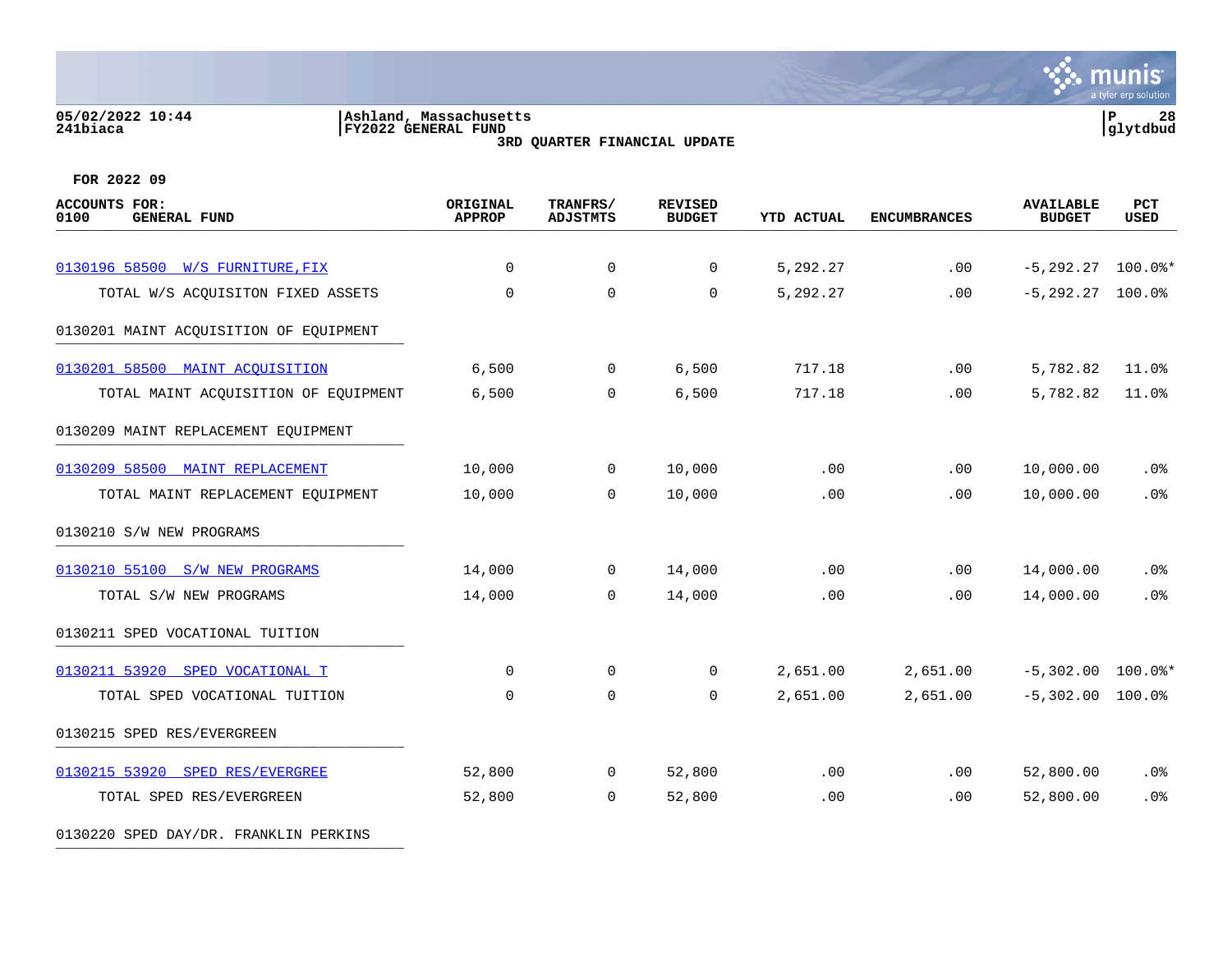05/02/2022 10:44
241biaca

Ashland, Massachusetts
FY2022 GENERAL FUND
3RD QUARTER FINANCIAL UPDATE

glytdbud

FOR 2022 09

| ACCOUNTS FOR: 0100 GENERAL FUND | ORIGINAL APPROP | TRANFRS/ ADJSTMTS | REVISED BUDGET | YTD ACTUAL | ENCUMBRANCES | AVAILABLE BUDGET | PCT USED |
|---|---|---|---|---|---|---|---|
| 0130196 58500 W/S FURNITURE,FIX | 0 | 0 | 0 | 5,292.27 | .00 | -5,292.27 | 100.0%* |
| TOTAL W/S ACQUISITON FIXED ASSETS | 0 | 0 | 0 | 5,292.27 | .00 | -5,292.27 | 100.0% |
| 0130201 MAINT ACQUISITION OF EQUIPMENT | | | | | | | |
| 0130201 58500 MAINT ACQUISITION | 6,500 | 0 | 6,500 | 717.18 | .00 | 5,782.82 | 11.0% |
| TOTAL MAINT ACQUISITION OF EQUIPMENT | 6,500 | 0 | 6,500 | 717.18 | .00 | 5,782.82 | 11.0% |
| 0130209 MAINT REPLACEMENT EQUIPMENT | | | | | | | |
| 0130209 58500 MAINT REPLACEMENT | 10,000 | 0 | 10,000 | .00 | .00 | 10,000.00 | .0% |
| TOTAL MAINT REPLACEMENT EQUIPMENT | 10,000 | 0 | 10,000 | .00 | .00 | 10,000.00 | .0% |
| 0130210 S/W NEW PROGRAMS | | | | | | | |
| 0130210 55100 S/W NEW PROGRAMS | 14,000 | 0 | 14,000 | .00 | .00 | 14,000.00 | .0% |
| TOTAL S/W NEW PROGRAMS | 14,000 | 0 | 14,000 | .00 | .00 | 14,000.00 | .0% |
| 0130211 SPED VOCATIONAL TUITION | | | | | | | |
| 0130211 53920 SPED VOCATIONAL T | 0 | 0 | 0 | 2,651.00 | 2,651.00 | -5,302.00 | 100.0%* |
| TOTAL SPED VOCATIONAL TUITION | 0 | 0 | 0 | 2,651.00 | 2,651.00 | -5,302.00 | 100.0% |
| 0130215 SPED RES/EVERGREEN | | | | | | | |
| 0130215 53920 SPED RES/EVERGREE | 52,800 | 0 | 52,800 | .00 | .00 | 52,800.00 | .0% |
| TOTAL SPED RES/EVERGREEN | 52,800 | 0 | 52,800 | .00 | .00 | 52,800.00 | .0% |
| 0130220 SPED DAY/DR. FRANKLIN PERKINS | | | | | | | |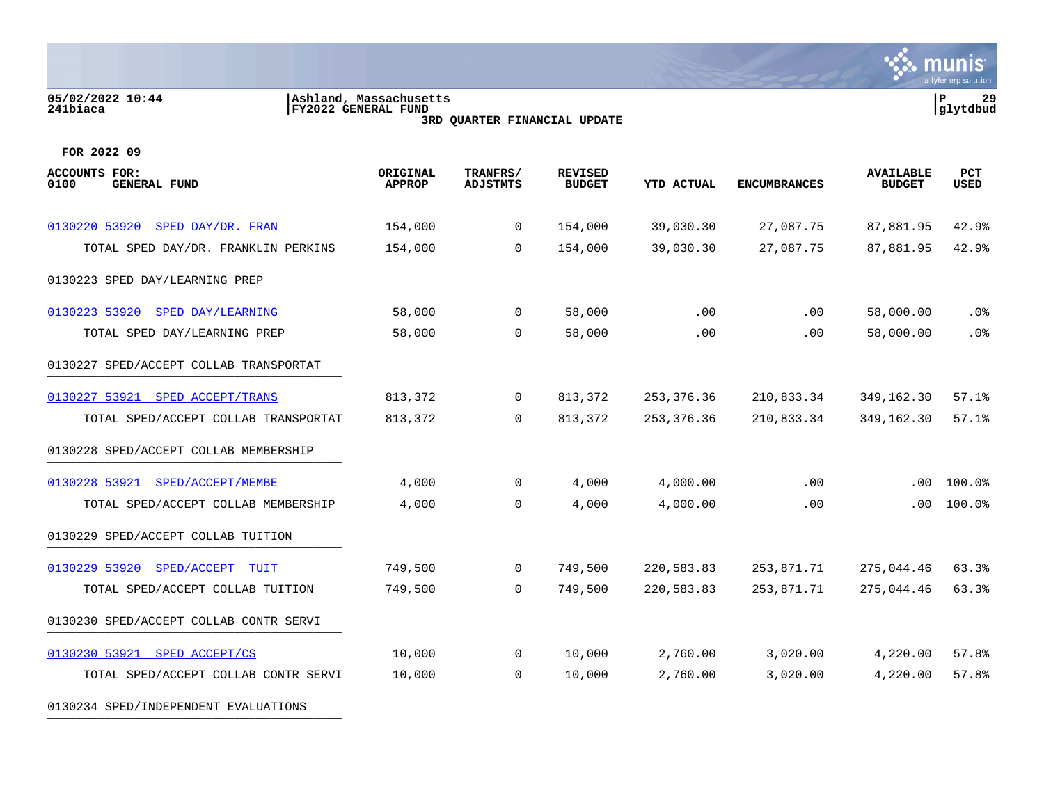Ashland, Massachusetts
FY2022 GENERAL FUND
3RD QUARTER FINANCIAL UPDATE

05/02/2022 10:44
241biaca

FOR 2022 09

| ACCOUNTS FOR: 0100 GENERAL FUND | ORIGINAL APPROP | TRANFRS/ ADJSTMTS | REVISED BUDGET | YTD ACTUAL | ENCUMBRANCES | AVAILABLE BUDGET | PCT USED |
|---|---|---|---|---|---|---|---|
| 0130220 53920 SPED DAY/DR. FRAN | 154,000 | 0 | 154,000 | 39,030.30 | 27,087.75 | 87,881.95 | 42.9% |
| TOTAL SPED DAY/DR. FRANKLIN PERKINS | 154,000 | 0 | 154,000 | 39,030.30 | 27,087.75 | 87,881.95 | 42.9% |
| 0130223 SPED DAY/LEARNING PREP | | | | | | | |
| 0130223 53920 SPED DAY/LEARNING | 58,000 | 0 | 58,000 | .00 | .00 | 58,000.00 | .0% |
| TOTAL SPED DAY/LEARNING PREP | 58,000 | 0 | 58,000 | .00 | .00 | 58,000.00 | .0% |
| 0130227 SPED/ACCEPT COLLAB TRANSPORTAT | | | | | | | |
| 0130227 53921 SPED ACCEPT/TRANS | 813,372 | 0 | 813,372 | 253,376.36 | 210,833.34 | 349,162.30 | 57.1% |
| TOTAL SPED/ACCEPT COLLAB TRANSPORTAT | 813,372 | 0 | 813,372 | 253,376.36 | 210,833.34 | 349,162.30 | 57.1% |
| 0130228 SPED/ACCEPT COLLAB MEMBERSHIP | | | | | | | |
| 0130228 53921 SPED/ACCEPT/MEMBE | 4,000 | 0 | 4,000 | 4,000.00 | .00 | .00 | 100.0% |
| TOTAL SPED/ACCEPT COLLAB MEMBERSHIP | 4,000 | 0 | 4,000 | 4,000.00 | .00 | .00 | 100.0% |
| 0130229 SPED/ACCEPT COLLAB TUITION | | | | | | | |
| 0130229 53920 SPED/ACCEPT TUIT | 749,500 | 0 | 749,500 | 220,583.83 | 253,871.71 | 275,044.46 | 63.3% |
| TOTAL SPED/ACCEPT COLLAB TUITION | 749,500 | 0 | 749,500 | 220,583.83 | 253,871.71 | 275,044.46 | 63.3% |
| 0130230 SPED/ACCEPT COLLAB CONTR SERVI | | | | | | | |
| 0130230 53921 SPED ACCEPT/CS | 10,000 | 0 | 10,000 | 2,760.00 | 3,020.00 | 4,220.00 | 57.8% |
| TOTAL SPED/ACCEPT COLLAB CONTR SERVI | 10,000 | 0 | 10,000 | 2,760.00 | 3,020.00 | 4,220.00 | 57.8% |
| 0130234 SPED/INDEPENDENT EVALUATIONS | | | | | | | |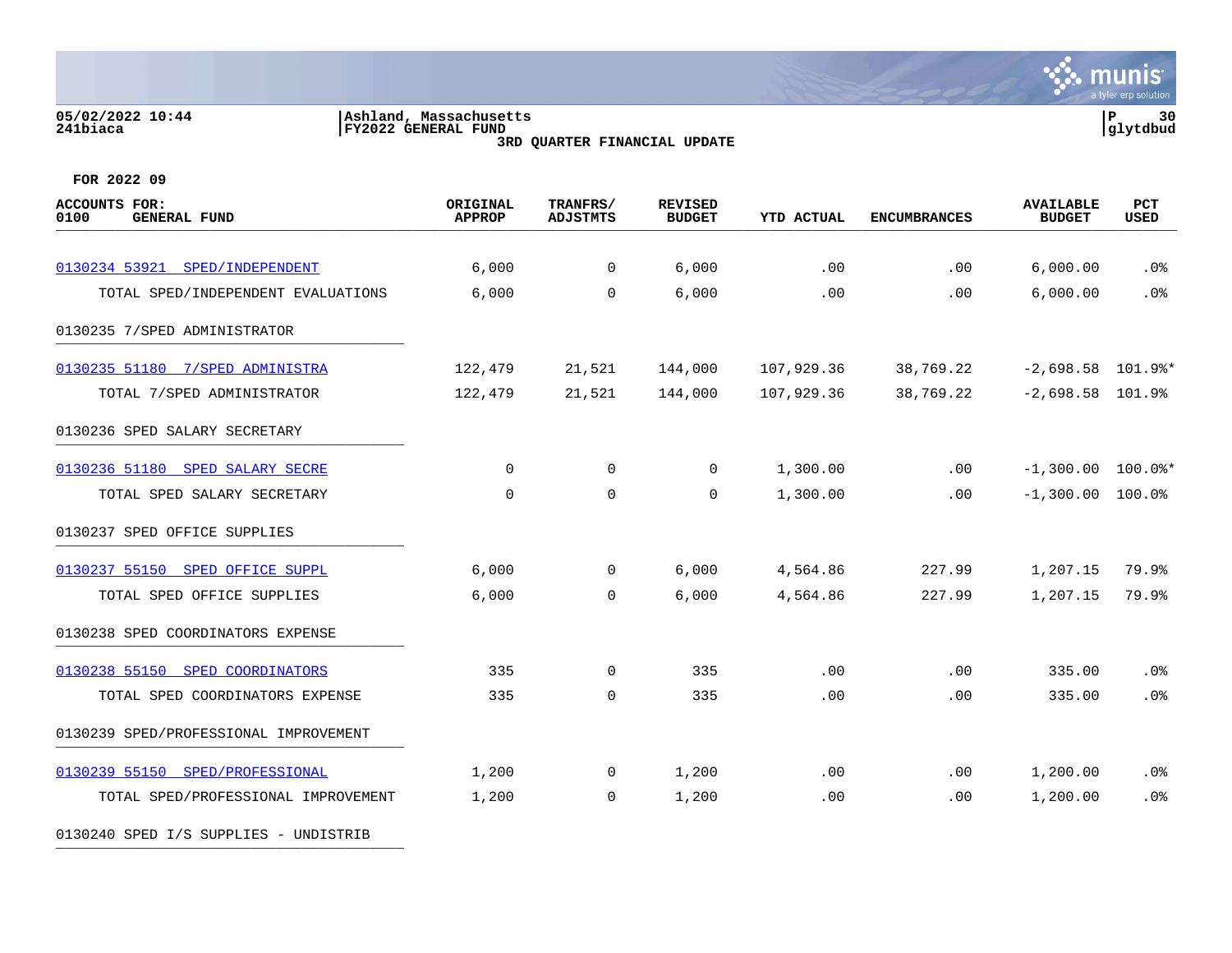05/02/2022 10:44 | Ashland, Massachusetts | P 30
241biaca | FY2022 GENERAL FUND | glytdbud

**3RD QUARTER FINANCIAL UPDATE**

**FOR 2022 09**

| ACCOUNTS FOR: 0100 GENERAL FUND | ORIGINAL APPROP | TRANFRS/ ADJSTMTS | REVISED BUDGET | YTD ACTUAL | ENCUMBRANCES | AVAILABLE BUDGET | PCT USED |
|---|---|---|---|---|---|---|---|
| 0130234 53921 SPED/INDEPENDENT | 6,000 | 0 | 6,000 | .00 | .00 | 6,000.00 | .0% |
| TOTAL SPED/INDEPENDENT EVALUATIONS | 6,000 | 0 | 6,000 | .00 | .00 | 6,000.00 | .0% |
| 0130235 7/SPED ADMINISTRATOR | | | | | | | |
| 0130235 51180 7/SPED ADMINISTRA | 122,479 | 21,521 | 144,000 | 107,929.36 | 38,769.22 | -2,698.58 | 101.9%* |
| TOTAL 7/SPED ADMINISTRATOR | 122,479 | 21,521 | 144,000 | 107,929.36 | 38,769.22 | -2,698.58 | 101.9% |
| 0130236 SPED SALARY SECRETARY | | | | | | | |
| 0130236 51180 SPED SALARY SECRE | 0 | 0 | 0 | 1,300.00 | .00 | -1,300.00 | 100.0%* |
| TOTAL SPED SALARY SECRETARY | 0 | 0 | 0 | 1,300.00 | .00 | -1,300.00 | 100.0% |
| 0130237 SPED OFFICE SUPPLIES | | | | | | | |
| 0130237 55150 SPED OFFICE SUPPL | 6,000 | 0 | 6,000 | 4,564.86 | 227.99 | 1,207.15 | 79.9% |
| TOTAL SPED OFFICE SUPPLIES | 6,000 | 0 | 6,000 | 4,564.86 | 227.99 | 1,207.15 | 79.9% |
| 0130238 SPED COORDINATORS EXPENSE | | | | | | | |
| 0130238 55150 SPED COORDINATORS | 335 | 0 | 335 | .00 | .00 | 335.00 | .0% |
| TOTAL SPED COORDINATORS EXPENSE | 335 | 0 | 335 | .00 | .00 | 335.00 | .0% |
| 0130239 SPED/PROFESSIONAL IMPROVEMENT | | | | | | | |
| 0130239 55150 SPED/PROFESSIONAL | 1,200 | 0 | 1,200 | .00 | .00 | 1,200.00 | .0% |
| TOTAL SPED/PROFESSIONAL IMPROVEMENT | 1,200 | 0 | 1,200 | .00 | .00 | 1,200.00 | .0% |
| 0130240 SPED I/S SUPPLIES - UNDISTRIB | | | | | | | |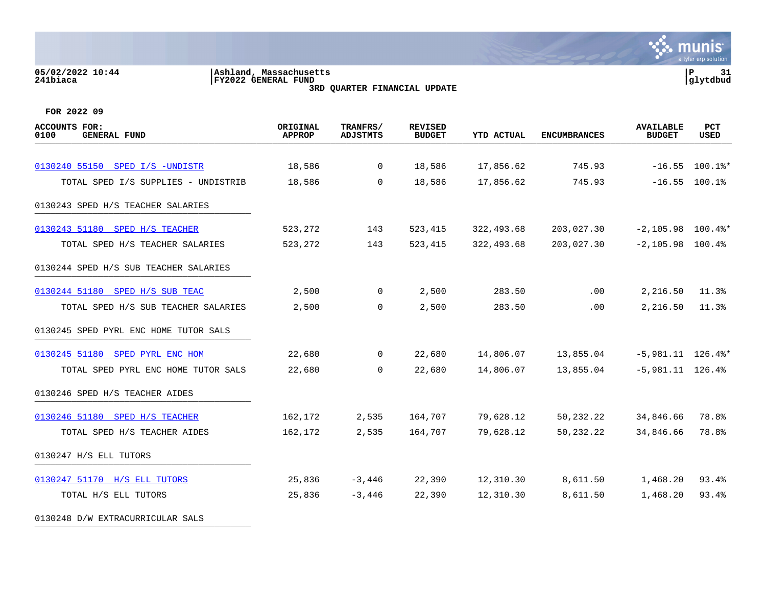05/02/2022 10:44
241biaca

Ashland, Massachusetts
FY2022 GENERAL FUND
3RD QUARTER FINANCIAL UPDATE

P 31
glytdbud

FOR 2022 09

| ACCOUNTS FOR: 0100 GENERAL FUND | ORIGINAL APPROP | TRANFRS/ ADJSTMTS | REVISED BUDGET | YTD ACTUAL | ENCUMBRANCES | AVAILABLE BUDGET | PCT USED |
|---|---|---|---|---|---|---|---|
| 0130240 55150 SPED I/S -UNDISTR | 18,586 | 0 | 18,586 | 17,856.62 | 745.93 | -16.55 | 100.1%* |
| TOTAL SPED I/S SUPPLIES - UNDISTRIB | 18,586 | 0 | 18,586 | 17,856.62 | 745.93 | -16.55 | 100.1% |
| 0130243 SPED H/S TEACHER SALARIES | | | | | | | |
| 0130243 51180 SPED H/S TEACHER | 523,272 | 143 | 523,415 | 322,493.68 | 203,027.30 | -2,105.98 | 100.4%* |
| TOTAL SPED H/S TEACHER SALARIES | 523,272 | 143 | 523,415 | 322,493.68 | 203,027.30 | -2,105.98 | 100.4% |
| 0130244 SPED H/S SUB TEACHER SALARIES | | | | | | | |
| 0130244 51180 SPED H/S SUB TEAC | 2,500 | 0 | 2,500 | 283.50 | .00 | 2,216.50 | 11.3% |
| TOTAL SPED H/S SUB TEACHER SALARIES | 2,500 | 0 | 2,500 | 283.50 | .00 | 2,216.50 | 11.3% |
| 0130245 SPED PYRL ENC HOME TUTOR SALS | | | | | | | |
| 0130245 51180 SPED PYRL ENC HOM | 22,680 | 0 | 22,680 | 14,806.07 | 13,855.04 | -5,981.11 | 126.4%* |
| TOTAL SPED PYRL ENC HOME TUTOR SALS | 22,680 | 0 | 22,680 | 14,806.07 | 13,855.04 | -5,981.11 | 126.4% |
| 0130246 SPED H/S TEACHER AIDES | | | | | | | |
| 0130246 51180 SPED H/S TEACHER | 162,172 | 2,535 | 164,707 | 79,628.12 | 50,232.22 | 34,846.66 | 78.8% |
| TOTAL SPED H/S TEACHER AIDES | 162,172 | 2,535 | 164,707 | 79,628.12 | 50,232.22 | 34,846.66 | 78.8% |
| 0130247 H/S ELL TUTORS | | | | | | | |
| 0130247 51170 H/S ELL TUTORS | 25,836 | -3,446 | 22,390 | 12,310.30 | 8,611.50 | 1,468.20 | 93.4% |
| TOTAL H/S ELL TUTORS | 25,836 | -3,446 | 22,390 | 12,310.30 | 8,611.50 | 1,468.20 | 93.4% |
| 0130248 D/W EXTRACURRICULAR SALS | | | | | | | |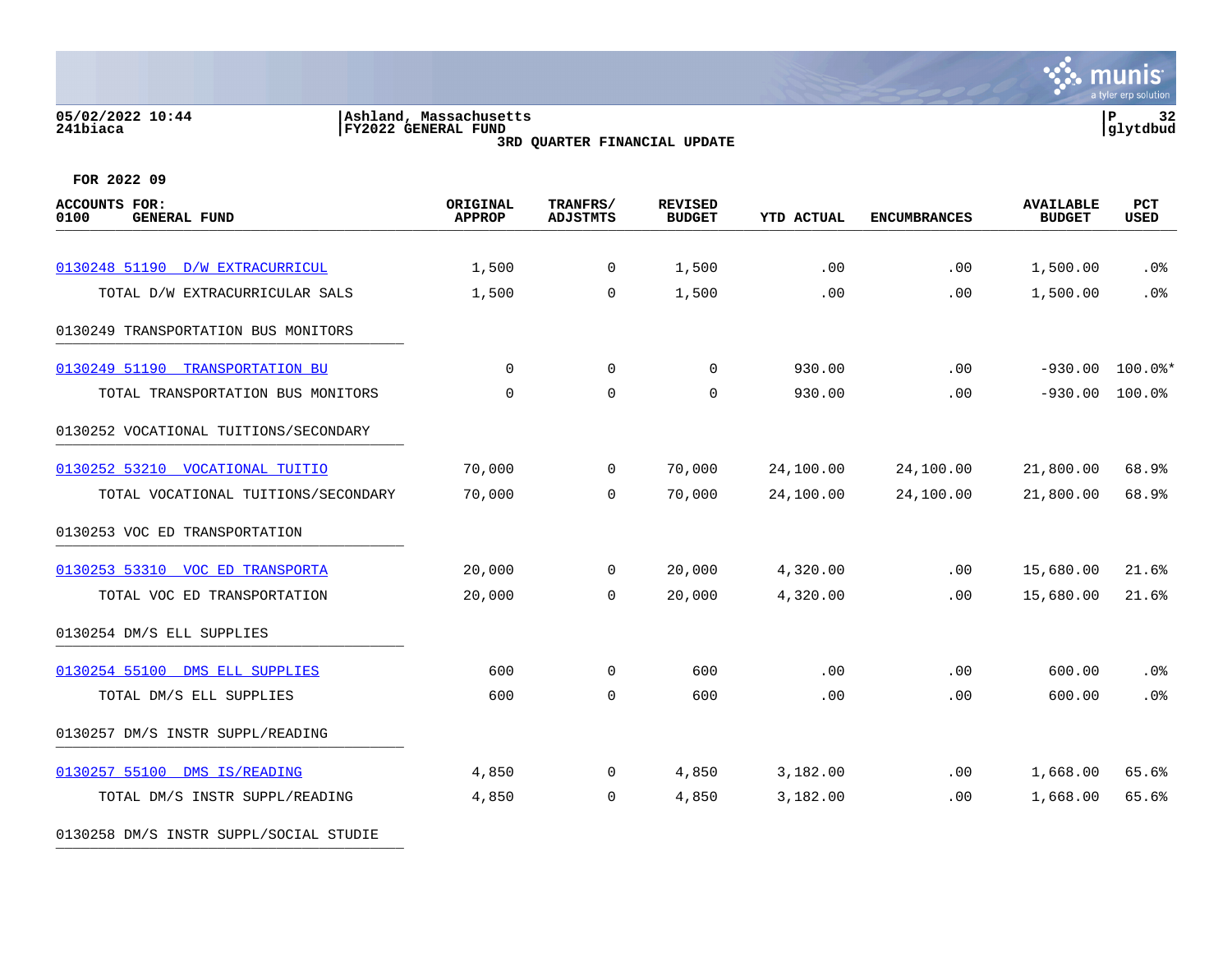05/02/2022 10:44
241biaca

Ashland, Massachusetts
FY2022 GENERAL FUND
3RD QUARTER FINANCIAL UPDATE

glytdbud

FOR 2022 09

| ACCOUNTS FOR: 0100 GENERAL FUND | ORIGINAL APPROP | TRANFRS/ ADJSTMTS | REVISED BUDGET | YTD ACTUAL | ENCUMBRANCES | AVAILABLE BUDGET | PCT USED |
|---|---|---|---|---|---|---|---|
| 0130248 51190 D/W EXTRACURRICUL | 1,500 | 0 | 1,500 | .00 | .00 | 1,500.00 | .0% |
| TOTAL D/W EXTRACURRICULAR SALS | 1,500 | 0 | 1,500 | .00 | .00 | 1,500.00 | .0% |
| 0130249 TRANSPORTATION BUS MONITORS | | | | | | | |
| 0130249 51190 TRANSPORTATION BU | 0 | 0 | 0 | 930.00 | .00 | -930.00 | 100.0%* |
| TOTAL TRANSPORTATION BUS MONITORS | 0 | 0 | 0 | 930.00 | .00 | -930.00 | 100.0% |
| 0130252 VOCATIONAL TUITIONS/SECONDARY | | | | | | | |
| 0130252 53210 VOCATIONAL TUITIO | 70,000 | 0 | 70,000 | 24,100.00 | 24,100.00 | 21,800.00 | 68.9% |
| TOTAL VOCATIONAL TUITIONS/SECONDARY | 70,000 | 0 | 70,000 | 24,100.00 | 24,100.00 | 21,800.00 | 68.9% |
| 0130253 VOC ED TRANSPORTATION | | | | | | | |
| 0130253 53310 VOC ED TRANSPORTA | 20,000 | 0 | 20,000 | 4,320.00 | .00 | 15,680.00 | 21.6% |
| TOTAL VOC ED TRANSPORTATION | 20,000 | 0 | 20,000 | 4,320.00 | .00 | 15,680.00 | 21.6% |
| 0130254 DM/S ELL SUPPLIES | | | | | | | |
| 0130254 55100 DMS ELL SUPPLIES | 600 | 0 | 600 | .00 | .00 | 600.00 | .0% |
| TOTAL DM/S ELL SUPPLIES | 600 | 0 | 600 | .00 | .00 | 600.00 | .0% |
| 0130257 DM/S INSTR SUPPL/READING | | | | | | | |
| 0130257 55100 DMS IS/READING | 4,850 | 0 | 4,850 | 3,182.00 | .00 | 1,668.00 | 65.6% |
| TOTAL DM/S INSTR SUPPL/READING | 4,850 | 0 | 4,850 | 3,182.00 | .00 | 1,668.00 | 65.6% |
| 0130258 DM/S INSTR SUPPL/SOCIAL STUDIE | | | | | | | |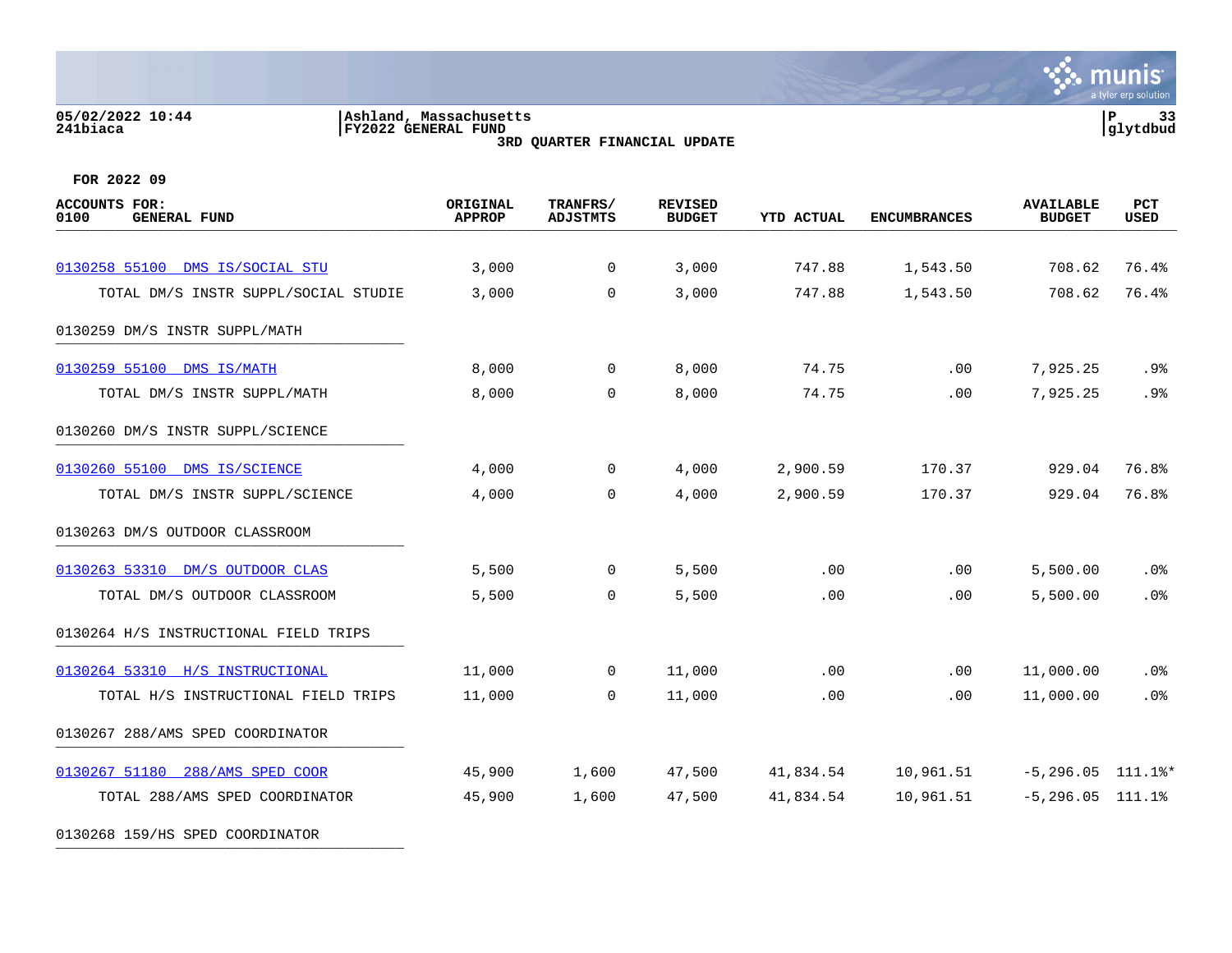05/02/2022 10:44
241biaca

Ashland, Massachusetts
FY2022 GENERAL FUND
3RD QUARTER FINANCIAL UPDATE

P 33
glytdbud

FOR 2022 09

| ACCOUNTS FOR: 0100 GENERAL FUND | ORIGINAL APPROP | TRANFRS/ ADJSTMTS | REVISED BUDGET | YTD ACTUAL | ENCUMBRANCES | AVAILABLE BUDGET | PCT USED |
|---|---|---|---|---|---|---|---|
| 0130258 55100 DMS IS/SOCIAL STU | 3,000 | 0 | 3,000 | 747.88 | 1,543.50 | 708.62 | 76.4% |
| TOTAL DM/S INSTR SUPPL/SOCIAL STUDIE | 3,000 | 0 | 3,000 | 747.88 | 1,543.50 | 708.62 | 76.4% |
| 0130259 DM/S INSTR SUPPL/MATH | | | | | | | |
| 0130259 55100 DMS IS/MATH | 8,000 | 0 | 8,000 | 74.75 | .00 | 7,925.25 | .9% |
| TOTAL DM/S INSTR SUPPL/MATH | 8,000 | 0 | 8,000 | 74.75 | .00 | 7,925.25 | .9% |
| 0130260 DM/S INSTR SUPPL/SCIENCE | | | | | | | |
| 0130260 55100 DMS IS/SCIENCE | 4,000 | 0 | 4,000 | 2,900.59 | 170.37 | 929.04 | 76.8% |
| TOTAL DM/S INSTR SUPPL/SCIENCE | 4,000 | 0 | 4,000 | 2,900.59 | 170.37 | 929.04 | 76.8% |
| 0130263 DM/S OUTDOOR CLASSROOM | | | | | | | |
| 0130263 53310 DM/S OUTDOOR CLAS | 5,500 | 0 | 5,500 | .00 | .00 | 5,500.00 | .0% |
| TOTAL DM/S OUTDOOR CLASSROOM | 5,500 | 0 | 5,500 | .00 | .00 | 5,500.00 | .0% |
| 0130264 H/S INSTRUCTIONAL FIELD TRIPS | | | | | | | |
| 0130264 53310 H/S INSTRUCTIONAL | 11,000 | 0 | 11,000 | .00 | .00 | 11,000.00 | .0% |
| TOTAL H/S INSTRUCTIONAL FIELD TRIPS | 11,000 | 0 | 11,000 | .00 | .00 | 11,000.00 | .0% |
| 0130267 288/AMS SPED COORDINATOR | | | | | | | |
| 0130267 51180 288/AMS SPED COOR | 45,900 | 1,600 | 47,500 | 41,834.54 | 10,961.51 | -5,296.05 | 111.1%* |
| TOTAL 288/AMS SPED COORDINATOR | 45,900 | 1,600 | 47,500 | 41,834.54 | 10,961.51 | -5,296.05 | 111.1% |
| 0130268 159/HS SPED COORDINATOR | | | | | | | |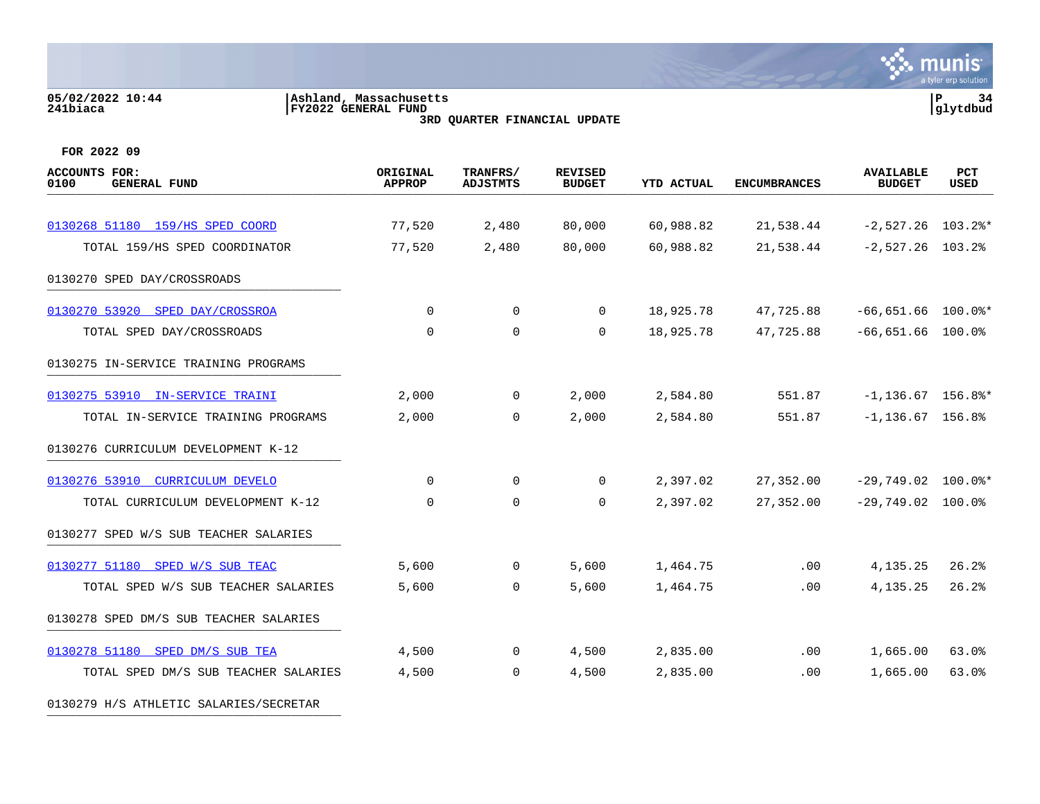05/02/2022 10:44 | Ashland, Massachusetts
241biaca | FY2022 GENERAL FUND

**3RD QUARTER FINANCIAL UPDATE**

**FOR 2022 09**

| ACCOUNTS FOR: 0100 GENERAL FUND | ORIGINAL APPROP | TRANFRS/ ADJSTMTS | REVISED BUDGET | YTD ACTUAL | ENCUMBRANCES | AVAILABLE BUDGET | PCT USED |
|---|---|---|---|---|---|---|---|
| 0130268 51180 159/HS SPED COORD | 77,520 | 2,480 | 80,000 | 60,988.82 | 21,538.44 | -2,527.26 | 103.2%* |
| TOTAL 159/HS SPED COORDINATOR | 77,520 | 2,480 | 80,000 | 60,988.82 | 21,538.44 | -2,527.26 | 103.2% |
| 0130270 SPED DAY/CROSSROADS | | | | | | | |
| 0130270 53920 SPED DAY/CROSSROA | 0 | 0 | 0 | 18,925.78 | 47,725.88 | -66,651.66 | 100.0%* |
| TOTAL SPED DAY/CROSSROADS | 0 | 0 | 0 | 18,925.78 | 47,725.88 | -66,651.66 | 100.0% |
| 0130275 IN-SERVICE TRAINING PROGRAMS | | | | | | | |
| 0130275 53910 IN-SERVICE TRAINI | 2,000 | 0 | 2,000 | 2,584.80 | 551.87 | -1,136.67 | 156.8%* |
| TOTAL IN-SERVICE TRAINING PROGRAMS | 2,000 | 0 | 2,000 | 2,584.80 | 551.87 | -1,136.67 | 156.8% |
| 0130276 CURRICULUM DEVELOPMENT K-12 | | | | | | | |
| 0130276 53910 CURRICULUM DEVELO | 0 | 0 | 0 | 2,397.02 | 27,352.00 | -29,749.02 | 100.0%* |
| TOTAL CURRICULUM DEVELOPMENT K-12 | 0 | 0 | 0 | 2,397.02 | 27,352.00 | -29,749.02 | 100.0% |
| 0130277 SPED W/S SUB TEACHER SALARIES | | | | | | | |
| 0130277 51180 SPED W/S SUB TEAC | 5,600 | 0 | 5,600 | 1,464.75 | .00 | 4,135.25 | 26.2% |
| TOTAL SPED W/S SUB TEACHER SALARIES | 5,600 | 0 | 5,600 | 1,464.75 | .00 | 4,135.25 | 26.2% |
| 0130278 SPED DM/S SUB TEACHER SALARIES | | | | | | | |
| 0130278 51180 SPED DM/S SUB TEA | 4,500 | 0 | 4,500 | 2,835.00 | .00 | 1,665.00 | 63.0% |
| TOTAL SPED DM/S SUB TEACHER SALARIES | 4,500 | 0 | 4,500 | 2,835.00 | .00 | 1,665.00 | 63.0% |
| 0130279 H/S ATHLETIC SALARIES/SECRETAR | | | | | | | |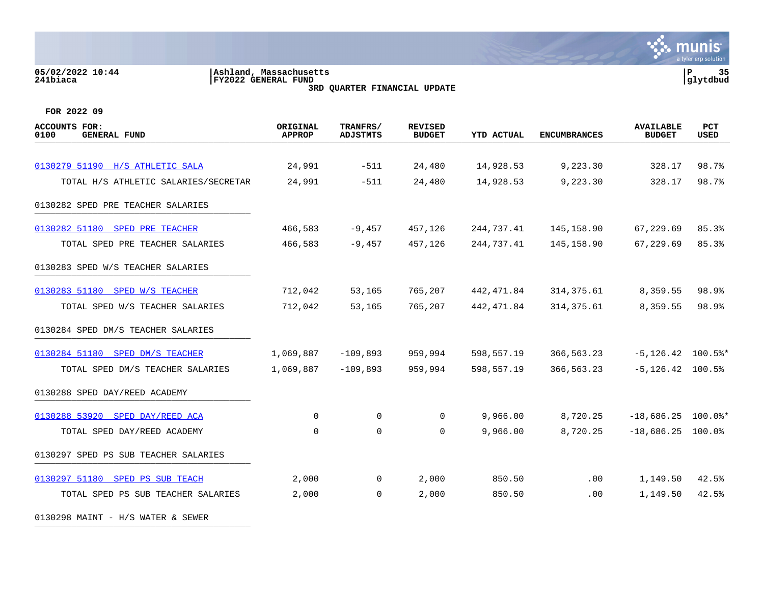FOR 2022 09

| ACCOUNTS FOR: 0100 GENERAL FUND | ORIGINAL APPROP | TRANFRS/ ADJSTMTS | REVISED BUDGET | YTD ACTUAL | ENCUMBRANCES | AVAILABLE BUDGET | PCT USED |
|---|---|---|---|---|---|---|---|
| 0130279 51190 H/S ATHLETIC SALA | 24,991 | -511 | 24,480 | 14,928.53 | 9,223.30 | 328.17 | 98.7% |
| TOTAL H/S ATHLETIC SALARIES/SECRETAR | 24,991 | -511 | 24,480 | 14,928.53 | 9,223.30 | 328.17 | 98.7% |
| 0130282 SPED PRE TEACHER SALARIES | | | | | | | |
| 0130282 51180 SPED PRE TEACHER | 466,583 | -9,457 | 457,126 | 244,737.41 | 145,158.90 | 67,229.69 | 85.3% |
| TOTAL SPED PRE TEACHER SALARIES | 466,583 | -9,457 | 457,126 | 244,737.41 | 145,158.90 | 67,229.69 | 85.3% |
| 0130283 SPED W/S TEACHER SALARIES | | | | | | | |
| 0130283 51180 SPED W/S TEACHER | 712,042 | 53,165 | 765,207 | 442,471.84 | 314,375.61 | 8,359.55 | 98.9% |
| TOTAL SPED W/S TEACHER SALARIES | 712,042 | 53,165 | 765,207 | 442,471.84 | 314,375.61 | 8,359.55 | 98.9% |
| 0130284 SPED DM/S TEACHER SALARIES | | | | | | | |
| 0130284 51180 SPED DM/S TEACHER | 1,069,887 | -109,893 | 959,994 | 598,557.19 | 366,563.23 | -5,126.42 | 100.5%* |
| TOTAL SPED DM/S TEACHER SALARIES | 1,069,887 | -109,893 | 959,994 | 598,557.19 | 366,563.23 | -5,126.42 | 100.5% |
| 0130288 SPED DAY/REED ACADEMY | | | | | | | |
| 0130288 53920 SPED DAY/REED ACA | 0 | 0 | 0 | 9,966.00 | 8,720.25 | -18,686.25 | 100.0%* |
| TOTAL SPED DAY/REED ACADEMY | 0 | 0 | 0 | 9,966.00 | 8,720.25 | -18,686.25 | 100.0% |
| 0130297 SPED PS SUB TEACHER SALARIES | | | | | | | |
| 0130297 51180 SPED PS SUB TEACH | 2,000 | 0 | 2,000 | 850.50 | .00 | 1,149.50 | 42.5% |
| TOTAL SPED PS SUB TEACHER SALARIES | 2,000 | 0 | 2,000 | 850.50 | .00 | 1,149.50 | 42.5% |
| 0130298 MAINT - H/S WATER & SEWER | | | | | | | |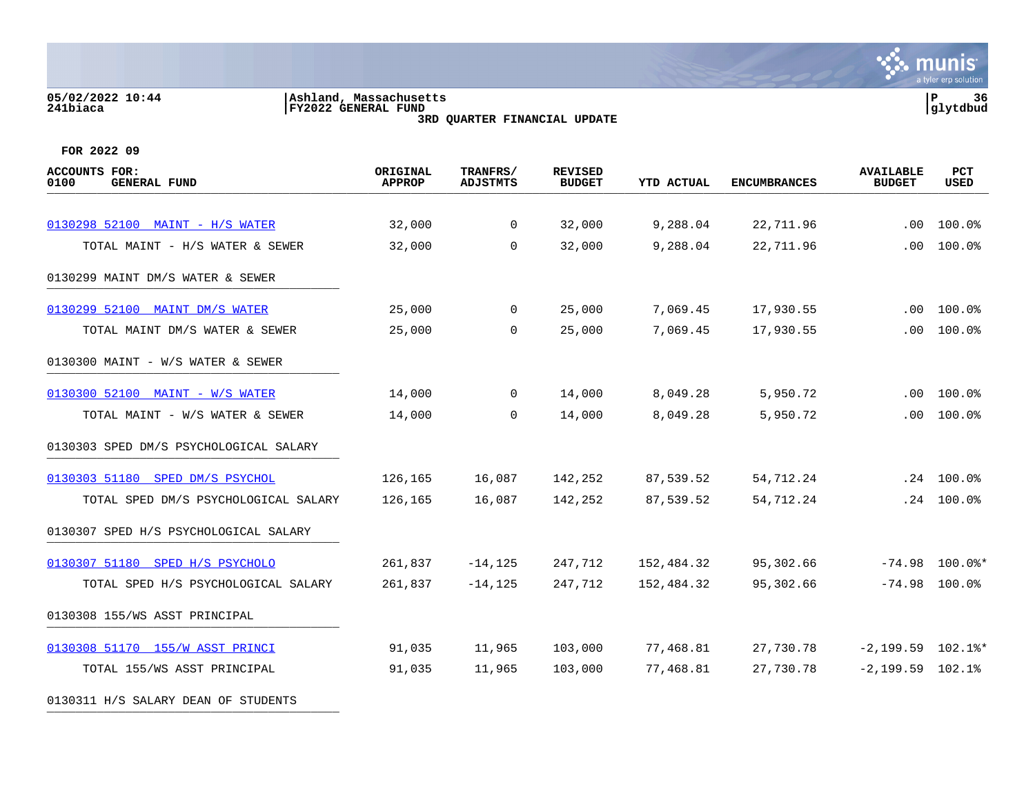05/02/2022 10:44
241biaca

Ashland, Massachusetts
FY2022 GENERAL FUND
3RD QUARTER FINANCIAL UPDATE

**FOR 2022 09**

| ACCOUNTS FOR: 0100 GENERAL FUND | ORIGINAL APPROP | TRANFRS/ ADJSTMTS | REVISED BUDGET | YTD ACTUAL | ENCUMBRANCES | AVAILABLE BUDGET | PCT USED |
|---|---|---|---|---|---|---|---|
| 0130298 52100 MAINT - H/S WATER | 32,000 | 0 | 32,000 | 9,288.04 | 22,711.96 | .00 | 100.0% |
| TOTAL MAINT - H/S WATER & SEWER | 32,000 | 0 | 32,000 | 9,288.04 | 22,711.96 | .00 | 100.0% |
| 0130299 MAINT DM/S WATER & SEWER | | | | | | | |
| 0130299 52100 MAINT DM/S WATER | 25,000 | 0 | 25,000 | 7,069.45 | 17,930.55 | .00 | 100.0% |
| TOTAL MAINT DM/S WATER & SEWER | 25,000 | 0 | 25,000 | 7,069.45 | 17,930.55 | .00 | 100.0% |
| 0130300 MAINT - W/S WATER & SEWER | | | | | | | |
| 0130300 52100 MAINT - W/S WATER | 14,000 | 0 | 14,000 | 8,049.28 | 5,950.72 | .00 | 100.0% |
| TOTAL MAINT - W/S WATER & SEWER | 14,000 | 0 | 14,000 | 8,049.28 | 5,950.72 | .00 | 100.0% |
| 0130303 SPED DM/S PSYCHOLOGICAL SALARY | | | | | | | |
| 0130303 51180 SPED DM/S PSYCHOL | 126,165 | 16,087 | 142,252 | 87,539.52 | 54,712.24 | .24 | 100.0% |
| TOTAL SPED DM/S PSYCHOLOGICAL SALARY | 126,165 | 16,087 | 142,252 | 87,539.52 | 54,712.24 | .24 | 100.0% |
| 0130307 SPED H/S PSYCHOLOGICAL SALARY | | | | | | | |
| 0130307 51180 SPED H/S PSYCHOLO | 261,837 | -14,125 | 247,712 | 152,484.32 | 95,302.66 | -74.98 | 100.0%* |
| TOTAL SPED H/S PSYCHOLOGICAL SALARY | 261,837 | -14,125 | 247,712 | 152,484.32 | 95,302.66 | -74.98 | 100.0% |
| 0130308 155/WS ASST PRINCIPAL | | | | | | | |
| 0130308 51170 155/W ASST PRINCI | 91,035 | 11,965 | 103,000 | 77,468.81 | 27,730.78 | -2,199.59 | 102.1%* |
| TOTAL 155/WS ASST PRINCIPAL | 91,035 | 11,965 | 103,000 | 77,468.81 | 27,730.78 | -2,199.59 | 102.1% |
| 0130311 H/S SALARY DEAN OF STUDENTS | | | | | | | |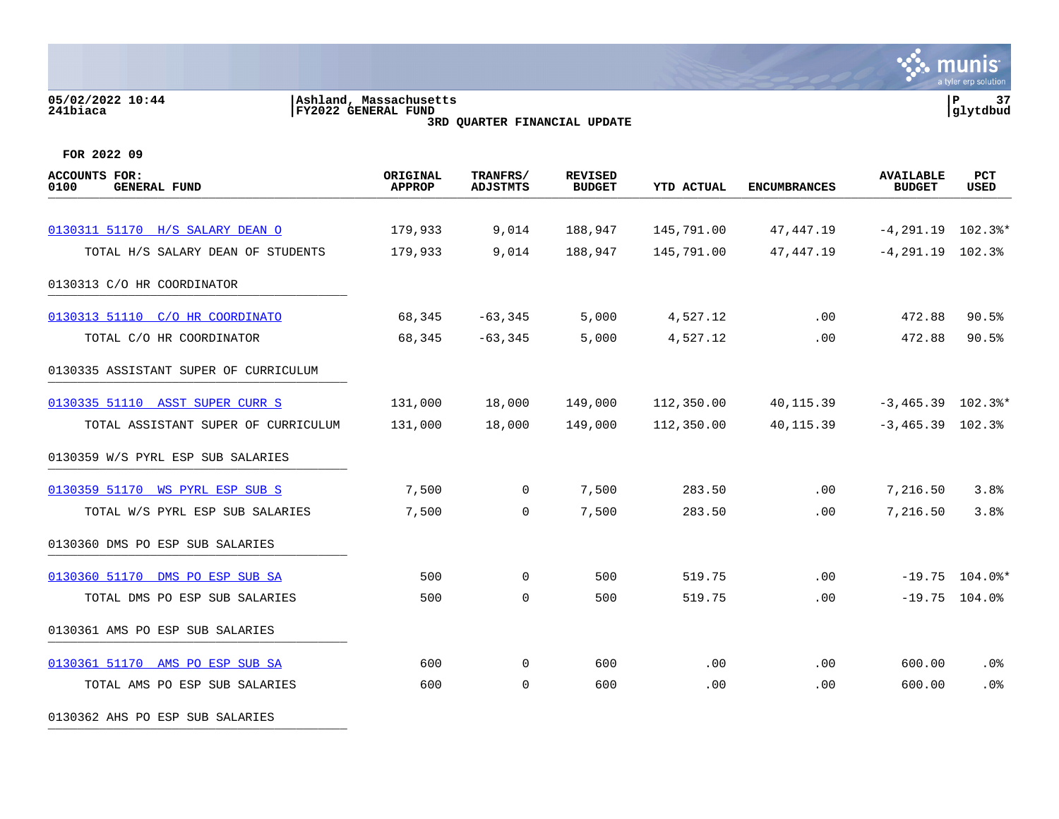05/02/2022 10:44 | Ashland, Massachusetts
241biaca | FY2022 GENERAL FUND | glytdbud

3RD QUARTER FINANCIAL UPDATE

FOR 2022 09

| ACCOUNTS FOR: 0100 GENERAL FUND | ORIGINAL APPROP | TRANFRS/ ADJSTMTS | REVISED BUDGET | YTD ACTUAL | ENCUMBRANCES | AVAILABLE BUDGET | PCT USED |
|---|---|---|---|---|---|---|---|
| 0130311 51170 H/S SALARY DEAN O | 179,933 | 9,014 | 188,947 | 145,791.00 | 47,447.19 | -4,291.19 | 102.3%* |
| TOTAL H/S SALARY DEAN OF STUDENTS | 179,933 | 9,014 | 188,947 | 145,791.00 | 47,447.19 | -4,291.19 | 102.3% |
| 0130313 C/O HR COORDINATOR | | | | | | | |
| 0130313 51110 C/O HR COORDINATO | 68,345 | -63,345 | 5,000 | 4,527.12 | .00 | 472.88 | 90.5% |
| TOTAL C/O HR COORDINATOR | 68,345 | -63,345 | 5,000 | 4,527.12 | .00 | 472.88 | 90.5% |
| 0130335 ASSISTANT SUPER OF CURRICULUM | | | | | | | |
| 0130335 51110 ASST SUPER CURR S | 131,000 | 18,000 | 149,000 | 112,350.00 | 40,115.39 | -3,465.39 | 102.3%* |
| TOTAL ASSISTANT SUPER OF CURRICULUM | 131,000 | 18,000 | 149,000 | 112,350.00 | 40,115.39 | -3,465.39 | 102.3% |
| 0130359 W/S PYRL ESP SUB SALARIES | | | | | | | |
| 0130359 51170 WS PYRL ESP SUB S | 7,500 | 0 | 7,500 | 283.50 | .00 | 7,216.50 | 3.8% |
| TOTAL W/S PYRL ESP SUB SALARIES | 7,500 | 0 | 7,500 | 283.50 | .00 | 7,216.50 | 3.8% |
| 0130360 DMS PO ESP SUB SALARIES | | | | | | | |
| 0130360 51170 DMS PO ESP SUB SA | 500 | 0 | 500 | 519.75 | .00 | -19.75 | 104.0%* |
| TOTAL DMS PO ESP SUB SALARIES | 500 | 0 | 500 | 519.75 | .00 | -19.75 | 104.0% |
| 0130361 AMS PO ESP SUB SALARIES | | | | | | | |
| 0130361 51170 AMS PO ESP SUB SA | 600 | 0 | 600 | .00 | .00 | 600.00 | .0% |
| TOTAL AMS PO ESP SUB SALARIES | 600 | 0 | 600 | .00 | .00 | 600.00 | .0% |
| 0130362 AHS PO ESP SUB SALARIES | | | | | | | |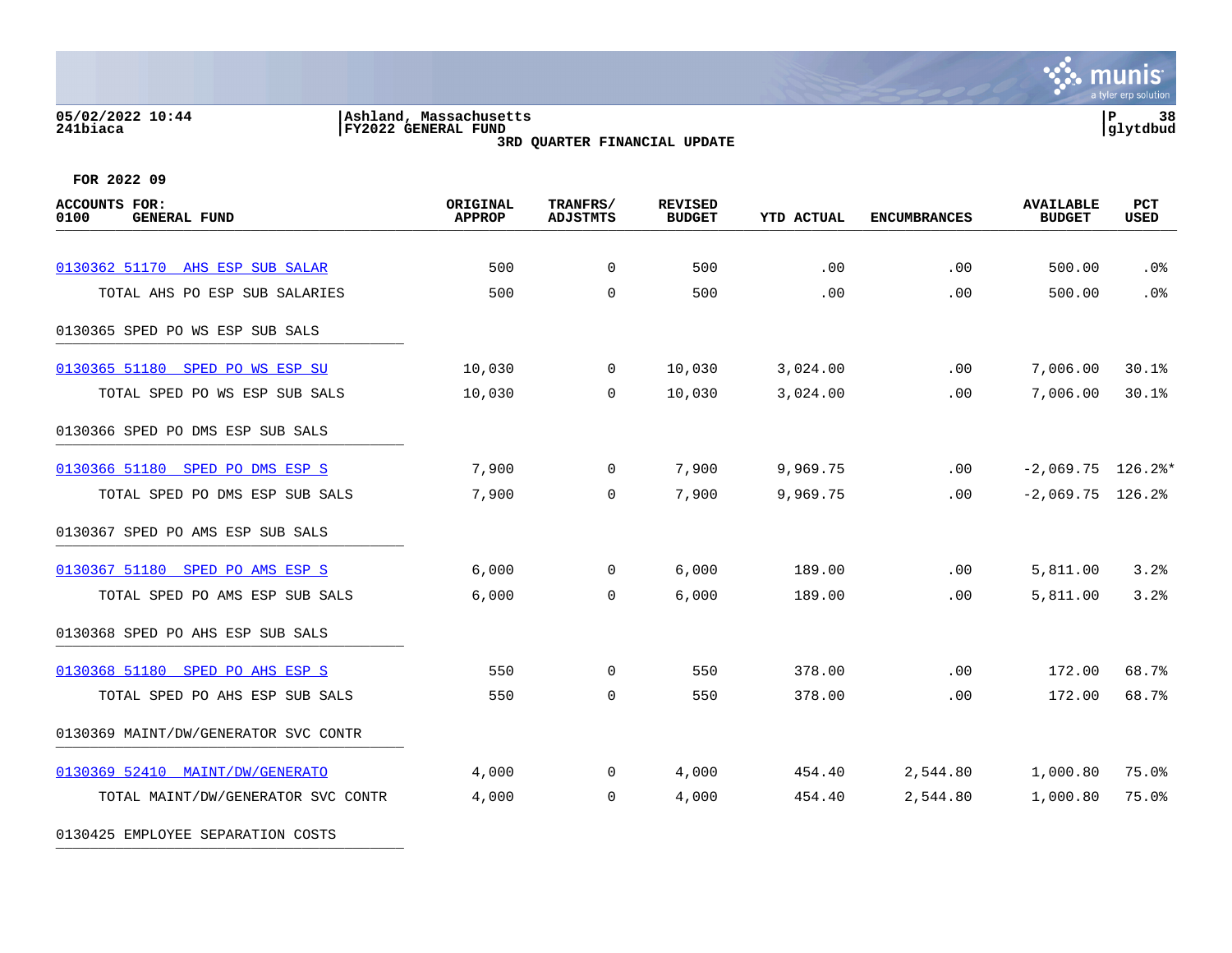05/02/2022 10:44
241biaca

Ashland, Massachusetts
FY2022 GENERAL FUND
3RD QUARTER FINANCIAL UPDATE

glytdbud

FOR 2022 09

| ACCOUNTS FOR: 0100 GENERAL FUND | ORIGINAL APPROP | TRANFRS/ ADJSTMTS | REVISED BUDGET | YTD ACTUAL | ENCUMBRANCES | AVAILABLE BUDGET | PCT USED |
|---|---|---|---|---|---|---|---|
| 0130362 51170 AHS ESP SUB SALAR | 500 | 0 | 500 | .00 | .00 | 500.00 | .0% |
| TOTAL AHS PO ESP SUB SALARIES | 500 | 0 | 500 | .00 | .00 | 500.00 | .0% |
| 0130365 SPED PO WS ESP SUB SALS | | | | | | | |
| 0130365 51180 SPED PO WS ESP SU | 10,030 | 0 | 10,030 | 3,024.00 | .00 | 7,006.00 | 30.1% |
| TOTAL SPED PO WS ESP SUB SALS | 10,030 | 0 | 10,030 | 3,024.00 | .00 | 7,006.00 | 30.1% |
| 0130366 SPED PO DMS ESP SUB SALS | | | | | | | |
| 0130366 51180 SPED PO DMS ESP S | 7,900 | 0 | 7,900 | 9,969.75 | .00 | -2,069.75 | 126.2%* |
| TOTAL SPED PO DMS ESP SUB SALS | 7,900 | 0 | 7,900 | 9,969.75 | .00 | -2,069.75 | 126.2% |
| 0130367 SPED PO AMS ESP SUB SALS | | | | | | | |
| 0130367 51180 SPED PO AMS ESP S | 6,000 | 0 | 6,000 | 189.00 | .00 | 5,811.00 | 3.2% |
| TOTAL SPED PO AMS ESP SUB SALS | 6,000 | 0 | 6,000 | 189.00 | .00 | 5,811.00 | 3.2% |
| 0130368 SPED PO AHS ESP SUB SALS | | | | | | | |
| 0130368 51180 SPED PO AHS ESP S | 550 | 0 | 550 | 378.00 | .00 | 172.00 | 68.7% |
| TOTAL SPED PO AHS ESP SUB SALS | 550 | 0 | 550 | 378.00 | .00 | 172.00 | 68.7% |
| 0130369 MAINT/DW/GENERATOR SVC CONTR | | | | | | | |
| 0130369 52410 MAINT/DW/GENERATO | 4,000 | 0 | 4,000 | 454.40 | 2,544.80 | 1,000.80 | 75.0% |
| TOTAL MAINT/DW/GENERATOR SVC CONTR | 4,000 | 0 | 4,000 | 454.40 | 2,544.80 | 1,000.80 | 75.0% |
| 0130425 EMPLOYEE SEPARATION COSTS | | | | | | | |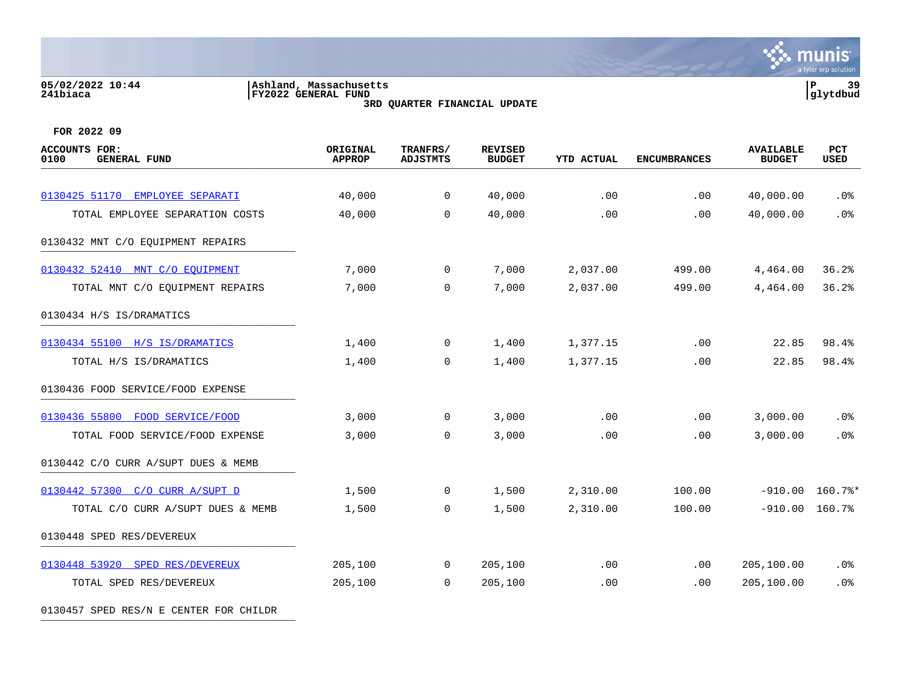05/02/2022 10:44 | Ashland, Massachusetts
241biaca | FY2022 GENERAL FUND

**3RD QUARTER FINANCIAL UPDATE**

FOR 2022 09

| ACCOUNTS FOR: 0100 GENERAL FUND | ORIGINAL APPROP | TRANFRS/ ADJSTMTS | REVISED BUDGET | YTD ACTUAL | ENCUMBRANCES | AVAILABLE BUDGET | PCT USED |
|---|---|---|---|---|---|---|---|
| 0130425 51170 EMPLOYEE SEPARATI | 40,000 | 0 | 40,000 | .00 | .00 | 40,000.00 | .0% |
| TOTAL EMPLOYEE SEPARATION COSTS | 40,000 | 0 | 40,000 | .00 | .00 | 40,000.00 | .0% |
| 0130432 MNT C/O EQUIPMENT REPAIRS | | | | | | | |
| 0130432 52410 MNT C/O EQUIPMENT | 7,000 | 0 | 7,000 | 2,037.00 | 499.00 | 4,464.00 | 36.2% |
| TOTAL MNT C/O EQUIPMENT REPAIRS | 7,000 | 0 | 7,000 | 2,037.00 | 499.00 | 4,464.00 | 36.2% |
| 0130434 H/S IS/DRAMATICS | | | | | | | |
| 0130434 55100 H/S IS/DRAMATICS | 1,400 | 0 | 1,400 | 1,377.15 | .00 | 22.85 | 98.4% |
| TOTAL H/S IS/DRAMATICS | 1,400 | 0 | 1,400 | 1,377.15 | .00 | 22.85 | 98.4% |
| 0130436 FOOD SERVICE/FOOD EXPENSE | | | | | | | |
| 0130436 55800 FOOD SERVICE/FOOD | 3,000 | 0 | 3,000 | .00 | .00 | 3,000.00 | .0% |
| TOTAL FOOD SERVICE/FOOD EXPENSE | 3,000 | 0 | 3,000 | .00 | .00 | 3,000.00 | .0% |
| 0130442 C/O CURR A/SUPT DUES & MEMB | | | | | | | |
| 0130442 57300 C/O CURR A/SUPT D | 1,500 | 0 | 1,500 | 2,310.00 | 100.00 | -910.00 | 160.7%* |
| TOTAL C/O CURR A/SUPT DUES & MEMB | 1,500 | 0 | 1,500 | 2,310.00 | 100.00 | -910.00 | 160.7% |
| 0130448 SPED RES/DEVEREUX | | | | | | | |
| 0130448 53920 SPED RES/DEVEREUX | 205,100 | 0 | 205,100 | .00 | .00 | 205,100.00 | .0% |
| TOTAL SPED RES/DEVEREUX | 205,100 | 0 | 205,100 | .00 | .00 | 205,100.00 | .0% |
| 0130457 SPED RES/N E CENTER FOR CHILDR | | | | | | | |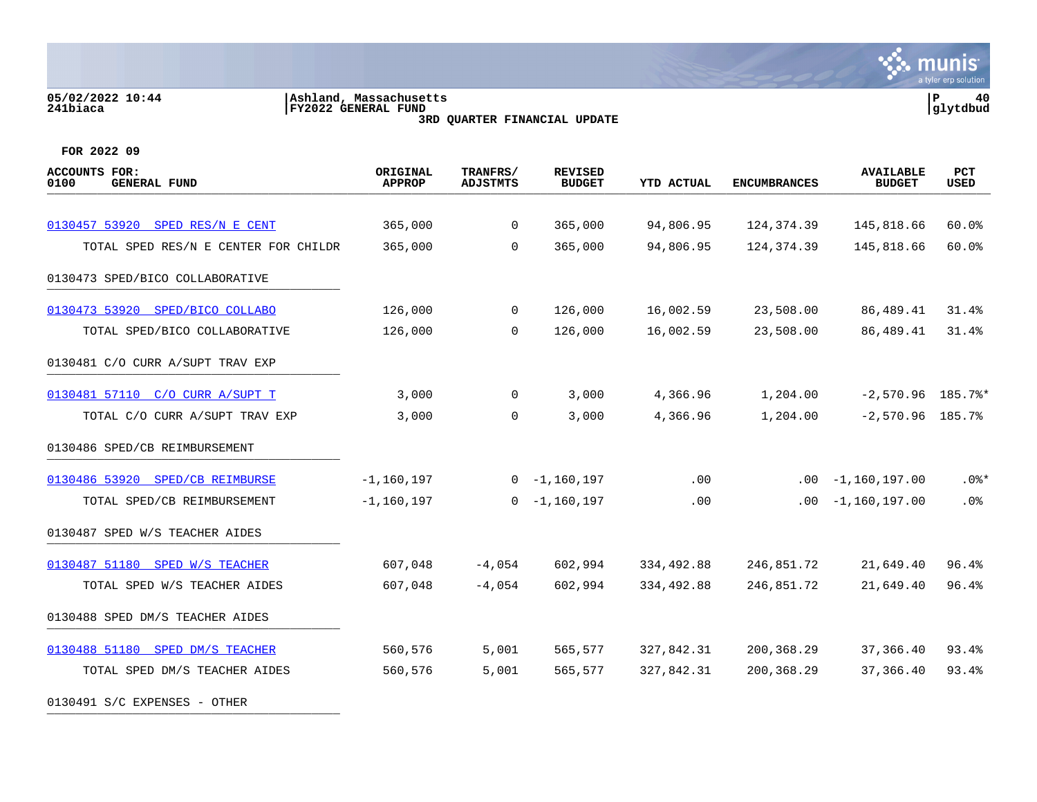05/02/2022 10:44
241biaca

Ashland, Massachusetts
FY2022 GENERAL FUND
3RD QUARTER FINANCIAL UPDATE

glytdbud

FOR 2022 09

| ACCOUNTS FOR: 0100 GENERAL FUND | ORIGINAL APPROP | TRANFRS/ ADJSTMTS | REVISED BUDGET | YTD ACTUAL | ENCUMBRANCES | AVAILABLE BUDGET | PCT USED |
|---|---|---|---|---|---|---|---|
| 0130457 53920 SPED RES/N E CENT | 365,000 | 0 | 365,000 | 94,806.95 | 124,374.39 | 145,818.66 | 60.0% |
| TOTAL SPED RES/N E CENTER FOR CHILDR | 365,000 | 0 | 365,000 | 94,806.95 | 124,374.39 | 145,818.66 | 60.0% |
| 0130473 SPED/BICO COLLABORATIVE | | | | | | | |
| 0130473 53920 SPED/BICO COLLABO | 126,000 | 0 | 126,000 | 16,002.59 | 23,508.00 | 86,489.41 | 31.4% |
| TOTAL SPED/BICO COLLABORATIVE | 126,000 | 0 | 126,000 | 16,002.59 | 23,508.00 | 86,489.41 | 31.4% |
| 0130481 C/O CURR A/SUPT TRAV EXP | | | | | | | |
| 0130481 57110 C/O CURR A/SUPT T | 3,000 | 0 | 3,000 | 4,366.96 | 1,204.00 | -2,570.96 | 185.7%* |
| TOTAL C/O CURR A/SUPT TRAV EXP | 3,000 | 0 | 3,000 | 4,366.96 | 1,204.00 | -2,570.96 | 185.7% |
| 0130486 SPED/CB REIMBURSEMENT | | | | | | | |
| 0130486 53920 SPED/CB REIMBURSE | -1,160,197 | 0 | -1,160,197 | .00 | .00 | -1,160,197.00 | .0%* |
| TOTAL SPED/CB REIMBURSEMENT | -1,160,197 | 0 | -1,160,197 | .00 | .00 | -1,160,197.00 | .0% |
| 0130487 SPED W/S TEACHER AIDES | | | | | | | |
| 0130487 51180 SPED W/S TEACHER | 607,048 | -4,054 | 602,994 | 334,492.88 | 246,851.72 | 21,649.40 | 96.4% |
| TOTAL SPED W/S TEACHER AIDES | 607,048 | -4,054 | 602,994 | 334,492.88 | 246,851.72 | 21,649.40 | 96.4% |
| 0130488 SPED DM/S TEACHER AIDES | | | | | | | |
| 0130488 51180 SPED DM/S TEACHER | 560,576 | 5,001 | 565,577 | 327,842.31 | 200,368.29 | 37,366.40 | 93.4% |
| TOTAL SPED DM/S TEACHER AIDES | 560,576 | 5,001 | 565,577 | 327,842.31 | 200,368.29 | 37,366.40 | 93.4% |
| 0130491 S/C EXPENSES - OTHER | | | | | | | |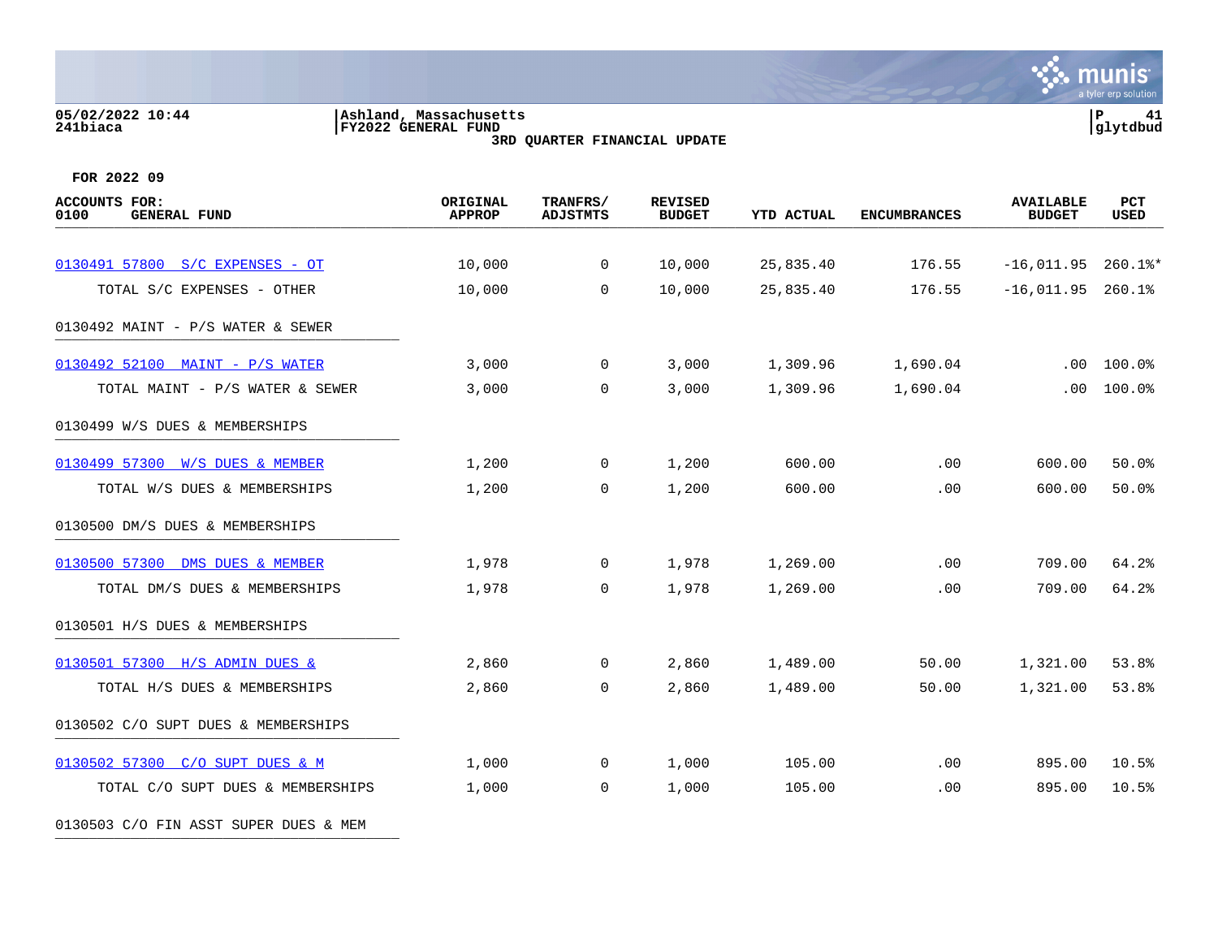05/02/2022 10:44 | Ashland, Massachusetts
241biaca | FY2022 GENERAL FUND

**3RD QUARTER FINANCIAL UPDATE**

**FOR 2022 09**

| ACCOUNTS FOR: 0100 GENERAL FUND | ORIGINAL APPROP | TRANFRS/ ADJSTMTS | REVISED BUDGET | YTD ACTUAL | ENCUMBRANCES | AVAILABLE BUDGET | PCT USED |
|---|---|---|---|---|---|---|---|
| 0130491 57800 S/C EXPENSES - OT | 10,000 | 0 | 10,000 | 25,835.40 | 176.55 | -16,011.95 | 260.1%* |
| TOTAL S/C EXPENSES - OTHER | 10,000 | 0 | 10,000 | 25,835.40 | 176.55 | -16,011.95 | 260.1% |
| 0130492 MAINT - P/S WATER & SEWER | | | | | | | |
| 0130492 52100 MAINT - P/S WATER | 3,000 | 0 | 3,000 | 1,309.96 | 1,690.04 | .00 | 100.0% |
| TOTAL MAINT - P/S WATER & SEWER | 3,000 | 0 | 3,000 | 1,309.96 | 1,690.04 | .00 | 100.0% |
| 0130499 W/S DUES & MEMBERSHIPS | | | | | | | |
| 0130499 57300 W/S DUES & MEMBER | 1,200 | 0 | 1,200 | 600.00 | .00 | 600.00 | 50.0% |
| TOTAL W/S DUES & MEMBERSHIPS | 1,200 | 0 | 1,200 | 600.00 | .00 | 600.00 | 50.0% |
| 0130500 DM/S DUES & MEMBERSHIPS | | | | | | | |
| 0130500 57300 DMS DUES & MEMBER | 1,978 | 0 | 1,978 | 1,269.00 | .00 | 709.00 | 64.2% |
| TOTAL DM/S DUES & MEMBERSHIPS | 1,978 | 0 | 1,978 | 1,269.00 | .00 | 709.00 | 64.2% |
| 0130501 H/S DUES & MEMBERSHIPS | | | | | | | |
| 0130501 57300 H/S ADMIN DUES & | 2,860 | 0 | 2,860 | 1,489.00 | 50.00 | 1,321.00 | 53.8% |
| TOTAL H/S DUES & MEMBERSHIPS | 2,860 | 0 | 2,860 | 1,489.00 | 50.00 | 1,321.00 | 53.8% |
| 0130502 C/O SUPT DUES & MEMBERSHIPS | | | | | | | |
| 0130502 57300 C/O SUPT DUES & M | 1,000 | 0 | 1,000 | 105.00 | .00 | 895.00 | 10.5% |
| TOTAL C/O SUPT DUES & MEMBERSHIPS | 1,000 | 0 | 1,000 | 105.00 | .00 | 895.00 | 10.5% |
| 0130503 C/O FIN ASST SUPER DUES & MEM | | | | | | | |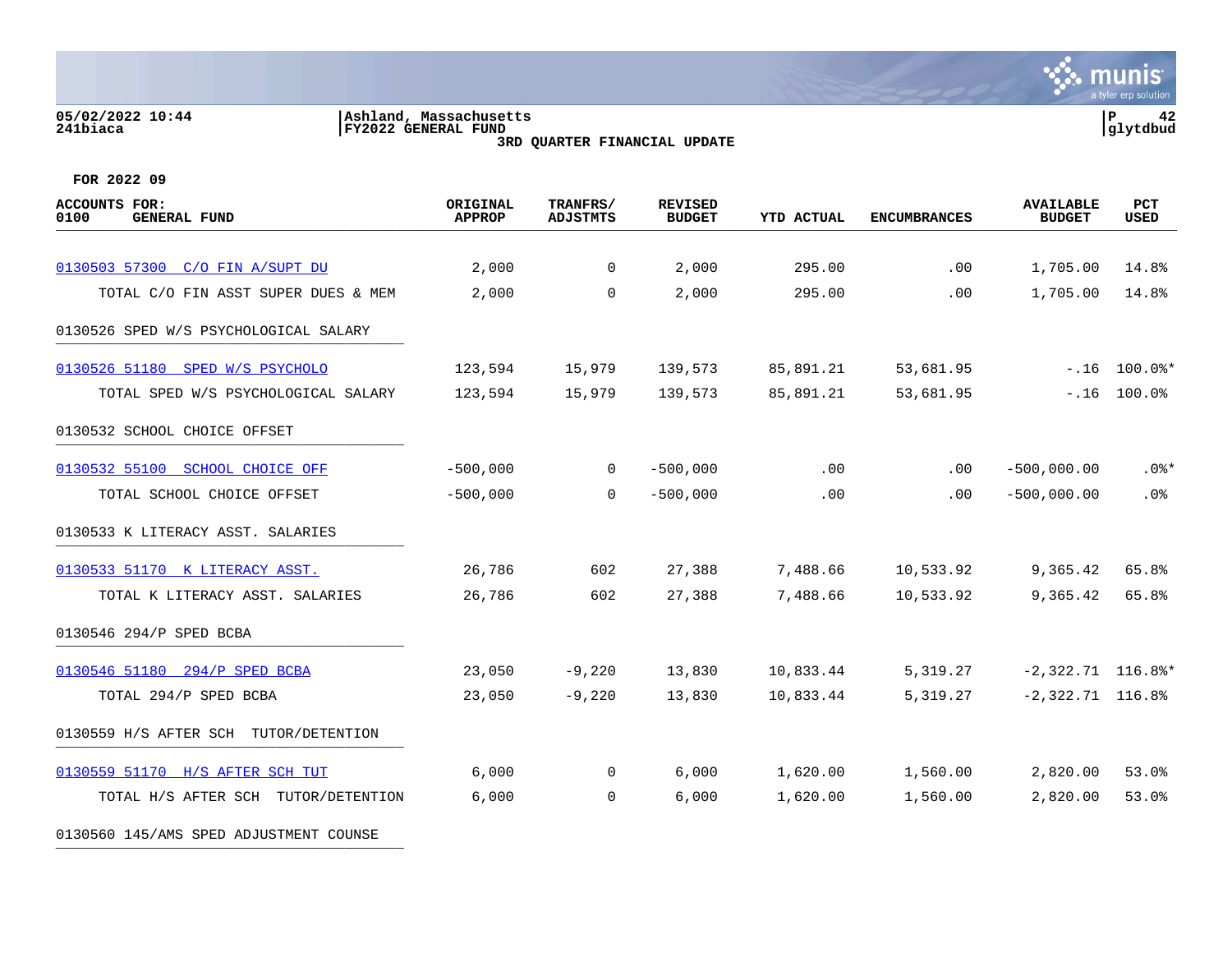05/02/2022 10:44 | Ashland, Massachusetts
241biaca | FY2022 GENERAL FUND

3RD QUARTER FINANCIAL UPDATE

FOR 2022 09

| ACCOUNTS FOR: 0100 GENERAL FUND | ORIGINAL APPROP | TRANFRS/ ADJSTMTS | REVISED BUDGET | YTD ACTUAL | ENCUMBRANCES | AVAILABLE BUDGET | PCT USED |
|---|---|---|---|---|---|---|---|
| 0130503 57300 C/O FIN A/SUPT DU | 2,000 | 0 | 2,000 | 295.00 | .00 | 1,705.00 | 14.8% |
| TOTAL C/O FIN ASST SUPER DUES & MEM | 2,000 | 0 | 2,000 | 295.00 | .00 | 1,705.00 | 14.8% |
| 0130526 SPED W/S PSYCHOLOGICAL SALARY | | | | | | | |
| 0130526 51180 SPED W/S PSYCHOLO | 123,594 | 15,979 | 139,573 | 85,891.21 | 53,681.95 | -.16 | 100.0%* |
| TOTAL SPED W/S PSYCHOLOGICAL SALARY | 123,594 | 15,979 | 139,573 | 85,891.21 | 53,681.95 | -.16 | 100.0% |
| 0130532 SCHOOL CHOICE OFFSET | | | | | | | |
| 0130532 55100 SCHOOL CHOICE OFF | -500,000 | 0 | -500,000 | .00 | .00 | -500,000.00 | .0%* |
| TOTAL SCHOOL CHOICE OFFSET | -500,000 | 0 | -500,000 | .00 | .00 | -500,000.00 | .0% |
| 0130533 K LITERACY ASST. SALARIES | | | | | | | |
| 0130533 51170 K LITERACY ASST. | 26,786 | 602 | 27,388 | 7,488.66 | 10,533.92 | 9,365.42 | 65.8% |
| TOTAL K LITERACY ASST. SALARIES | 26,786 | 602 | 27,388 | 7,488.66 | 10,533.92 | 9,365.42 | 65.8% |
| 0130546 294/P SPED BCBA | | | | | | | |
| 0130546 51180 294/P SPED BCBA | 23,050 | -9,220 | 13,830 | 10,833.44 | 5,319.27 | -2,322.71 | 116.8%* |
| TOTAL 294/P SPED BCBA | 23,050 | -9,220 | 13,830 | 10,833.44 | 5,319.27 | -2,322.71 | 116.8% |
| 0130559 H/S AFTER SCH TUTOR/DETENTION | | | | | | | |
| 0130559 51170 H/S AFTER SCH TUT | 6,000 | 0 | 6,000 | 1,620.00 | 1,560.00 | 2,820.00 | 53.0% |
| TOTAL H/S AFTER SCH TUTOR/DETENTION | 6,000 | 0 | 6,000 | 1,620.00 | 1,560.00 | 2,820.00 | 53.0% |
| 0130560 145/AMS SPED ADJUSTMENT COUNSE | | | | | | | |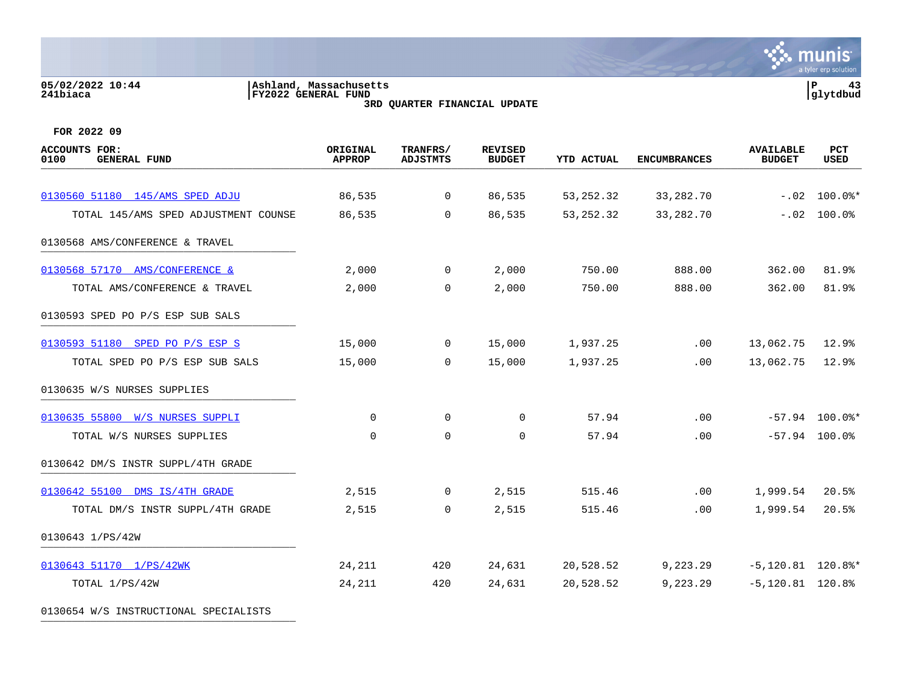05/02/2022 10:44 | Ashland, Massachusetts
241biaca | FY2022 GENERAL FUND

**3RD QUARTER FINANCIAL UPDATE**

**FOR 2022 09**

| ACCOUNTS FOR: 0100 GENERAL FUND | ORIGINAL APPROP | TRANFRS/ ADJSTMTS | REVISED BUDGET | YTD ACTUAL | ENCUMBRANCES | AVAILABLE BUDGET | PCT USED |
|---|---|---|---|---|---|---|---|
| 0130560 51180 145/AMS SPED ADJU | 86,535 | 0 | 86,535 | 53,252.32 | 33,282.70 | -.02 | 100.0%* |
| TOTAL 145/AMS SPED ADJUSTMENT COUNSE | 86,535 | 0 | 86,535 | 53,252.32 | 33,282.70 | -.02 | 100.0% |
| 0130568 AMS/CONFERENCE & TRAVEL | | | | | | | |
| 0130568 57170 AMS/CONFERENCE & | 2,000 | 0 | 2,000 | 750.00 | 888.00 | 362.00 | 81.9% |
| TOTAL AMS/CONFERENCE & TRAVEL | 2,000 | 0 | 2,000 | 750.00 | 888.00 | 362.00 | 81.9% |
| 0130593 SPED PO P/S ESP SUB SALS | | | | | | | |
| 0130593 51180 SPED PO P/S ESP S | 15,000 | 0 | 15,000 | 1,937.25 | .00 | 13,062.75 | 12.9% |
| TOTAL SPED PO P/S ESP SUB SALS | 15,000 | 0 | 15,000 | 1,937.25 | .00 | 13,062.75 | 12.9% |
| 0130635 W/S NURSES SUPPLIES | | | | | | | |
| 0130635 55800 W/S NURSES SUPPLI | 0 | 0 | 0 | 57.94 | .00 | -57.94 | 100.0%* |
| TOTAL W/S NURSES SUPPLIES | 0 | 0 | 0 | 57.94 | .00 | -57.94 | 100.0% |
| 0130642 DM/S INSTR SUPPL/4TH GRADE | | | | | | | |
| 0130642 55100 DMS IS/4TH GRADE | 2,515 | 0 | 2,515 | 515.46 | .00 | 1,999.54 | 20.5% |
| TOTAL DM/S INSTR SUPPL/4TH GRADE | 2,515 | 0 | 2,515 | 515.46 | .00 | 1,999.54 | 20.5% |
| 0130643 1/PS/42W | | | | | | | |
| 0130643 51170 1/PS/42WK | 24,211 | 420 | 24,631 | 20,528.52 | 9,223.29 | -5,120.81 | 120.8%* |
| TOTAL 1/PS/42W | 24,211 | 420 | 24,631 | 20,528.52 | 9,223.29 | -5,120.81 | 120.8% |
| 0130654 W/S INSTRUCTIONAL SPECIALISTS | | | | | | | |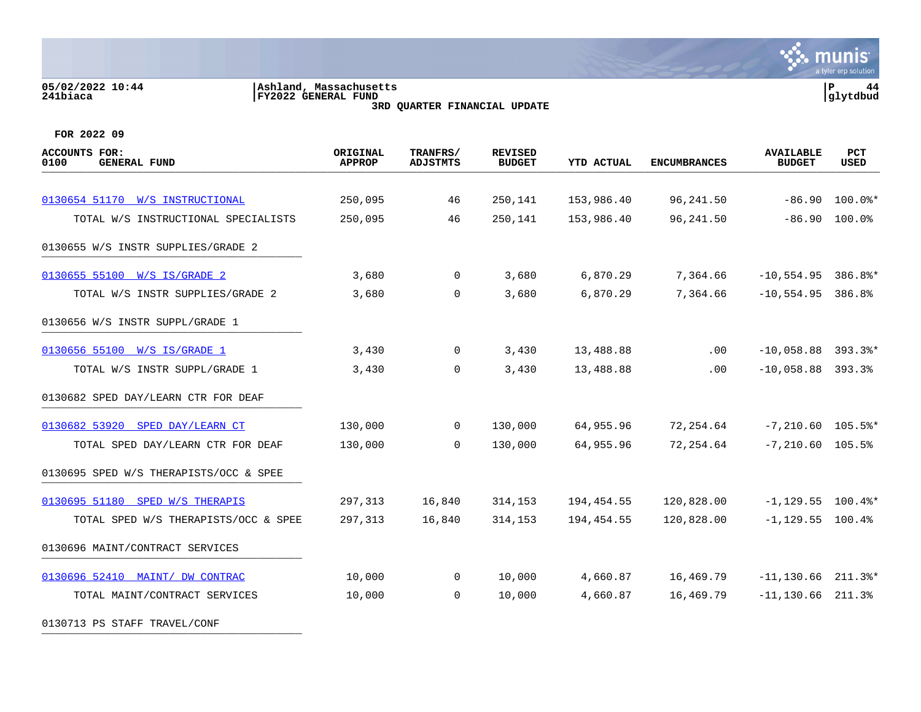Ashland, Massachusetts
FY2022 GENERAL FUND
3RD QUARTER FINANCIAL UPDATE

05/02/2022 10:44
241biaca

glytdbud

FOR 2022 09

| ACCOUNTS FOR: 0100 GENERAL FUND | ORIGINAL APPROP | TRANFRS/ ADJSTMTS | REVISED BUDGET | YTD ACTUAL | ENCUMBRANCES | AVAILABLE BUDGET | PCT USED |
|---|---|---|---|---|---|---|---|
| 0130654 51170 W/S INSTRUCTIONAL | 250,095 | 46 | 250,141 | 153,986.40 | 96,241.50 | -86.90 | 100.0%* |
| TOTAL W/S INSTRUCTIONAL SPECIALISTS | 250,095 | 46 | 250,141 | 153,986.40 | 96,241.50 | -86.90 | 100.0% |
| 0130655 W/S INSTR SUPPLIES/GRADE 2 | | | | | | | |
| 0130655 55100 W/S IS/GRADE 2 | 3,680 | 0 | 3,680 | 6,870.29 | 7,364.66 | -10,554.95 | 386.8%* |
| TOTAL W/S INSTR SUPPLIES/GRADE 2 | 3,680 | 0 | 3,680 | 6,870.29 | 7,364.66 | -10,554.95 | 386.8% |
| 0130656 W/S INSTR SUPPL/GRADE 1 | | | | | | | |
| 0130656 55100 W/S IS/GRADE 1 | 3,430 | 0 | 3,430 | 13,488.88 | .00 | -10,058.88 | 393.3%* |
| TOTAL W/S INSTR SUPPL/GRADE 1 | 3,430 | 0 | 3,430 | 13,488.88 | .00 | -10,058.88 | 393.3% |
| 0130682 SPED DAY/LEARN CTR FOR DEAF | | | | | | | |
| 0130682 53920 SPED DAY/LEARN CT | 130,000 | 0 | 130,000 | 64,955.96 | 72,254.64 | -7,210.60 | 105.5%* |
| TOTAL SPED DAY/LEARN CTR FOR DEAF | 130,000 | 0 | 130,000 | 64,955.96 | 72,254.64 | -7,210.60 | 105.5% |
| 0130695 SPED W/S THERAPISTS/OCC & SPEE | | | | | | | |
| 0130695 51180 SPED W/S THERAPIS | 297,313 | 16,840 | 314,153 | 194,454.55 | 120,828.00 | -1,129.55 | 100.4%* |
| TOTAL SPED W/S THERAPISTS/OCC & SPEE | 297,313 | 16,840 | 314,153 | 194,454.55 | 120,828.00 | -1,129.55 | 100.4% |
| 0130696 MAINT/CONTRACT SERVICES | | | | | | | |
| 0130696 52410 MAINT/ DW CONTRAC | 10,000 | 0 | 10,000 | 4,660.87 | 16,469.79 | -11,130.66 | 211.3%* |
| TOTAL MAINT/CONTRACT SERVICES | 10,000 | 0 | 10,000 | 4,660.87 | 16,469.79 | -11,130.66 | 211.3% |
| 0130713 PS STAFF TRAVEL/CONF | | | | | | | |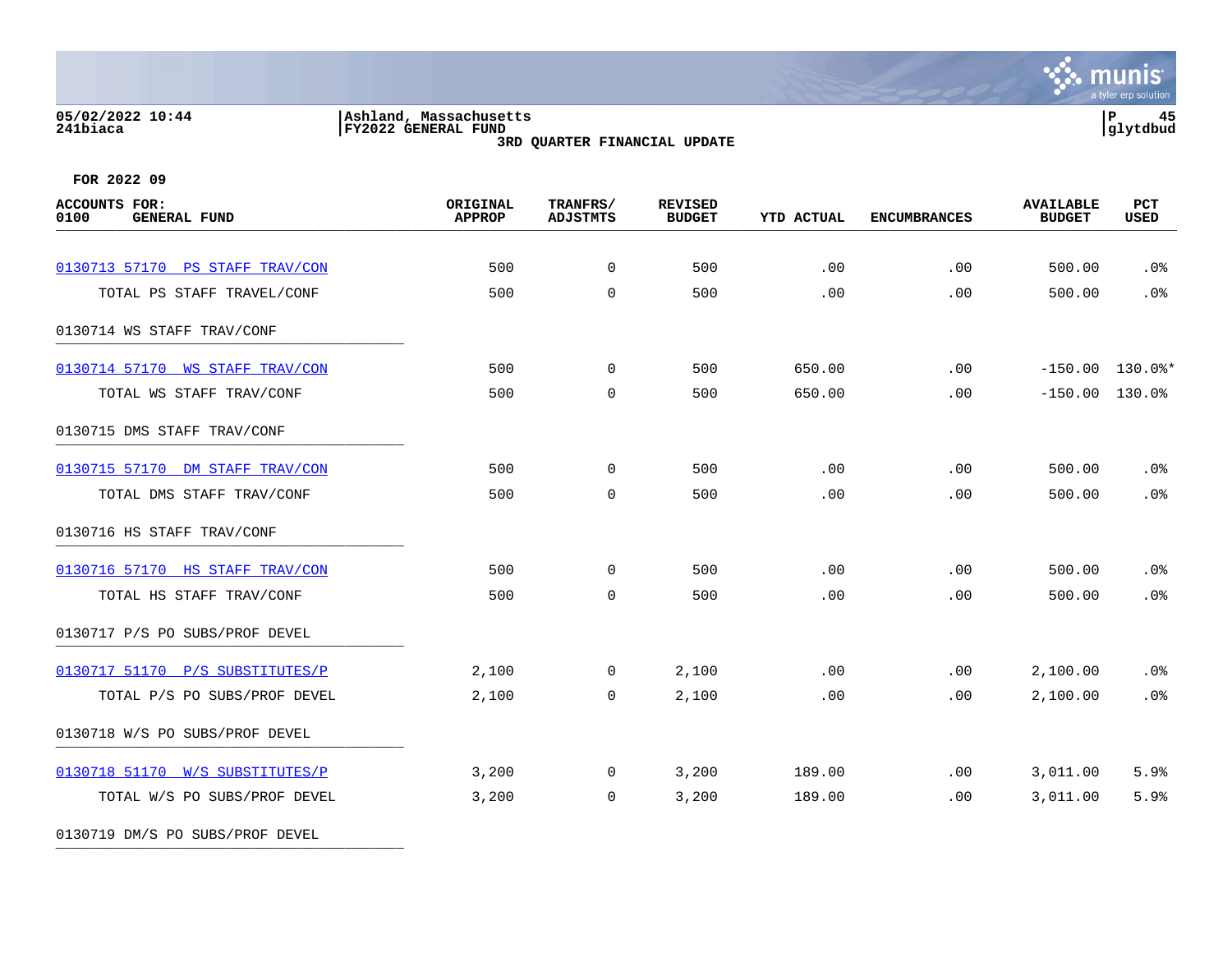05/02/2022 10:44
241biaca

Ashland, Massachusetts
FY2022 GENERAL FUND
3RD QUARTER FINANCIAL UPDATE

P 45
glytdbud

FOR 2022 09

| ACCOUNTS FOR: 0100 GENERAL FUND | ORIGINAL APPROP | TRANFRS/ ADJSTMTS | REVISED BUDGET | YTD ACTUAL | ENCUMBRANCES | AVAILABLE BUDGET | PCT USED |
|---|---|---|---|---|---|---|---|
| 0130713 57170 PS STAFF TRAV/CON | 500 | 0 | 500 | .00 | .00 | 500.00 | .0% |
| TOTAL PS STAFF TRAVEL/CONF | 500 | 0 | 500 | .00 | .00 | 500.00 | .0% |
| 0130714 WS STAFF TRAV/CONF | | | | | | | |
| 0130714 57170 WS STAFF TRAV/CON | 500 | 0 | 500 | 650.00 | .00 | -150.00 | 130.0%* |
| TOTAL WS STAFF TRAV/CONF | 500 | 0 | 500 | 650.00 | .00 | -150.00 | 130.0% |
| 0130715 DMS STAFF TRAV/CONF | | | | | | | |
| 0130715 57170 DM STAFF TRAV/CON | 500 | 0 | 500 | .00 | .00 | 500.00 | .0% |
| TOTAL DMS STAFF TRAV/CONF | 500 | 0 | 500 | .00 | .00 | 500.00 | .0% |
| 0130716 HS STAFF TRAV/CONF | | | | | | | |
| 0130716 57170 HS STAFF TRAV/CON | 500 | 0 | 500 | .00 | .00 | 500.00 | .0% |
| TOTAL HS STAFF TRAV/CONF | 500 | 0 | 500 | .00 | .00 | 500.00 | .0% |
| 0130717 P/S PO SUBS/PROF DEVEL | | | | | | | |
| 0130717 51170 P/S SUBSTITUTES/P | 2,100 | 0 | 2,100 | .00 | .00 | 2,100.00 | .0% |
| TOTAL P/S PO SUBS/PROF DEVEL | 2,100 | 0 | 2,100 | .00 | .00 | 2,100.00 | .0% |
| 0130718 W/S PO SUBS/PROF DEVEL | | | | | | | |
| 0130718 51170 W/S SUBSTITUTES/P | 3,200 | 0 | 3,200 | 189.00 | .00 | 3,011.00 | 5.9% |
| TOTAL W/S PO SUBS/PROF DEVEL | 3,200 | 0 | 3,200 | 189.00 | .00 | 3,011.00 | 5.9% |
| 0130719 DM/S PO SUBS/PROF DEVEL | | | | | | | |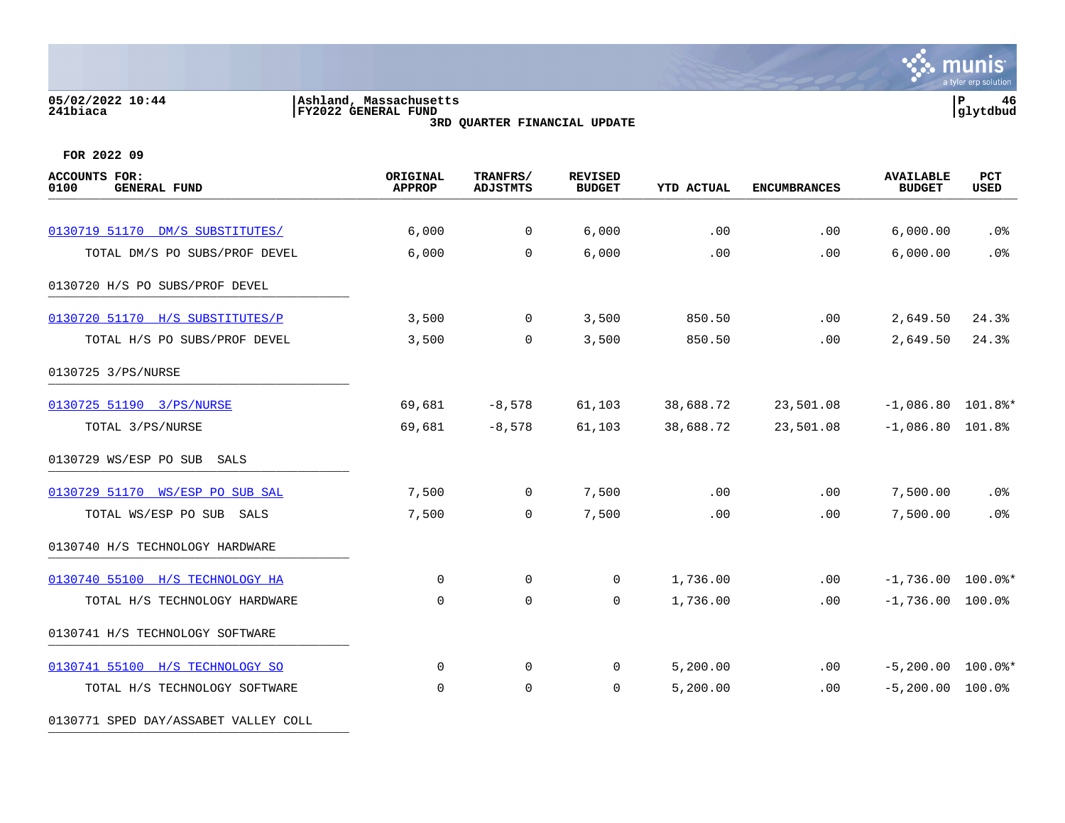05/02/2022 10:44
241biaca

Ashland, Massachusetts
FY2022 GENERAL FUND
3RD QUARTER FINANCIAL UPDATE

P 46
glytdbud

FOR 2022 09

| ACCOUNTS FOR: 0100 GENERAL FUND | ORIGINAL APPROP | TRANFRS/ ADJSTMTS | REVISED BUDGET | YTD ACTUAL | ENCUMBRANCES | AVAILABLE BUDGET | PCT USED |
|---|---|---|---|---|---|---|---|
| 0130719 51170 DM/S SUBSTITUTES/ | 6,000 | 0 | 6,000 | .00 | .00 | 6,000.00 | .0% |
| TOTAL DM/S PO SUBS/PROF DEVEL | 6,000 | 0 | 6,000 | .00 | .00 | 6,000.00 | .0% |
| 0130720 H/S PO SUBS/PROF DEVEL | | | | | | | |
| 0130720 51170 H/S SUBSTITUTES/P | 3,500 | 0 | 3,500 | 850.50 | .00 | 2,649.50 | 24.3% |
| TOTAL H/S PO SUBS/PROF DEVEL | 3,500 | 0 | 3,500 | 850.50 | .00 | 2,649.50 | 24.3% |
| 0130725 3/PS/NURSE | | | | | | | |
| 0130725 51190 3/PS/NURSE | 69,681 | -8,578 | 61,103 | 38,688.72 | 23,501.08 | -1,086.80 | 101.8%* |
| TOTAL 3/PS/NURSE | 69,681 | -8,578 | 61,103 | 38,688.72 | 23,501.08 | -1,086.80 | 101.8% |
| 0130729 WS/ESP PO SUB SALS | | | | | | | |
| 0130729 51170 WS/ESP PO SUB SAL | 7,500 | 0 | 7,500 | .00 | .00 | 7,500.00 | .0% |
| TOTAL WS/ESP PO SUB SALS | 7,500 | 0 | 7,500 | .00 | .00 | 7,500.00 | .0% |
| 0130740 H/S TECHNOLOGY HARDWARE | | | | | | | |
| 0130740 55100 H/S TECHNOLOGY HA | 0 | 0 | 0 | 1,736.00 | .00 | -1,736.00 | 100.0%* |
| TOTAL H/S TECHNOLOGY HARDWARE | 0 | 0 | 0 | 1,736.00 | .00 | -1,736.00 | 100.0% |
| 0130741 H/S TECHNOLOGY SOFTWARE | | | | | | | |
| 0130741 55100 H/S TECHNOLOGY SO | 0 | 0 | 0 | 5,200.00 | .00 | -5,200.00 | 100.0%* |
| TOTAL H/S TECHNOLOGY SOFTWARE | 0 | 0 | 0 | 5,200.00 | .00 | -5,200.00 | 100.0% |
| 0130771 SPED DAY/ASSABET VALLEY COLL | | | | | | | |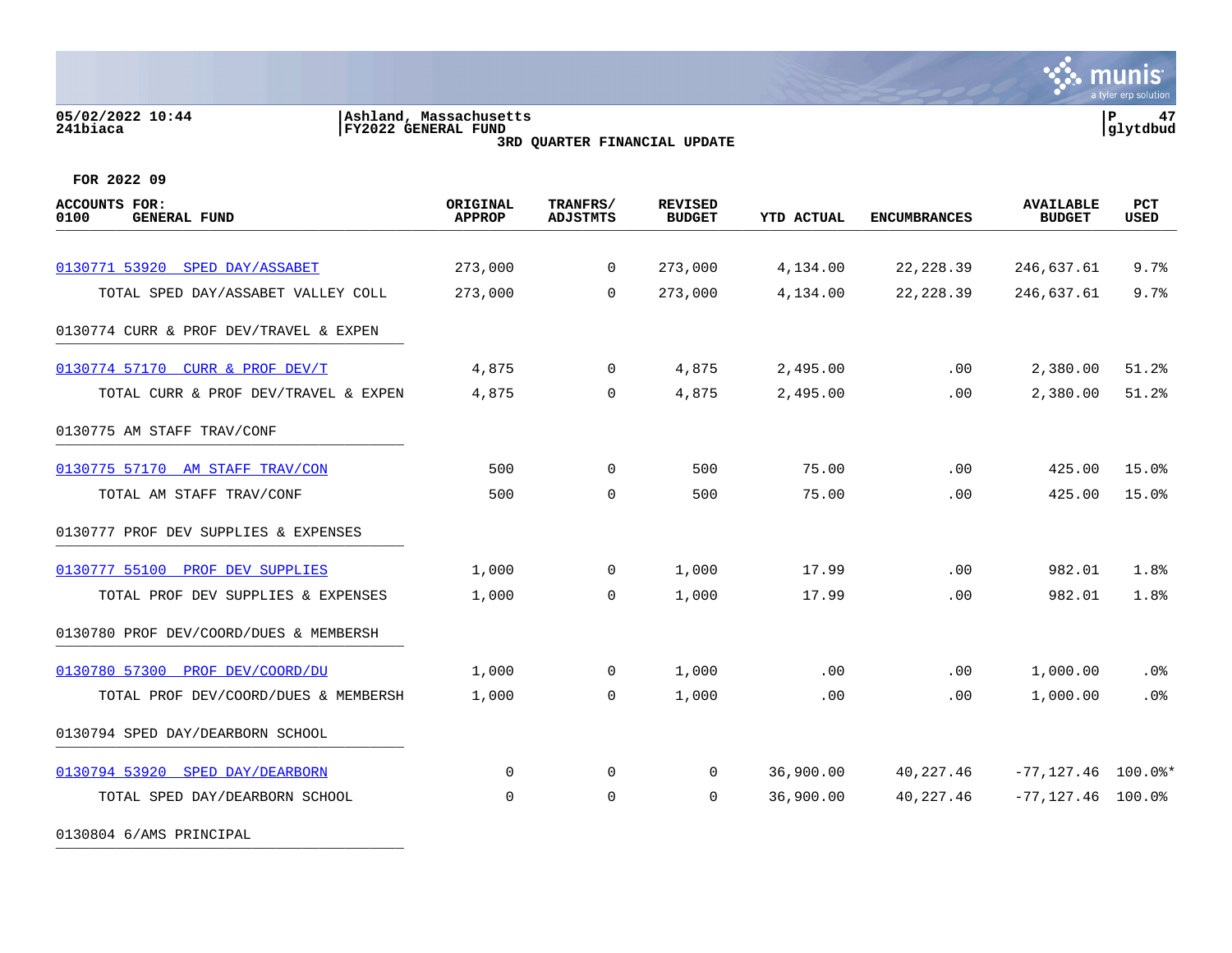05/02/2022 10:44
241biaca

Ashland, Massachusetts
FY2022 GENERAL FUND
3RD QUARTER FINANCIAL UPDATE

P 47
glytdbud

FOR 2022 09

| ACCOUNTS FOR: 0100 GENERAL FUND | ORIGINAL APPROP | TRANFRS/ ADJSTMTS | REVISED BUDGET | YTD ACTUAL | ENCUMBRANCES | AVAILABLE BUDGET | PCT USED |
|---|---|---|---|---|---|---|---|
| 0130771 53920 SPED DAY/ASSABET | 273,000 | 0 | 273,000 | 4,134.00 | 22,228.39 | 246,637.61 | 9.7% |
| TOTAL SPED DAY/ASSABET VALLEY COLL | 273,000 | 0 | 273,000 | 4,134.00 | 22,228.39 | 246,637.61 | 9.7% |
| 0130774 CURR & PROF DEV/TRAVEL & EXPEN | | | | | | | |
| 0130774 57170 CURR & PROF DEV/T | 4,875 | 0 | 4,875 | 2,495.00 | .00 | 2,380.00 | 51.2% |
| TOTAL CURR & PROF DEV/TRAVEL & EXPEN | 4,875 | 0 | 4,875 | 2,495.00 | .00 | 2,380.00 | 51.2% |
| 0130775 AM STAFF TRAV/CONF | | | | | | | |
| 0130775 57170 AM STAFF TRAV/CON | 500 | 0 | 500 | 75.00 | .00 | 425.00 | 15.0% |
| TOTAL AM STAFF TRAV/CONF | 500 | 0 | 500 | 75.00 | .00 | 425.00 | 15.0% |
| 0130777 PROF DEV SUPPLIES & EXPENSES | | | | | | | |
| 0130777 55100 PROF DEV SUPPLIES | 1,000 | 0 | 1,000 | 17.99 | .00 | 982.01 | 1.8% |
| TOTAL PROF DEV SUPPLIES & EXPENSES | 1,000 | 0 | 1,000 | 17.99 | .00 | 982.01 | 1.8% |
| 0130780 PROF DEV/COORD/DUES & MEMBERSH | | | | | | | |
| 0130780 57300 PROF DEV/COORD/DU | 1,000 | 0 | 1,000 | .00 | .00 | 1,000.00 | .0% |
| TOTAL PROF DEV/COORD/DUES & MEMBERSH | 1,000 | 0 | 1,000 | .00 | .00 | 1,000.00 | .0% |
| 0130794 SPED DAY/DEARBORN SCHOOL | | | | | | | |
| 0130794 53920 SPED DAY/DEARBORN | 0 | 0 | 0 | 36,900.00 | 40,227.46 | -77,127.46 | 100.0%* |
| TOTAL SPED DAY/DEARBORN SCHOOL | 0 | 0 | 0 | 36,900.00 | 40,227.46 | -77,127.46 | 100.0% |
| 0130804 6/AMS PRINCIPAL | | | | | | | |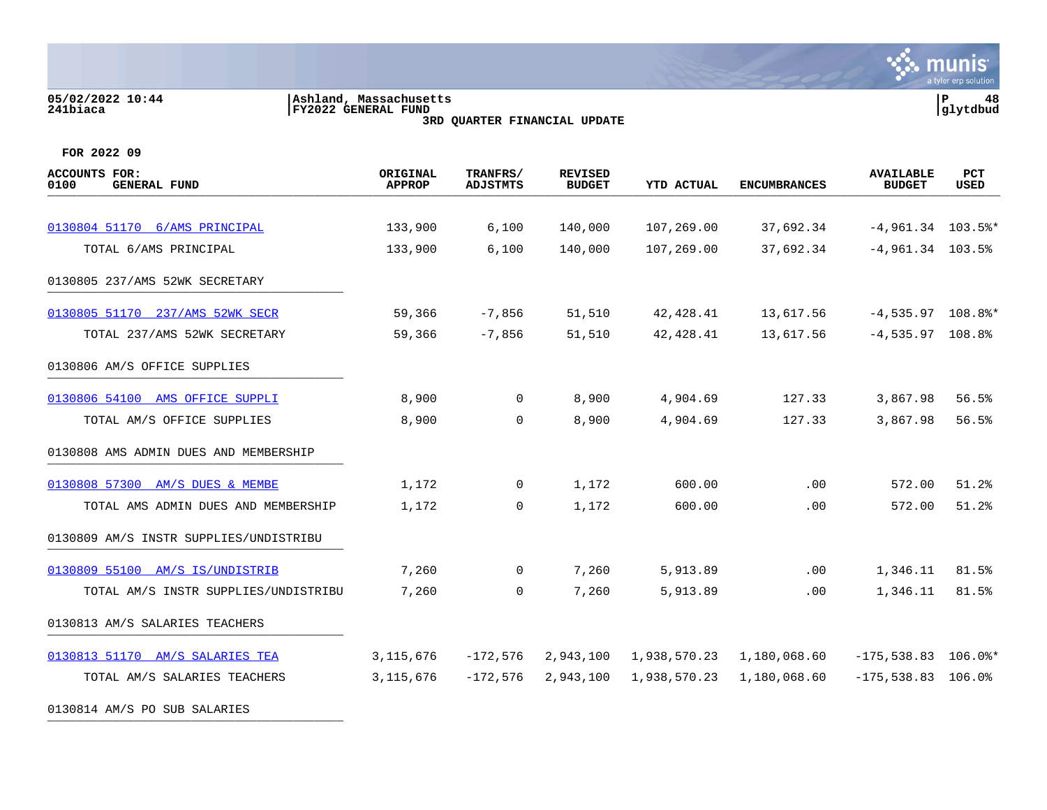05/02/2022 10:44 | Ashland, Massachusetts
241biaca | FY2022 GENERAL FUND

**3RD QUARTER FINANCIAL UPDATE**

**FOR 2022 09**

| ACCOUNTS FOR: 0100 GENERAL FUND | ORIGINAL APPROP | TRANFRS/ ADJSTMTS | REVISED BUDGET | YTD ACTUAL | ENCUMBRANCES | AVAILABLE BUDGET | PCT USED |
|---|---|---|---|---|---|---|---|
| 0130804 51170 6/AMS PRINCIPAL | 133,900 | 6,100 | 140,000 | 107,269.00 | 37,692.34 | -4,961.34 | 103.5%* |
| TOTAL 6/AMS PRINCIPAL | 133,900 | 6,100 | 140,000 | 107,269.00 | 37,692.34 | -4,961.34 | 103.5% |
| **0130805 237/AMS 52WK SECRETARY** | | | | | | | |
| 0130805 51170 237/AMS 52WK SECR | 59,366 | -7,856 | 51,510 | 42,428.41 | 13,617.56 | -4,535.97 | 108.8%* |
| TOTAL 237/AMS 52WK SECRETARY | 59,366 | -7,856 | 51,510 | 42,428.41 | 13,617.56 | -4,535.97 | 108.8% |
| **0130806 AM/S OFFICE SUPPLIES** | | | | | | | |
| 0130806 54100 AMS OFFICE SUPPLI | 8,900 | 0 | 8,900 | 4,904.69 | 127.33 | 3,867.98 | 56.5% |
| TOTAL AM/S OFFICE SUPPLIES | 8,900 | 0 | 8,900 | 4,904.69 | 127.33 | 3,867.98 | 56.5% |
| **0130808 AMS ADMIN DUES AND MEMBERSHIP** | | | | | | | |
| 0130808 57300 AM/S DUES & MEMBE | 1,172 | 0 | 1,172 | 600.00 | .00 | 572.00 | 51.2% |
| TOTAL AMS ADMIN DUES AND MEMBERSHIP | 1,172 | 0 | 1,172 | 600.00 | .00 | 572.00 | 51.2% |
| **0130809 AM/S INSTR SUPPLIES/UNDISTRIBU** | | | | | | | |
| 0130809 55100 AM/S IS/UNDISTRIB | 7,260 | 0 | 7,260 | 5,913.89 | .00 | 1,346.11 | 81.5% |
| TOTAL AM/S INSTR SUPPLIES/UNDISTRIBU | 7,260 | 0 | 7,260 | 5,913.89 | .00 | 1,346.11 | 81.5% |
| **0130813 AM/S SALARIES TEACHERS** | | | | | | | |
| 0130813 51170 AM/S SALARIES TEA | 3,115,676 | -172,576 | 2,943,100 | 1,938,570.23 | 1,180,068.60 | -175,538.83 | 106.0%* |
| TOTAL AM/S SALARIES TEACHERS | 3,115,676 | -172,576 | 2,943,100 | 1,938,570.23 | 1,180,068.60 | -175,538.83 | 106.0% |
| **0130814 AM/S PO SUB SALARIES** | | | | | | | |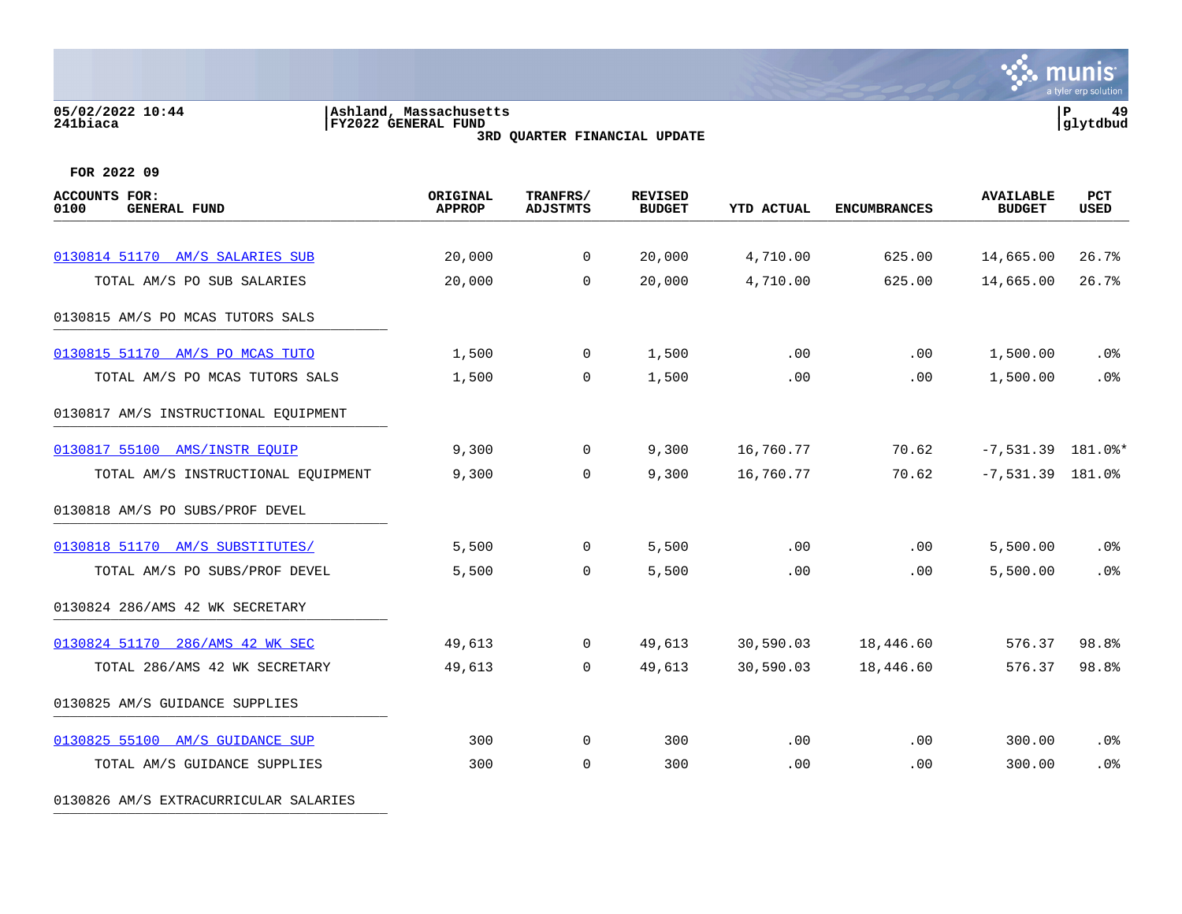FOR 2022 09

| ACCOUNTS FOR: 0100 GENERAL FUND | ORIGINAL APPROP | TRANFRS/ ADJSTMTS | REVISED BUDGET | YTD ACTUAL | ENCUMBRANCES | AVAILABLE BUDGET | PCT USED |
|---|---|---|---|---|---|---|---|
| 0130814 51170 AM/S SALARIES SUB | 20,000 | 0 | 20,000 | 4,710.00 | 625.00 | 14,665.00 | 26.7% |
| TOTAL AM/S PO SUB SALARIES | 20,000 | 0 | 20,000 | 4,710.00 | 625.00 | 14,665.00 | 26.7% |
| 0130815 AM/S PO MCAS TUTORS SALS | | | | | | | |
| 0130815 51170 AM/S PO MCAS TUTO | 1,500 | 0 | 1,500 | .00 | .00 | 1,500.00 | .0% |
| TOTAL AM/S PO MCAS TUTORS SALS | 1,500 | 0 | 1,500 | .00 | .00 | 1,500.00 | .0% |
| 0130817 AM/S INSTRUCTIONAL EQUIPMENT | | | | | | | |
| 0130817 55100 AMS/INSTR EQUIP | 9,300 | 0 | 9,300 | 16,760.77 | 70.62 | -7,531.39 | 181.0%* |
| TOTAL AM/S INSTRUCTIONAL EQUIPMENT | 9,300 | 0 | 9,300 | 16,760.77 | 70.62 | -7,531.39 | 181.0% |
| 0130818 AM/S PO SUBS/PROF DEVEL | | | | | | | |
| 0130818 51170 AM/S SUBSTITUTES/ | 5,500 | 0 | 5,500 | .00 | .00 | 5,500.00 | .0% |
| TOTAL AM/S PO SUBS/PROF DEVEL | 5,500 | 0 | 5,500 | .00 | .00 | 5,500.00 | .0% |
| 0130824 286/AMS 42 WK SECRETARY | | | | | | | |
| 0130824 51170 286/AMS 42 WK SEC | 49,613 | 0 | 49,613 | 30,590.03 | 18,446.60 | 576.37 | 98.8% |
| TOTAL 286/AMS 42 WK SECRETARY | 49,613 | 0 | 49,613 | 30,590.03 | 18,446.60 | 576.37 | 98.8% |
| 0130825 AM/S GUIDANCE SUPPLIES | | | | | | | |
| 0130825 55100 AM/S GUIDANCE SUP | 300 | 0 | 300 | .00 | .00 | 300.00 | .0% |
| TOTAL AM/S GUIDANCE SUPPLIES | 300 | 0 | 300 | .00 | .00 | 300.00 | .0% |
| 0130826 AM/S EXTRACURRICULAR SALARIES | | | | | | | |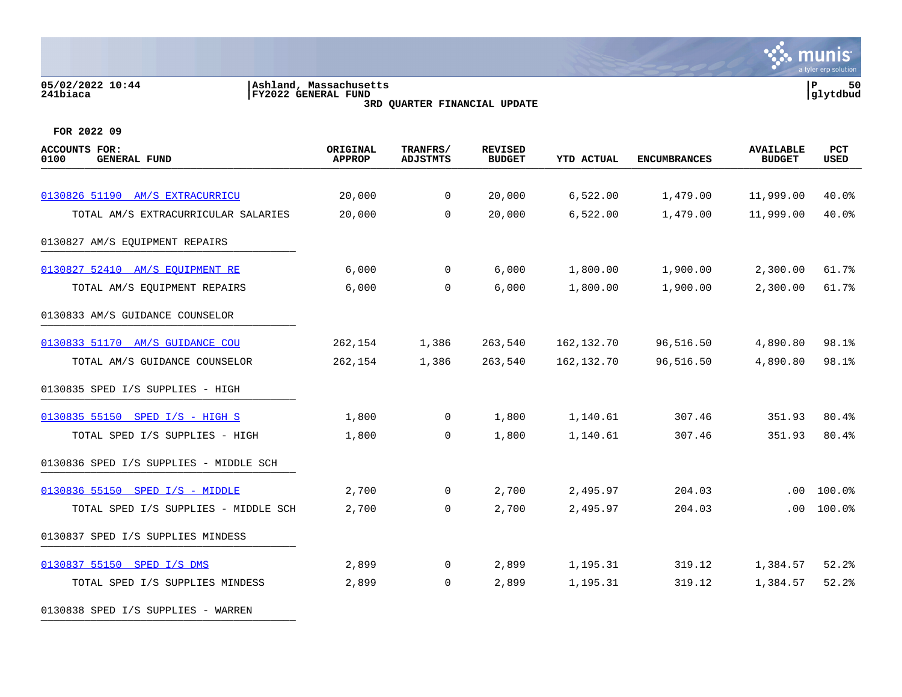05/02/2022 10:44 | Ashland, Massachusetts | P 50
241biaca | FY2022 GENERAL FUND | glytdbud

**3RD QUARTER FINANCIAL UPDATE**

**FOR 2022 09**

| ACCOUNTS FOR: 0100 GENERAL FUND | ORIGINAL APPROP | TRANFRS/ ADJSTMTS | REVISED BUDGET | YTD ACTUAL | ENCUMBRANCES | AVAILABLE BUDGET | PCT USED |
|---|---|---|---|---|---|---|---|
| 0130826 51190 AM/S EXTRACURRICU | 20,000 | 0 | 20,000 | 6,522.00 | 1,479.00 | 11,999.00 | 40.0% |
| TOTAL AM/S EXTRACURRICULAR SALARIES | 20,000 | 0 | 20,000 | 6,522.00 | 1,479.00 | 11,999.00 | 40.0% |
| 0130827 AM/S EQUIPMENT REPAIRS | | | | | | | |
| 0130827 52410 AM/S EQUIPMENT RE | 6,000 | 0 | 6,000 | 1,800.00 | 1,900.00 | 2,300.00 | 61.7% |
| TOTAL AM/S EQUIPMENT REPAIRS | 6,000 | 0 | 6,000 | 1,800.00 | 1,900.00 | 2,300.00 | 61.7% |
| 0130833 AM/S GUIDANCE COUNSELOR | | | | | | | |
| 0130833 51170 AM/S GUIDANCE COU | 262,154 | 1,386 | 263,540 | 162,132.70 | 96,516.50 | 4,890.80 | 98.1% |
| TOTAL AM/S GUIDANCE COUNSELOR | 262,154 | 1,386 | 263,540 | 162,132.70 | 96,516.50 | 4,890.80 | 98.1% |
| 0130835 SPED I/S SUPPLIES - HIGH | | | | | | | |
| 0130835 55150 SPED I/S - HIGH S | 1,800 | 0 | 1,800 | 1,140.61 | 307.46 | 351.93 | 80.4% |
| TOTAL SPED I/S SUPPLIES - HIGH | 1,800 | 0 | 1,800 | 1,140.61 | 307.46 | 351.93 | 80.4% |
| 0130836 SPED I/S SUPPLIES - MIDDLE SCH | | | | | | | |
| 0130836 55150 SPED I/S - MIDDLE | 2,700 | 0 | 2,700 | 2,495.97 | 204.03 | .00 | 100.0% |
| TOTAL SPED I/S SUPPLIES - MIDDLE SCH | 2,700 | 0 | 2,700 | 2,495.97 | 204.03 | .00 | 100.0% |
| 0130837 SPED I/S SUPPLIES MINDESS | | | | | | | |
| 0130837 55150 SPED I/S DMS | 2,899 | 0 | 2,899 | 1,195.31 | 319.12 | 1,384.57 | 52.2% |
| TOTAL SPED I/S SUPPLIES MINDESS | 2,899 | 0 | 2,899 | 1,195.31 | 319.12 | 1,384.57 | 52.2% |
| 0130838 SPED I/S SUPPLIES - WARREN | | | | | | | |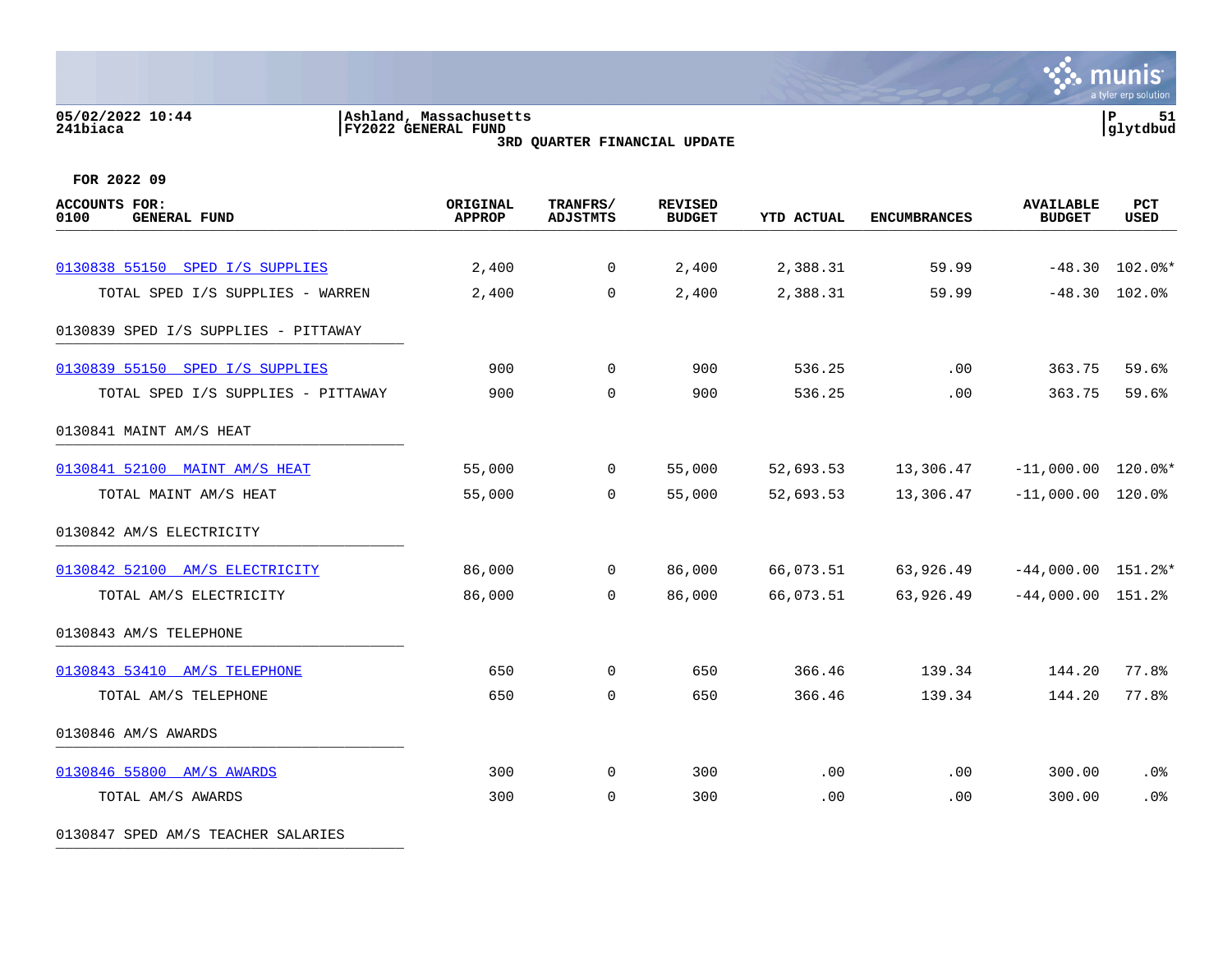05/02/2022 10:44 | Ashland, Massachusetts | P 51
241biaca | FY2022 GENERAL FUND | glytdbud

3RD QUARTER FINANCIAL UPDATE

FOR 2022 09

| ACCOUNTS FOR: 0100 GENERAL FUND | ORIGINAL APPROP | TRANFRS/ ADJSTMTS | REVISED BUDGET | YTD ACTUAL | ENCUMBRANCES | AVAILABLE BUDGET | PCT USED |
|---|---|---|---|---|---|---|---|
| 0130838 55150 SPED I/S SUPPLIES | 2,400 | 0 | 2,400 | 2,388.31 | 59.99 | -48.30 | 102.0%* |
| TOTAL SPED I/S SUPPLIES - WARREN | 2,400 | 0 | 2,400 | 2,388.31 | 59.99 | -48.30 | 102.0% |
| 0130839 SPED I/S SUPPLIES - PITTAWAY | | | | | | | |
| 0130839 55150 SPED I/S SUPPLIES | 900 | 0 | 900 | 536.25 | .00 | 363.75 | 59.6% |
| TOTAL SPED I/S SUPPLIES - PITTAWAY | 900 | 0 | 900 | 536.25 | .00 | 363.75 | 59.6% |
| 0130841 MAINT AM/S HEAT | | | | | | | |
| 0130841 52100 MAINT AM/S HEAT | 55,000 | 0 | 55,000 | 52,693.53 | 13,306.47 | -11,000.00 | 120.0%* |
| TOTAL MAINT AM/S HEAT | 55,000 | 0 | 55,000 | 52,693.53 | 13,306.47 | -11,000.00 | 120.0% |
| 0130842 AM/S ELECTRICITY | | | | | | | |
| 0130842 52100 AM/S ELECTRICITY | 86,000 | 0 | 86,000 | 66,073.51 | 63,926.49 | -44,000.00 | 151.2%* |
| TOTAL AM/S ELECTRICITY | 86,000 | 0 | 86,000 | 66,073.51 | 63,926.49 | -44,000.00 | 151.2% |
| 0130843 AM/S TELEPHONE | | | | | | | |
| 0130843 53410 AM/S TELEPHONE | 650 | 0 | 650 | 366.46 | 139.34 | 144.20 | 77.8% |
| TOTAL AM/S TELEPHONE | 650 | 0 | 650 | 366.46 | 139.34 | 144.20 | 77.8% |
| 0130846 AM/S AWARDS | | | | | | | |
| 0130846 55800 AM/S AWARDS | 300 | 0 | 300 | .00 | .00 | 300.00 | .0% |
| TOTAL AM/S AWARDS | 300 | 0 | 300 | .00 | .00 | 300.00 | .0% |
| 0130847 SPED AM/S TEACHER SALARIES | | | | | | | |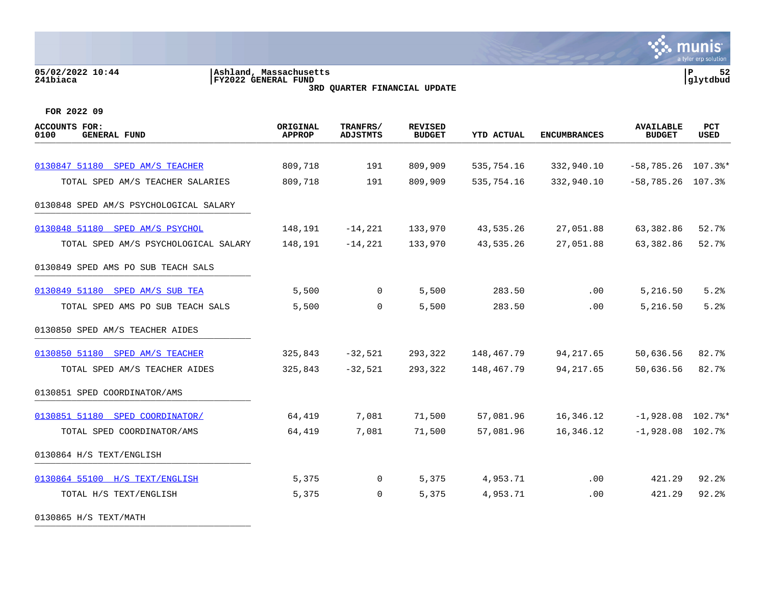05/02/2022 10:44 | Ashland, Massachusetts
241biaca | FY2022 GENERAL FUND

**3RD QUARTER FINANCIAL UPDATE**

**FOR 2022 09**

| ACCOUNTS FOR: 0100 GENERAL FUND | ORIGINAL APPROP | TRANFRS/ ADJSTMTS | REVISED BUDGET | YTD ACTUAL | ENCUMBRANCES | AVAILABLE BUDGET | PCT USED |
|---|---|---|---|---|---|---|---|
| 0130847 51180 SPED AM/S TEACHER | 809,718 | 191 | 809,909 | 535,754.16 | 332,940.10 | -58,785.26 | 107.3%* |
| TOTAL SPED AM/S TEACHER SALARIES | 809,718 | 191 | 809,909 | 535,754.16 | 332,940.10 | -58,785.26 | 107.3% |
| 0130848 SPED AM/S PSYCHOLOGICAL SALARY | | | | | | | |
| 0130848 51180 SPED AM/S PSYCHOL | 148,191 | -14,221 | 133,970 | 43,535.26 | 27,051.88 | 63,382.86 | 52.7% |
| TOTAL SPED AM/S PSYCHOLOGICAL SALARY | 148,191 | -14,221 | 133,970 | 43,535.26 | 27,051.88 | 63,382.86 | 52.7% |
| 0130849 SPED AMS PO SUB TEACH SALS | | | | | | | |
| 0130849 51180 SPED AM/S SUB TEA | 5,500 | 0 | 5,500 | 283.50 | .00 | 5,216.50 | 5.2% |
| TOTAL SPED AMS PO SUB TEACH SALS | 5,500 | 0 | 5,500 | 283.50 | .00 | 5,216.50 | 5.2% |
| 0130850 SPED AM/S TEACHER AIDES | | | | | | | |
| 0130850 51180 SPED AM/S TEACHER | 325,843 | -32,521 | 293,322 | 148,467.79 | 94,217.65 | 50,636.56 | 82.7% |
| TOTAL SPED AM/S TEACHER AIDES | 325,843 | -32,521 | 293,322 | 148,467.79 | 94,217.65 | 50,636.56 | 82.7% |
| 0130851 SPED COORDINATOR/AMS | | | | | | | |
| 0130851 51180 SPED COORDINATOR/ | 64,419 | 7,081 | 71,500 | 57,081.96 | 16,346.12 | -1,928.08 | 102.7%* |
| TOTAL SPED COORDINATOR/AMS | 64,419 | 7,081 | 71,500 | 57,081.96 | 16,346.12 | -1,928.08 | 102.7% |
| 0130864 H/S TEXT/ENGLISH | | | | | | | |
| 0130864 55100 H/S TEXT/ENGLISH | 5,375 | 0 | 5,375 | 4,953.71 | .00 | 421.29 | 92.2% |
| TOTAL H/S TEXT/ENGLISH | 5,375 | 0 | 5,375 | 4,953.71 | .00 | 421.29 | 92.2% |
| 0130865 H/S TEXT/MATH | | | | | | | |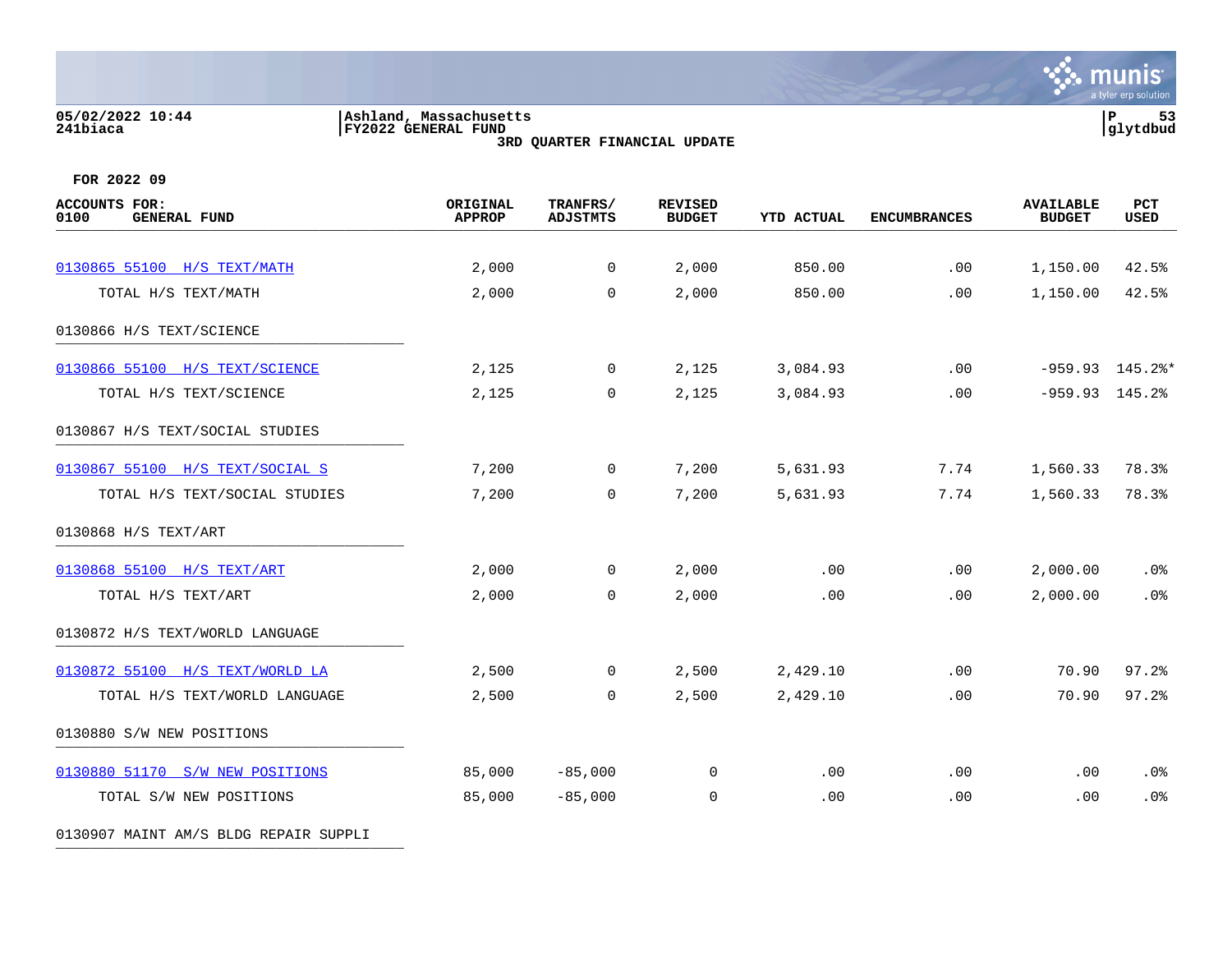05/02/2022 10:44
241biaca

Ashland, Massachusetts
FY2022 GENERAL FUND
3RD QUARTER FINANCIAL UPDATE

FOR 2022 09

| ACCOUNTS FOR: 0100 GENERAL FUND | ORIGINAL APPROP | TRANFRS/ ADJSTMTS | REVISED BUDGET | YTD ACTUAL | ENCUMBRANCES | AVAILABLE BUDGET | PCT USED |
|---|---|---|---|---|---|---|---|
| 0130865 55100 H/S TEXT/MATH | 2,000 | 0 | 2,000 | 850.00 | .00 | 1,150.00 | 42.5% |
| TOTAL H/S TEXT/MATH | 2,000 | 0 | 2,000 | 850.00 | .00 | 1,150.00 | 42.5% |
| 0130866 H/S TEXT/SCIENCE | | | | | | | |
| 0130866 55100 H/S TEXT/SCIENCE | 2,125 | 0 | 2,125 | 3,084.93 | .00 | -959.93 | 145.2%* |
| TOTAL H/S TEXT/SCIENCE | 2,125 | 0 | 2,125 | 3,084.93 | .00 | -959.93 | 145.2% |
| 0130867 H/S TEXT/SOCIAL STUDIES | | | | | | | |
| 0130867 55100 H/S TEXT/SOCIAL S | 7,200 | 0 | 7,200 | 5,631.93 | 7.74 | 1,560.33 | 78.3% |
| TOTAL H/S TEXT/SOCIAL STUDIES | 7,200 | 0 | 7,200 | 5,631.93 | 7.74 | 1,560.33 | 78.3% |
| 0130868 H/S TEXT/ART | | | | | | | |
| 0130868 55100 H/S TEXT/ART | 2,000 | 0 | 2,000 | .00 | .00 | 2,000.00 | .0% |
| TOTAL H/S TEXT/ART | 2,000 | 0 | 2,000 | .00 | .00 | 2,000.00 | .0% |
| 0130872 H/S TEXT/WORLD LANGUAGE | | | | | | | |
| 0130872 55100 H/S TEXT/WORLD LA | 2,500 | 0 | 2,500 | 2,429.10 | .00 | 70.90 | 97.2% |
| TOTAL H/S TEXT/WORLD LANGUAGE | 2,500 | 0 | 2,500 | 2,429.10 | .00 | 70.90 | 97.2% |
| 0130880 S/W NEW POSITIONS | | | | | | | |
| 0130880 51170 S/W NEW POSITIONS | 85,000 | -85,000 | 0 | .00 | .00 | .00 | .0% |
| TOTAL S/W NEW POSITIONS | 85,000 | -85,000 | 0 | .00 | .00 | .00 | .0% |
| 0130907 MAINT AM/S BLDG REPAIR SUPPLI | | | | | | | |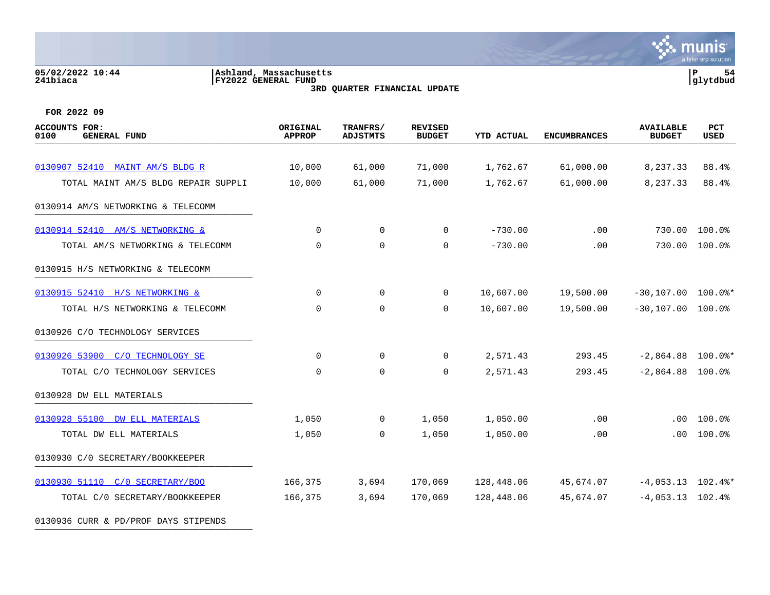05/02/2022 10:44 | Ashland, Massachusetts | P 54
241biaca | FY2022 GENERAL FUND | glytdbud

3RD QUARTER FINANCIAL UPDATE

FOR 2022 09

| ACCOUNTS FOR: 0100 GENERAL FUND | ORIGINAL APPROP | TRANFRS/ ADJSTMTS | REVISED BUDGET | YTD ACTUAL | ENCUMBRANCES | AVAILABLE BUDGET | PCT USED |
|---|---|---|---|---|---|---|---|
| 0130907 52410 MAINT AM/S BLDG R | 10,000 | 61,000 | 71,000 | 1,762.67 | 61,000.00 | 8,237.33 | 88.4% |
| TOTAL MAINT AM/S BLDG REPAIR SUPPLI | 10,000 | 61,000 | 71,000 | 1,762.67 | 61,000.00 | 8,237.33 | 88.4% |
| 0130914 AM/S NETWORKING & TELECOMM | | | | | | | |
| 0130914 52410 AM/S NETWORKING & | 0 | 0 | 0 | -730.00 | .00 | 730.00 | 100.0% |
| TOTAL AM/S NETWORKING & TELECOMM | 0 | 0 | 0 | -730.00 | .00 | 730.00 | 100.0% |
| 0130915 H/S NETWORKING & TELECOMM | | | | | | | |
| 0130915 52410 H/S NETWORKING & | 0 | 0 | 0 | 10,607.00 | 19,500.00 | -30,107.00 | 100.0%* |
| TOTAL H/S NETWORKING & TELECOMM | 0 | 0 | 0 | 10,607.00 | 19,500.00 | -30,107.00 | 100.0% |
| 0130926 C/O TECHNOLOGY SERVICES | | | | | | | |
| 0130926 53900 C/O TECHNOLOGY SE | 0 | 0 | 0 | 2,571.43 | 293.45 | -2,864.88 | 100.0%* |
| TOTAL C/O TECHNOLOGY SERVICES | 0 | 0 | 0 | 2,571.43 | 293.45 | -2,864.88 | 100.0% |
| 0130928 DW ELL MATERIALS | | | | | | | |
| 0130928 55100 DW ELL MATERIALS | 1,050 | 0 | 1,050 | 1,050.00 | .00 | .00 | 100.0% |
| TOTAL DW ELL MATERIALS | 1,050 | 0 | 1,050 | 1,050.00 | .00 | .00 | 100.0% |
| 0130930 C/0 SECRETARY/BOOKKEEPER | | | | | | | |
| 0130930 51110 C/0 SECRETARY/BOO | 166,375 | 3,694 | 170,069 | 128,448.06 | 45,674.07 | -4,053.13 | 102.4%* |
| TOTAL C/0 SECRETARY/BOOKKEEPER | 166,375 | 3,694 | 170,069 | 128,448.06 | 45,674.07 | -4,053.13 | 102.4% |
| 0130936 CURR & PD/PROF DAYS STIPENDS | | | | | | | |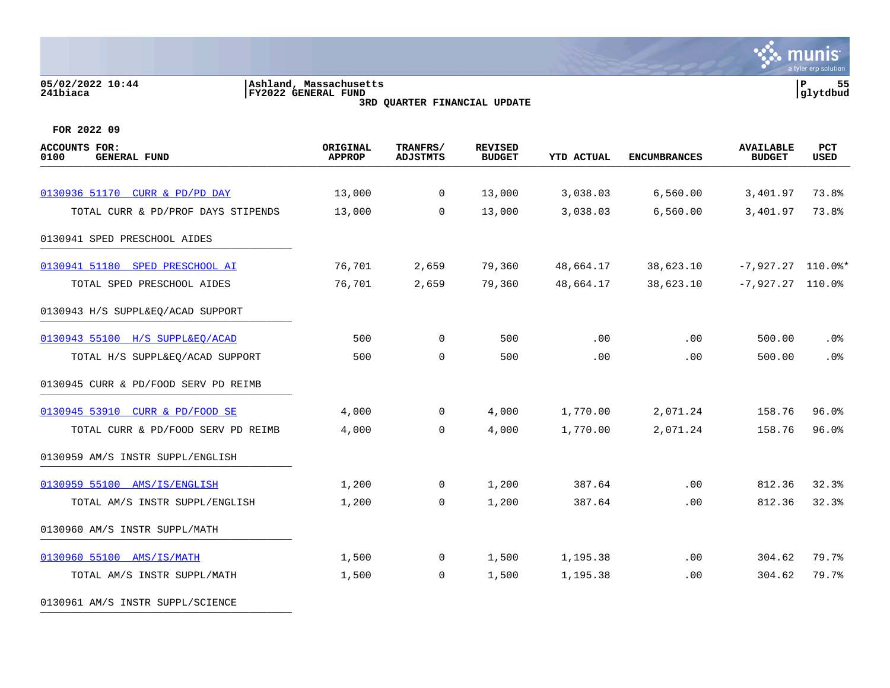05/02/2022 10:44 | Ashland, Massachusetts
241biaca | FY2022 GENERAL FUND | glytdbud

**3RD QUARTER FINANCIAL UPDATE**

**FOR 2022 09**

| ACCOUNTS FOR: 0100 GENERAL FUND | ORIGINAL APPROP | TRANFRS/ ADJSTMTS | REVISED BUDGET | YTD ACTUAL | ENCUMBRANCES | AVAILABLE BUDGET | PCT USED |
|---|---|---|---|---|---|---|---|
| 0130936 51170 CURR & PD/PD DAY | 13,000 | 0 | 13,000 | 3,038.03 | 6,560.00 | 3,401.97 | 73.8% |
| TOTAL CURR & PD/PROF DAYS STIPENDS | 13,000 | 0 | 13,000 | 3,038.03 | 6,560.00 | 3,401.97 | 73.8% |
| 0130941 SPED PRESCHOOL AIDES | | | | | | | |
| 0130941 51180 SPED PRESCHOOL AI | 76,701 | 2,659 | 79,360 | 48,664.17 | 38,623.10 | -7,927.27 | 110.0%* |
| TOTAL SPED PRESCHOOL AIDES | 76,701 | 2,659 | 79,360 | 48,664.17 | 38,623.10 | -7,927.27 | 110.0% |
| 0130943 H/S SUPPL&EQ/ACAD SUPPORT | | | | | | | |
| 0130943 55100 H/S SUPPL&EQ/ACAD | 500 | 0 | 500 | .00 | .00 | 500.00 | .0% |
| TOTAL H/S SUPPL&EQ/ACAD SUPPORT | 500 | 0 | 500 | .00 | .00 | 500.00 | .0% |
| 0130945 CURR & PD/FOOD SERV PD REIMB | | | | | | | |
| 0130945 53910 CURR & PD/FOOD SE | 4,000 | 0 | 4,000 | 1,770.00 | 2,071.24 | 158.76 | 96.0% |
| TOTAL CURR & PD/FOOD SERV PD REIMB | 4,000 | 0 | 4,000 | 1,770.00 | 2,071.24 | 158.76 | 96.0% |
| 0130959 AM/S INSTR SUPPL/ENGLISH | | | | | | | |
| 0130959 55100 AMS/IS/ENGLISH | 1,200 | 0 | 1,200 | 387.64 | .00 | 812.36 | 32.3% |
| TOTAL AM/S INSTR SUPPL/ENGLISH | 1,200 | 0 | 1,200 | 387.64 | .00 | 812.36 | 32.3% |
| 0130960 AM/S INSTR SUPPL/MATH | | | | | | | |
| 0130960 55100 AMS/IS/MATH | 1,500 | 0 | 1,500 | 1,195.38 | .00 | 304.62 | 79.7% |
| TOTAL AM/S INSTR SUPPL/MATH | 1,500 | 0 | 1,500 | 1,195.38 | .00 | 304.62 | 79.7% |
| 0130961 AM/S INSTR SUPPL/SCIENCE | | | | | | | |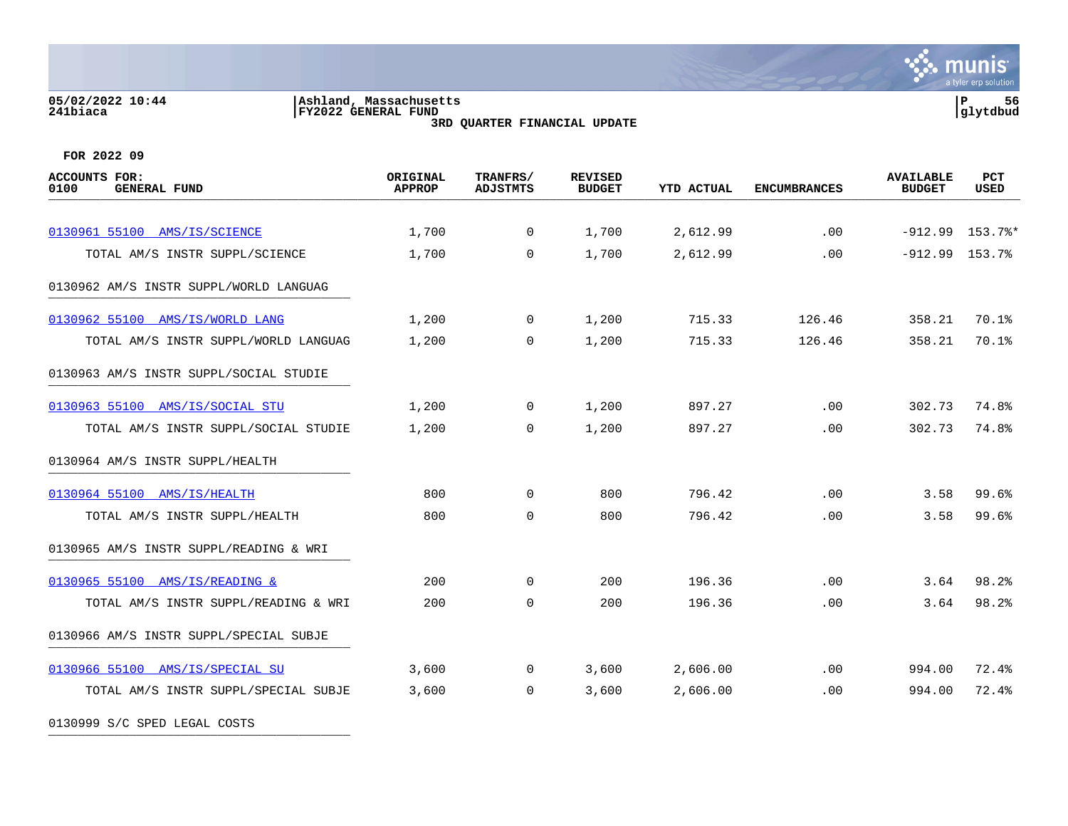05/02/2022 10:44
241biaca

Ashland, Massachusetts
FY2022 GENERAL FUND
3RD QUARTER FINANCIAL UPDATE

FOR 2022 09

| ACCOUNTS FOR: 0100 GENERAL FUND | ORIGINAL APPROP | TRANFRS/ ADJSTMTS | REVISED BUDGET | YTD ACTUAL | ENCUMBRANCES | AVAILABLE BUDGET | PCT USED |
|---|---|---|---|---|---|---|---|
| 0130961 55100 AMS/IS/SCIENCE | 1,700 | 0 | 1,700 | 2,612.99 | .00 | -912.99 | 153.7%* |
| TOTAL AM/S INSTR SUPPL/SCIENCE | 1,700 | 0 | 1,700 | 2,612.99 | .00 | -912.99 | 153.7% |
| 0130962 AM/S INSTR SUPPL/WORLD LANGUAG | | | | | | | |
| 0130962 55100 AMS/IS/WORLD LANG | 1,200 | 0 | 1,200 | 715.33 | 126.46 | 358.21 | 70.1% |
| TOTAL AM/S INSTR SUPPL/WORLD LANGUAG | 1,200 | 0 | 1,200 | 715.33 | 126.46 | 358.21 | 70.1% |
| 0130963 AM/S INSTR SUPPL/SOCIAL STUDIE | | | | | | | |
| 0130963 55100 AMS/IS/SOCIAL STU | 1,200 | 0 | 1,200 | 897.27 | .00 | 302.73 | 74.8% |
| TOTAL AM/S INSTR SUPPL/SOCIAL STUDIE | 1,200 | 0 | 1,200 | 897.27 | .00 | 302.73 | 74.8% |
| 0130964 AM/S INSTR SUPPL/HEALTH | | | | | | | |
| 0130964 55100 AMS/IS/HEALTH | 800 | 0 | 800 | 796.42 | .00 | 3.58 | 99.6% |
| TOTAL AM/S INSTR SUPPL/HEALTH | 800 | 0 | 800 | 796.42 | .00 | 3.58 | 99.6% |
| 0130965 AM/S INSTR SUPPL/READING & WRI | | | | | | | |
| 0130965 55100 AMS/IS/READING & | 200 | 0 | 200 | 196.36 | .00 | 3.64 | 98.2% |
| TOTAL AM/S INSTR SUPPL/READING & WRI | 200 | 0 | 200 | 196.36 | .00 | 3.64 | 98.2% |
| 0130966 AM/S INSTR SUPPL/SPECIAL SUBJE | | | | | | | |
| 0130966 55100 AMS/IS/SPECIAL SU | 3,600 | 0 | 3,600 | 2,606.00 | .00 | 994.00 | 72.4% |
| TOTAL AM/S INSTR SUPPL/SPECIAL SUBJE | 3,600 | 0 | 3,600 | 2,606.00 | .00 | 994.00 | 72.4% |
| 0130999 S/C SPED LEGAL COSTS | | | | | | | |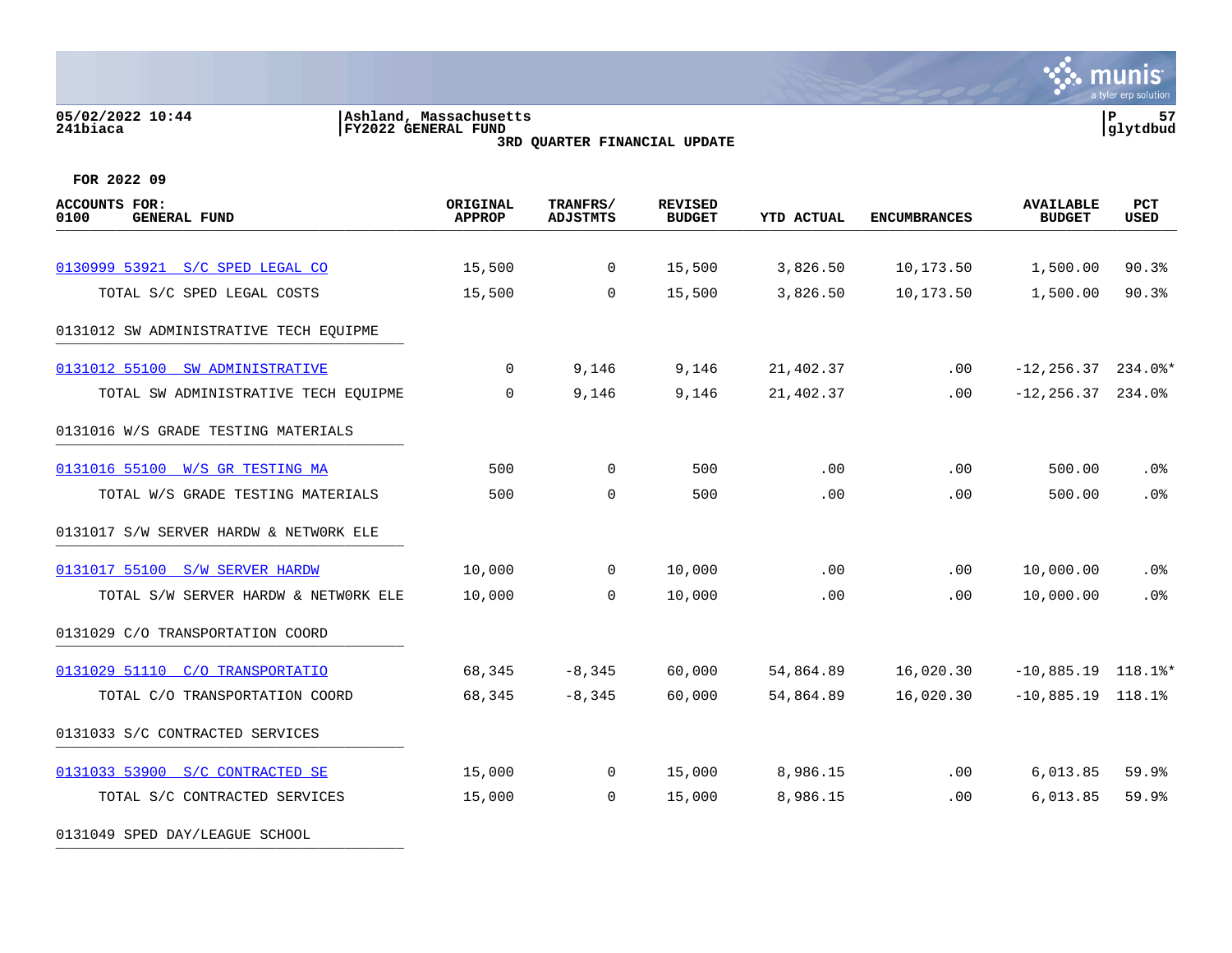Ashland, Massachusetts
FY2022 GENERAL FUND
3RD QUARTER FINANCIAL UPDATE

05/02/2022 10:44
241biaca

glytdbud

FOR 2022 09

| ACCOUNTS FOR: 0100 GENERAL FUND | ORIGINAL APPROP | TRANFRS/ ADJSTMTS | REVISED BUDGET | YTD ACTUAL | ENCUMBRANCES | AVAILABLE BUDGET | PCT USED |
|---|---|---|---|---|---|---|---|
| 0130999 53921 S/C SPED LEGAL CO | 15,500 | 0 | 15,500 | 3,826.50 | 10,173.50 | 1,500.00 | 90.3% |
| TOTAL S/C SPED LEGAL COSTS | 15,500 | 0 | 15,500 | 3,826.50 | 10,173.50 | 1,500.00 | 90.3% |
| 0131012 SW ADMINISTRATIVE TECH EQUIPME | | | | | | | |
| 0131012 55100 SW ADMINISTRATIVE | 0 | 9,146 | 9,146 | 21,402.37 | .00 | -12,256.37 | 234.0%* |
| TOTAL SW ADMINISTRATIVE TECH EQUIPME | 0 | 9,146 | 9,146 | 21,402.37 | .00 | -12,256.37 | 234.0% |
| 0131016 W/S GRADE TESTING MATERIALS | | | | | | | |
| 0131016 55100 W/S GR TESTING MA | 500 | 0 | 500 | .00 | .00 | 500.00 | .0% |
| TOTAL W/S GRADE TESTING MATERIALS | 500 | 0 | 500 | .00 | .00 | 500.00 | .0% |
| 0131017 S/W SERVER HARDW & NETW0RK ELE | | | | | | | |
| 0131017 55100 S/W SERVER HARDW | 10,000 | 0 | 10,000 | .00 | .00 | 10,000.00 | .0% |
| TOTAL S/W SERVER HARDW & NETW0RK ELE | 10,000 | 0 | 10,000 | .00 | .00 | 10,000.00 | .0% |
| 0131029 C/O TRANSPORTATION COORD | | | | | | | |
| 0131029 51110 C/O TRANSPORTATIO | 68,345 | -8,345 | 60,000 | 54,864.89 | 16,020.30 | -10,885.19 | 118.1%* |
| TOTAL C/O TRANSPORTATION COORD | 68,345 | -8,345 | 60,000 | 54,864.89 | 16,020.30 | -10,885.19 | 118.1% |
| 0131033 S/C CONTRACTED SERVICES | | | | | | | |
| 0131033 53900 S/C CONTRACTED SE | 15,000 | 0 | 15,000 | 8,986.15 | .00 | 6,013.85 | 59.9% |
| TOTAL S/C CONTRACTED SERVICES | 15,000 | 0 | 15,000 | 8,986.15 | .00 | 6,013.85 | 59.9% |
| 0131049 SPED DAY/LEAGUE SCHOOL | | | | | | | |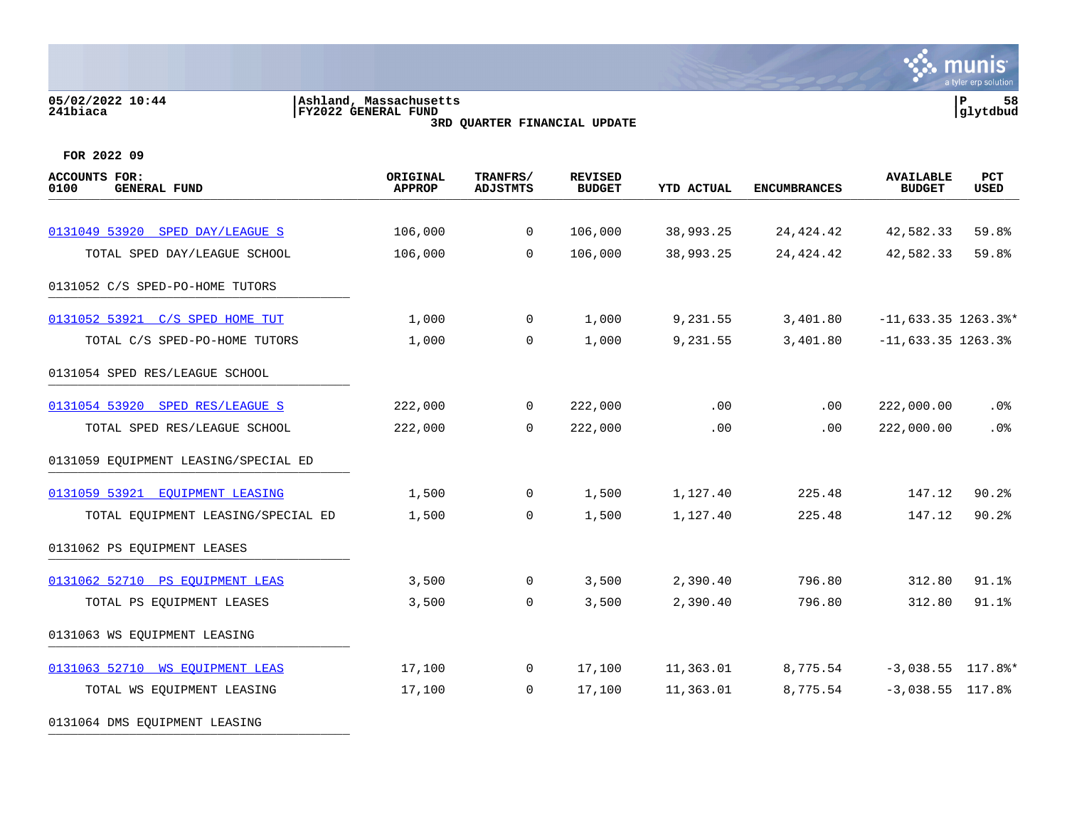05/02/2022 10:44
241biaca

Ashland, Massachusetts
FY2022 GENERAL FUND
3RD QUARTER FINANCIAL UPDATE

P 58
glytdbud

FOR 2022 09

| ACCOUNTS FOR: 0100 GENERAL FUND | ORIGINAL APPROP | TRANFRS/ ADJSTMTS | REVISED BUDGET | YTD ACTUAL | ENCUMBRANCES | AVAILABLE BUDGET | PCT USED |
|---|---|---|---|---|---|---|---|
| 0131049 53920 SPED DAY/LEAGUE S | 106,000 | 0 | 106,000 | 38,993.25 | 24,424.42 | 42,582.33 | 59.8% |
| TOTAL SPED DAY/LEAGUE SCHOOL | 106,000 | 0 | 106,000 | 38,993.25 | 24,424.42 | 42,582.33 | 59.8% |
| 0131052 C/S SPED-PO-HOME TUTORS | | | | | | | |
| 0131052 53921 C/S SPED HOME TUT | 1,000 | 0 | 1,000 | 9,231.55 | 3,401.80 | -11,633.35 | 1263.3%* |
| TOTAL C/S SPED-PO-HOME TUTORS | 1,000 | 0 | 1,000 | 9,231.55 | 3,401.80 | -11,633.35 | 1263.3% |
| 0131054 SPED RES/LEAGUE SCHOOL | | | | | | | |
| 0131054 53920 SPED RES/LEAGUE S | 222,000 | 0 | 222,000 | .00 | .00 | 222,000.00 | .0% |
| TOTAL SPED RES/LEAGUE SCHOOL | 222,000 | 0 | 222,000 | .00 | .00 | 222,000.00 | .0% |
| 0131059 EQUIPMENT LEASING/SPECIAL ED | | | | | | | |
| 0131059 53921 EQUIPMENT LEASING | 1,500 | 0 | 1,500 | 1,127.40 | 225.48 | 147.12 | 90.2% |
| TOTAL EQUIPMENT LEASING/SPECIAL ED | 1,500 | 0 | 1,500 | 1,127.40 | 225.48 | 147.12 | 90.2% |
| 0131062 PS EQUIPMENT LEASES | | | | | | | |
| 0131062 52710 PS EQUIPMENT LEAS | 3,500 | 0 | 3,500 | 2,390.40 | 796.80 | 312.80 | 91.1% |
| TOTAL PS EQUIPMENT LEASES | 3,500 | 0 | 3,500 | 2,390.40 | 796.80 | 312.80 | 91.1% |
| 0131063 WS EQUIPMENT LEASING | | | | | | | |
| 0131063 52710 WS EQUIPMENT LEAS | 17,100 | 0 | 17,100 | 11,363.01 | 8,775.54 | -3,038.55 | 117.8%* |
| TOTAL WS EQUIPMENT LEASING | 17,100 | 0 | 17,100 | 11,363.01 | 8,775.54 | -3,038.55 | 117.8% |
| 0131064 DMS EQUIPMENT LEASING | | | | | | | |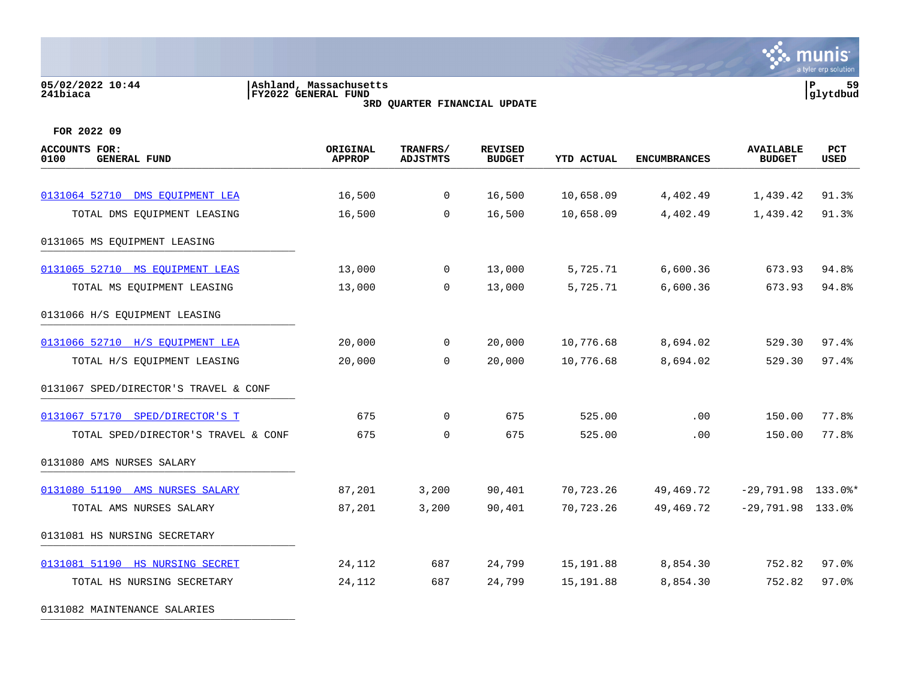05/02/2022 10:44 | Ashland, Massachusetts
241biaca | FY2022 GENERAL FUND

**3RD QUARTER FINANCIAL UPDATE**

**FOR 2022 09**

| ACCOUNTS FOR: 0100 GENERAL FUND | ORIGINAL APPROP | TRANFRS/ ADJSTMTS | REVISED BUDGET | YTD ACTUAL | ENCUMBRANCES | AVAILABLE BUDGET | PCT USED |
|---|---|---|---|---|---|---|---|
| 0131064 52710 DMS EQUIPMENT LEA | 16,500 | 0 | 16,500 | 10,658.09 | 4,402.49 | 1,439.42 | 91.3% |
| TOTAL DMS EQUIPMENT LEASING | 16,500 | 0 | 16,500 | 10,658.09 | 4,402.49 | 1,439.42 | 91.3% |
| 0131065 MS EQUIPMENT LEASING | | | | | | | |
| 0131065 52710 MS EQUIPMENT LEAS | 13,000 | 0 | 13,000 | 5,725.71 | 6,600.36 | 673.93 | 94.8% |
| TOTAL MS EQUIPMENT LEASING | 13,000 | 0 | 13,000 | 5,725.71 | 6,600.36 | 673.93 | 94.8% |
| 0131066 H/S EQUIPMENT LEASING | | | | | | | |
| 0131066 52710 H/S EQUIPMENT LEA | 20,000 | 0 | 20,000 | 10,776.68 | 8,694.02 | 529.30 | 97.4% |
| TOTAL H/S EQUIPMENT LEASING | 20,000 | 0 | 20,000 | 10,776.68 | 8,694.02 | 529.30 | 97.4% |
| 0131067 SPED/DIRECTOR'S TRAVEL & CONF | | | | | | | |
| 0131067 57170 SPED/DIRECTOR'S T | 675 | 0 | 675 | 525.00 | .00 | 150.00 | 77.8% |
| TOTAL SPED/DIRECTOR'S TRAVEL & CONF | 675 | 0 | 675 | 525.00 | .00 | 150.00 | 77.8% |
| 0131080 AMS NURSES SALARY | | | | | | | |
| 0131080 51190 AMS NURSES SALARY | 87,201 | 3,200 | 90,401 | 70,723.26 | 49,469.72 | -29,791.98 | 133.0%* |
| TOTAL AMS NURSES SALARY | 87,201 | 3,200 | 90,401 | 70,723.26 | 49,469.72 | -29,791.98 | 133.0% |
| 0131081 HS NURSING SECRETARY | | | | | | | |
| 0131081 51190 HS NURSING SECRET | 24,112 | 687 | 24,799 | 15,191.88 | 8,854.30 | 752.82 | 97.0% |
| TOTAL HS NURSING SECRETARY | 24,112 | 687 | 24,799 | 15,191.88 | 8,854.30 | 752.82 | 97.0% |
| 0131082 MAINTENANCE SALARIES | | | | | | | |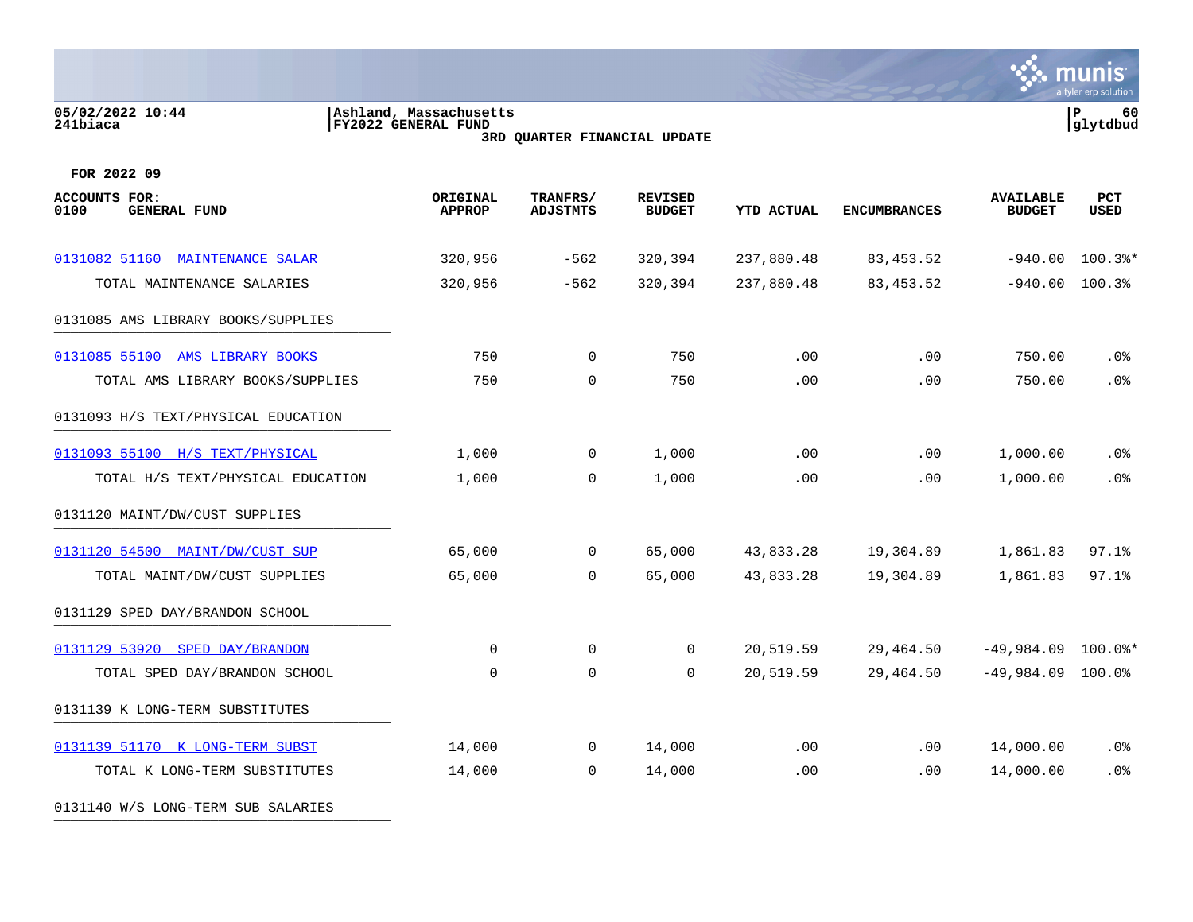Ashland, Massachusetts
FY2022 GENERAL FUND
3RD QUARTER FINANCIAL UPDATE

FOR 2022 09

| ACCOUNTS FOR: 0100 GENERAL FUND | ORIGINAL APPROP | TRANFRS/ ADJSTMTS | REVISED BUDGET | YTD ACTUAL | ENCUMBRANCES | AVAILABLE BUDGET | PCT USED |
|---|---|---|---|---|---|---|---|
| 0131082 51160 MAINTENANCE SALAR | 320,956 | -562 | 320,394 | 237,880.48 | 83,453.52 | -940.00 | 100.3%* |
| TOTAL MAINTENANCE SALARIES | 320,956 | -562 | 320,394 | 237,880.48 | 83,453.52 | -940.00 | 100.3% |
| 0131085 AMS LIBRARY BOOKS/SUPPLIES | | | | | | | |
| 0131085 55100 AMS LIBRARY BOOKS | 750 | 0 | 750 | .00 | .00 | 750.00 | .0% |
| TOTAL AMS LIBRARY BOOKS/SUPPLIES | 750 | 0 | 750 | .00 | .00 | 750.00 | .0% |
| 0131093 H/S TEXT/PHYSICAL EDUCATION | | | | | | | |
| 0131093 55100 H/S TEXT/PHYSICAL | 1,000 | 0 | 1,000 | .00 | .00 | 1,000.00 | .0% |
| TOTAL H/S TEXT/PHYSICAL EDUCATION | 1,000 | 0 | 1,000 | .00 | .00 | 1,000.00 | .0% |
| 0131120 MAINT/DW/CUST SUPPLIES | | | | | | | |
| 0131120 54500 MAINT/DW/CUST SUP | 65,000 | 0 | 65,000 | 43,833.28 | 19,304.89 | 1,861.83 | 97.1% |
| TOTAL MAINT/DW/CUST SUPPLIES | 65,000 | 0 | 65,000 | 43,833.28 | 19,304.89 | 1,861.83 | 97.1% |
| 0131129 SPED DAY/BRANDON SCHOOL | | | | | | | |
| 0131129 53920 SPED DAY/BRANDON | 0 | 0 | 0 | 20,519.59 | 29,464.50 | -49,984.09 | 100.0%* |
| TOTAL SPED DAY/BRANDON SCHOOL | 0 | 0 | 0 | 20,519.59 | 29,464.50 | -49,984.09 | 100.0% |
| 0131139 K LONG-TERM SUBSTITUTES | | | | | | | |
| 0131139 51170 K LONG-TERM SUBST | 14,000 | 0 | 14,000 | .00 | .00 | 14,000.00 | .0% |
| TOTAL K LONG-TERM SUBSTITUTES | 14,000 | 0 | 14,000 | .00 | .00 | 14,000.00 | .0% |
| 0131140 W/S LONG-TERM SUB SALARIES | | | | | | | |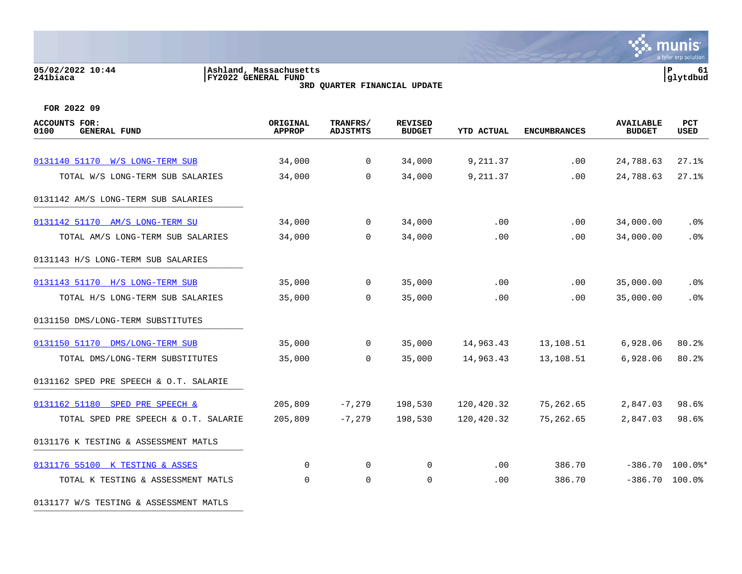05/02/2022 10:44 | Ashland, Massachusetts
241biaca | FY2022 GENERAL FUND

**3RD QUARTER FINANCIAL UPDATE**

**FOR 2022 09**

| ACCOUNTS FOR: 0100 GENERAL FUND | ORIGINAL APPROP | TRANFRS/ ADJSTMTS | REVISED BUDGET | YTD ACTUAL | ENCUMBRANCES | AVAILABLE BUDGET | PCT USED |
|---|---|---|---|---|---|---|---|
| 0131140 51170 W/S LONG-TERM SUB | 34,000 | 0 | 34,000 | 9,211.37 | .00 | 24,788.63 | 27.1% |
| TOTAL W/S LONG-TERM SUB SALARIES | 34,000 | 0 | 34,000 | 9,211.37 | .00 | 24,788.63 | 27.1% |
| 0131142 AM/S LONG-TERM SUB SALARIES | | | | | | | |
| 0131142 51170 AM/S LONG-TERM SU | 34,000 | 0 | 34,000 | .00 | .00 | 34,000.00 | .0% |
| TOTAL AM/S LONG-TERM SUB SALARIES | 34,000 | 0 | 34,000 | .00 | .00 | 34,000.00 | .0% |
| 0131143 H/S LONG-TERM SUB SALARIES | | | | | | | |
| 0131143 51170 H/S LONG-TERM SUB | 35,000 | 0 | 35,000 | .00 | .00 | 35,000.00 | .0% |
| TOTAL H/S LONG-TERM SUB SALARIES | 35,000 | 0 | 35,000 | .00 | .00 | 35,000.00 | .0% |
| 0131150 DMS/LONG-TERM SUBSTITUTES | | | | | | | |
| 0131150 51170 DMS/LONG-TERM SUB | 35,000 | 0 | 35,000 | 14,963.43 | 13,108.51 | 6,928.06 | 80.2% |
| TOTAL DMS/LONG-TERM SUBSTITUTES | 35,000 | 0 | 35,000 | 14,963.43 | 13,108.51 | 6,928.06 | 80.2% |
| 0131162 SPED PRE SPEECH & O.T. SALARIE | | | | | | | |
| 0131162 51180 SPED PRE SPEECH & | 205,809 | -7,279 | 198,530 | 120,420.32 | 75,262.65 | 2,847.03 | 98.6% |
| TOTAL SPED PRE SPEECH & O.T. SALARIE | 205,809 | -7,279 | 198,530 | 120,420.32 | 75,262.65 | 2,847.03 | 98.6% |
| 0131176 K TESTING & ASSESSMENT MATLS | | | | | | | |
| 0131176 55100 K TESTING & ASSES | 0 | 0 | 0 | .00 | 386.70 | -386.70 | 100.0%* |
| TOTAL K TESTING & ASSESSMENT MATLS | 0 | 0 | 0 | .00 | 386.70 | -386.70 | 100.0% |
| 0131177 W/S TESTING & ASSESSMENT MATLS | | | | | | | |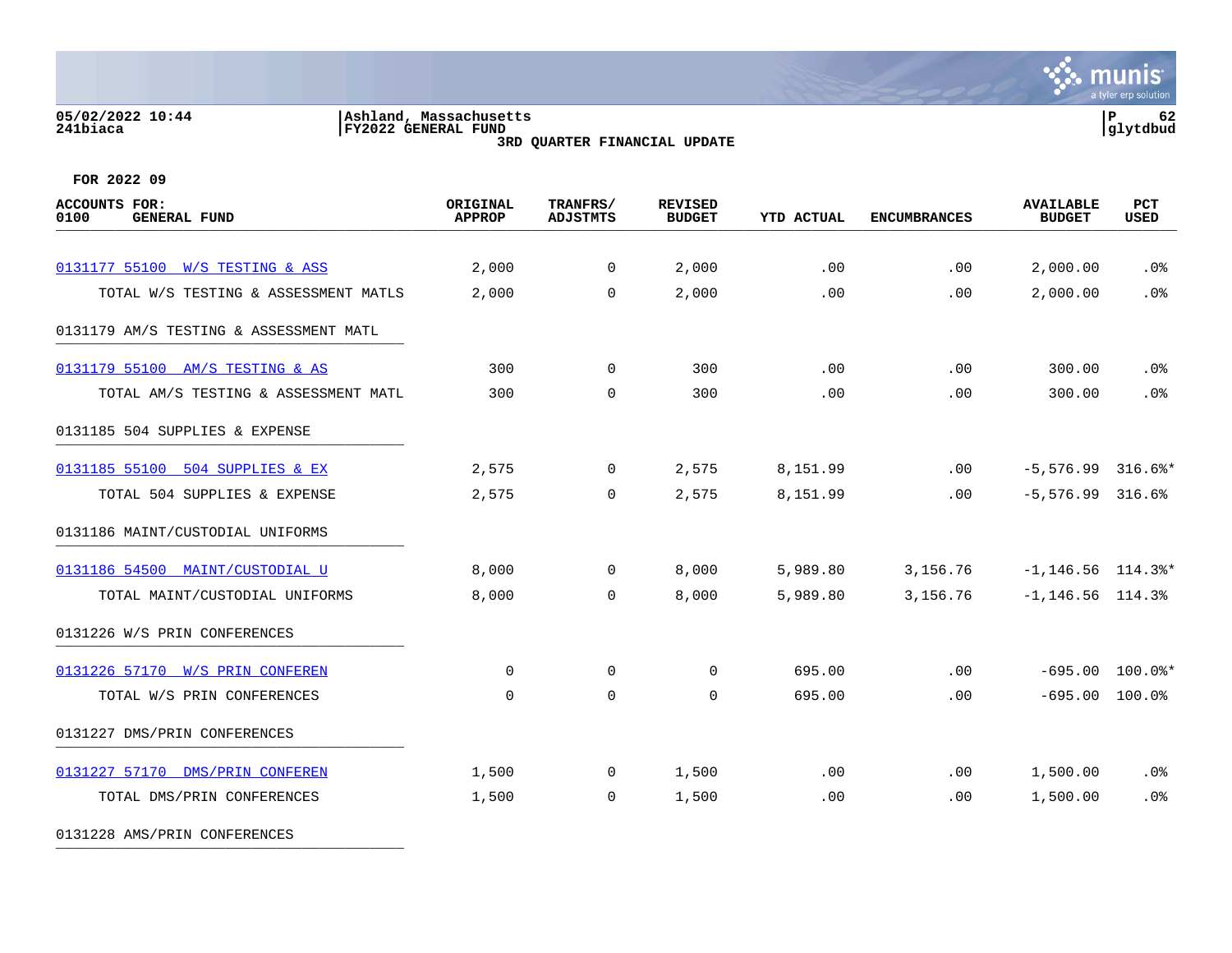05/02/2022 10:44 | Ashland, Massachusetts | P 62
241biaca | FY2022 GENERAL FUND | glytdbud

3RD QUARTER FINANCIAL UPDATE

FOR 2022 09

| ACCOUNTS FOR: 0100 GENERAL FUND | ORIGINAL APPROP | TRANFRS/ ADJSTMTS | REVISED BUDGET | YTD ACTUAL | ENCUMBRANCES | AVAILABLE BUDGET | PCT USED |
|---|---|---|---|---|---|---|---|
| 0131177 55100 W/S TESTING & ASS | 2,000 | 0 | 2,000 | .00 | .00 | 2,000.00 | .0% |
| TOTAL W/S TESTING & ASSESSMENT MATLS | 2,000 | 0 | 2,000 | .00 | .00 | 2,000.00 | .0% |
| 0131179 AM/S TESTING & ASSESSMENT MATL | | | | | | | |
| 0131179 55100 AM/S TESTING & AS | 300 | 0 | 300 | .00 | .00 | 300.00 | .0% |
| TOTAL AM/S TESTING & ASSESSMENT MATL | 300 | 0 | 300 | .00 | .00 | 300.00 | .0% |
| 0131185 504 SUPPLIES & EXPENSE | | | | | | | |
| 0131185 55100 504 SUPPLIES & EX | 2,575 | 0 | 2,575 | 8,151.99 | .00 | -5,576.99 | 316.6%* |
| TOTAL 504 SUPPLIES & EXPENSE | 2,575 | 0 | 2,575 | 8,151.99 | .00 | -5,576.99 | 316.6% |
| 0131186 MAINT/CUSTODIAL UNIFORMS | | | | | | | |
| 0131186 54500 MAINT/CUSTODIAL U | 8,000 | 0 | 8,000 | 5,989.80 | 3,156.76 | -1,146.56 | 114.3%* |
| TOTAL MAINT/CUSTODIAL UNIFORMS | 8,000 | 0 | 8,000 | 5,989.80 | 3,156.76 | -1,146.56 | 114.3% |
| 0131226 W/S PRIN CONFERENCES | | | | | | | |
| 0131226 57170 W/S PRIN CONFEREN | 0 | 0 | 0 | 695.00 | .00 | -695.00 | 100.0%* |
| TOTAL W/S PRIN CONFERENCES | 0 | 0 | 0 | 695.00 | .00 | -695.00 | 100.0% |
| 0131227 DMS/PRIN CONFERENCES | | | | | | | |
| 0131227 57170 DMS/PRIN CONFEREN | 1,500 | 0 | 1,500 | .00 | .00 | 1,500.00 | .0% |
| TOTAL DMS/PRIN CONFERENCES | 1,500 | 0 | 1,500 | .00 | .00 | 1,500.00 | .0% |
| 0131228 AMS/PRIN CONFERENCES | | | | | | | |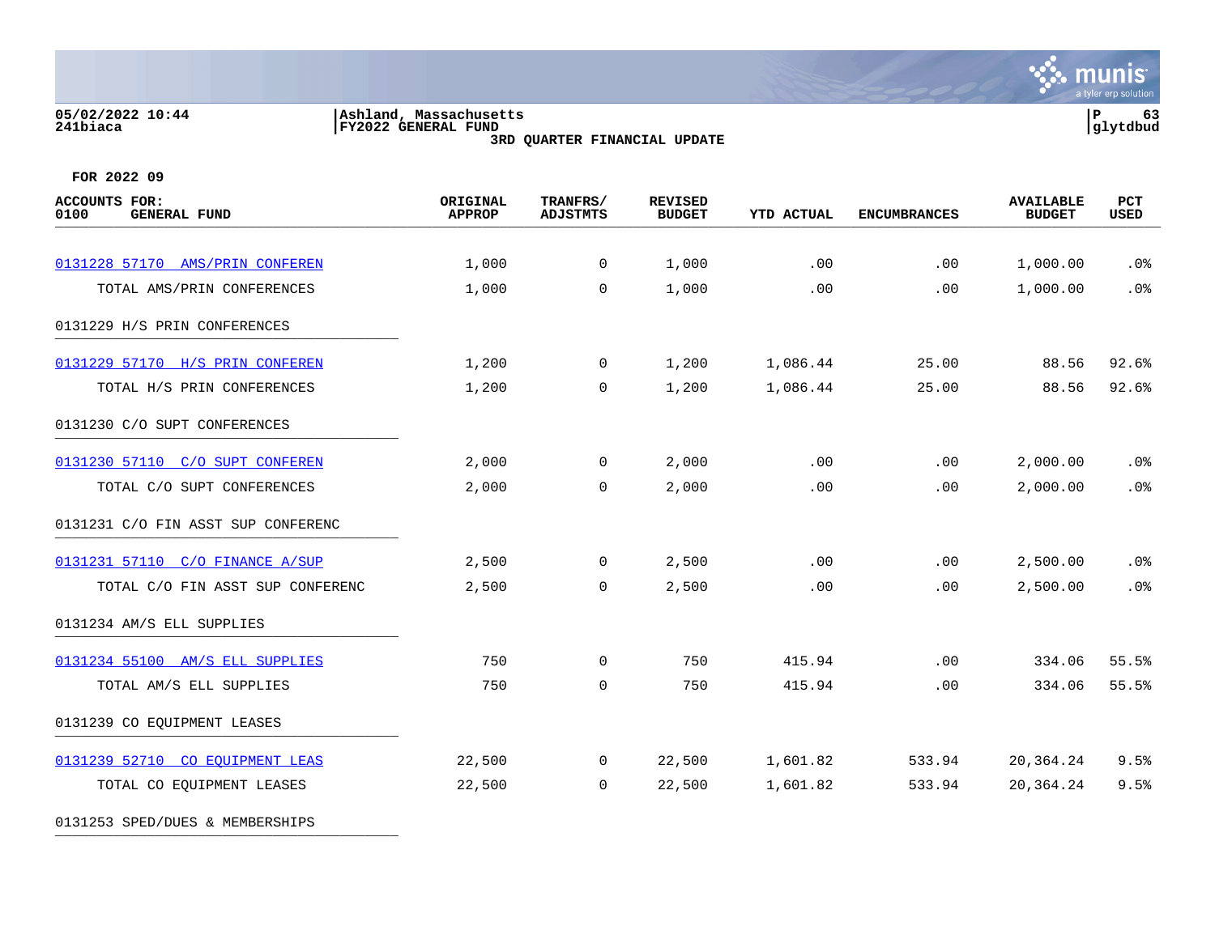05/02/2022 10:44 | Ashland, Massachusetts
241biaca | FY2022 GENERAL FUND

3RD QUARTER FINANCIAL UPDATE

FOR 2022 09

| ACCOUNTS FOR: 0100 GENERAL FUND | ORIGINAL APPROP | TRANFRS/ ADJSTMTS | REVISED BUDGET | YTD ACTUAL | ENCUMBRANCES | AVAILABLE BUDGET | PCT USED |
|---|---|---|---|---|---|---|---|
| 0131228 57170 AMS/PRIN CONFEREN | 1,000 | 0 | 1,000 | .00 | .00 | 1,000.00 | .0% |
| TOTAL AMS/PRIN CONFERENCES | 1,000 | 0 | 1,000 | .00 | .00 | 1,000.00 | .0% |
| 0131229 H/S PRIN CONFERENCES | | | | | | | |
| 0131229 57170 H/S PRIN CONFEREN | 1,200 | 0 | 1,200 | 1,086.44 | 25.00 | 88.56 | 92.6% |
| TOTAL H/S PRIN CONFERENCES | 1,200 | 0 | 1,200 | 1,086.44 | 25.00 | 88.56 | 92.6% |
| 0131230 C/O SUPT CONFERENCES | | | | | | | |
| 0131230 57110 C/O SUPT CONFEREN | 2,000 | 0 | 2,000 | .00 | .00 | 2,000.00 | .0% |
| TOTAL C/O SUPT CONFERENCES | 2,000 | 0 | 2,000 | .00 | .00 | 2,000.00 | .0% |
| 0131231 C/O FIN ASST SUP CONFERENC | | | | | | | |
| 0131231 57110 C/O FINANCE A/SUP | 2,500 | 0 | 2,500 | .00 | .00 | 2,500.00 | .0% |
| TOTAL C/O FIN ASST SUP CONFERENC | 2,500 | 0 | 2,500 | .00 | .00 | 2,500.00 | .0% |
| 0131234 AM/S ELL SUPPLIES | | | | | | | |
| 0131234 55100 AM/S ELL SUPPLIES | 750 | 0 | 750 | 415.94 | .00 | 334.06 | 55.5% |
| TOTAL AM/S ELL SUPPLIES | 750 | 0 | 750 | 415.94 | .00 | 334.06 | 55.5% |
| 0131239 CO EQUIPMENT LEASES | | | | | | | |
| 0131239 52710 CO EQUIPMENT LEAS | 22,500 | 0 | 22,500 | 1,601.82 | 533.94 | 20,364.24 | 9.5% |
| TOTAL CO EQUIPMENT LEASES | 22,500 | 0 | 22,500 | 1,601.82 | 533.94 | 20,364.24 | 9.5% |
| 0131253 SPED/DUES & MEMBERSHIPS | | | | | | | |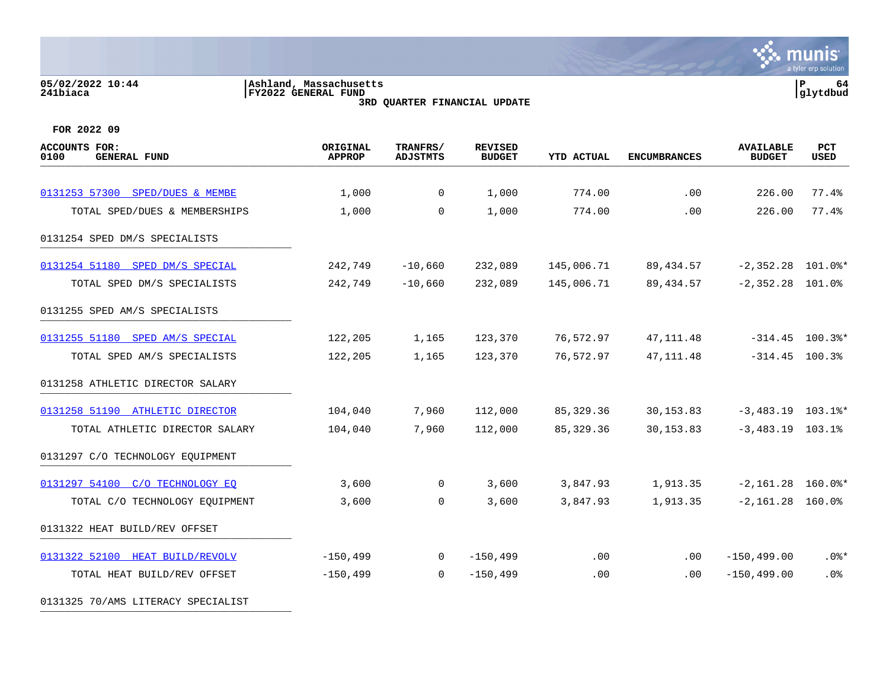05/02/2022 10:44
241biaca

Ashland, Massachusetts
FY2022 GENERAL FUND
3RD QUARTER FINANCIAL UPDATE

P 64
glytdbud

FOR 2022 09

| ACCOUNTS FOR: 0100 GENERAL FUND | ORIGINAL APPROP | TRANFRS/ ADJSTMTS | REVISED BUDGET | YTD ACTUAL | ENCUMBRANCES | AVAILABLE BUDGET | PCT USED |
|---|---|---|---|---|---|---|---|
| 0131253 57300 SPED/DUES & MEMBE | 1,000 | 0 | 1,000 | 774.00 | .00 | 226.00 | 77.4% |
| TOTAL SPED/DUES & MEMBERSHIPS | 1,000 | 0 | 1,000 | 774.00 | .00 | 226.00 | 77.4% |
| 0131254 SPED DM/S SPECIALISTS | | | | | | | |
| 0131254 51180 SPED DM/S SPECIAL | 242,749 | -10,660 | 232,089 | 145,006.71 | 89,434.57 | -2,352.28 | 101.0%* |
| TOTAL SPED DM/S SPECIALISTS | 242,749 | -10,660 | 232,089 | 145,006.71 | 89,434.57 | -2,352.28 | 101.0% |
| 0131255 SPED AM/S SPECIALISTS | | | | | | | |
| 0131255 51180 SPED AM/S SPECIAL | 122,205 | 1,165 | 123,370 | 76,572.97 | 47,111.48 | -314.45 | 100.3%* |
| TOTAL SPED AM/S SPECIALISTS | 122,205 | 1,165 | 123,370 | 76,572.97 | 47,111.48 | -314.45 | 100.3% |
| 0131258 ATHLETIC DIRECTOR SALARY | | | | | | | |
| 0131258 51190 ATHLETIC DIRECTOR | 104,040 | 7,960 | 112,000 | 85,329.36 | 30,153.83 | -3,483.19 | 103.1%* |
| TOTAL ATHLETIC DIRECTOR SALARY | 104,040 | 7,960 | 112,000 | 85,329.36 | 30,153.83 | -3,483.19 | 103.1% |
| 0131297 C/O TECHNOLOGY EQUIPMENT | | | | | | | |
| 0131297 54100 C/O TECHNOLOGY EQ | 3,600 | 0 | 3,600 | 3,847.93 | 1,913.35 | -2,161.28 | 160.0%* |
| TOTAL C/O TECHNOLOGY EQUIPMENT | 3,600 | 0 | 3,600 | 3,847.93 | 1,913.35 | -2,161.28 | 160.0% |
| 0131322 HEAT BUILD/REV OFFSET | | | | | | | |
| 0131322 52100 HEAT BUILD/REVOLV | -150,499 | 0 | -150,499 | .00 | .00 | -150,499.00 | .0%* |
| TOTAL HEAT BUILD/REV OFFSET | -150,499 | 0 | -150,499 | .00 | .00 | -150,499.00 | .0% |
| 0131325 70/AMS LITERACY SPECIALIST | | | | | | | |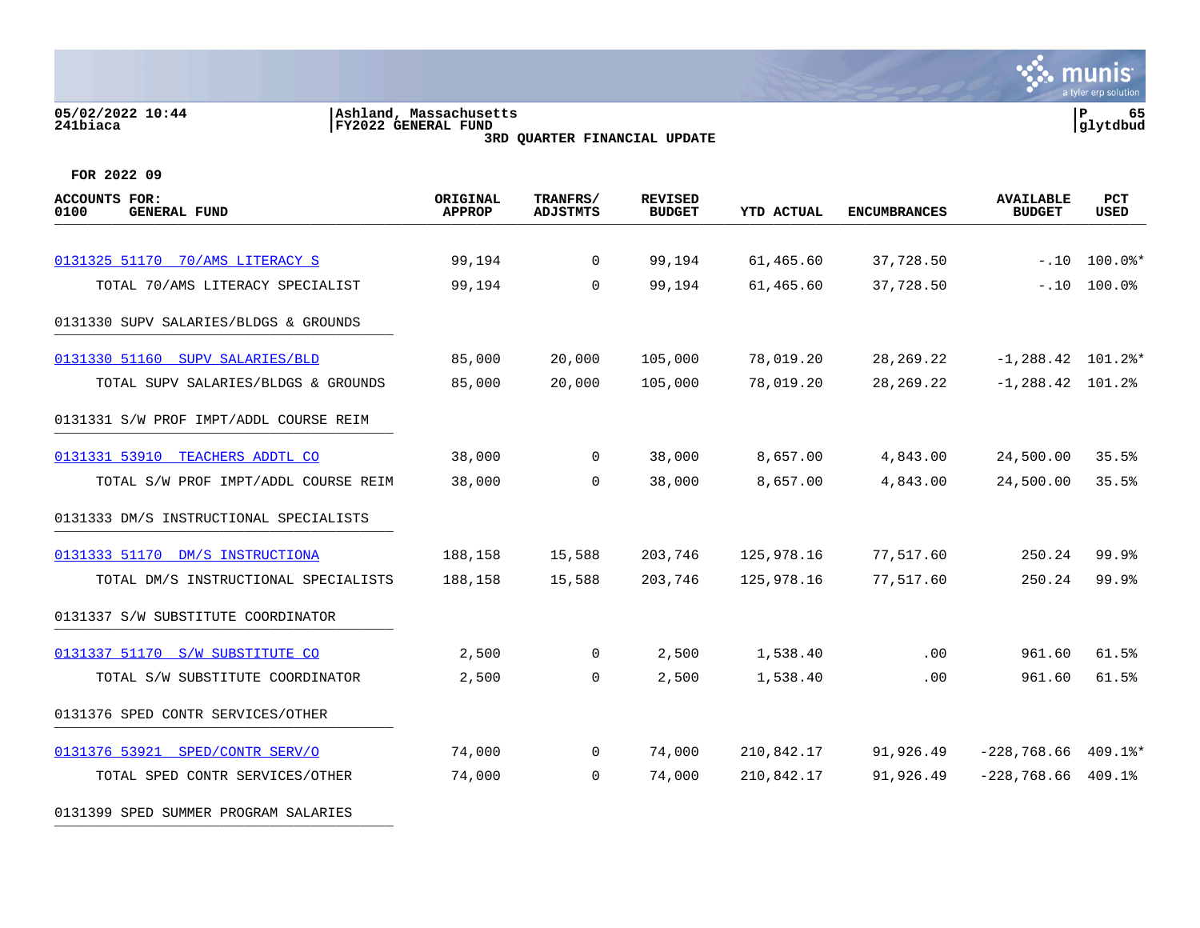05/02/2022 10:44 | Ashland, Massachusetts
241biaca | FY2022 GENERAL FUND

3RD QUARTER FINANCIAL UPDATE

FOR 2022 09

| ACCOUNTS FOR: 0100 GENERAL FUND | ORIGINAL APPROP | TRANFRS/ ADJSTMTS | REVISED BUDGET | YTD ACTUAL | ENCUMBRANCES | AVAILABLE BUDGET | PCT USED |
|---|---|---|---|---|---|---|---|
| 0131325 51170 70/AMS LITERACY S | 99,194 | 0 | 99,194 | 61,465.60 | 37,728.50 | -.10 | 100.0%* |
| TOTAL 70/AMS LITERACY SPECIALIST | 99,194 | 0 | 99,194 | 61,465.60 | 37,728.50 | -.10 | 100.0% |
| 0131330 SUPV SALARIES/BLDGS & GROUNDS | | | | | | | |
| 0131330 51160 SUPV SALARIES/BLD | 85,000 | 20,000 | 105,000 | 78,019.20 | 28,269.22 | -1,288.42 | 101.2%* |
| TOTAL SUPV SALARIES/BLDGS & GROUNDS | 85,000 | 20,000 | 105,000 | 78,019.20 | 28,269.22 | -1,288.42 | 101.2% |
| 0131331 S/W PROF IMPT/ADDL COURSE REIM | | | | | | | |
| 0131331 53910 TEACHERS ADDTL CO | 38,000 | 0 | 38,000 | 8,657.00 | 4,843.00 | 24,500.00 | 35.5% |
| TOTAL S/W PROF IMPT/ADDL COURSE REIM | 38,000 | 0 | 38,000 | 8,657.00 | 4,843.00 | 24,500.00 | 35.5% |
| 0131333 DM/S INSTRUCTIONAL SPECIALISTS | | | | | | | |
| 0131333 51170 DM/S INSTRUCTIONA | 188,158 | 15,588 | 203,746 | 125,978.16 | 77,517.60 | 250.24 | 99.9% |
| TOTAL DM/S INSTRUCTIONAL SPECIALISTS | 188,158 | 15,588 | 203,746 | 125,978.16 | 77,517.60 | 250.24 | 99.9% |
| 0131337 S/W SUBSTITUTE COORDINATOR | | | | | | | |
| 0131337 51170 S/W SUBSTITUTE CO | 2,500 | 0 | 2,500 | 1,538.40 | .00 | 961.60 | 61.5% |
| TOTAL S/W SUBSTITUTE COORDINATOR | 2,500 | 0 | 2,500 | 1,538.40 | .00 | 961.60 | 61.5% |
| 0131376 SPED CONTR SERVICES/OTHER | | | | | | | |
| 0131376 53921 SPED/CONTR SERV/O | 74,000 | 0 | 74,000 | 210,842.17 | 91,926.49 | -228,768.66 | 409.1%* |
| TOTAL SPED CONTR SERVICES/OTHER | 74,000 | 0 | 74,000 | 210,842.17 | 91,926.49 | -228,768.66 | 409.1% |
| 0131399 SPED SUMMER PROGRAM SALARIES | | | | | | | |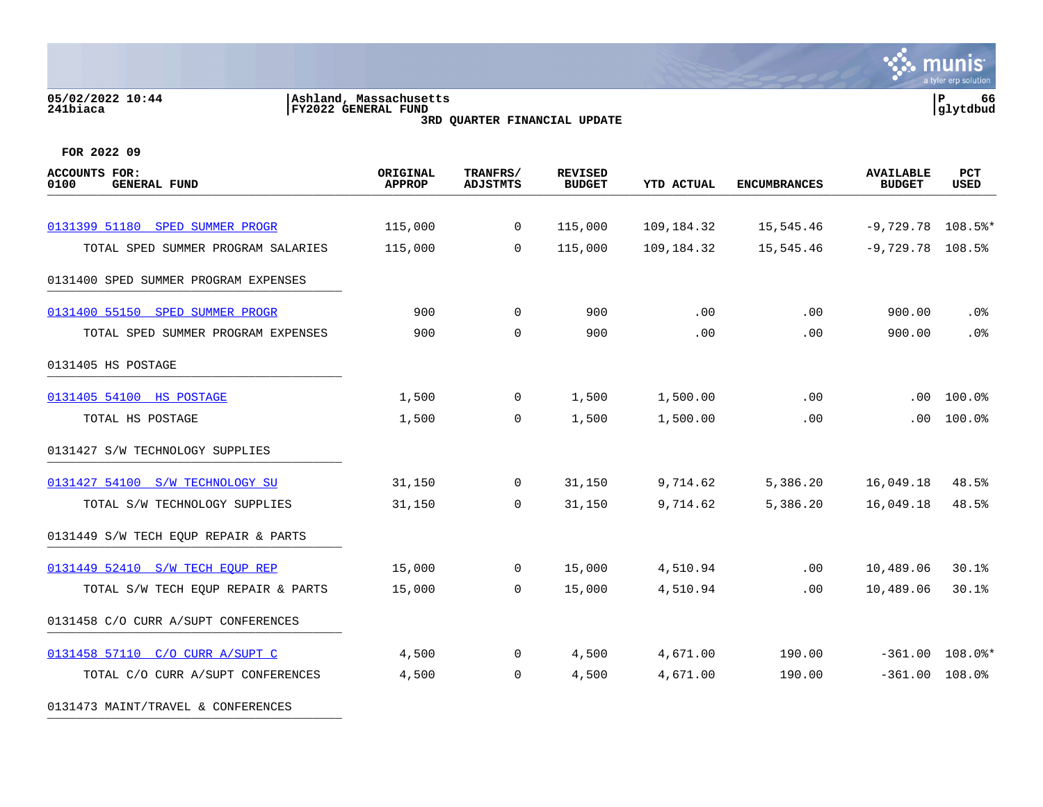05/02/2022 10:44
241biaca

Ashland, Massachusetts
FY2022 GENERAL FUND
3RD QUARTER FINANCIAL UPDATE

**FOR 2022 09**

| ACCOUNTS FOR: 0100 GENERAL FUND | ORIGINAL APPROP | TRANFRS/ ADJSTMTS | REVISED BUDGET | YTD ACTUAL | ENCUMBRANCES | AVAILABLE BUDGET | PCT USED |
|---|---|---|---|---|---|---|---|
| 0131399 51180 SPED SUMMER PROGR | 115,000 | 0 | 115,000 | 109,184.32 | 15,545.46 | -9,729.78 | 108.5%* |
| TOTAL SPED SUMMER PROGRAM SALARIES | 115,000 | 0 | 115,000 | 109,184.32 | 15,545.46 | -9,729.78 | 108.5% |
| 0131400 SPED SUMMER PROGRAM EXPENSES | | | | | | | |
| 0131400 55150 SPED SUMMER PROGR | 900 | 0 | 900 | .00 | .00 | 900.00 | .0% |
| TOTAL SPED SUMMER PROGRAM EXPENSES | 900 | 0 | 900 | .00 | .00 | 900.00 | .0% |
| 0131405 HS POSTAGE | | | | | | | |
| 0131405 54100 HS POSTAGE | 1,500 | 0 | 1,500 | 1,500.00 | .00 | .00 | 100.0% |
| TOTAL HS POSTAGE | 1,500 | 0 | 1,500 | 1,500.00 | .00 | .00 | 100.0% |
| 0131427 S/W TECHNOLOGY SUPPLIES | | | | | | | |
| 0131427 54100 S/W TECHNOLOGY SU | 31,150 | 0 | 31,150 | 9,714.62 | 5,386.20 | 16,049.18 | 48.5% |
| TOTAL S/W TECHNOLOGY SUPPLIES | 31,150 | 0 | 31,150 | 9,714.62 | 5,386.20 | 16,049.18 | 48.5% |
| 0131449 S/W TECH EQUP REPAIR & PARTS | | | | | | | |
| 0131449 52410 S/W TECH EQUP REP | 15,000 | 0 | 15,000 | 4,510.94 | .00 | 10,489.06 | 30.1% |
| TOTAL S/W TECH EQUP REPAIR & PARTS | 15,000 | 0 | 15,000 | 4,510.94 | .00 | 10,489.06 | 30.1% |
| 0131458 C/O CURR A/SUPT CONFERENCES | | | | | | | |
| 0131458 57110 C/O CURR A/SUPT C | 4,500 | 0 | 4,500 | 4,671.00 | 190.00 | -361.00 | 108.0%* |
| TOTAL C/O CURR A/SUPT CONFERENCES | 4,500 | 0 | 4,500 | 4,671.00 | 190.00 | -361.00 | 108.0% |
| 0131473 MAINT/TRAVEL & CONFERENCES | | | | | | | |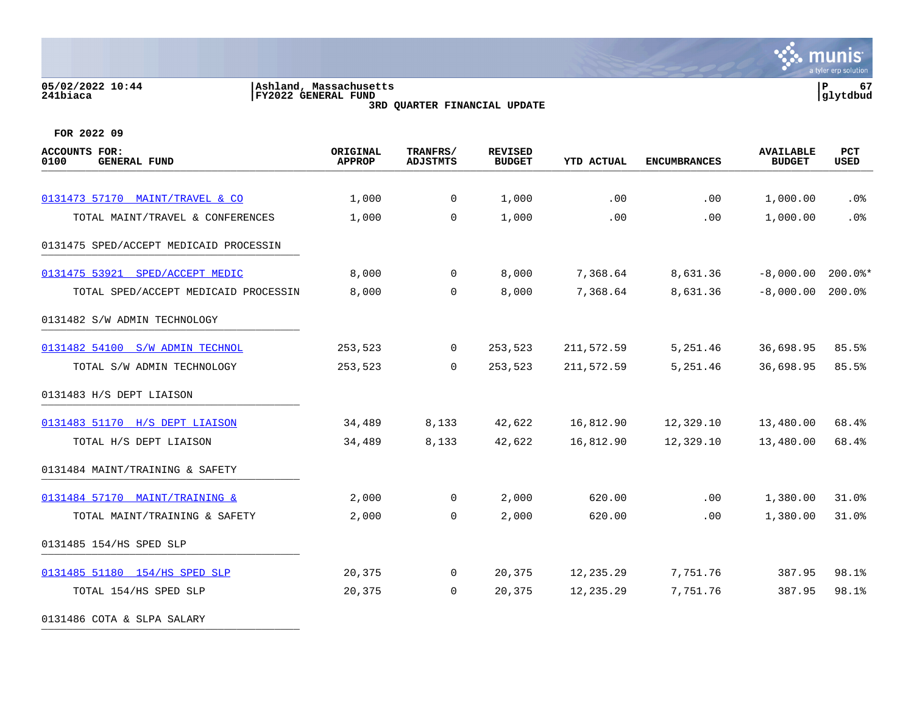05/02/2022 10:44
241biaca

Ashland, Massachusetts
FY2022 GENERAL FUND
3RD QUARTER FINANCIAL UPDATE

P 67
glytdbud

FOR 2022 09

| ACCOUNTS FOR: 0100 GENERAL FUND | ORIGINAL APPROP | TRANFRS/ ADJSTMTS | REVISED BUDGET | YTD ACTUAL | ENCUMBRANCES | AVAILABLE BUDGET | PCT USED |
|---|---|---|---|---|---|---|---|
| 0131473 57170 MAINT/TRAVEL & CO | 1,000 | 0 | 1,000 | .00 | .00 | 1,000.00 | .0% |
| TOTAL MAINT/TRAVEL & CONFERENCES | 1,000 | 0 | 1,000 | .00 | .00 | 1,000.00 | .0% |
| 0131475 SPED/ACCEPT MEDICAID PROCESSIN | | | | | | | |
| 0131475 53921 SPED/ACCEPT MEDIC | 8,000 | 0 | 8,000 | 7,368.64 | 8,631.36 | -8,000.00 | 200.0%* |
| TOTAL SPED/ACCEPT MEDICAID PROCESSIN | 8,000 | 0 | 8,000 | 7,368.64 | 8,631.36 | -8,000.00 | 200.0% |
| 0131482 S/W ADMIN TECHNOLOGY | | | | | | | |
| 0131482 54100 S/W ADMIN TECHNOL | 253,523 | 0 | 253,523 | 211,572.59 | 5,251.46 | 36,698.95 | 85.5% |
| TOTAL S/W ADMIN TECHNOLOGY | 253,523 | 0 | 253,523 | 211,572.59 | 5,251.46 | 36,698.95 | 85.5% |
| 0131483 H/S DEPT LIAISON | | | | | | | |
| 0131483 51170 H/S DEPT LIAISON | 34,489 | 8,133 | 42,622 | 16,812.90 | 12,329.10 | 13,480.00 | 68.4% |
| TOTAL H/S DEPT LIAISON | 34,489 | 8,133 | 42,622 | 16,812.90 | 12,329.10 | 13,480.00 | 68.4% |
| 0131484 MAINT/TRAINING & SAFETY | | | | | | | |
| 0131484 57170 MAINT/TRAINING & | 2,000 | 0 | 2,000 | 620.00 | .00 | 1,380.00 | 31.0% |
| TOTAL MAINT/TRAINING & SAFETY | 2,000 | 0 | 2,000 | 620.00 | .00 | 1,380.00 | 31.0% |
| 0131485 154/HS SPED SLP | | | | | | | |
| 0131485 51180 154/HS SPED SLP | 20,375 | 0 | 20,375 | 12,235.29 | 7,751.76 | 387.95 | 98.1% |
| TOTAL 154/HS SPED SLP | 20,375 | 0 | 20,375 | 12,235.29 | 7,751.76 | 387.95 | 98.1% |
| 0131486 COTA & SLPA SALARY | | | | | | | |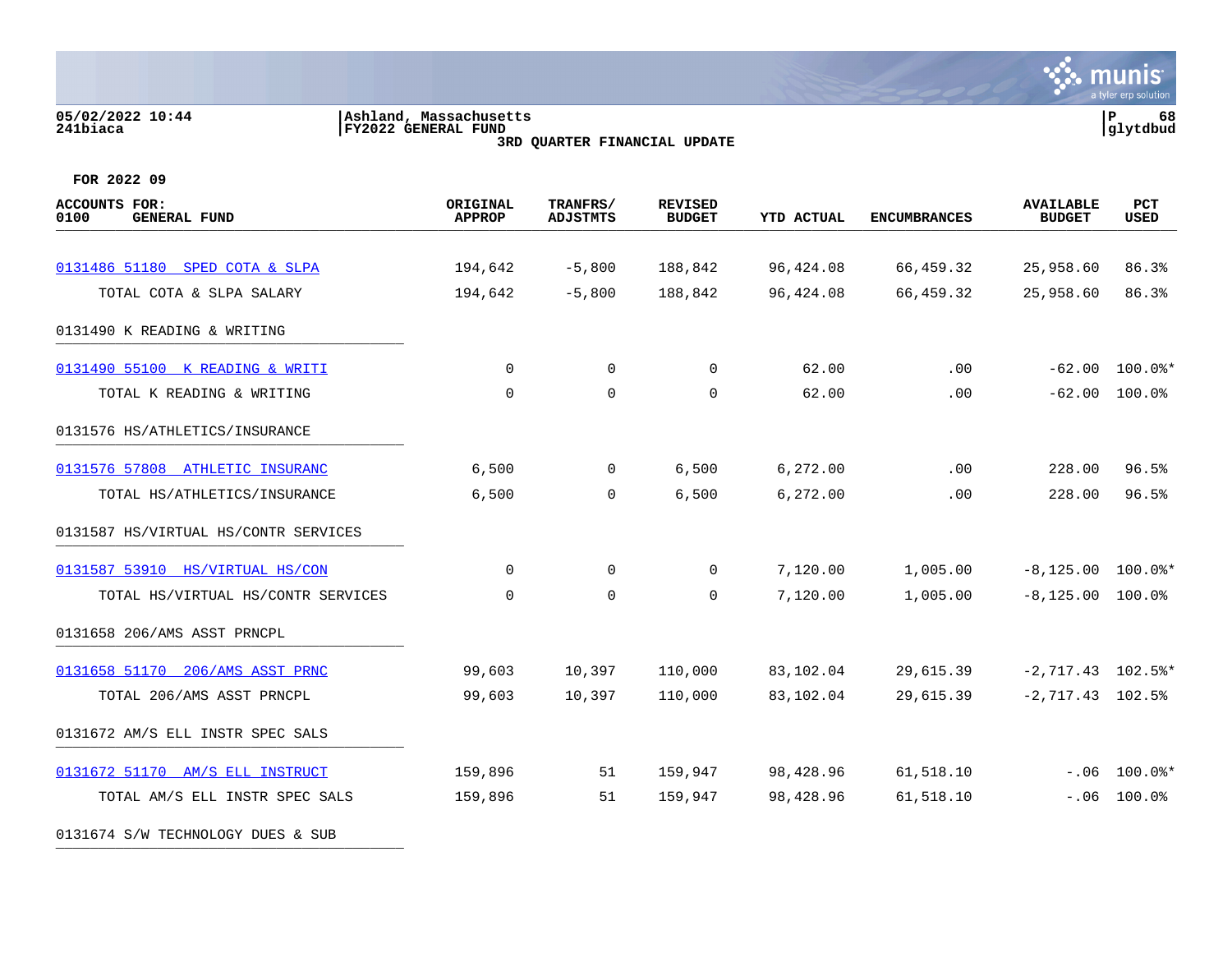05/02/2022 10:44
241biaca

Ashland, Massachusetts
FY2022 GENERAL FUND
3RD QUARTER FINANCIAL UPDATE

FOR 2022 09

| ACCOUNTS FOR: 0100 GENERAL FUND | ORIGINAL APPROP | TRANFRS/ ADJSTMTS | REVISED BUDGET | YTD ACTUAL | ENCUMBRANCES | AVAILABLE BUDGET | PCT USED |
|---|---|---|---|---|---|---|---|
| 0131486 51180 SPED COTA & SLPA | 194,642 | -5,800 | 188,842 | 96,424.08 | 66,459.32 | 25,958.60 | 86.3% |
| TOTAL COTA & SLPA SALARY | 194,642 | -5,800 | 188,842 | 96,424.08 | 66,459.32 | 25,958.60 | 86.3% |
| 0131490 K READING & WRITING | | | | | | | |
| 0131490 55100 K READING & WRITI | 0 | 0 | 0 | 62.00 | .00 | -62.00 | 100.0%* |
| TOTAL K READING & WRITING | 0 | 0 | 0 | 62.00 | .00 | -62.00 | 100.0% |
| 0131576 HS/ATHLETICS/INSURANCE | | | | | | | |
| 0131576 57808 ATHLETIC INSURANC | 6,500 | 0 | 6,500 | 6,272.00 | .00 | 228.00 | 96.5% |
| TOTAL HS/ATHLETICS/INSURANCE | 6,500 | 0 | 6,500 | 6,272.00 | .00 | 228.00 | 96.5% |
| 0131587 HS/VIRTUAL HS/CONTR SERVICES | | | | | | | |
| 0131587 53910 HS/VIRTUAL HS/CON | 0 | 0 | 0 | 7,120.00 | 1,005.00 | -8,125.00 | 100.0%* |
| TOTAL HS/VIRTUAL HS/CONTR SERVICES | 0 | 0 | 0 | 7,120.00 | 1,005.00 | -8,125.00 | 100.0% |
| 0131658 206/AMS ASST PRNCPL | | | | | | | |
| 0131658 51170 206/AMS ASST PRNC | 99,603 | 10,397 | 110,000 | 83,102.04 | 29,615.39 | -2,717.43 | 102.5%* |
| TOTAL 206/AMS ASST PRNCPL | 99,603 | 10,397 | 110,000 | 83,102.04 | 29,615.39 | -2,717.43 | 102.5% |
| 0131672 AM/S ELL INSTR SPEC SALS | | | | | | | |
| 0131672 51170 AM/S ELL INSTRUCT | 159,896 | 51 | 159,947 | 98,428.96 | 61,518.10 | -.06 | 100.0%* |
| TOTAL AM/S ELL INSTR SPEC SALS | 159,896 | 51 | 159,947 | 98,428.96 | 61,518.10 | -.06 | 100.0% |
| 0131674 S/W TECHNOLOGY DUES & SUB | | | | | | | |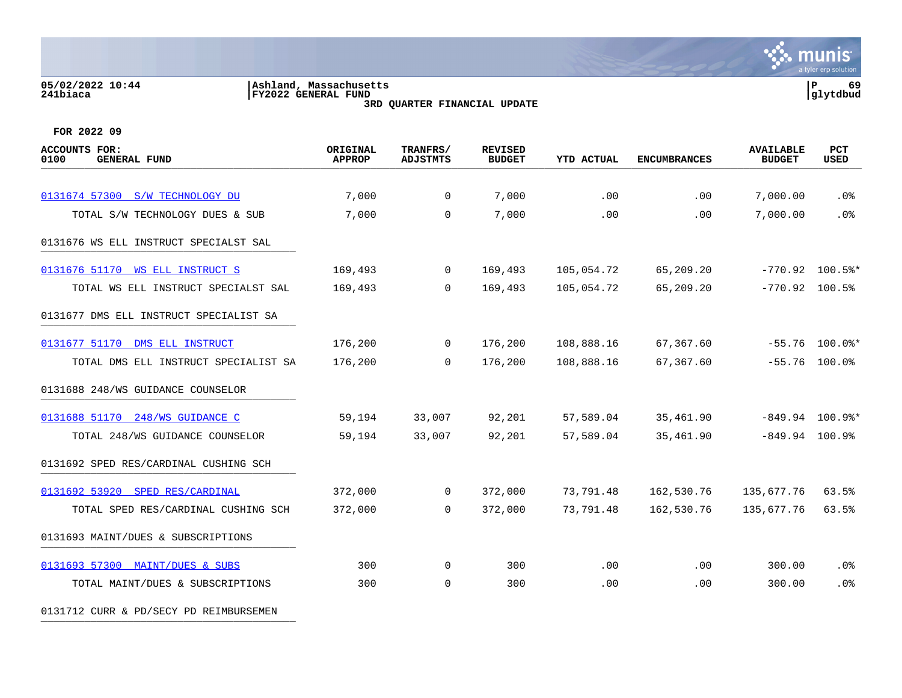05/02/2022 10:44 | Ashland, Massachusetts
241biaca | FY2022 GENERAL FUND
glytdbud

**3RD QUARTER FINANCIAL UPDATE**

**FOR 2022 09**

| ACCOUNTS FOR: 0100 GENERAL FUND | ORIGINAL APPROP | TRANFRS/ ADJSTMTS | REVISED BUDGET | YTD ACTUAL | ENCUMBRANCES | AVAILABLE BUDGET | PCT USED |
|---|---|---|---|---|---|---|---|
| 0131674 57300 S/W TECHNOLOGY DU | 7,000 | 0 | 7,000 | .00 | .00 | 7,000.00 | .0% |
| TOTAL S/W TECHNOLOGY DUES & SUB | 7,000 | 0 | 7,000 | .00 | .00 | 7,000.00 | .0% |
| 0131676 WS ELL INSTRUCT SPECIALST SAL | | | | | | | |
| 0131676 51170 WS ELL INSTRUCT S | 169,493 | 0 | 169,493 | 105,054.72 | 65,209.20 | -770.92 | 100.5%* |
| TOTAL WS ELL INSTRUCT SPECIALST SAL | 169,493 | 0 | 169,493 | 105,054.72 | 65,209.20 | -770.92 | 100.5% |
| 0131677 DMS ELL INSTRUCT SPECIALIST SA | | | | | | | |
| 0131677 51170 DMS ELL INSTRUCT | 176,200 | 0 | 176,200 | 108,888.16 | 67,367.60 | -55.76 | 100.0%* |
| TOTAL DMS ELL INSTRUCT SPECIALIST SA | 176,200 | 0 | 176,200 | 108,888.16 | 67,367.60 | -55.76 | 100.0% |
| 0131688 248/WS GUIDANCE COUNSELOR | | | | | | | |
| 0131688 51170 248/WS GUIDANCE C | 59,194 | 33,007 | 92,201 | 57,589.04 | 35,461.90 | -849.94 | 100.9%* |
| TOTAL 248/WS GUIDANCE COUNSELOR | 59,194 | 33,007 | 92,201 | 57,589.04 | 35,461.90 | -849.94 | 100.9% |
| 0131692 SPED RES/CARDINAL CUSHING SCH | | | | | | | |
| 0131692 53920 SPED RES/CARDINAL | 372,000 | 0 | 372,000 | 73,791.48 | 162,530.76 | 135,677.76 | 63.5% |
| TOTAL SPED RES/CARDINAL CUSHING SCH | 372,000 | 0 | 372,000 | 73,791.48 | 162,530.76 | 135,677.76 | 63.5% |
| 0131693 MAINT/DUES & SUBSCRIPTIONS | | | | | | | |
| 0131693 57300 MAINT/DUES & SUBS | 300 | 0 | 300 | .00 | .00 | 300.00 | .0% |
| TOTAL MAINT/DUES & SUBSCRIPTIONS | 300 | 0 | 300 | .00 | .00 | 300.00 | .0% |
| 0131712 CURR & PD/SECY PD REIMBURSEMEN | | | | | | | |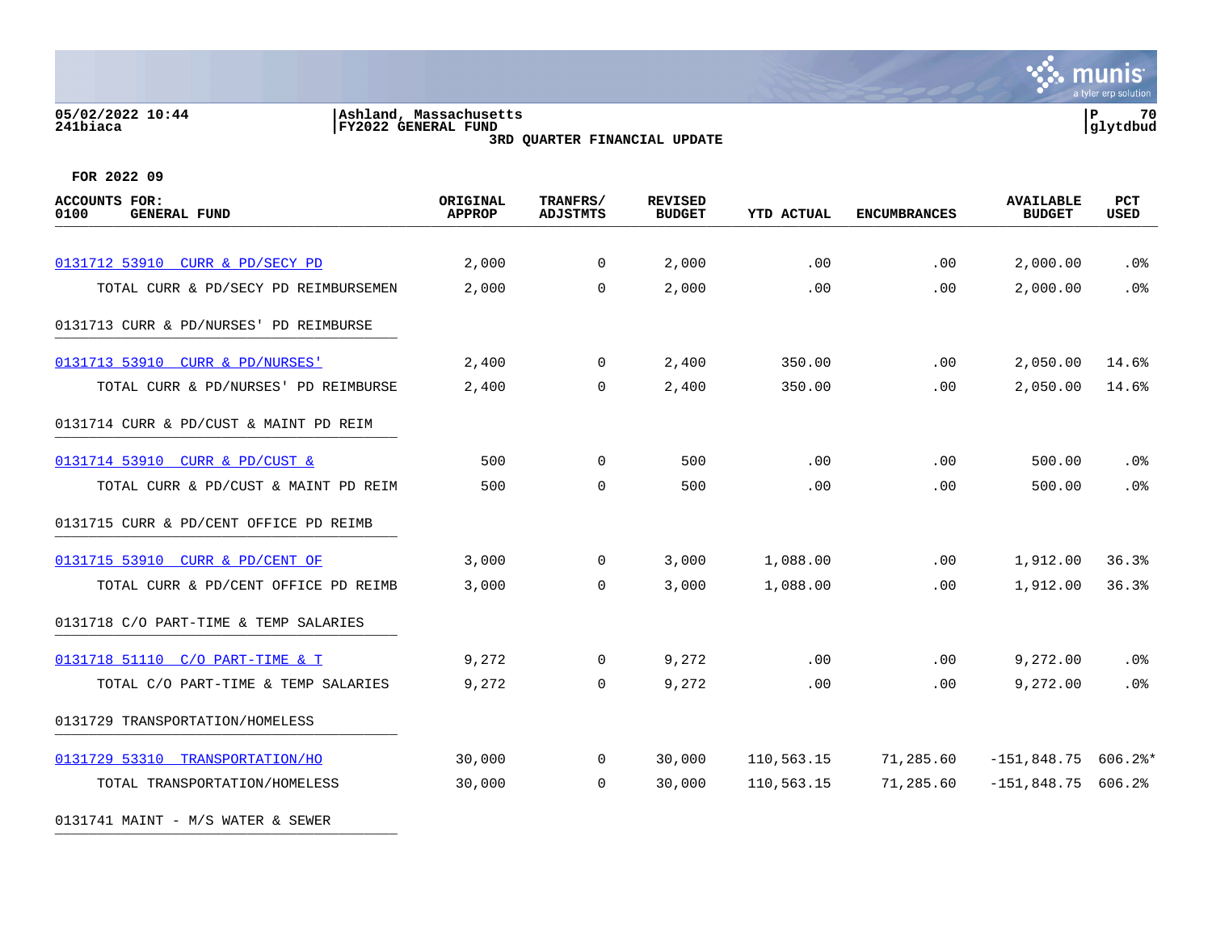05/02/2022 10:44
241biaca

Ashland, Massachusetts
FY2022 GENERAL FUND
3RD QUARTER FINANCIAL UPDATE

glytdbud

FOR 2022 09

| ACCOUNTS FOR: 0100 GENERAL FUND | ORIGINAL APPROP | TRANFRS/ ADJSTMTS | REVISED BUDGET | YTD ACTUAL | ENCUMBRANCES | AVAILABLE BUDGET | PCT USED |
|---|---|---|---|---|---|---|---|
| 0131712 53910 CURR & PD/SECY PD | 2,000 | 0 | 2,000 | .00 | .00 | 2,000.00 | .0% |
| TOTAL CURR & PD/SECY PD REIMBURSEMEN | 2,000 | 0 | 2,000 | .00 | .00 | 2,000.00 | .0% |
| 0131713 CURR & PD/NURSES' PD REIMBURSE | | | | | | | |
| 0131713 53910 CURR & PD/NURSES' | 2,400 | 0 | 2,400 | 350.00 | .00 | 2,050.00 | 14.6% |
| TOTAL CURR & PD/NURSES' PD REIMBURSE | 2,400 | 0 | 2,400 | 350.00 | .00 | 2,050.00 | 14.6% |
| 0131714 CURR & PD/CUST & MAINT PD REIM | | | | | | | |
| 0131714 53910 CURR & PD/CUST & | 500 | 0 | 500 | .00 | .00 | 500.00 | .0% |
| TOTAL CURR & PD/CUST & MAINT PD REIM | 500 | 0 | 500 | .00 | .00 | 500.00 | .0% |
| 0131715 CURR & PD/CENT OFFICE PD REIMB | | | | | | | |
| 0131715 53910 CURR & PD/CENT OF | 3,000 | 0 | 3,000 | 1,088.00 | .00 | 1,912.00 | 36.3% |
| TOTAL CURR & PD/CENT OFFICE PD REIMB | 3,000 | 0 | 3,000 | 1,088.00 | .00 | 1,912.00 | 36.3% |
| 0131718 C/O PART-TIME & TEMP SALARIES | | | | | | | |
| 0131718 51110 C/O PART-TIME & T | 9,272 | 0 | 9,272 | .00 | .00 | 9,272.00 | .0% |
| TOTAL C/O PART-TIME & TEMP SALARIES | 9,272 | 0 | 9,272 | .00 | .00 | 9,272.00 | .0% |
| 0131729 TRANSPORTATION/HOMELESS | | | | | | | |
| 0131729 53310 TRANSPORTATION/HO | 30,000 | 0 | 30,000 | 110,563.15 | 71,285.60 | -151,848.75 | 606.2%* |
| TOTAL TRANSPORTATION/HOMELESS | 30,000 | 0 | 30,000 | 110,563.15 | 71,285.60 | -151,848.75 | 606.2% |
| 0131741 MAINT - M/S WATER & SEWER | | | | | | | |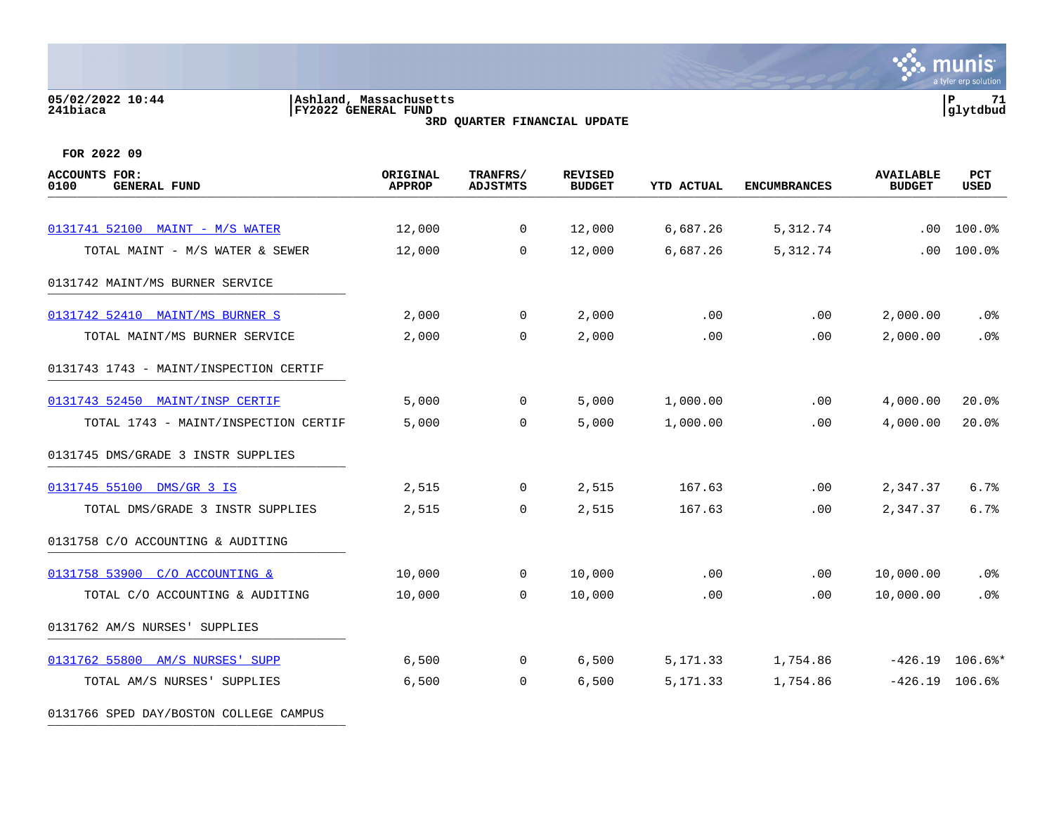Ashland, Massachusetts
FY2022 GENERAL FUND
3RD QUARTER FINANCIAL UPDATE

05/02/2022 10:44
241biaca

FOR 2022 09

| ACCOUNTS FOR: 0100 GENERAL FUND | ORIGINAL APPROP | TRANFRS/ ADJSTMTS | REVISED BUDGET | YTD ACTUAL | ENCUMBRANCES | AVAILABLE BUDGET | PCT USED |
|---|---|---|---|---|---|---|---|
| 0131741 52100 MAINT - M/S WATER | 12,000 | 0 | 12,000 | 6,687.26 | 5,312.74 | .00 | 100.0% |
| TOTAL MAINT - M/S WATER & SEWER | 12,000 | 0 | 12,000 | 6,687.26 | 5,312.74 | .00 | 100.0% |
| 0131742 MAINT/MS BURNER SERVICE | | | | | | | |
| 0131742 52410 MAINT/MS BURNER S | 2,000 | 0 | 2,000 | .00 | .00 | 2,000.00 | .0% |
| TOTAL MAINT/MS BURNER SERVICE | 2,000 | 0 | 2,000 | .00 | .00 | 2,000.00 | .0% |
| 0131743 1743 - MAINT/INSPECTION CERTIF | | | | | | | |
| 0131743 52450 MAINT/INSP CERTIF | 5,000 | 0 | 5,000 | 1,000.00 | .00 | 4,000.00 | 20.0% |
| TOTAL 1743 - MAINT/INSPECTION CERTIF | 5,000 | 0 | 5,000 | 1,000.00 | .00 | 4,000.00 | 20.0% |
| 0131745 DMS/GRADE 3 INSTR SUPPLIES | | | | | | | |
| 0131745 55100 DMS/GR 3 IS | 2,515 | 0 | 2,515 | 167.63 | .00 | 2,347.37 | 6.7% |
| TOTAL DMS/GRADE 3 INSTR SUPPLIES | 2,515 | 0 | 2,515 | 167.63 | .00 | 2,347.37 | 6.7% |
| 0131758 C/O ACCOUNTING & AUDITING | | | | | | | |
| 0131758 53900 C/O ACCOUNTING & | 10,000 | 0 | 10,000 | .00 | .00 | 10,000.00 | .0% |
| TOTAL C/O ACCOUNTING & AUDITING | 10,000 | 0 | 10,000 | .00 | .00 | 10,000.00 | .0% |
| 0131762 AM/S NURSES' SUPPLIES | | | | | | | |
| 0131762 55800 AM/S NURSES' SUPP | 6,500 | 0 | 6,500 | 5,171.33 | 1,754.86 | -426.19 | 106.6%* |
| TOTAL AM/S NURSES' SUPPLIES | 6,500 | 0 | 6,500 | 5,171.33 | 1,754.86 | -426.19 | 106.6% |
| 0131766 SPED DAY/BOSTON COLLEGE CAMPUS | | | | | | | |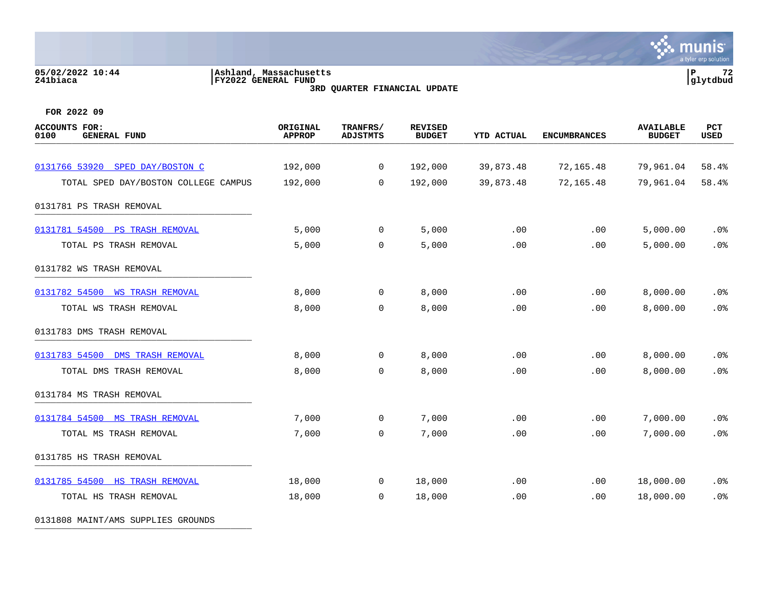05/02/2022 10:44 | Ashland, Massachusetts
241biaca | FY2022 GENERAL FUND

**3RD QUARTER FINANCIAL UPDATE**

**FOR 2022 09**

| ACCOUNTS FOR: 0100 GENERAL FUND | ORIGINAL APPROP | TRANFRS/ ADJSTMTS | REVISED BUDGET | YTD ACTUAL | ENCUMBRANCES | AVAILABLE BUDGET | PCT USED |
|---|---|---|---|---|---|---|---|
| 0131766 53920 SPED DAY/BOSTON C | 192,000 | 0 | 192,000 | 39,873.48 | 72,165.48 | 79,961.04 | 58.4% |
| TOTAL SPED DAY/BOSTON COLLEGE CAMPUS | 192,000 | 0 | 192,000 | 39,873.48 | 72,165.48 | 79,961.04 | 58.4% |
| 0131781 PS TRASH REMOVAL | | | | | | | |
| 0131781 54500 PS TRASH REMOVAL | 5,000 | 0 | 5,000 | .00 | .00 | 5,000.00 | .0% |
| TOTAL PS TRASH REMOVAL | 5,000 | 0 | 5,000 | .00 | .00 | 5,000.00 | .0% |
| 0131782 WS TRASH REMOVAL | | | | | | | |
| 0131782 54500 WS TRASH REMOVAL | 8,000 | 0 | 8,000 | .00 | .00 | 8,000.00 | .0% |
| TOTAL WS TRASH REMOVAL | 8,000 | 0 | 8,000 | .00 | .00 | 8,000.00 | .0% |
| 0131783 DMS TRASH REMOVAL | | | | | | | |
| 0131783 54500 DMS TRASH REMOVAL | 8,000 | 0 | 8,000 | .00 | .00 | 8,000.00 | .0% |
| TOTAL DMS TRASH REMOVAL | 8,000 | 0 | 8,000 | .00 | .00 | 8,000.00 | .0% |
| 0131784 MS TRASH REMOVAL | | | | | | | |
| 0131784 54500 MS TRASH REMOVAL | 7,000 | 0 | 7,000 | .00 | .00 | 7,000.00 | .0% |
| TOTAL MS TRASH REMOVAL | 7,000 | 0 | 7,000 | .00 | .00 | 7,000.00 | .0% |
| 0131785 HS TRASH REMOVAL | | | | | | | |
| 0131785 54500 HS TRASH REMOVAL | 18,000 | 0 | 18,000 | .00 | .00 | 18,000.00 | .0% |
| TOTAL HS TRASH REMOVAL | 18,000 | 0 | 18,000 | .00 | .00 | 18,000.00 | .0% |
| 0131808 MAINT/AMS SUPPLIES GROUNDS | | | | | | | |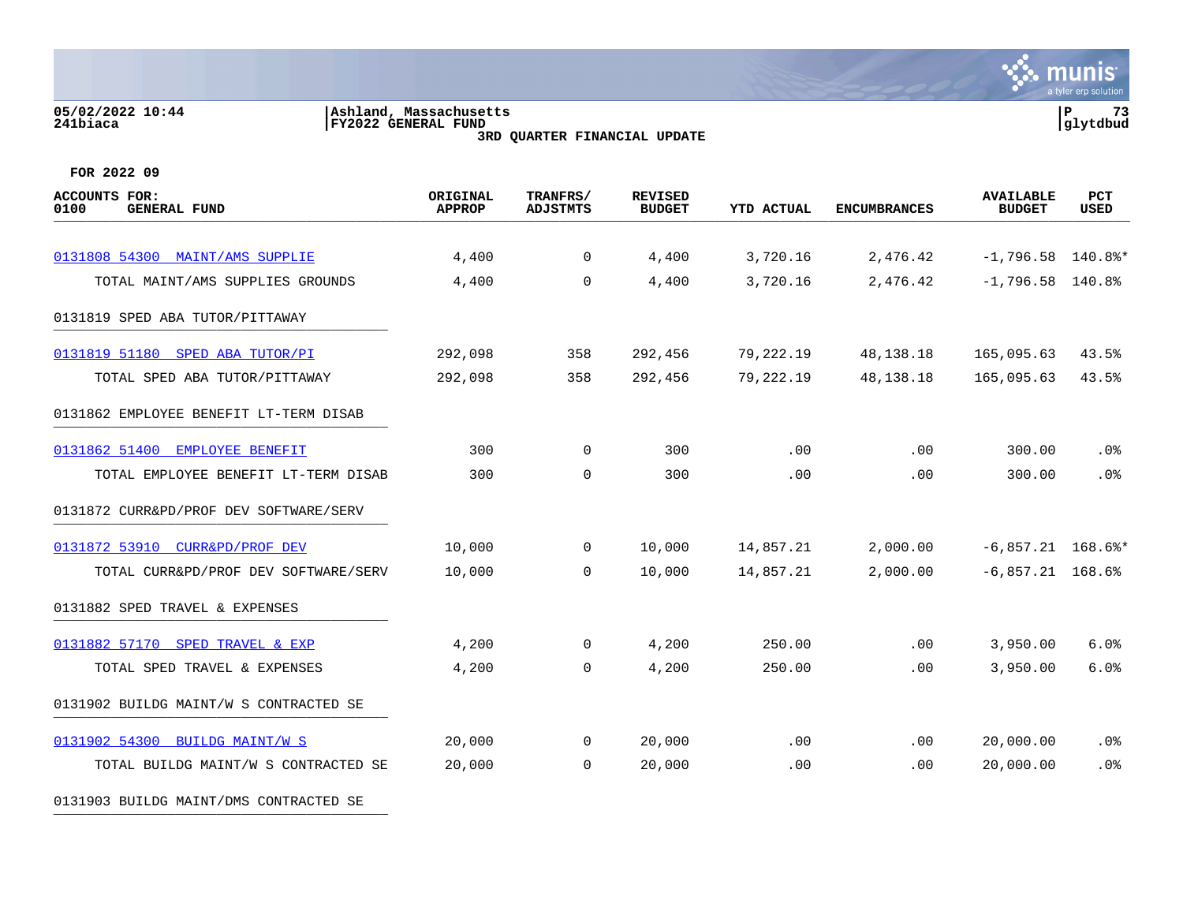05/02/2022 10:44 | Ashland, Massachusetts | P 73
241biaca | FY2022 GENERAL FUND | glytdbud

3RD QUARTER FINANCIAL UPDATE

FOR 2022 09

| ACCOUNTS FOR: 0100 GENERAL FUND | ORIGINAL APPROP | TRANFRS/ ADJSTMTS | REVISED BUDGET | YTD ACTUAL | ENCUMBRANCES | AVAILABLE BUDGET | PCT USED |
|---|---|---|---|---|---|---|---|
| 0131808 54300 MAINT/AMS SUPPLIE | 4,400 | 0 | 4,400 | 3,720.16 | 2,476.42 | -1,796.58 | 140.8%* |
| TOTAL MAINT/AMS SUPPLIES GROUNDS | 4,400 | 0 | 4,400 | 3,720.16 | 2,476.42 | -1,796.58 | 140.8% |
| 0131819 SPED ABA TUTOR/PITTAWAY | | | | | | | |
| 0131819 51180 SPED ABA TUTOR/PI | 292,098 | 358 | 292,456 | 79,222.19 | 48,138.18 | 165,095.63 | 43.5% |
| TOTAL SPED ABA TUTOR/PITTAWAY | 292,098 | 358 | 292,456 | 79,222.19 | 48,138.18 | 165,095.63 | 43.5% |
| 0131862 EMPLOYEE BENEFIT LT-TERM DISAB | | | | | | | |
| 0131862 51400 EMPLOYEE BENEFIT | 300 | 0 | 300 | .00 | .00 | 300.00 | .0% |
| TOTAL EMPLOYEE BENEFIT LT-TERM DISAB | 300 | 0 | 300 | .00 | .00 | 300.00 | .0% |
| 0131872 CURR&PD/PROF DEV SOFTWARE/SERV | | | | | | | |
| 0131872 53910 CURR&PD/PROF DEV | 10,000 | 0 | 10,000 | 14,857.21 | 2,000.00 | -6,857.21 | 168.6%* |
| TOTAL CURR&PD/PROF DEV SOFTWARE/SERV | 10,000 | 0 | 10,000 | 14,857.21 | 2,000.00 | -6,857.21 | 168.6% |
| 0131882 SPED TRAVEL & EXPENSES | | | | | | | |
| 0131882 57170 SPED TRAVEL & EXP | 4,200 | 0 | 4,200 | 250.00 | .00 | 3,950.00 | 6.0% |
| TOTAL SPED TRAVEL & EXPENSES | 4,200 | 0 | 4,200 | 250.00 | .00 | 3,950.00 | 6.0% |
| 0131902 BUILDG MAINT/W S CONTRACTED SE | | | | | | | |
| 0131902 54300 BUILDG MAINT/W S | 20,000 | 0 | 20,000 | .00 | .00 | 20,000.00 | .0% |
| TOTAL BUILDG MAINT/W S CONTRACTED SE | 20,000 | 0 | 20,000 | .00 | .00 | 20,000.00 | .0% |
| 0131903 BUILDG MAINT/DMS CONTRACTED SE | | | | | | | |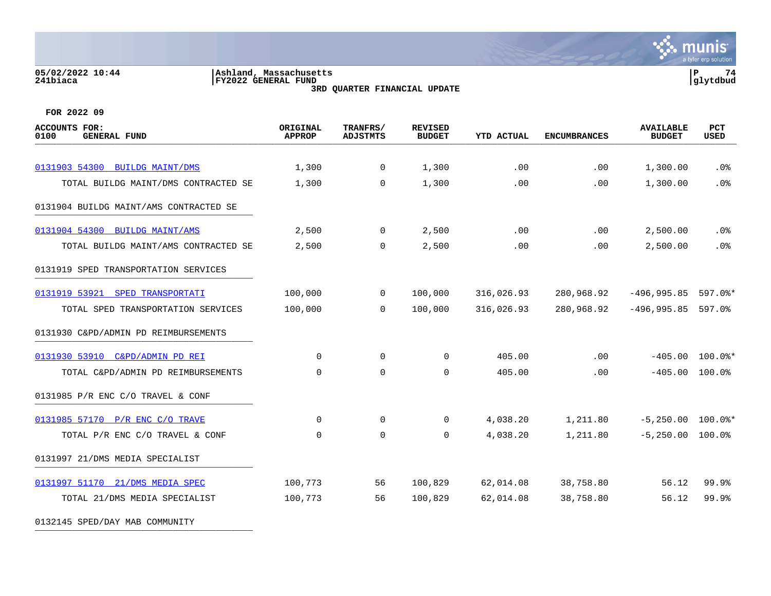**Ashland, Massachusetts**
**FY2022 GENERAL FUND**
**3RD QUARTER FINANCIAL UPDATE**

05/02/2022 10:44
241biaca

glytdbud

FOR 2022 09

| ACCOUNTS FOR: 0100 GENERAL FUND | ORIGINAL APPROP | TRANFRS/ ADJSTMTS | REVISED BUDGET | YTD ACTUAL | ENCUMBRANCES | AVAILABLE BUDGET | PCT USED |
|---|---|---|---|---|---|---|---|
| 0131903 54300 BUILDG MAINT/DMS | 1,300 | 0 | 1,300 | .00 | .00 | 1,300.00 | .0% |
| TOTAL BUILDG MAINT/DMS CONTRACTED SE | 1,300 | 0 | 1,300 | .00 | .00 | 1,300.00 | .0% |
| 0131904 BUILDG MAINT/AMS CONTRACTED SE | | | | | | | |
| 0131904 54300 BUILDG MAINT/AMS | 2,500 | 0 | 2,500 | .00 | .00 | 2,500.00 | .0% |
| TOTAL BUILDG MAINT/AMS CONTRACTED SE | 2,500 | 0 | 2,500 | .00 | .00 | 2,500.00 | .0% |
| 0131919 SPED TRANSPORTATION SERVICES | | | | | | | |
| 0131919 53921 SPED TRANSPORTATI | 100,000 | 0 | 100,000 | 316,026.93 | 280,968.92 | -496,995.85 | 597.0%* |
| TOTAL SPED TRANSPORTATION SERVICES | 100,000 | 0 | 100,000 | 316,026.93 | 280,968.92 | -496,995.85 | 597.0% |
| 0131930 C&PD/ADMIN PD REIMBURSEMENTS | | | | | | | |
| 0131930 53910 C&PD/ADMIN PD REI | 0 | 0 | 0 | 405.00 | .00 | -405.00 | 100.0%* |
| TOTAL C&PD/ADMIN PD REIMBURSEMENTS | 0 | 0 | 0 | 405.00 | .00 | -405.00 | 100.0% |
| 0131985 P/R ENC C/O TRAVEL & CONF | | | | | | | |
| 0131985 57170 P/R ENC C/O TRAVE | 0 | 0 | 0 | 4,038.20 | 1,211.80 | -5,250.00 | 100.0%* |
| TOTAL P/R ENC C/O TRAVEL & CONF | 0 | 0 | 0 | 4,038.20 | 1,211.80 | -5,250.00 | 100.0% |
| 0131997 21/DMS MEDIA SPECIALIST | | | | | | | |
| 0131997 51170 21/DMS MEDIA SPEC | 100,773 | 56 | 100,829 | 62,014.08 | 38,758.80 | 56.12 | 99.9% |
| TOTAL 21/DMS MEDIA SPECIALIST | 100,773 | 56 | 100,829 | 62,014.08 | 38,758.80 | 56.12 | 99.9% |
| 0132145 SPED/DAY MAB COMMUNITY | | | | | | | |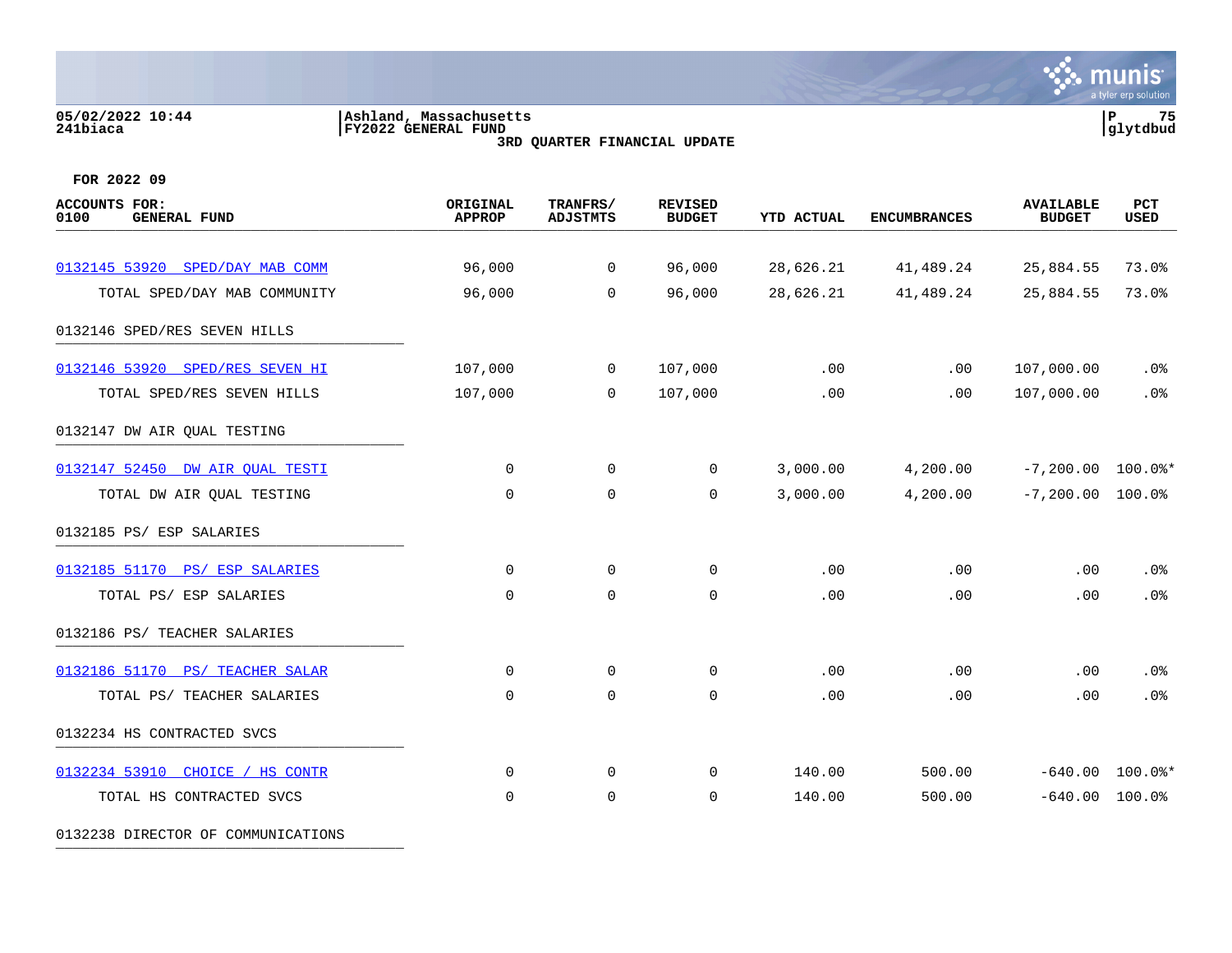05/02/2022 10:44
241biaca

Ashland, Massachusetts
FY2022 GENERAL FUND
3RD QUARTER FINANCIAL UPDATE

glytdbud

FOR 2022 09

| ACCOUNTS FOR: 0100 GENERAL FUND | ORIGINAL APPROP | TRANFRS/ ADJSTMTS | REVISED BUDGET | YTD ACTUAL | ENCUMBRANCES | AVAILABLE BUDGET | PCT USED |
|---|---|---|---|---|---|---|---|
| 0132145 53920 SPED/DAY MAB COMM | 96,000 | 0 | 96,000 | 28,626.21 | 41,489.24 | 25,884.55 | 73.0% |
| TOTAL SPED/DAY MAB COMMUNITY | 96,000 | 0 | 96,000 | 28,626.21 | 41,489.24 | 25,884.55 | 73.0% |
| 0132146 SPED/RES SEVEN HILLS | | | | | | | |
| 0132146 53920 SPED/RES SEVEN HI | 107,000 | 0 | 107,000 | .00 | .00 | 107,000.00 | .0% |
| TOTAL SPED/RES SEVEN HILLS | 107,000 | 0 | 107,000 | .00 | .00 | 107,000.00 | .0% |
| 0132147 DW AIR QUAL TESTING | | | | | | | |
| 0132147 52450 DW AIR QUAL TESTI | 0 | 0 | 0 | 3,000.00 | 4,200.00 | -7,200.00 | 100.0%* |
| TOTAL DW AIR QUAL TESTING | 0 | 0 | 0 | 3,000.00 | 4,200.00 | -7,200.00 | 100.0% |
| 0132185 PS/ ESP SALARIES | | | | | | | |
| 0132185 51170 PS/ ESP SALARIES | 0 | 0 | 0 | .00 | .00 | .00 | .0% |
| TOTAL PS/ ESP SALARIES | 0 | 0 | 0 | .00 | .00 | .00 | .0% |
| 0132186 PS/ TEACHER SALARIES | | | | | | | |
| 0132186 51170 PS/ TEACHER SALAR | 0 | 0 | 0 | .00 | .00 | .00 | .0% |
| TOTAL PS/ TEACHER SALARIES | 0 | 0 | 0 | .00 | .00 | .00 | .0% |
| 0132234 HS CONTRACTED SVCS | | | | | | | |
| 0132234 53910 CHOICE / HS CONTR | 0 | 0 | 0 | 140.00 | 500.00 | -640.00 | 100.0%* |
| TOTAL HS CONTRACTED SVCS | 0 | 0 | 0 | 140.00 | 500.00 | -640.00 | 100.0% |
| 0132238 DIRECTOR OF COMMUNICATIONS | | | | | | | |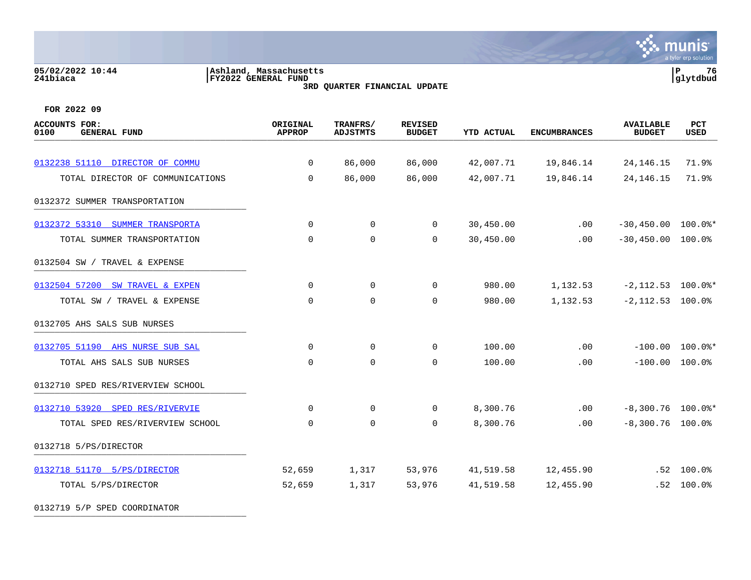05/02/2022 10:44
241biaca

Ashland, Massachusetts
FY2022 GENERAL FUND
3RD QUARTER FINANCIAL UPDATE

P 76
glytdbud

FOR 2022 09

| ACCOUNTS FOR: 0100 GENERAL FUND | ORIGINAL APPROP | TRANFRS/ ADJSTMTS | REVISED BUDGET | YTD ACTUAL | ENCUMBRANCES | AVAILABLE BUDGET | PCT USED |
|---|---|---|---|---|---|---|---|
| 0132238 51110 DIRECTOR OF COMMU | 0 | 86,000 | 86,000 | 42,007.71 | 19,846.14 | 24,146.15 | 71.9% |
| TOTAL DIRECTOR OF COMMUNICATIONS | 0 | 86,000 | 86,000 | 42,007.71 | 19,846.14 | 24,146.15 | 71.9% |
| 0132372 SUMMER TRANSPORTATION | | | | | | | |
| 0132372 53310 SUMMER TRANSPORTA | 0 | 0 | 0 | 30,450.00 | .00 | -30,450.00 | 100.0%* |
| TOTAL SUMMER TRANSPORTATION | 0 | 0 | 0 | 30,450.00 | .00 | -30,450.00 | 100.0% |
| 0132504 SW / TRAVEL & EXPENSE | | | | | | | |
| 0132504 57200 SW TRAVEL & EXPEN | 0 | 0 | 0 | 980.00 | 1,132.53 | -2,112.53 | 100.0%* |
| TOTAL SW / TRAVEL & EXPENSE | 0 | 0 | 0 | 980.00 | 1,132.53 | -2,112.53 | 100.0% |
| 0132705 AHS SALS SUB NURSES | | | | | | | |
| 0132705 51190 AHS NURSE SUB SAL | 0 | 0 | 0 | 100.00 | .00 | -100.00 | 100.0%* |
| TOTAL AHS SALS SUB NURSES | 0 | 0 | 0 | 100.00 | .00 | -100.00 | 100.0% |
| 0132710 SPED RES/RIVERVIEW SCHOOL | | | | | | | |
| 0132710 53920 SPED RES/RIVERVIE | 0 | 0 | 0 | 8,300.76 | .00 | -8,300.76 | 100.0%* |
| TOTAL SPED RES/RIVERVIEW SCHOOL | 0 | 0 | 0 | 8,300.76 | .00 | -8,300.76 | 100.0% |
| 0132718 5/PS/DIRECTOR | | | | | | | |
| 0132718 51170 5/PS/DIRECTOR | 52,659 | 1,317 | 53,976 | 41,519.58 | 12,455.90 | .52 | 100.0% |
| TOTAL 5/PS/DIRECTOR | 52,659 | 1,317 | 53,976 | 41,519.58 | 12,455.90 | .52 | 100.0% |
| 0132719 5/P SPED COORDINATOR | | | | | | | |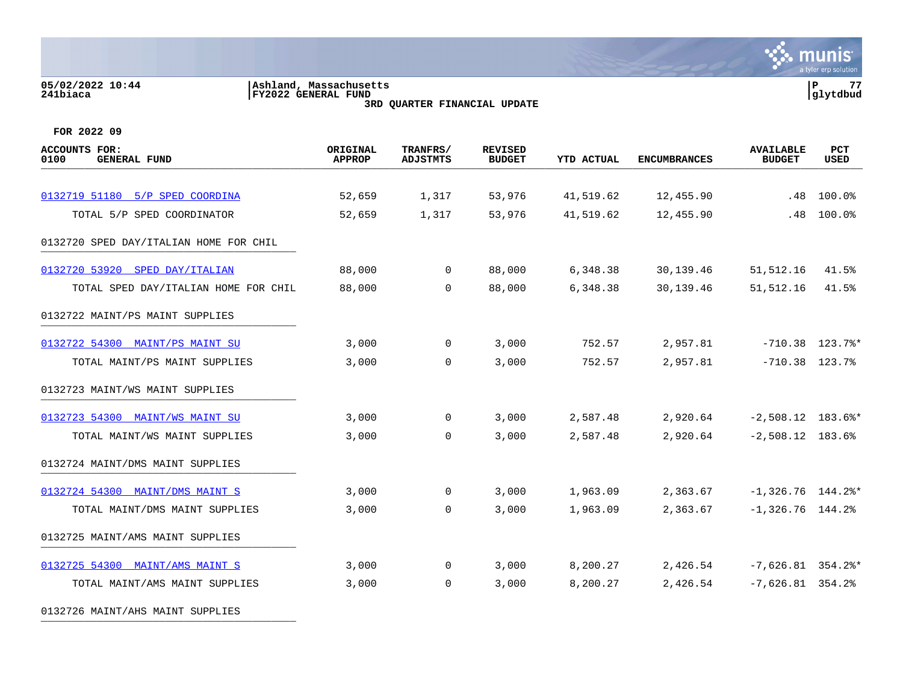05/02/2022 10:44 | Ashland, Massachusetts | P 77
241biaca | FY2022 GENERAL FUND | glytdbud

3RD QUARTER FINANCIAL UPDATE

FOR 2022 09

| ACCOUNTS FOR: 0100 GENERAL FUND | ORIGINAL APPROP | TRANFRS/ ADJSTMTS | REVISED BUDGET | YTD ACTUAL | ENCUMBRANCES | AVAILABLE BUDGET | PCT USED |
|---|---|---|---|---|---|---|---|
| 0132719 51180 5/P SPED COORDINA | 52,659 | 1,317 | 53,976 | 41,519.62 | 12,455.90 | .48 | 100.0% |
| TOTAL 5/P SPED COORDINATOR | 52,659 | 1,317 | 53,976 | 41,519.62 | 12,455.90 | .48 | 100.0% |
| 0132720 SPED DAY/ITALIAN HOME FOR CHIL | | | | | | | |
| 0132720 53920 SPED DAY/ITALIAN | 88,000 | 0 | 88,000 | 6,348.38 | 30,139.46 | 51,512.16 | 41.5% |
| TOTAL SPED DAY/ITALIAN HOME FOR CHIL | 88,000 | 0 | 88,000 | 6,348.38 | 30,139.46 | 51,512.16 | 41.5% |
| 0132722 MAINT/PS MAINT SUPPLIES | | | | | | | |
| 0132722 54300 MAINT/PS MAINT SU | 3,000 | 0 | 3,000 | 752.57 | 2,957.81 | -710.38 | 123.7%* |
| TOTAL MAINT/PS MAINT SUPPLIES | 3,000 | 0 | 3,000 | 752.57 | 2,957.81 | -710.38 | 123.7% |
| 0132723 MAINT/WS MAINT SUPPLIES | | | | | | | |
| 0132723 54300 MAINT/WS MAINT SU | 3,000 | 0 | 3,000 | 2,587.48 | 2,920.64 | -2,508.12 | 183.6%* |
| TOTAL MAINT/WS MAINT SUPPLIES | 3,000 | 0 | 3,000 | 2,587.48 | 2,920.64 | -2,508.12 | 183.6% |
| 0132724 MAINT/DMS MAINT SUPPLIES | | | | | | | |
| 0132724 54300 MAINT/DMS MAINT S | 3,000 | 0 | 3,000 | 1,963.09 | 2,363.67 | -1,326.76 | 144.2%* |
| TOTAL MAINT/DMS MAINT SUPPLIES | 3,000 | 0 | 3,000 | 1,963.09 | 2,363.67 | -1,326.76 | 144.2% |
| 0132725 MAINT/AMS MAINT SUPPLIES | | | | | | | |
| 0132725 54300 MAINT/AMS MAINT S | 3,000 | 0 | 3,000 | 8,200.27 | 2,426.54 | -7,626.81 | 354.2%* |
| TOTAL MAINT/AMS MAINT SUPPLIES | 3,000 | 0 | 3,000 | 8,200.27 | 2,426.54 | -7,626.81 | 354.2% |
| 0132726 MAINT/AHS MAINT SUPPLIES | | | | | | | |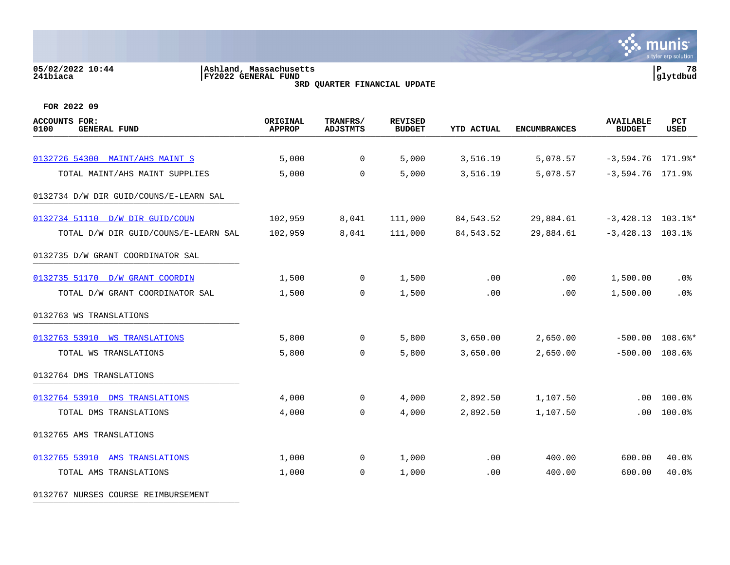05/02/2022 10:44
241biaca

Ashland, Massachusetts
FY2022 GENERAL FUND
3RD QUARTER FINANCIAL UPDATE

glytdbud

FOR 2022 09

| ACCOUNTS FOR: 0100 GENERAL FUND | ORIGINAL APPROP | TRANFRS/ ADJSTMTS | REVISED BUDGET | YTD ACTUAL | ENCUMBRANCES | AVAILABLE BUDGET | PCT USED |
|---|---|---|---|---|---|---|---|
| 0132726 54300 MAINT/AHS MAINT S | 5,000 | 0 | 5,000 | 3,516.19 | 5,078.57 | -3,594.76 | 171.9%* |
| TOTAL MAINT/AHS MAINT SUPPLIES | 5,000 | 0 | 5,000 | 3,516.19 | 5,078.57 | -3,594.76 | 171.9% |
| 0132734 D/W DIR GUID/COUNS/E-LEARN SAL | | | | | | | |
| 0132734 51110 D/W DIR GUID/COUN | 102,959 | 8,041 | 111,000 | 84,543.52 | 29,884.61 | -3,428.13 | 103.1%* |
| TOTAL D/W DIR GUID/COUNS/E-LEARN SAL | 102,959 | 8,041 | 111,000 | 84,543.52 | 29,884.61 | -3,428.13 | 103.1% |
| 0132735 D/W GRANT COORDINATOR SAL | | | | | | | |
| 0132735 51170 D/W GRANT COORDIN | 1,500 | 0 | 1,500 | .00 | .00 | 1,500.00 | .0% |
| TOTAL D/W GRANT COORDINATOR SAL | 1,500 | 0 | 1,500 | .00 | .00 | 1,500.00 | .0% |
| 0132763 WS TRANSLATIONS | | | | | | | |
| 0132763 53910 WS TRANSLATIONS | 5,800 | 0 | 5,800 | 3,650.00 | 2,650.00 | -500.00 | 108.6%* |
| TOTAL WS TRANSLATIONS | 5,800 | 0 | 5,800 | 3,650.00 | 2,650.00 | -500.00 | 108.6% |
| 0132764 DMS TRANSLATIONS | | | | | | | |
| 0132764 53910 DMS TRANSLATIONS | 4,000 | 0 | 4,000 | 2,892.50 | 1,107.50 | .00 | 100.0% |
| TOTAL DMS TRANSLATIONS | 4,000 | 0 | 4,000 | 2,892.50 | 1,107.50 | .00 | 100.0% |
| 0132765 AMS TRANSLATIONS | | | | | | | |
| 0132765 53910 AMS TRANSLATIONS | 1,000 | 0 | 1,000 | .00 | 400.00 | 600.00 | 40.0% |
| TOTAL AMS TRANSLATIONS | 1,000 | 0 | 1,000 | .00 | 400.00 | 600.00 | 40.0% |
| 0132767 NURSES COURSE REIMBURSEMENT | | | | | | | |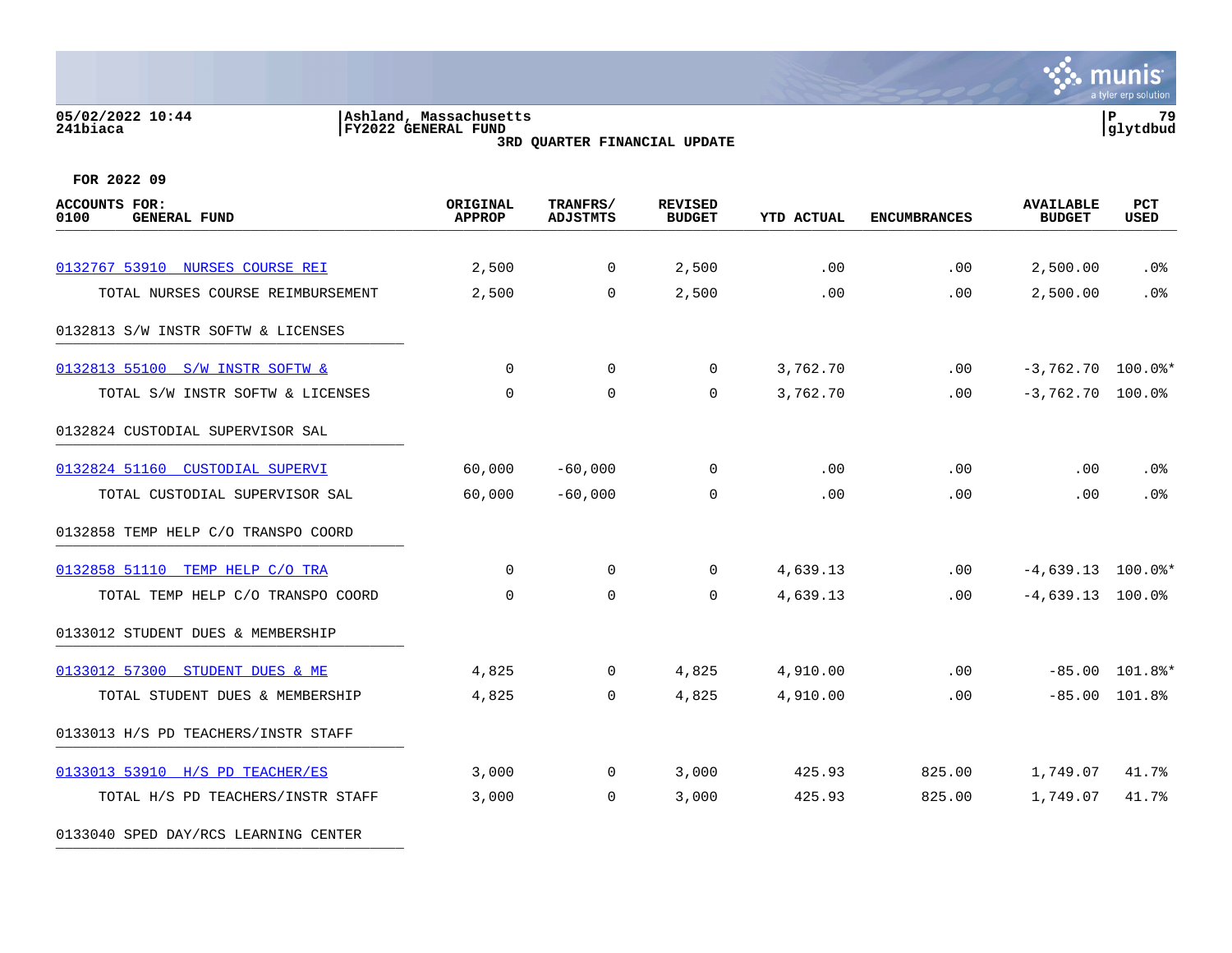Ashland, Massachusetts
FY2022 GENERAL FUND
3RD QUARTER FINANCIAL UPDATE

05/02/2022 10:44
241biaca

FOR 2022 09

| ACCOUNTS FOR: 0100 GENERAL FUND | ORIGINAL APPROP | TRANFRS/ ADJSTMTS | REVISED BUDGET | YTD ACTUAL | ENCUMBRANCES | AVAILABLE BUDGET | PCT USED |
|---|---|---|---|---|---|---|---|
| 0132767 53910 NURSES COURSE REI | 2,500 | 0 | 2,500 | .00 | .00 | 2,500.00 | .0% |
| TOTAL NURSES COURSE REIMBURSEMENT | 2,500 | 0 | 2,500 | .00 | .00 | 2,500.00 | .0% |
| 0132813 S/W INSTR SOFTW & LICENSES | | | | | | | |
| 0132813 55100 S/W INSTR SOFTW & | 0 | 0 | 0 | 3,762.70 | .00 | -3,762.70 | 100.0%* |
| TOTAL S/W INSTR SOFTW & LICENSES | 0 | 0 | 0 | 3,762.70 | .00 | -3,762.70 | 100.0% |
| 0132824 CUSTODIAL SUPERVISOR SAL | | | | | | | |
| 0132824 51160 CUSTODIAL SUPERVI | 60,000 | -60,000 | 0 | .00 | .00 | .00 | .0% |
| TOTAL CUSTODIAL SUPERVISOR SAL | 60,000 | -60,000 | 0 | .00 | .00 | .00 | .0% |
| 0132858 TEMP HELP C/O TRANSPO COORD | | | | | | | |
| 0132858 51110 TEMP HELP C/O TRA | 0 | 0 | 0 | 4,639.13 | .00 | -4,639.13 | 100.0%* |
| TOTAL TEMP HELP C/O TRANSPO COORD | 0 | 0 | 0 | 4,639.13 | .00 | -4,639.13 | 100.0% |
| 0133012 STUDENT DUES & MEMBERSHIP | | | | | | | |
| 0133012 57300 STUDENT DUES & ME | 4,825 | 0 | 4,825 | 4,910.00 | .00 | -85.00 | 101.8%* |
| TOTAL STUDENT DUES & MEMBERSHIP | 4,825 | 0 | 4,825 | 4,910.00 | .00 | -85.00 | 101.8% |
| 0133013 H/S PD TEACHERS/INSTR STAFF | | | | | | | |
| 0133013 53910 H/S PD TEACHER/ES | 3,000 | 0 | 3,000 | 425.93 | 825.00 | 1,749.07 | 41.7% |
| TOTAL H/S PD TEACHERS/INSTR STAFF | 3,000 | 0 | 3,000 | 425.93 | 825.00 | 1,749.07 | 41.7% |
| 0133040 SPED DAY/RCS LEARNING CENTER | | | | | | | |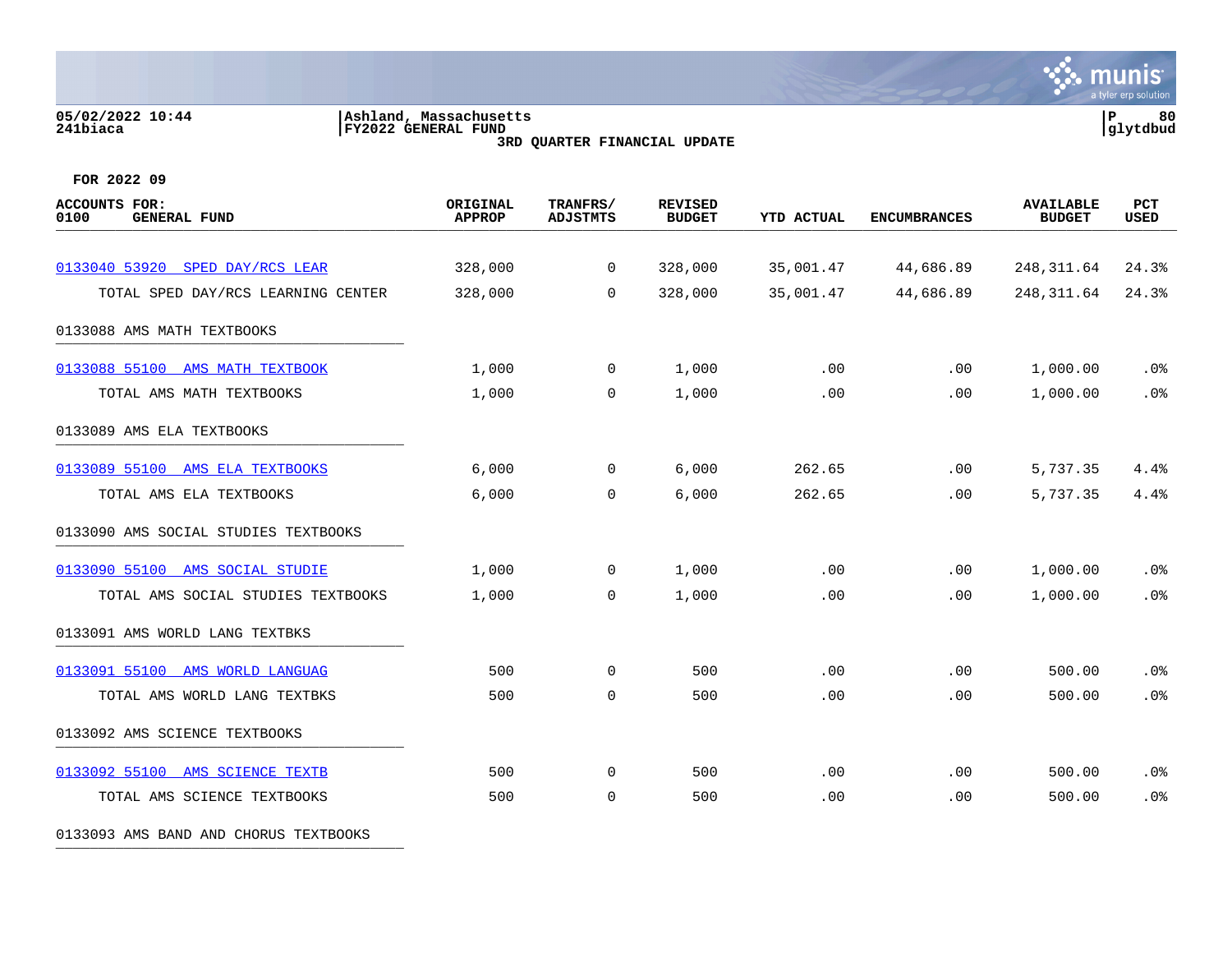05/02/2022 10:44 | Ashland, Massachusetts
241biaca | FY2022 GENERAL FUND

3RD QUARTER FINANCIAL UPDATE

FOR 2022 09

| ACCOUNTS FOR: 0100 GENERAL FUND | ORIGINAL APPROP | TRANFRS/ ADJSTMTS | REVISED BUDGET | YTD ACTUAL | ENCUMBRANCES | AVAILABLE BUDGET | PCT USED |
|---|---|---|---|---|---|---|---|
| 0133040 53920 SPED DAY/RCS LEAR | 328,000 | 0 | 328,000 | 35,001.47 | 44,686.89 | 248,311.64 | 24.3% |
| TOTAL SPED DAY/RCS LEARNING CENTER | 328,000 | 0 | 328,000 | 35,001.47 | 44,686.89 | 248,311.64 | 24.3% |
| 0133088 AMS MATH TEXTBOOKS | | | | | | | |
| 0133088 55100 AMS MATH TEXTBOOK | 1,000 | 0 | 1,000 | .00 | .00 | 1,000.00 | .0% |
| TOTAL AMS MATH TEXTBOOKS | 1,000 | 0 | 1,000 | .00 | .00 | 1,000.00 | .0% |
| 0133089 AMS ELA TEXTBOOKS | | | | | | | |
| 0133089 55100 AMS ELA TEXTBOOKS | 6,000 | 0 | 6,000 | 262.65 | .00 | 5,737.35 | 4.4% |
| TOTAL AMS ELA TEXTBOOKS | 6,000 | 0 | 6,000 | 262.65 | .00 | 5,737.35 | 4.4% |
| 0133090 AMS SOCIAL STUDIES TEXTBOOKS | | | | | | | |
| 0133090 55100 AMS SOCIAL STUDIE | 1,000 | 0 | 1,000 | .00 | .00 | 1,000.00 | .0% |
| TOTAL AMS SOCIAL STUDIES TEXTBOOKS | 1,000 | 0 | 1,000 | .00 | .00 | 1,000.00 | .0% |
| 0133091 AMS WORLD LANG TEXTBKS | | | | | | | |
| 0133091 55100 AMS WORLD LANGUAG | 500 | 0 | 500 | .00 | .00 | 500.00 | .0% |
| TOTAL AMS WORLD LANG TEXTBKS | 500 | 0 | 500 | .00 | .00 | 500.00 | .0% |
| 0133092 AMS SCIENCE TEXTBOOKS | | | | | | | |
| 0133092 55100 AMS SCIENCE TEXTB | 500 | 0 | 500 | .00 | .00 | 500.00 | .0% |
| TOTAL AMS SCIENCE TEXTBOOKS | 500 | 0 | 500 | .00 | .00 | 500.00 | .0% |
| 0133093 AMS BAND AND CHORUS TEXTBOOKS | | | | | | | |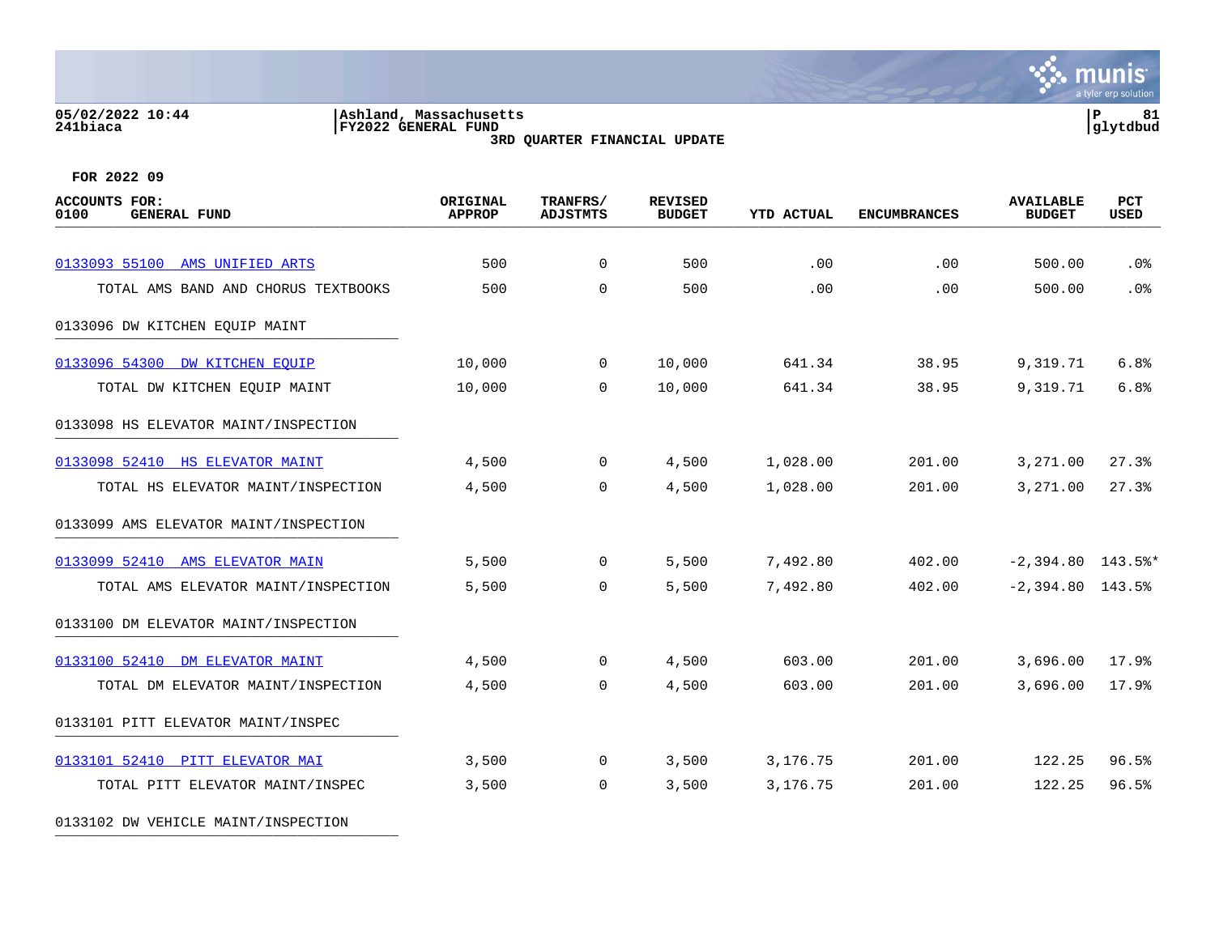**Ashland, Massachusetts**
**FY2022 GENERAL FUND**
**3RD QUARTER FINANCIAL UPDATE**

05/02/2022 10:44
241biaca

**FOR 2022 09**

| ACCOUNTS FOR: 0100 GENERAL FUND | ORIGINAL APPROP | TRANFRS/ ADJSTMTS | REVISED BUDGET | YTD ACTUAL | ENCUMBRANCES | AVAILABLE BUDGET | PCT USED |
|---|---|---|---|---|---|---|---|
| 0133093 55100 AMS UNIFIED ARTS | 500 | 0 | 500 | .00 | .00 | 500.00 | .0% |
| TOTAL AMS BAND AND CHORUS TEXTBOOKS | 500 | 0 | 500 | .00 | .00 | 500.00 | .0% |
| 0133096 DW KITCHEN EQUIP MAINT | | | | | | | |
| 0133096 54300 DW KITCHEN EQUIP | 10,000 | 0 | 10,000 | 641.34 | 38.95 | 9,319.71 | 6.8% |
| TOTAL DW KITCHEN EQUIP MAINT | 10,000 | 0 | 10,000 | 641.34 | 38.95 | 9,319.71 | 6.8% |
| 0133098 HS ELEVATOR MAINT/INSPECTION | | | | | | | |
| 0133098 52410 HS ELEVATOR MAINT | 4,500 | 0 | 4,500 | 1,028.00 | 201.00 | 3,271.00 | 27.3% |
| TOTAL HS ELEVATOR MAINT/INSPECTION | 4,500 | 0 | 4,500 | 1,028.00 | 201.00 | 3,271.00 | 27.3% |
| 0133099 AMS ELEVATOR MAINT/INSPECTION | | | | | | | |
| 0133099 52410 AMS ELEVATOR MAIN | 5,500 | 0 | 5,500 | 7,492.80 | 402.00 | -2,394.80 | 143.5%* |
| TOTAL AMS ELEVATOR MAINT/INSPECTION | 5,500 | 0 | 5,500 | 7,492.80 | 402.00 | -2,394.80 | 143.5% |
| 0133100 DM ELEVATOR MAINT/INSPECTION | | | | | | | |
| 0133100 52410 DM ELEVATOR MAINT | 4,500 | 0 | 4,500 | 603.00 | 201.00 | 3,696.00 | 17.9% |
| TOTAL DM ELEVATOR MAINT/INSPECTION | 4,500 | 0 | 4,500 | 603.00 | 201.00 | 3,696.00 | 17.9% |
| 0133101 PITT ELEVATOR MAINT/INSPEC | | | | | | | |
| 0133101 52410 PITT ELEVATOR MAI | 3,500 | 0 | 3,500 | 3,176.75 | 201.00 | 122.25 | 96.5% |
| TOTAL PITT ELEVATOR MAINT/INSPEC | 3,500 | 0 | 3,500 | 3,176.75 | 201.00 | 122.25 | 96.5% |
| 0133102 DW VEHICLE MAINT/INSPECTION | | | | | | | |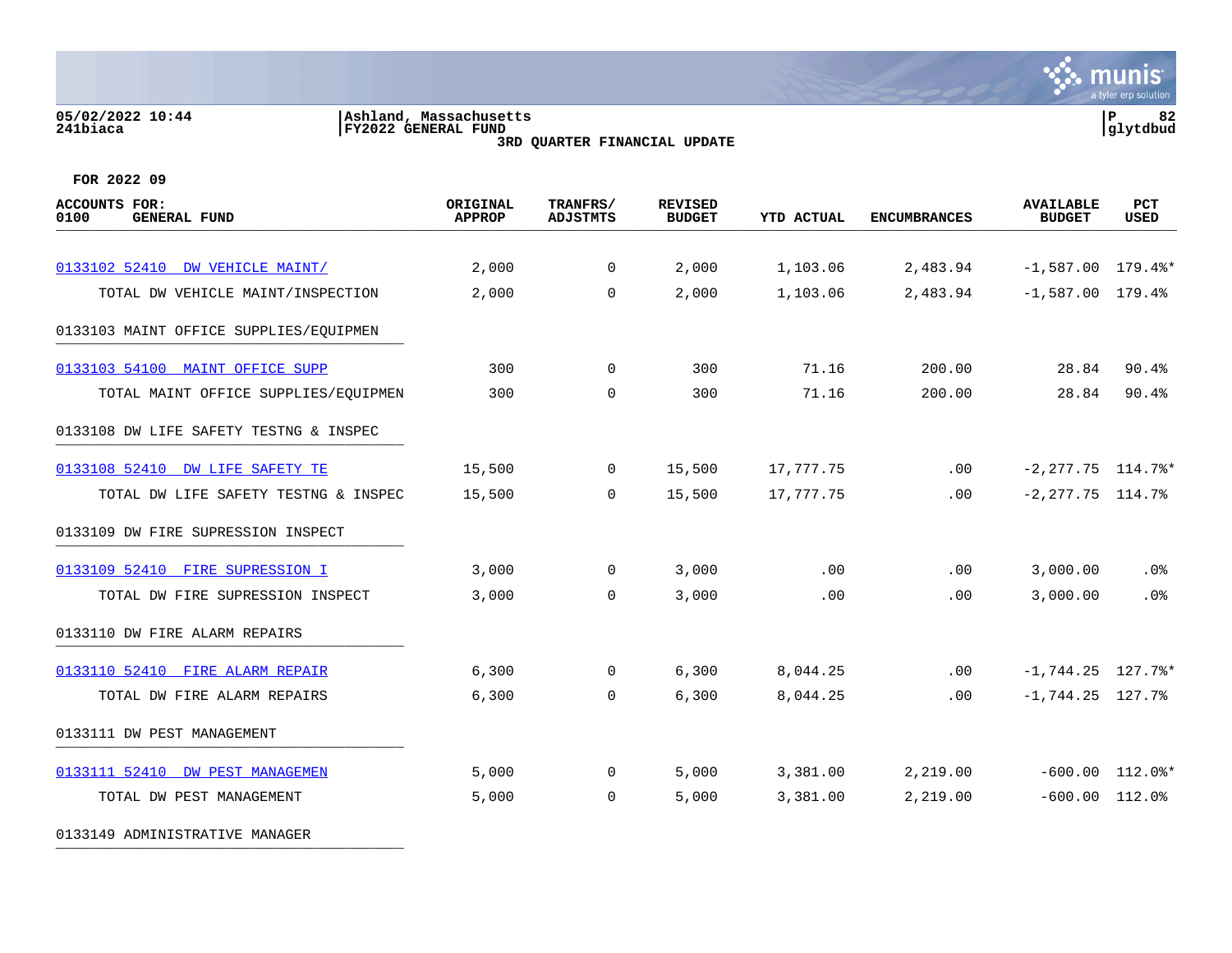05/02/2022 10:44 | Ashland, Massachusetts
241biaca | FY2022 GENERAL FUND

**3RD QUARTER FINANCIAL UPDATE**

**FOR 2022 09**

| ACCOUNTS FOR: 0100 GENERAL FUND | ORIGINAL APPROP | TRANFRS/ ADJSTMTS | REVISED BUDGET | YTD ACTUAL | ENCUMBRANCES | AVAILABLE BUDGET | PCT USED |
|---|---|---|---|---|---|---|---|
| 0133102 52410 DW VEHICLE MAINT/ | 2,000 | 0 | 2,000 | 1,103.06 | 2,483.94 | -1,587.00 | 179.4%* |
| TOTAL DW VEHICLE MAINT/INSPECTION | 2,000 | 0 | 2,000 | 1,103.06 | 2,483.94 | -1,587.00 | 179.4% |
| 0133103 MAINT OFFICE SUPPLIES/EQUIPMEN | | | | | | | |
| 0133103 54100 MAINT OFFICE SUPP | 300 | 0 | 300 | 71.16 | 200.00 | 28.84 | 90.4% |
| TOTAL MAINT OFFICE SUPPLIES/EQUIPMEN | 300 | 0 | 300 | 71.16 | 200.00 | 28.84 | 90.4% |
| 0133108 DW LIFE SAFETY TESTNG & INSPEC | | | | | | | |
| 0133108 52410 DW LIFE SAFETY TE | 15,500 | 0 | 15,500 | 17,777.75 | .00 | -2,277.75 | 114.7%* |
| TOTAL DW LIFE SAFETY TESTNG & INSPEC | 15,500 | 0 | 15,500 | 17,777.75 | .00 | -2,277.75 | 114.7% |
| 0133109 DW FIRE SUPRESSION INSPECT | | | | | | | |
| 0133109 52410 FIRE SUPRESSION I | 3,000 | 0 | 3,000 | .00 | .00 | 3,000.00 | .0% |
| TOTAL DW FIRE SUPRESSION INSPECT | 3,000 | 0 | 3,000 | .00 | .00 | 3,000.00 | .0% |
| 0133110 DW FIRE ALARM REPAIRS | | | | | | | |
| 0133110 52410 FIRE ALARM REPAIR | 6,300 | 0 | 6,300 | 8,044.25 | .00 | -1,744.25 | 127.7%* |
| TOTAL DW FIRE ALARM REPAIRS | 6,300 | 0 | 6,300 | 8,044.25 | .00 | -1,744.25 | 127.7% |
| 0133111 DW PEST MANAGEMENT | | | | | | | |
| 0133111 52410 DW PEST MANAGEMEN | 5,000 | 0 | 5,000 | 3,381.00 | 2,219.00 | -600.00 | 112.0%* |
| TOTAL DW PEST MANAGEMENT | 5,000 | 0 | 5,000 | 3,381.00 | 2,219.00 | -600.00 | 112.0% |
| 0133149 ADMINISTRATIVE MANAGER | | | | | | | |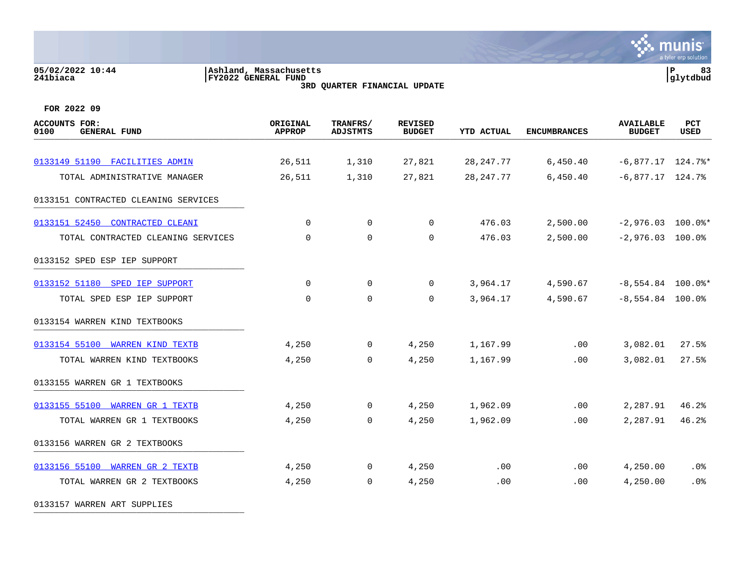05/02/2022 10:44 | Ashland, Massachusetts
241biaca | FY2022 GENERAL FUND

3RD QUARTER FINANCIAL UPDATE

glytdbud

**FOR 2022 09**

| ACCOUNTS FOR: 0100 GENERAL FUND | ORIGINAL APPROP | TRANFRS/ ADJSTMTS | REVISED BUDGET | YTD ACTUAL | ENCUMBRANCES | AVAILABLE BUDGET | PCT USED |
|---|---|---|---|---|---|---|---|
| 0133149 51190 FACILITIES ADMIN | 26,511 | 1,310 | 27,821 | 28,247.77 | 6,450.40 | -6,877.17 | 124.7%* |
| TOTAL ADMINISTRATIVE MANAGER | 26,511 | 1,310 | 27,821 | 28,247.77 | 6,450.40 | -6,877.17 | 124.7% |
| 0133151 CONTRACTED CLEANING SERVICES | | | | | | | |
| 0133151 52450 CONTRACTED CLEANI | 0 | 0 | 0 | 476.03 | 2,500.00 | -2,976.03 | 100.0%* |
| TOTAL CONTRACTED CLEANING SERVICES | 0 | 0 | 0 | 476.03 | 2,500.00 | -2,976.03 | 100.0% |
| 0133152 SPED ESP IEP SUPPORT | | | | | | | |
| 0133152 51180 SPED IEP SUPPORT | 0 | 0 | 0 | 3,964.17 | 4,590.67 | -8,554.84 | 100.0%* |
| TOTAL SPED ESP IEP SUPPORT | 0 | 0 | 0 | 3,964.17 | 4,590.67 | -8,554.84 | 100.0% |
| 0133154 WARREN KIND TEXTBOOKS | | | | | | | |
| 0133154 55100 WARREN KIND TEXTB | 4,250 | 0 | 4,250 | 1,167.99 | .00 | 3,082.01 | 27.5% |
| TOTAL WARREN KIND TEXTBOOKS | 4,250 | 0 | 4,250 | 1,167.99 | .00 | 3,082.01 | 27.5% |
| 0133155 WARREN GR 1 TEXTBOOKS | | | | | | | |
| 0133155 55100 WARREN GR 1 TEXTB | 4,250 | 0 | 4,250 | 1,962.09 | .00 | 2,287.91 | 46.2% |
| TOTAL WARREN GR 1 TEXTBOOKS | 4,250 | 0 | 4,250 | 1,962.09 | .00 | 2,287.91 | 46.2% |
| 0133156 WARREN GR 2 TEXTBOOKS | | | | | | | |
| 0133156 55100 WARREN GR 2 TEXTB | 4,250 | 0 | 4,250 | .00 | .00 | 4,250.00 | .0% |
| TOTAL WARREN GR 2 TEXTBOOKS | 4,250 | 0 | 4,250 | .00 | .00 | 4,250.00 | .0% |
| 0133157 WARREN ART SUPPLIES | | | | | | | |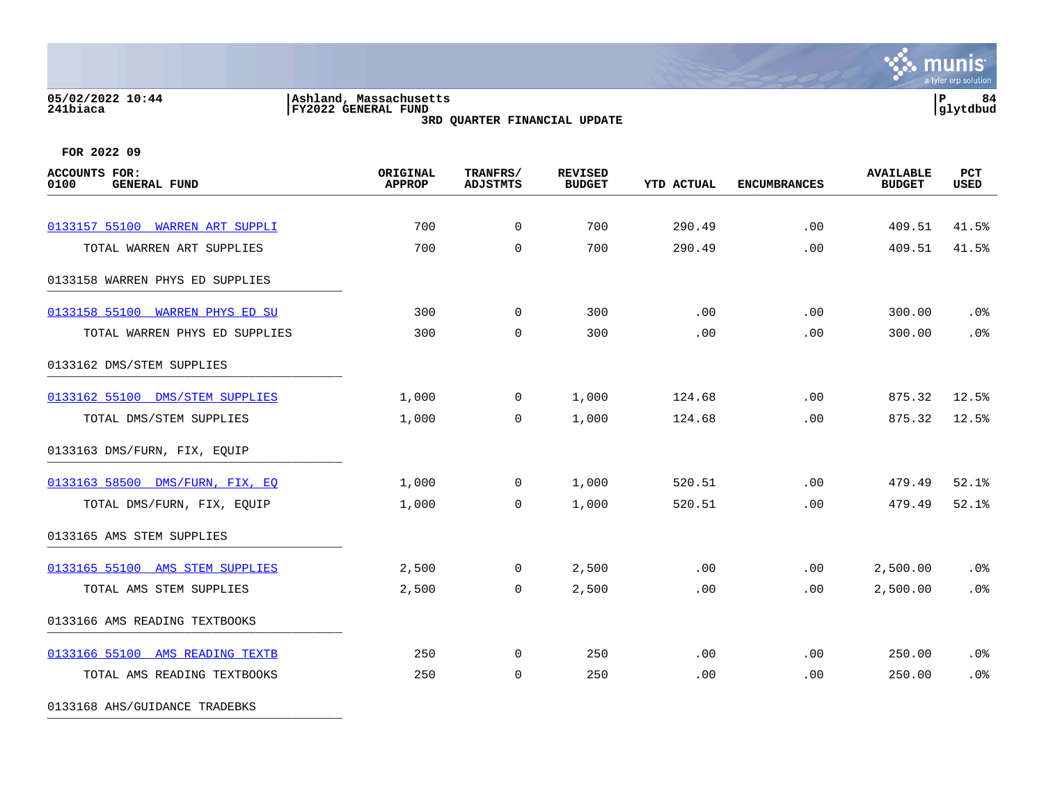05/02/2022 10:44 | Ashland, Massachusetts
241biaca | FY2022 GENERAL FUND

**3RD QUARTER FINANCIAL UPDATE**

**FOR 2022 09**

| ACCOUNTS FOR: 0100 GENERAL FUND | ORIGINAL APPROP | TRANFRS/ ADJSTMTS | REVISED BUDGET | YTD ACTUAL | ENCUMBRANCES | AVAILABLE BUDGET | PCT USED |
|---|---|---|---|---|---|---|---|
| 0133157 55100 WARREN ART SUPPLI | 700 | 0 | 700 | 290.49 | .00 | 409.51 | 41.5% |
| TOTAL WARREN ART SUPPLIES | 700 | 0 | 700 | 290.49 | .00 | 409.51 | 41.5% |
| 0133158 WARREN PHYS ED SUPPLIES | | | | | | | |
| 0133158 55100 WARREN PHYS ED SU | 300 | 0 | 300 | .00 | .00 | 300.00 | .0% |
| TOTAL WARREN PHYS ED SUPPLIES | 300 | 0 | 300 | .00 | .00 | 300.00 | .0% |
| 0133162 DMS/STEM SUPPLIES | | | | | | | |
| 0133162 55100 DMS/STEM SUPPLIES | 1,000 | 0 | 1,000 | 124.68 | .00 | 875.32 | 12.5% |
| TOTAL DMS/STEM SUPPLIES | 1,000 | 0 | 1,000 | 124.68 | .00 | 875.32 | 12.5% |
| 0133163 DMS/FURN, FIX, EQUIP | | | | | | | |
| 0133163 58500 DMS/FURN, FIX, EQ | 1,000 | 0 | 1,000 | 520.51 | .00 | 479.49 | 52.1% |
| TOTAL DMS/FURN, FIX, EQUIP | 1,000 | 0 | 1,000 | 520.51 | .00 | 479.49 | 52.1% |
| 0133165 AMS STEM SUPPLIES | | | | | | | |
| 0133165 55100 AMS STEM SUPPLIES | 2,500 | 0 | 2,500 | .00 | .00 | 2,500.00 | .0% |
| TOTAL AMS STEM SUPPLIES | 2,500 | 0 | 2,500 | .00 | .00 | 2,500.00 | .0% |
| 0133166 AMS READING TEXTBOOKS | | | | | | | |
| 0133166 55100 AMS READING TEXTB | 250 | 0 | 250 | .00 | .00 | 250.00 | .0% |
| TOTAL AMS READING TEXTBOOKS | 250 | 0 | 250 | .00 | .00 | 250.00 | .0% |
| 0133168 AHS/GUIDANCE TRADEBKS | | | | | | | |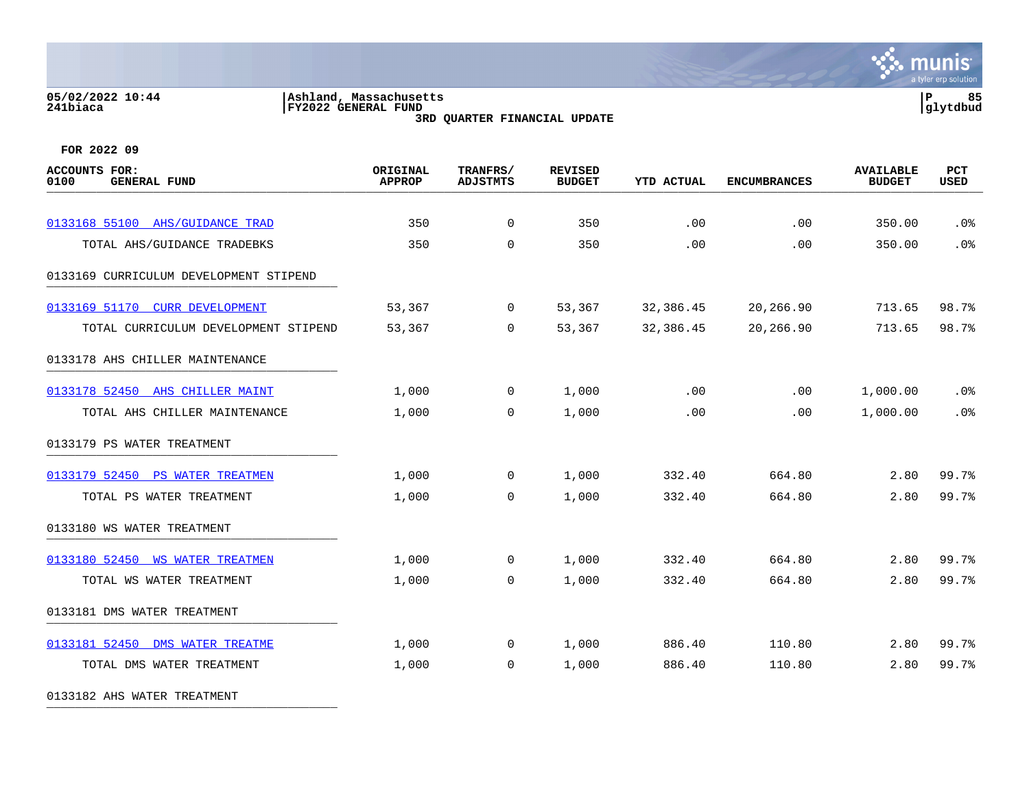05/02/2022 10:44
241biaca

Ashland, Massachusetts
FY2022 GENERAL FUND
**3RD QUARTER FINANCIAL UPDATE**

FOR 2022 09

| ACCOUNTS FOR: 0100 GENERAL FUND | ORIGINAL APPROP | TRANFRS/ ADJSTMTS | REVISED BUDGET | YTD ACTUAL | ENCUMBRANCES | AVAILABLE BUDGET | PCT USED |
|---|---|---|---|---|---|---|---|
| 0133168 55100 AHS/GUIDANCE TRAD | 350 | 0 | 350 | .00 | .00 | 350.00 | .0% |
| TOTAL AHS/GUIDANCE TRADEBKS | 350 | 0 | 350 | .00 | .00 | 350.00 | .0% |
| 0133169 CURRICULUM DEVELOPMENT STIPEND | | | | | | | |
| 0133169 51170 CURR DEVELOPMENT | 53,367 | 0 | 53,367 | 32,386.45 | 20,266.90 | 713.65 | 98.7% |
| TOTAL CURRICULUM DEVELOPMENT STIPEND | 53,367 | 0 | 53,367 | 32,386.45 | 20,266.90 | 713.65 | 98.7% |
| 0133178 AHS CHILLER MAINTENANCE | | | | | | | |
| 0133178 52450 AHS CHILLER MAINT | 1,000 | 0 | 1,000 | .00 | .00 | 1,000.00 | .0% |
| TOTAL AHS CHILLER MAINTENANCE | 1,000 | 0 | 1,000 | .00 | .00 | 1,000.00 | .0% |
| 0133179 PS WATER TREATMENT | | | | | | | |
| 0133179 52450 PS WATER TREATMEN | 1,000 | 0 | 1,000 | 332.40 | 664.80 | 2.80 | 99.7% |
| TOTAL PS WATER TREATMENT | 1,000 | 0 | 1,000 | 332.40 | 664.80 | 2.80 | 99.7% |
| 0133180 WS WATER TREATMENT | | | | | | | |
| 0133180 52450 WS WATER TREATMEN | 1,000 | 0 | 1,000 | 332.40 | 664.80 | 2.80 | 99.7% |
| TOTAL WS WATER TREATMENT | 1,000 | 0 | 1,000 | 332.40 | 664.80 | 2.80 | 99.7% |
| 0133181 DMS WATER TREATMENT | | | | | | | |
| 0133181 52450 DMS WATER TREATME | 1,000 | 0 | 1,000 | 886.40 | 110.80 | 2.80 | 99.7% |
| TOTAL DMS WATER TREATMENT | 1,000 | 0 | 1,000 | 886.40 | 110.80 | 2.80 | 99.7% |
| 0133182 AHS WATER TREATMENT | | | | | | | |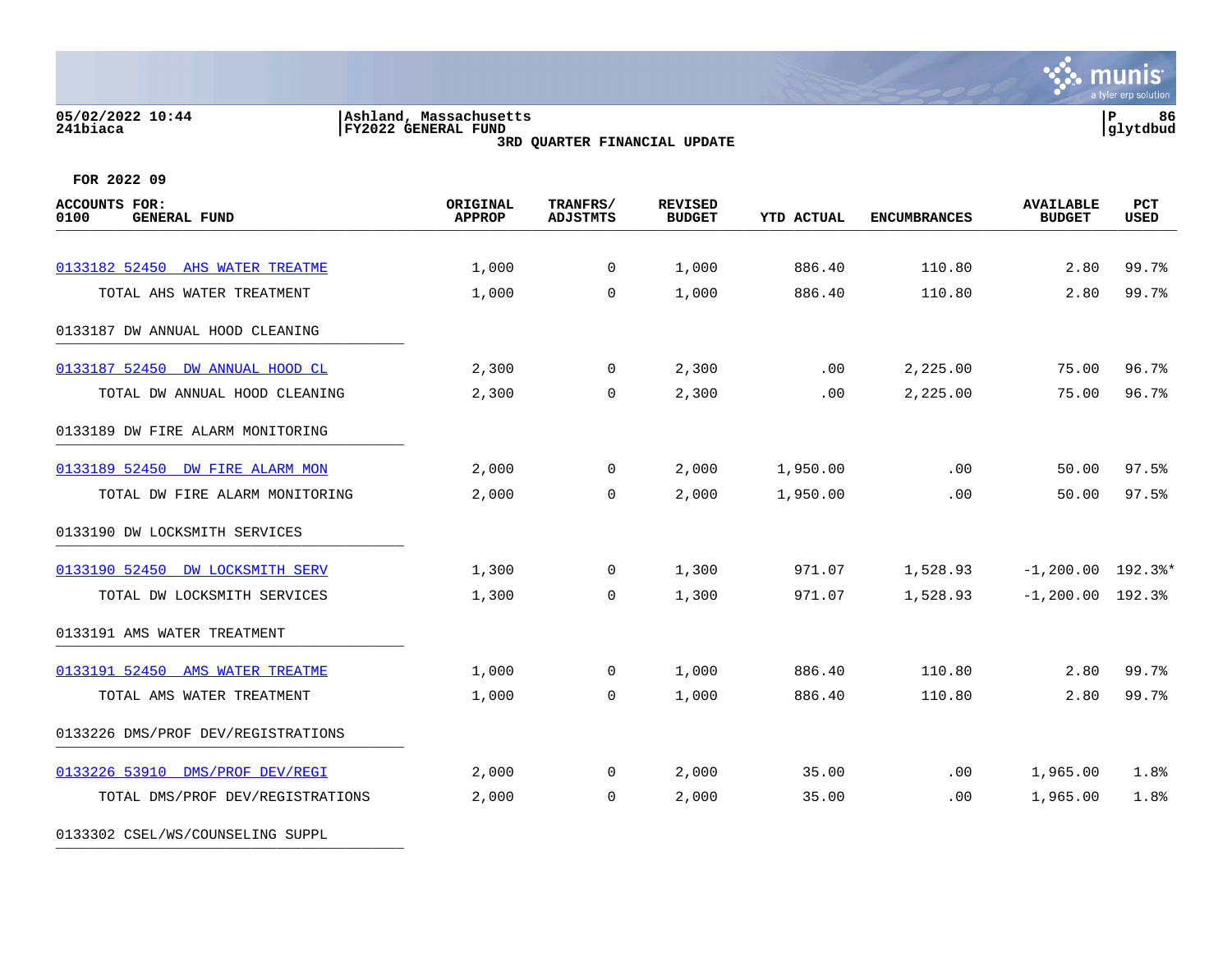05/02/2022 10:44
241biaca

Ashland, Massachusetts
FY2022 GENERAL FUND
3RD QUARTER FINANCIAL UPDATE

P 86
glytdbud

FOR 2022 09

| ACCOUNTS FOR: 0100 GENERAL FUND | ORIGINAL APPROP | TRANFRS/ ADJSTMTS | REVISED BUDGET | YTD ACTUAL | ENCUMBRANCES | AVAILABLE BUDGET | PCT USED |
|---|---|---|---|---|---|---|---|
| 0133182 52450 AHS WATER TREATME | 1,000 | 0 | 1,000 | 886.40 | 110.80 | 2.80 | 99.7% |
| TOTAL AHS WATER TREATMENT | 1,000 | 0 | 1,000 | 886.40 | 110.80 | 2.80 | 99.7% |
| 0133187 DW ANNUAL HOOD CLEANING | | | | | | | |
| 0133187 52450 DW ANNUAL HOOD CL | 2,300 | 0 | 2,300 | .00 | 2,225.00 | 75.00 | 96.7% |
| TOTAL DW ANNUAL HOOD CLEANING | 2,300 | 0 | 2,300 | .00 | 2,225.00 | 75.00 | 96.7% |
| 0133189 DW FIRE ALARM MONITORING | | | | | | | |
| 0133189 52450 DW FIRE ALARM MON | 2,000 | 0 | 2,000 | 1,950.00 | .00 | 50.00 | 97.5% |
| TOTAL DW FIRE ALARM MONITORING | 2,000 | 0 | 2,000 | 1,950.00 | .00 | 50.00 | 97.5% |
| 0133190 DW LOCKSMITH SERVICES | | | | | | | |
| 0133190 52450 DW LOCKSMITH SERV | 1,300 | 0 | 1,300 | 971.07 | 1,528.93 | -1,200.00 | 192.3%* |
| TOTAL DW LOCKSMITH SERVICES | 1,300 | 0 | 1,300 | 971.07 | 1,528.93 | -1,200.00 | 192.3% |
| 0133191 AMS WATER TREATMENT | | | | | | | |
| 0133191 52450 AMS WATER TREATME | 1,000 | 0 | 1,000 | 886.40 | 110.80 | 2.80 | 99.7% |
| TOTAL AMS WATER TREATMENT | 1,000 | 0 | 1,000 | 886.40 | 110.80 | 2.80 | 99.7% |
| 0133226 DMS/PROF DEV/REGISTRATIONS | | | | | | | |
| 0133226 53910 DMS/PROF DEV/REGI | 2,000 | 0 | 2,000 | 35.00 | .00 | 1,965.00 | 1.8% |
| TOTAL DMS/PROF DEV/REGISTRATIONS | 2,000 | 0 | 2,000 | 35.00 | .00 | 1,965.00 | 1.8% |
| 0133302 CSEL/WS/COUNSELING SUPPL | | | | | | | |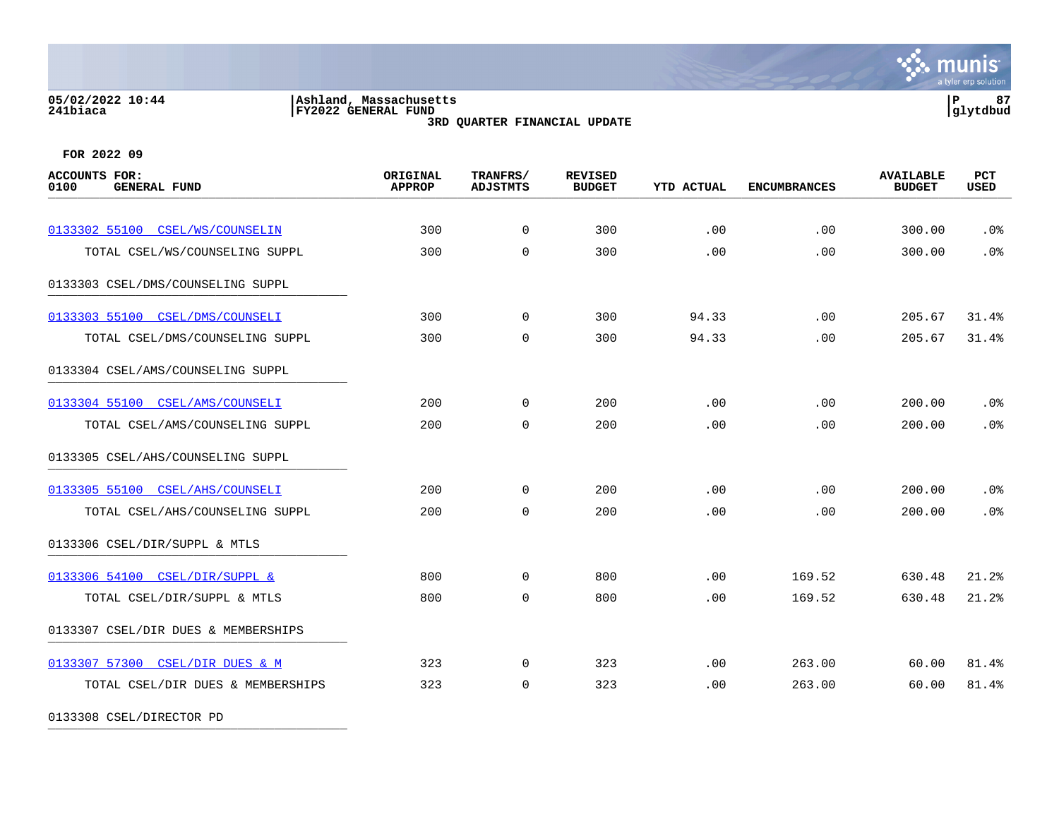05/02/2022 10:44 | Ashland, Massachusetts
241biaca | FY2022 GENERAL FUND

**3RD QUARTER FINANCIAL UPDATE**

**FOR 2022 09**

| ACCOUNTS FOR: 0100 GENERAL FUND | ORIGINAL APPROP | TRANFRS/ ADJSTMTS | REVISED BUDGET | YTD ACTUAL | ENCUMBRANCES | AVAILABLE BUDGET | PCT USED |
|---|---|---|---|---|---|---|---|
| 0133302 55100 CSEL/WS/COUNSELIN | 300 | 0 | 300 | .00 | .00 | 300.00 | .0% |
| TOTAL CSEL/WS/COUNSELING SUPPL | 300 | 0 | 300 | .00 | .00 | 300.00 | .0% |
| 0133303 CSEL/DMS/COUNSELING SUPPL | | | | | | | |
| 0133303 55100 CSEL/DMS/COUNSELI | 300 | 0 | 300 | 94.33 | .00 | 205.67 | 31.4% |
| TOTAL CSEL/DMS/COUNSELING SUPPL | 300 | 0 | 300 | 94.33 | .00 | 205.67 | 31.4% |
| 0133304 CSEL/AMS/COUNSELING SUPPL | | | | | | | |
| 0133304 55100 CSEL/AMS/COUNSELI | 200 | 0 | 200 | .00 | .00 | 200.00 | .0% |
| TOTAL CSEL/AMS/COUNSELING SUPPL | 200 | 0 | 200 | .00 | .00 | 200.00 | .0% |
| 0133305 CSEL/AHS/COUNSELING SUPPL | | | | | | | |
| 0133305 55100 CSEL/AHS/COUNSELI | 200 | 0 | 200 | .00 | .00 | 200.00 | .0% |
| TOTAL CSEL/AHS/COUNSELING SUPPL | 200 | 0 | 200 | .00 | .00 | 200.00 | .0% |
| 0133306 CSEL/DIR/SUPPL & MTLS | | | | | | | |
| 0133306 54100 CSEL/DIR/SUPPL & | 800 | 0 | 800 | .00 | 169.52 | 630.48 | 21.2% |
| TOTAL CSEL/DIR/SUPPL & MTLS | 800 | 0 | 800 | .00 | 169.52 | 630.48 | 21.2% |
| 0133307 CSEL/DIR DUES & MEMBERSHIPS | | | | | | | |
| 0133307 57300 CSEL/DIR DUES & M | 323 | 0 | 323 | .00 | 263.00 | 60.00 | 81.4% |
| TOTAL CSEL/DIR DUES & MEMBERSHIPS | 323 | 0 | 323 | .00 | 263.00 | 60.00 | 81.4% |
| 0133308 CSEL/DIRECTOR PD | | | | | | | |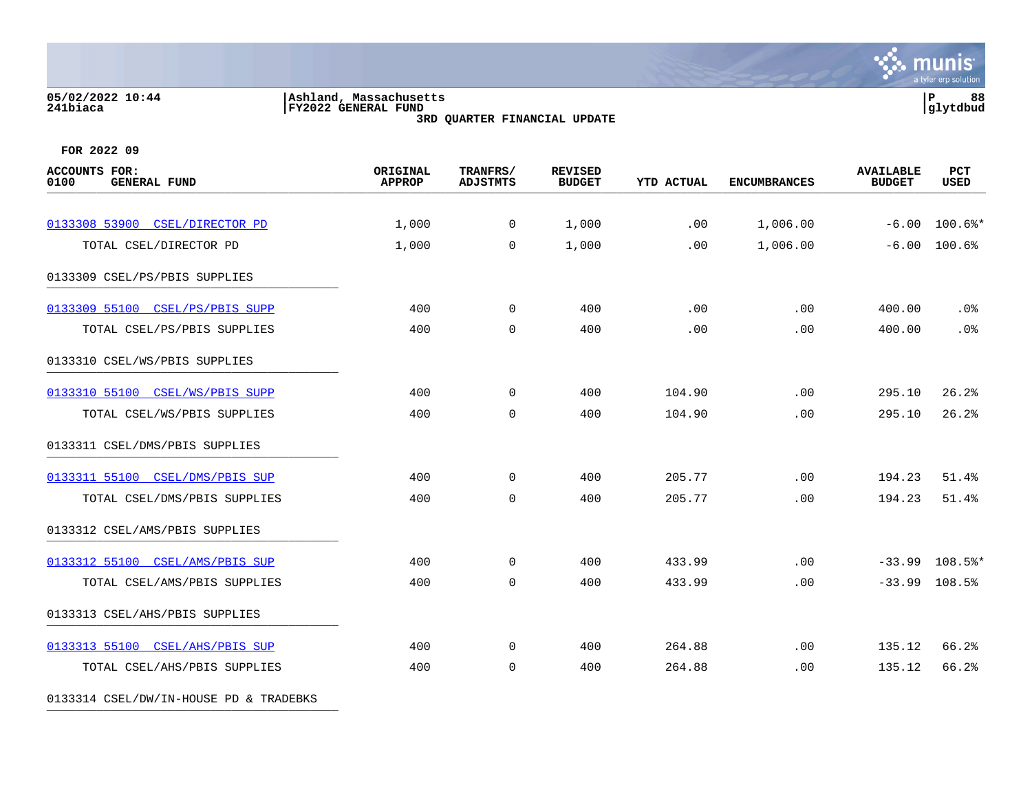05/02/2022 10:44 | Ashland, Massachusetts
241biaca | FY2022 GENERAL FUND

**3RD QUARTER FINANCIAL UPDATE**

P 88 | glytdbud

**FOR 2022 09**

| ACCOUNTS FOR: 0100 GENERAL FUND | ORIGINAL APPROP | TRANFRS/ ADJSTMTS | REVISED BUDGET | YTD ACTUAL | ENCUMBRANCES | AVAILABLE BUDGET | PCT USED |
|---|---|---|---|---|---|---|---|
| 0133308 53900 CSEL/DIRECTOR PD | 1,000 | 0 | 1,000 | .00 | 1,006.00 | -6.00 | 100.6%* |
| TOTAL CSEL/DIRECTOR PD | 1,000 | 0 | 1,000 | .00 | 1,006.00 | -6.00 | 100.6% |
| 0133309 CSEL/PS/PBIS SUPPLIES | | | | | | | |
| 0133309 55100 CSEL/PS/PBIS SUPP | 400 | 0 | 400 | .00 | .00 | 400.00 | .0% |
| TOTAL CSEL/PS/PBIS SUPPLIES | 400 | 0 | 400 | .00 | .00 | 400.00 | .0% |
| 0133310 CSEL/WS/PBIS SUPPLIES | | | | | | | |
| 0133310 55100 CSEL/WS/PBIS SUPP | 400 | 0 | 400 | 104.90 | .00 | 295.10 | 26.2% |
| TOTAL CSEL/WS/PBIS SUPPLIES | 400 | 0 | 400 | 104.90 | .00 | 295.10 | 26.2% |
| 0133311 CSEL/DMS/PBIS SUPPLIES | | | | | | | |
| 0133311 55100 CSEL/DMS/PBIS SUP | 400 | 0 | 400 | 205.77 | .00 | 194.23 | 51.4% |
| TOTAL CSEL/DMS/PBIS SUPPLIES | 400 | 0 | 400 | 205.77 | .00 | 194.23 | 51.4% |
| 0133312 CSEL/AMS/PBIS SUPPLIES | | | | | | | |
| 0133312 55100 CSEL/AMS/PBIS SUP | 400 | 0 | 400 | 433.99 | .00 | -33.99 | 108.5%* |
| TOTAL CSEL/AMS/PBIS SUPPLIES | 400 | 0 | 400 | 433.99 | .00 | -33.99 | 108.5% |
| 0133313 CSEL/AHS/PBIS SUPPLIES | | | | | | | |
| 0133313 55100 CSEL/AHS/PBIS SUP | 400 | 0 | 400 | 264.88 | .00 | 135.12 | 66.2% |
| TOTAL CSEL/AHS/PBIS SUPPLIES | 400 | 0 | 400 | 264.88 | .00 | 135.12 | 66.2% |
| 0133314 CSEL/DW/IN-HOUSE PD & TRADEBKS | | | | | | | |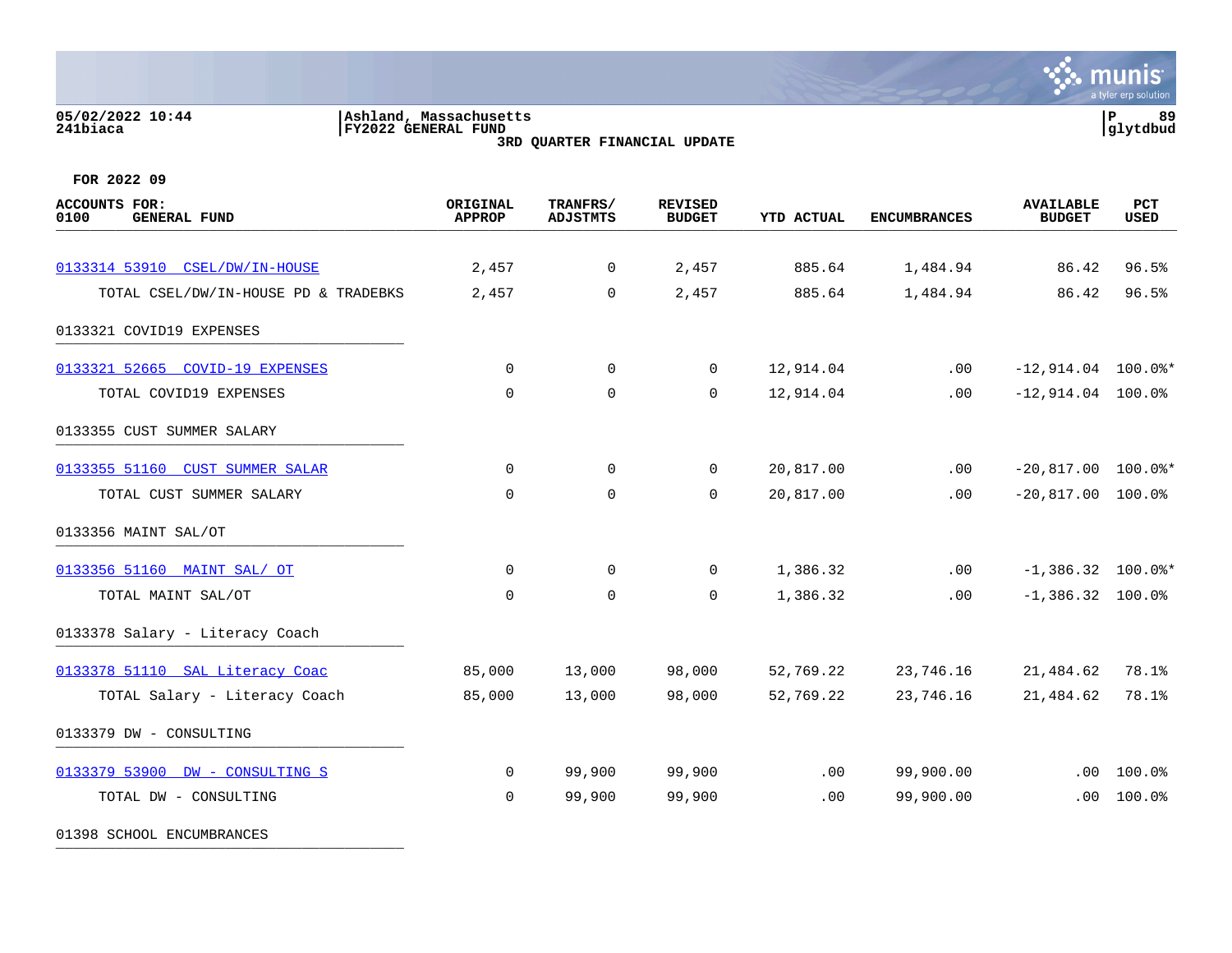05/02/2022 10:44
241biaca

Ashland, Massachusetts
FY2022 GENERAL FUND
3RD QUARTER FINANCIAL UPDATE

P 89
glytdbud

FOR 2022 09

| ACCOUNTS FOR: 0100 GENERAL FUND | ORIGINAL APPROP | TRANFRS/ ADJSTMTS | REVISED BUDGET | YTD ACTUAL | ENCUMBRANCES | AVAILABLE BUDGET | PCT USED |
|---|---|---|---|---|---|---|---|
| 0133314 53910 CSEL/DW/IN-HOUSE | 2,457 | 0 | 2,457 | 885.64 | 1,484.94 | 86.42 | 96.5% |
| TOTAL CSEL/DW/IN-HOUSE PD & TRADEBKS | 2,457 | 0 | 2,457 | 885.64 | 1,484.94 | 86.42 | 96.5% |
| 0133321 COVID19 EXPENSES | | | | | | | |
| 0133321 52665 COVID-19 EXPENSES | 0 | 0 | 0 | 12,914.04 | .00 | -12,914.04 | 100.0%* |
| TOTAL COVID19 EXPENSES | 0 | 0 | 0 | 12,914.04 | .00 | -12,914.04 | 100.0% |
| 0133355 CUST SUMMER SALARY | | | | | | | |
| 0133355 51160 CUST SUMMER SALAR | 0 | 0 | 0 | 20,817.00 | .00 | -20,817.00 | 100.0%* |
| TOTAL CUST SUMMER SALARY | 0 | 0 | 0 | 20,817.00 | .00 | -20,817.00 | 100.0% |
| 0133356 MAINT SAL/OT | | | | | | | |
| 0133356 51160 MAINT SAL/ OT | 0 | 0 | 0 | 1,386.32 | .00 | -1,386.32 | 100.0%* |
| TOTAL MAINT SAL/OT | 0 | 0 | 0 | 1,386.32 | .00 | -1,386.32 | 100.0% |
| 0133378 Salary - Literacy Coach | | | | | | | |
| 0133378 51110 SAL Literacy Coac | 85,000 | 13,000 | 98,000 | 52,769.22 | 23,746.16 | 21,484.62 | 78.1% |
| TOTAL Salary - Literacy Coach | 85,000 | 13,000 | 98,000 | 52,769.22 | 23,746.16 | 21,484.62 | 78.1% |
| 0133379 DW - CONSULTING | | | | | | | |
| 0133379 53900 DW - CONSULTING S | 0 | 99,900 | 99,900 | .00 | 99,900.00 | .00 | 100.0% |
| TOTAL DW - CONSULTING | 0 | 99,900 | 99,900 | .00 | 99,900.00 | .00 | 100.0% |
| 01398 SCHOOL ENCUMBRANCES | | | | | | | |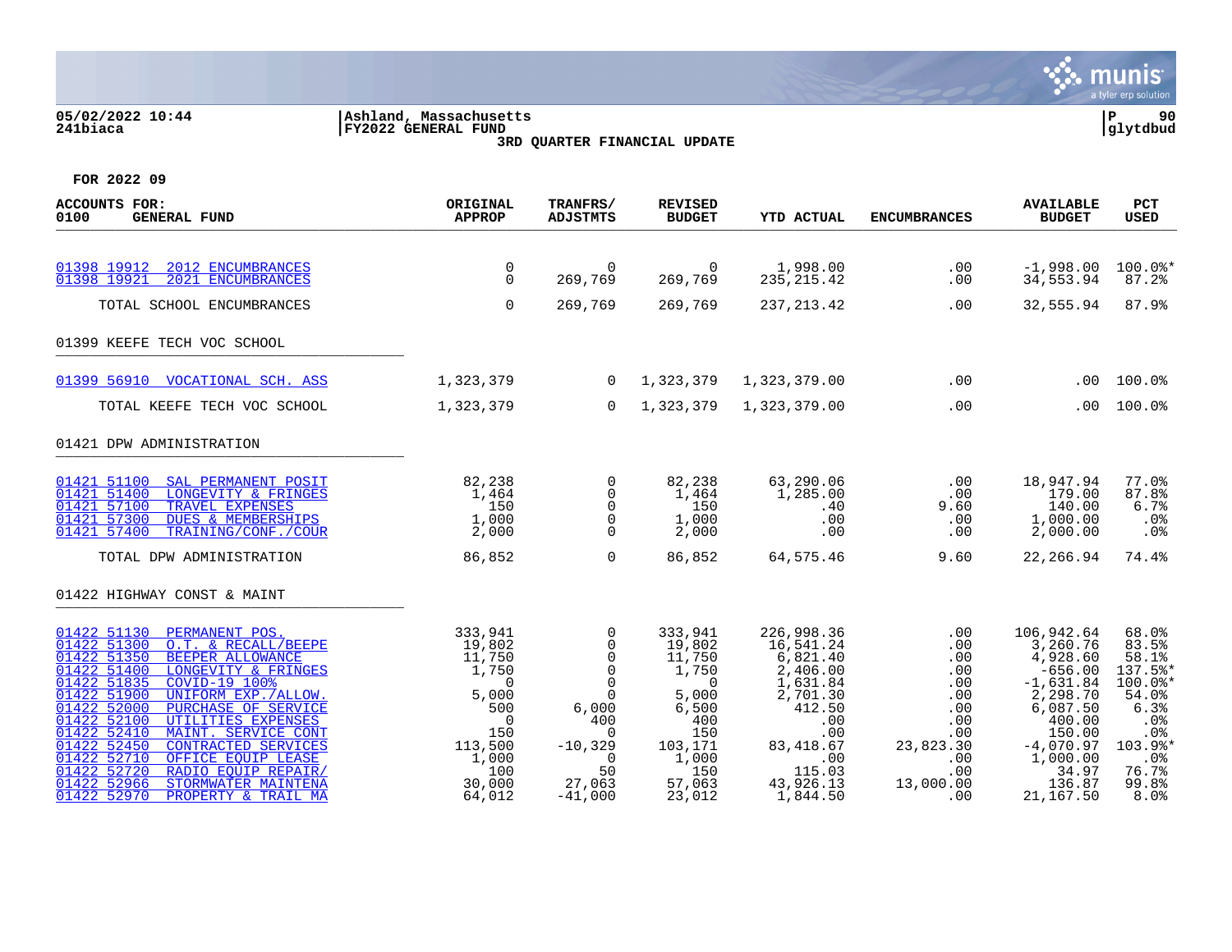05/02/2022 10:44 | Ashland, Massachusetts | P 90
241biaca | FY2022 GENERAL FUND | glytdbud

**3RD QUARTER FINANCIAL UPDATE**

**FOR 2022 09**

| ACCOUNTS FOR: 0100 GENERAL FUND | ORIGINAL APPROP | TRANFRS/ ADJSTMTS | REVISED BUDGET | YTD ACTUAL | ENCUMBRANCES | AVAILABLE BUDGET | PCT USED |
|---|---|---|---|---|---|---|---|
| 01398 19912 2012 ENCUMBRANCES | 0 | 0 | 0 | 1,998.00 | .00 | -1,998.00 | 100.0%* |
| 01398 19921 2021 ENCUMBRANCES | 0 | 269,769 | 269,769 | 235,215.42 | .00 | 34,553.94 | 87.2% |
| TOTAL SCHOOL ENCUMBRANCES | 0 | 269,769 | 269,769 | 237,213.42 | .00 | 32,555.94 | 87.9% |
| **01399 KEEFE TECH VOC SCHOOL** | | | | | | | |
| 01399 56910 VOCATIONAL SCH. ASS | 1,323,379 | 0 | 1,323,379 | 1,323,379.00 | .00 | .00 | 100.0% |
| TOTAL KEEFE TECH VOC SCHOOL | 1,323,379 | 0 | 1,323,379 | 1,323,379.00 | .00 | .00 | 100.0% |
| **01421 DPW ADMINISTRATION** | | | | | | | |
| 01421 51100 SAL PERMANENT POSIT | 82,238 | 0 | 82,238 | 63,290.06 | .00 | 18,947.94 | 77.0% |
| 01421 51400 LONGEVITY & FRINGES | 1,464 | 0 | 1,464 | 1,285.00 | .00 | 179.00 | 87.8% |
| 01421 57100 TRAVEL EXPENSES | 150 | 0 | 150 | .40 | 9.60 | 140.00 | 6.7% |
| 01421 57300 DUES & MEMBERSHIPS | 1,000 | 0 | 1,000 | .00 | .00 | 1,000.00 | .0% |
| 01421 57400 TRAINING/CONF./COUR | 2,000 | 0 | 2,000 | .00 | .00 | 2,000.00 | .0% |
| TOTAL DPW ADMINISTRATION | 86,852 | 0 | 86,852 | 64,575.46 | 9.60 | 22,266.94 | 74.4% |
| **01422 HIGHWAY CONST & MAINT** | | | | | | | |
| 01422 51130 PERMANENT POS. | 333,941 | 0 | 333,941 | 226,998.36 | .00 | 106,942.64 | 68.0% |
| 01422 51300 O.T. & RECALL/BEEPE | 19,802 | 0 | 19,802 | 16,541.24 | .00 | 3,260.76 | 83.5% |
| 01422 51350 BEEPER ALLOWANCE | 11,750 | 0 | 11,750 | 6,821.40 | .00 | 4,928.60 | 58.1% |
| 01422 51400 LONGEVITY & FRINGES | 1,750 | 0 | 1,750 | 2,406.00 | .00 | -656.00 | 137.5%* |
| 01422 51835 COVID-19 100% | 0 | 0 | 0 | 1,631.84 | .00 | -1,631.84 | 100.0%* |
| 01422 51900 UNIFORM EXP./ALLOW. | 5,000 | 0 | 5,000 | 2,701.30 | .00 | 2,298.70 | 54.0% |
| 01422 52000 PURCHASE OF SERVICE | 500 | 6,000 | 6,500 | 412.50 | .00 | 6,087.50 | 6.3% |
| 01422 52100 UTILITIES EXPENSES | 0 | 400 | 400 | .00 | .00 | 400.00 | .0% |
| 01422 52410 MAINT. SERVICE CONT | 150 | 0 | 150 | .00 | .00 | 150.00 | .0% |
| 01422 52450 CONTRACTED SERVICES | 113,500 | -10,329 | 103,171 | 83,418.67 | 23,823.30 | -4,070.97 | 103.9%* |
| 01422 52710 OFFICE EQUIP LEASE | 1,000 | 0 | 1,000 | .00 | .00 | 1,000.00 | .0% |
| 01422 52720 RADIO EQUIP REPAIR/ | 100 | 50 | 150 | 115.03 | .00 | 34.97 | 76.7% |
| 01422 52966 STORMWATER MAINTENA | 30,000 | 27,063 | 57,063 | 43,926.13 | 13,000.00 | 136.87 | 99.8% |
| 01422 52970 PROPERTY & TRAIL MA | 64,012 | -41,000 | 23,012 | 1,844.50 | .00 | 21,167.50 | 8.0% |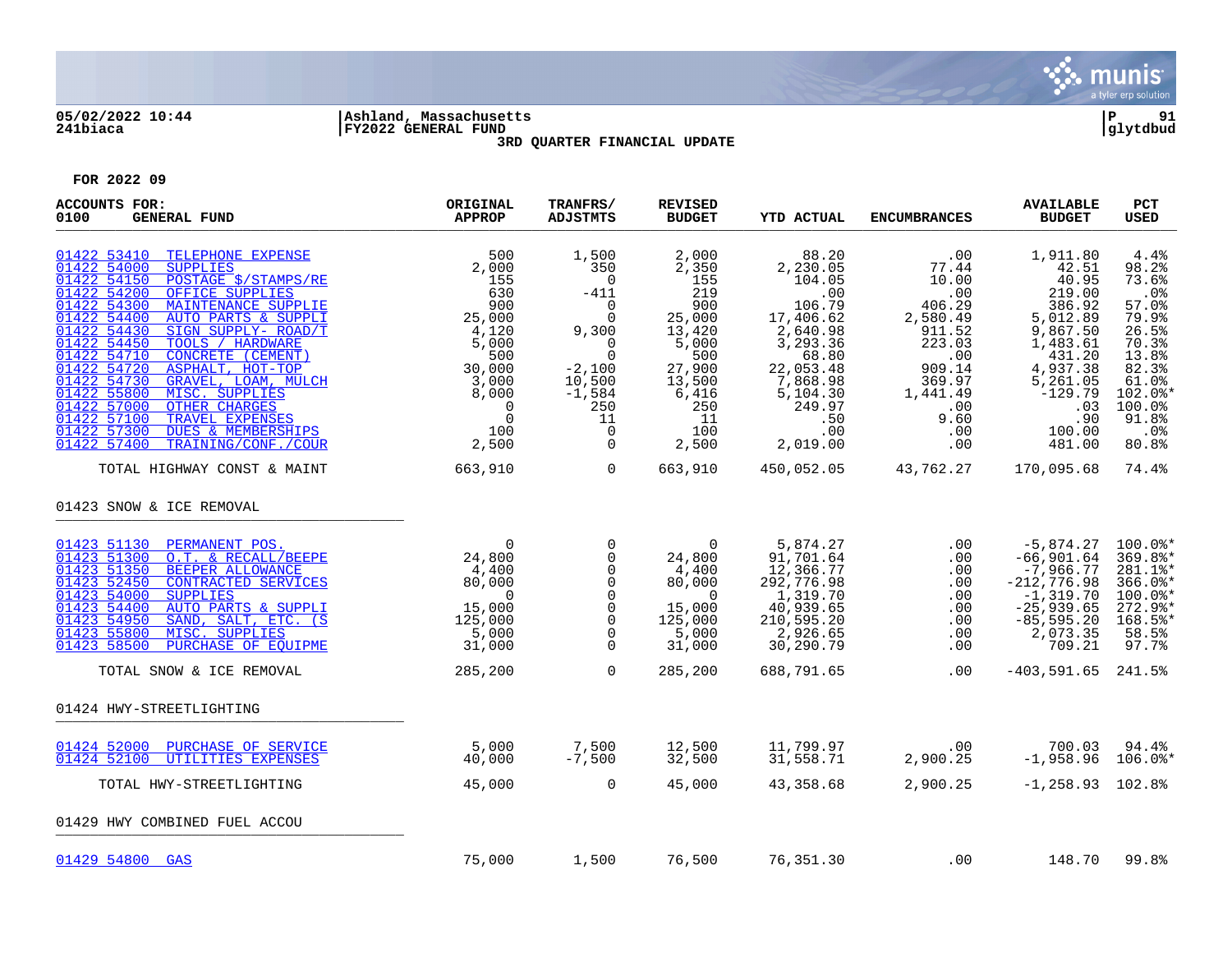05/02/2022 10:44 | Ashland, Massachusetts | P 91
241biaca | FY2022 GENERAL FUND | glytdbud

**3RD QUARTER FINANCIAL UPDATE**

FOR 2022 09

| ACCOUNTS FOR: 0100 GENERAL FUND | ORIGINAL APPROP | TRANFRS/ ADJSTMTS | REVISED BUDGET | YTD ACTUAL | ENCUMBRANCES | AVAILABLE BUDGET | PCT USED |
|---|---|---|---|---|---|---|---|
| 01422 53410 TELEPHONE EXPENSE | 500 | 1,500 | 2,000 | 88.20 | .00 | 1,911.80 | 4.4% |
| 01422 54000 SUPPLIES | 2,000 | 350 | 2,350 | 2,230.05 | 77.44 | 42.51 | 98.2% |
| 01422 54150 POSTAGE $/STAMPS/RE | 155 | 0 | 155 | 104.05 | 10.00 | 40.95 | 73.6% |
| 01422 54200 OFFICE SUPPLIES | 630 | -411 | 219 | .00 | .00 | 219.00 | .0% |
| 01422 54300 MAINTENANCE SUPPLIE | 900 | 0 | 900 | 106.79 | 406.29 | 386.92 | 57.0% |
| 01422 54400 AUTO PARTS & SUPPLI | 25,000 | 0 | 25,000 | 17,406.62 | 2,580.49 | 5,012.89 | 79.9% |
| 01422 54430 SIGN SUPPLY- ROAD/T | 4,120 | 9,300 | 13,420 | 2,640.98 | 911.52 | 9,867.50 | 26.5% |
| 01422 54450 TOOLS / HARDWARE | 5,000 | 0 | 5,000 | 3,293.36 | 223.03 | 1,483.61 | 70.3% |
| 01422 54710 CONCRETE (CEMENT) | 500 | 0 | 500 | 68.80 | .00 | 431.20 | 13.8% |
| 01422 54720 ASPHALT, HOT-TOP | 30,000 | -2,100 | 27,900 | 22,053.48 | 909.14 | 4,937.38 | 82.3% |
| 01422 54730 GRAVEL, LOAM, MULCH | 3,000 | 10,500 | 13,500 | 7,868.98 | 369.97 | 5,261.05 | 61.0% |
| 01422 55800 MISC. SUPPLIES | 8,000 | -1,584 | 6,416 | 5,104.30 | 1,441.49 | -129.79 | 102.0%* |
| 01422 57000 OTHER CHARGES | 0 | 250 | 250 | 249.97 | .00 | .03 | 100.0% |
| 01422 57100 TRAVEL EXPENSES | 0 | 11 | 11 | .50 | 9.60 | .90 | 91.8% |
| 01422 57300 DUES & MEMBERSHIPS | 100 | 0 | 100 | .00 | .00 | 100.00 | .0% |
| 01422 57400 TRAINING/CONF./COUR | 2,500 | 0 | 2,500 | 2,019.00 | .00 | 481.00 | 80.8% |
| TOTAL HIGHWAY CONST & MAINT | 663,910 | 0 | 663,910 | 450,052.05 | 43,762.27 | 170,095.68 | 74.4% |
| **01423 SNOW & ICE REMOVAL** | | | | | | | |
| 01423 51130 PERMANENT POS. | 0 | 0 | 0 | 5,874.27 | .00 | -5,874.27 | 100.0%* |
| 01423 51300 O.T. & RECALL/BEEPE | 24,800 | 0 | 24,800 | 91,701.64 | .00 | -66,901.64 | 369.8%* |
| 01423 51350 BEEPER ALLOWANCE | 4,400 | 0 | 4,400 | 12,366.77 | .00 | -7,966.77 | 281.1%* |
| 01423 52450 CONTRACTED SERVICES | 80,000 | 0 | 80,000 | 292,776.98 | .00 | -212,776.98 | 366.0%* |
| 01423 54000 SUPPLIES | 0 | 0 | 0 | 1,319.70 | .00 | -1,319.70 | 100.0%* |
| 01423 54400 AUTO PARTS & SUPPLI | 15,000 | 0 | 15,000 | 40,939.65 | .00 | -25,939.65 | 272.9%* |
| 01423 54950 SAND, SALT, ETC. (S | 125,000 | 0 | 125,000 | 210,595.20 | .00 | -85,595.20 | 168.5%* |
| 01423 55800 MISC. SUPPLIES | 5,000 | 0 | 5,000 | 2,926.65 | .00 | 2,073.35 | 58.5% |
| 01423 58500 PURCHASE OF EQUIPME | 31,000 | 0 | 31,000 | 30,290.79 | .00 | 709.21 | 97.7% |
| TOTAL SNOW & ICE REMOVAL | 285,200 | 0 | 285,200 | 688,791.65 | .00 | -403,591.65 | 241.5% |
| **01424 HWY-STREETLIGHTING** | | | | | | | |
| 01424 52000 PURCHASE OF SERVICE | 5,000 | 7,500 | 12,500 | 11,799.97 | .00 | 700.03 | 94.4% |
| 01424 52100 UTILITIES EXPENSES | 40,000 | -7,500 | 32,500 | 31,558.71 | 2,900.25 | -1,958.96 | 106.0%* |
| TOTAL HWY-STREETLIGHTING | 45,000 | 0 | 45,000 | 43,358.68 | 2,900.25 | -1,258.93 | 102.8% |
| **01429 HWY COMBINED FUEL ACCOU** | | | | | | | |
| 01429 54800 GAS | 75,000 | 1,500 | 76,500 | 76,351.30 | .00 | 148.70 | 99.8% |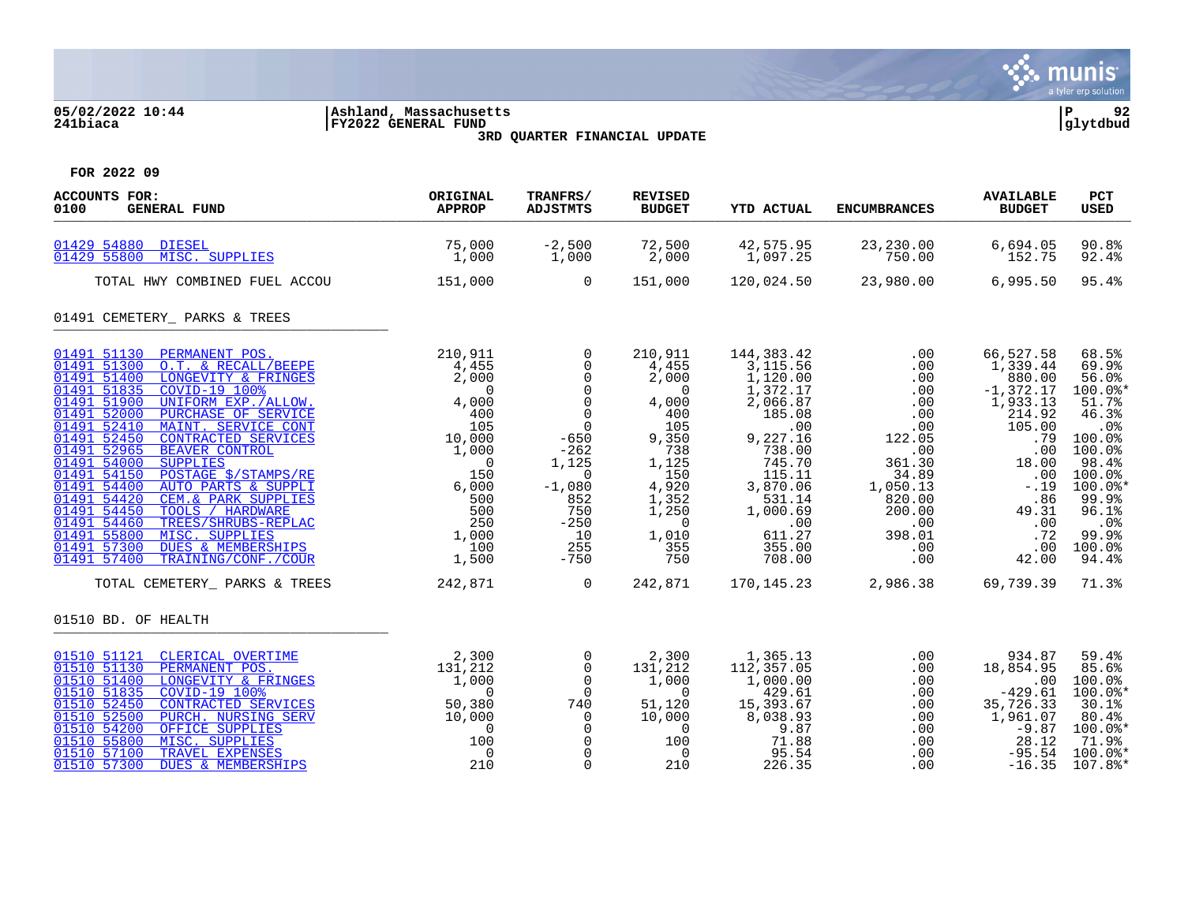05/02/2022 10:44 | Ashland, Massachusetts | P 92
241biaca | FY2022 GENERAL FUND | glytdbud

**3RD QUARTER FINANCIAL UPDATE**

FOR 2022 09

| ACCOUNTS FOR: 0100 GENERAL FUND | ORIGINAL APPROP | TRANFRS/ ADJSTMTS | REVISED BUDGET | YTD ACTUAL | ENCUMBRANCES | AVAILABLE BUDGET | PCT USED |
|---|---|---|---|---|---|---|---|
| 01429 54880 DIESEL | 75,000 | -2,500 | 72,500 | 42,575.95 | 23,230.00 | 6,694.05 | 90.8% |
| 01429 55800 MISC. SUPPLIES | 1,000 | 1,000 | 2,000 | 1,097.25 | 750.00 | 152.75 | 92.4% |
| TOTAL HWY COMBINED FUEL ACCOU | 151,000 | 0 | 151,000 | 120,024.50 | 23,980.00 | 6,995.50 | 95.4% |
| **01491 CEMETERY_ PARKS & TREES** | | | | | | | |
| 01491 51130 PERMANENT POS. | 210,911 | 0 | 210,911 | 144,383.42 | .00 | 66,527.58 | 68.5% |
| 01491 51300 O.T. & RECALL/BEEPE | 4,455 | 0 | 4,455 | 3,115.56 | .00 | 1,339.44 | 69.9% |
| 01491 51400 LONGEVITY & FRINGES | 2,000 | 0 | 2,000 | 1,120.00 | .00 | 880.00 | 56.0% |
| 01491 51835 COVID-19 100% | 0 | 0 | 0 | 1,372.17 | .00 | -1,372.17 | 100.0%* |
| 01491 51900 UNIFORM EXP./ALLOW. | 4,000 | 0 | 4,000 | 2,066.87 | .00 | 1,933.13 | 51.7% |
| 01491 52000 PURCHASE OF SERVICE | 400 | 0 | 400 | 185.08 | .00 | 214.92 | 46.3% |
| 01491 52410 MAINT. SERVICE CONT | 105 | 0 | 105 | .00 | .00 | 105.00 | .0% |
| 01491 52450 CONTRACTED SERVICES | 10,000 | -650 | 9,350 | 9,227.16 | 122.05 | .79 | 100.0% |
| 01491 52965 BEAVER CONTROL | 1,000 | -262 | 738 | 738.00 | .00 | .00 | 100.0% |
| 01491 54000 SUPPLIES | 0 | 1,125 | 1,125 | 745.70 | 361.30 | 18.00 | 98.4% |
| 01491 54150 POSTAGE $/STAMPS/RE | 150 | 0 | 150 | 115.11 | 34.89 | .00 | 100.0% |
| 01491 54400 AUTO PARTS & SUPPLI | 6,000 | -1,080 | 4,920 | 3,870.06 | 1,050.13 | -.19 | 100.0%* |
| 01491 54420 CEM.& PARK SUPPLIES | 500 | 852 | 1,352 | 531.14 | 820.00 | .86 | 99.9% |
| 01491 54450 TOOLS / HARDWARE | 500 | 750 | 1,250 | 1,000.69 | 200.00 | 49.31 | 96.1% |
| 01491 54460 TREES/SHRUBS-REPLAC | 250 | -250 | 0 | .00 | .00 | .00 | .0% |
| 01491 55800 MISC. SUPPLIES | 1,000 | 10 | 1,010 | 611.27 | 398.01 | .72 | 99.9% |
| 01491 57300 DUES & MEMBERSHIPS | 100 | 255 | 355 | 355.00 | .00 | .00 | 100.0% |
| 01491 57400 TRAINING/CONF./COUR | 1,500 | -750 | 750 | 708.00 | .00 | 42.00 | 94.4% |
| TOTAL CEMETERY_ PARKS & TREES | 242,871 | 0 | 242,871 | 170,145.23 | 2,986.38 | 69,739.39 | 71.3% |
| **01510 BD. OF HEALTH** | | | | | | | |
| 01510 51121 CLERICAL OVERTIME | 2,300 | 0 | 2,300 | 1,365.13 | .00 | 934.87 | 59.4% |
| 01510 51130 PERMANENT POS. | 131,212 | 0 | 131,212 | 112,357.05 | .00 | 18,854.95 | 85.6% |
| 01510 51400 LONGEVITY & FRINGES | 1,000 | 0 | 1,000 | 1,000.00 | .00 | .00 | 100.0% |
| 01510 51835 COVID-19 100% | 0 | 0 | 0 | 429.61 | .00 | -429.61 | 100.0%* |
| 01510 52450 CONTRACTED SERVICES | 50,380 | 740 | 51,120 | 15,393.67 | .00 | 35,726.33 | 30.1% |
| 01510 52500 PURCH. NURSING SERV | 10,000 | 0 | 10,000 | 8,038.93 | .00 | 1,961.07 | 80.4% |
| 01510 54200 OFFICE SUPPLIES | 0 | 0 | 0 | 9.87 | .00 | -9.87 | 100.0%* |
| 01510 55800 MISC. SUPPLIES | 100 | 0 | 100 | 71.88 | .00 | 28.12 | 71.9% |
| 01510 57100 TRAVEL EXPENSES | 0 | 0 | 0 | 95.54 | .00 | -95.54 | 100.0%* |
| 01510 57300 DUES & MEMBERSHIPS | 210 | 0 | 210 | 226.35 | .00 | -16.35 | 107.8%* |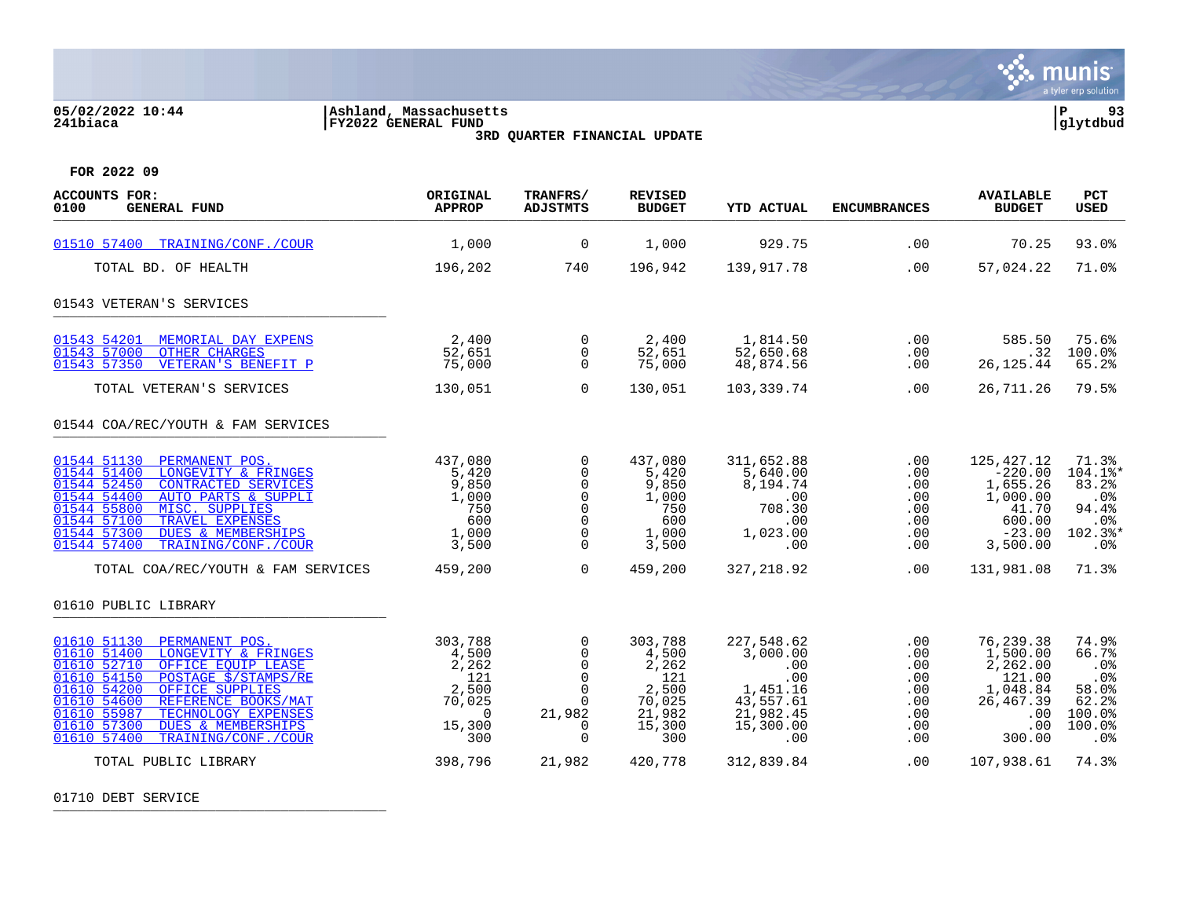**Ashland, Massachusetts**
**FY2022 GENERAL FUND**
**3RD QUARTER FINANCIAL UPDATE**

05/02/2022 10:44
241biaca

glytdbud

**FOR 2022 09**

| ACCOUNTS FOR: 0100 GENERAL FUND | ORIGINAL APPROP | TRANFRS/ ADJSTMTS | REVISED BUDGET | YTD ACTUAL | ENCUMBRANCES | AVAILABLE BUDGET | PCT USED |
|---|---|---|---|---|---|---|---|
| 01510 57400 TRAINING/CONF./COUR | 1,000 | 0 | 1,000 | 929.75 | .00 | 70.25 | 93.0% |
| TOTAL BD. OF HEALTH | 196,202 | 740 | 196,942 | 139,917.78 | .00 | 57,024.22 | 71.0% |
| **01543 VETERAN'S SERVICES** | | | | | | | |
| 01543 54201 MEMORIAL DAY EXPENS | 2,400 | 0 | 2,400 | 1,814.50 | .00 | 585.50 | 75.6% |
| 01543 57000 OTHER CHARGES | 52,651 | 0 | 52,651 | 52,650.68 | .00 | .32 | 100.0% |
| 01543 57350 VETERAN'S BENEFIT P | 75,000 | 0 | 75,000 | 48,874.56 | .00 | 26,125.44 | 65.2% |
| TOTAL VETERAN'S SERVICES | 130,051 | 0 | 130,051 | 103,339.74 | .00 | 26,711.26 | 79.5% |
| **01544 COA/REC/YOUTH & FAM SERVICES** | | | | | | | |
| 01544 51130 PERMANENT POS. | 437,080 | 0 | 437,080 | 311,652.88 | .00 | 125,427.12 | 71.3% |
| 01544 51400 LONGEVITY & FRINGES | 5,420 | 0 | 5,420 | 5,640.00 | .00 | -220.00 | 104.1%* |
| 01544 52450 CONTRACTED SERVICES | 9,850 | 0 | 9,850 | 8,194.74 | .00 | 1,655.26 | 83.2% |
| 01544 54400 AUTO PARTS & SUPPLI | 1,000 | 0 | 1,000 | .00 | .00 | 1,000.00 | .0% |
| 01544 55800 MISC. SUPPLIES | 750 | 0 | 750 | 708.30 | .00 | 41.70 | 94.4% |
| 01544 57100 TRAVEL EXPENSES | 600 | 0 | 600 | .00 | .00 | 600.00 | .0% |
| 01544 57300 DUES & MEMBERSHIPS | 1,000 | 0 | 1,000 | 1,023.00 | .00 | -23.00 | 102.3%* |
| 01544 57400 TRAINING/CONF./COUR | 3,500 | 0 | 3,500 | .00 | .00 | 3,500.00 | .0% |
| TOTAL COA/REC/YOUTH & FAM SERVICES | 459,200 | 0 | 459,200 | 327,218.92 | .00 | 131,981.08 | 71.3% |
| **01610 PUBLIC LIBRARY** | | | | | | | |
| 01610 51130 PERMANENT POS. | 303,788 | 0 | 303,788 | 227,548.62 | .00 | 76,239.38 | 74.9% |
| 01610 51400 LONGEVITY & FRINGES | 4,500 | 0 | 4,500 | 3,000.00 | .00 | 1,500.00 | 66.7% |
| 01610 52710 OFFICE EQUIP LEASE | 2,262 | 0 | 2,262 | .00 | .00 | 2,262.00 | .0% |
| 01610 54150 POSTAGE $/STAMPS/RE | 121 | 0 | 121 | .00 | .00 | 121.00 | .0% |
| 01610 54200 OFFICE SUPPLIES | 2,500 | 0 | 2,500 | 1,451.16 | .00 | 1,048.84 | 58.0% |
| 01610 54600 REFERENCE BOOKS/MAT | 70,025 | 0 | 70,025 | 43,557.61 | .00 | 26,467.39 | 62.2% |
| 01610 55987 TECHNOLOGY EXPENSES | 0 | 21,982 | 21,982 | 21,982.45 | .00 | .00 | 100.0% |
| 01610 57300 DUES & MEMBERSHIPS | 15,300 | 0 | 15,300 | 15,300.00 | .00 | .00 | 100.0% |
| 01610 57400 TRAINING/CONF./COUR | 300 | 0 | 300 | .00 | .00 | 300.00 | .0% |
| TOTAL PUBLIC LIBRARY | 398,796 | 21,982 | 420,778 | 312,839.84 | .00 | 107,938.61 | 74.3% |
| **01710 DEBT SERVICE** | | | | | | | |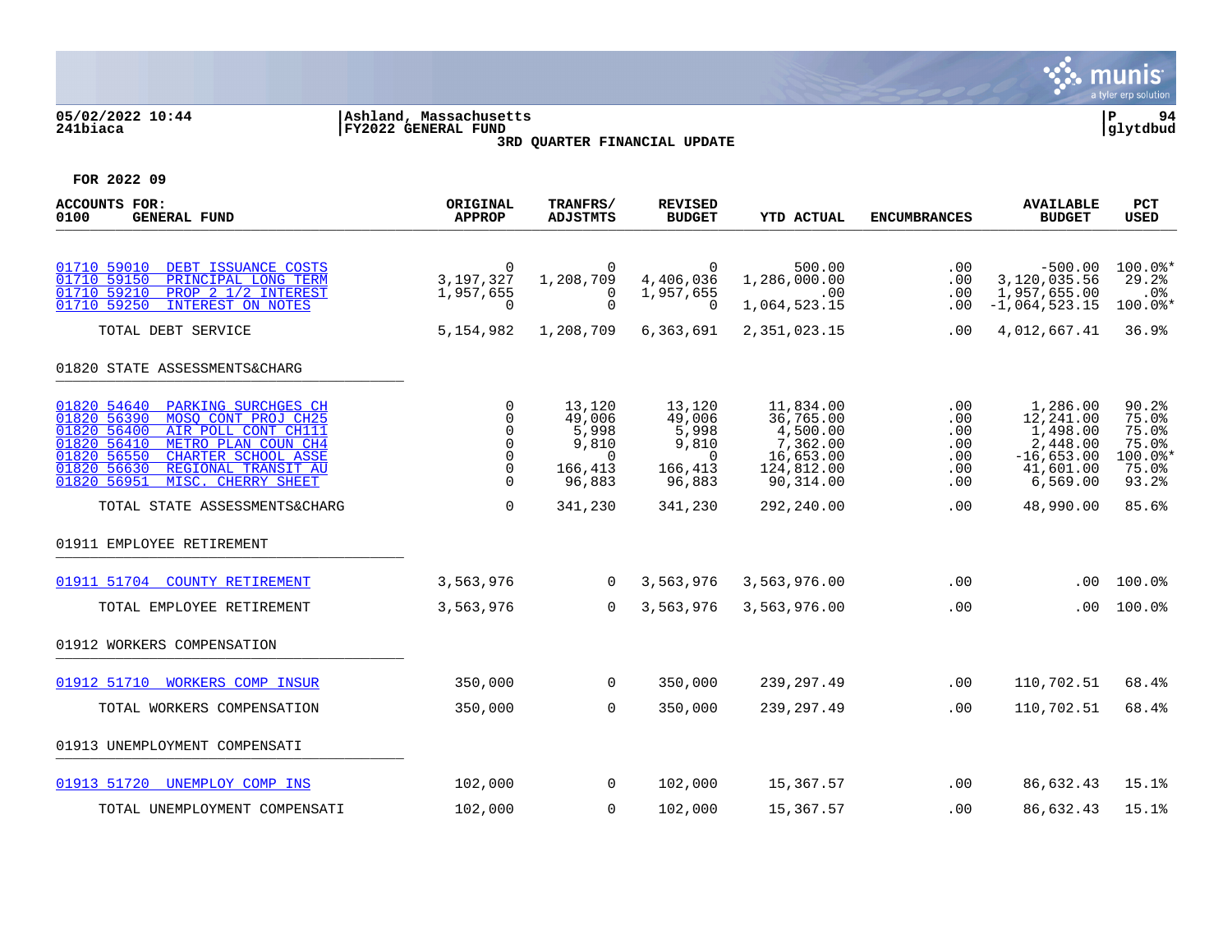05/02/2022 10:44
241biaca

Ashland, Massachusetts
FY2022 GENERAL FUND
3RD QUARTER FINANCIAL UPDATE

FOR 2022 09

| ACCOUNTS FOR: 0100 GENERAL FUND | ORIGINAL APPROP | TRANFRS/ ADJSTMTS | REVISED BUDGET | YTD ACTUAL | ENCUMBRANCES | AVAILABLE BUDGET | PCT USED |
|---|---|---|---|---|---|---|---|
| 01710 59010 DEBT ISSUANCE COSTS | 0 | 0 | 0 | 500.00 | .00 | -500.00 | 100.0%* |
| 01710 59150 PRINCIPAL LONG TERM | 3,197,327 | 1,208,709 | 4,406,036 | 1,286,000.00 | .00 | 3,120,035.56 | 29.2% |
| 01710 59210 PROP 2 1/2 INTEREST | 1,957,655 | 0 | 1,957,655 | .00 | .00 | 1,957,655.00 | .0% |
| 01710 59250 INTEREST ON NOTES | 0 | 0 | 0 | 1,064,523.15 | .00 | -1,064,523.15 | 100.0%* |
| TOTAL DEBT SERVICE | 5,154,982 | 1,208,709 | 6,363,691 | 2,351,023.15 | .00 | 4,012,667.41 | 36.9% |
| **01820 STATE ASSESSMENTS&CHARG** | | | | | | | |
| 01820 54640 PARKING SURCHGES CH | 0 | 13,120 | 13,120 | 11,834.00 | .00 | 1,286.00 | 90.2% |
| 01820 56390 MOSQ CONT PROJ CH25 | 0 | 49,006 | 49,006 | 36,765.00 | .00 | 12,241.00 | 75.0% |
| 01820 56400 AIR POLL CONT CH111 | 0 | 5,998 | 5,998 | 4,500.00 | .00 | 1,498.00 | 75.0% |
| 01820 56410 METRO PLAN COUN CH4 | 0 | 9,810 | 9,810 | 7,362.00 | .00 | 2,448.00 | 75.0% |
| 01820 56550 CHARTER SCHOOL ASSE | 0 | 0 | 0 | 16,653.00 | .00 | -16,653.00 | 100.0%* |
| 01820 56630 REGIONAL TRANSIT AU | 0 | 166,413 | 166,413 | 124,812.00 | .00 | 41,601.00 | 75.0% |
| 01820 56951 MISC. CHERRY SHEET | 0 | 96,883 | 96,883 | 90,314.00 | .00 | 6,569.00 | 93.2% |
| TOTAL STATE ASSESSMENTS&CHARG | 0 | 341,230 | 341,230 | 292,240.00 | .00 | 48,990.00 | 85.6% |
| **01911 EMPLOYEE RETIREMENT** | | | | | | | |
| 01911 51704 COUNTY RETIREMENT | 3,563,976 | 0 | 3,563,976 | 3,563,976.00 | .00 | .00 | 100.0% |
| TOTAL EMPLOYEE RETIREMENT | 3,563,976 | 0 | 3,563,976 | 3,563,976.00 | .00 | .00 | 100.0% |
| **01912 WORKERS COMPENSATION** | | | | | | | |
| 01912 51710 WORKERS COMP INSUR | 350,000 | 0 | 350,000 | 239,297.49 | .00 | 110,702.51 | 68.4% |
| TOTAL WORKERS COMPENSATION | 350,000 | 0 | 350,000 | 239,297.49 | .00 | 110,702.51 | 68.4% |
| **01913 UNEMPLOYMENT COMPENSATI** | | | | | | | |
| 01913 51720 UNEMPLOY COMP INS | 102,000 | 0 | 102,000 | 15,367.57 | .00 | 86,632.43 | 15.1% |
| TOTAL UNEMPLOYMENT COMPENSATI | 102,000 | 0 | 102,000 | 15,367.57 | .00 | 86,632.43 | 15.1% |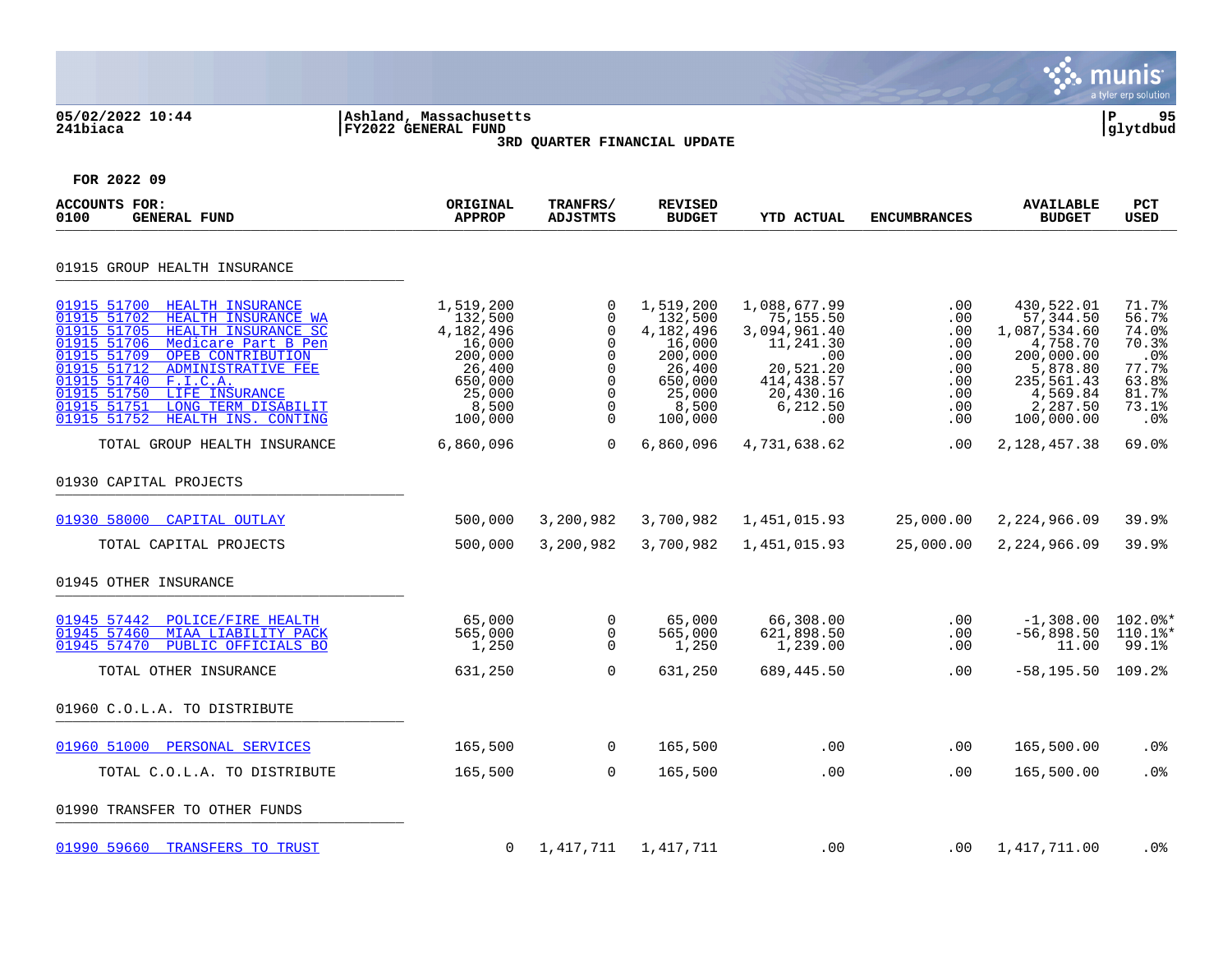**Ashland, Massachusetts**
**FY2022 GENERAL FUND**
**3RD QUARTER FINANCIAL UPDATE**

05/02/2022 10:44
241biaca

**FOR 2022 09**

| ACCOUNTS FOR: 0100 GENERAL FUND | ORIGINAL APPROP | TRANFRS/ ADJSTMTS | REVISED BUDGET | YTD ACTUAL | ENCUMBRANCES | AVAILABLE BUDGET | PCT USED |
|---|---|---|---|---|---|---|---|
| **01915 GROUP HEALTH INSURANCE** | | | | | | | |
| 01915 51700 HEALTH INSURANCE | 1,519,200 | 0 | 1,519,200 | 1,088,677.99 | .00 | 430,522.01 | 71.7% |
| 01915 51702 HEALTH INSURANCE WA | 132,500 | 0 | 132,500 | 75,155.50 | .00 | 57,344.50 | 56.7% |
| 01915 51705 HEALTH INSURANCE SC | 4,182,496 | 0 | 4,182,496 | 3,094,961.40 | .00 | 1,087,534.60 | 74.0% |
| 01915 51706 Medicare Part B Pen | 16,000 | 0 | 16,000 | 11,241.30 | .00 | 4,758.70 | 70.3% |
| 01915 51709 OPEB CONTRIBUTION | 200,000 | 0 | 200,000 | .00 | .00 | 200,000.00 | .0% |
| 01915 51712 ADMINISTRATIVE FEE | 26,400 | 0 | 26,400 | 20,521.20 | .00 | 5,878.80 | 77.7% |
| 01915 51740 F.I.C.A. | 650,000 | 0 | 650,000 | 414,438.57 | .00 | 235,561.43 | 63.8% |
| 01915 51750 LIFE INSURANCE | 25,000 | 0 | 25,000 | 20,430.16 | .00 | 4,569.84 | 81.7% |
| 01915 51751 LONG TERM DISABILIT | 8,500 | 0 | 8,500 | 6,212.50 | .00 | 2,287.50 | 73.1% |
| 01915 51752 HEALTH INS. CONTING | 100,000 | 0 | 100,000 | .00 | .00 | 100,000.00 | .0% |
| TOTAL GROUP HEALTH INSURANCE | 6,860,096 | 0 | 6,860,096 | 4,731,638.62 | .00 | 2,128,457.38 | 69.0% |
| **01930 CAPITAL PROJECTS** | | | | | | | |
| 01930 58000 CAPITAL OUTLAY | 500,000 | 3,200,982 | 3,700,982 | 1,451,015.93 | 25,000.00 | 2,224,966.09 | 39.9% |
| TOTAL CAPITAL PROJECTS | 500,000 | 3,200,982 | 3,700,982 | 1,451,015.93 | 25,000.00 | 2,224,966.09 | 39.9% |
| **01945 OTHER INSURANCE** | | | | | | | |
| 01945 57442 POLICE/FIRE HEALTH | 65,000 | 0 | 65,000 | 66,308.00 | .00 | -1,308.00 | 102.0%* |
| 01945 57460 MIAA LIABILITY PACK | 565,000 | 0 | 565,000 | 621,898.50 | .00 | -56,898.50 | 110.1%* |
| 01945 57470 PUBLIC OFFICIALS BO | 1,250 | 0 | 1,250 | 1,239.00 | .00 | 11.00 | 99.1% |
| TOTAL OTHER INSURANCE | 631,250 | 0 | 631,250 | 689,445.50 | .00 | -58,195.50 | 109.2% |
| **01960 C.O.L.A. TO DISTRIBUTE** | | | | | | | |
| 01960 51000 PERSONAL SERVICES | 165,500 | 0 | 165,500 | .00 | .00 | 165,500.00 | .0% |
| TOTAL C.O.L.A. TO DISTRIBUTE | 165,500 | 0 | 165,500 | .00 | .00 | 165,500.00 | .0% |
| **01990 TRANSFER TO OTHER FUNDS** | | | | | | | |
| 01990 59660 TRANSFERS TO TRUST | 0 | 1,417,711 | 1,417,711 | .00 | .00 | 1,417,711.00 | .0% |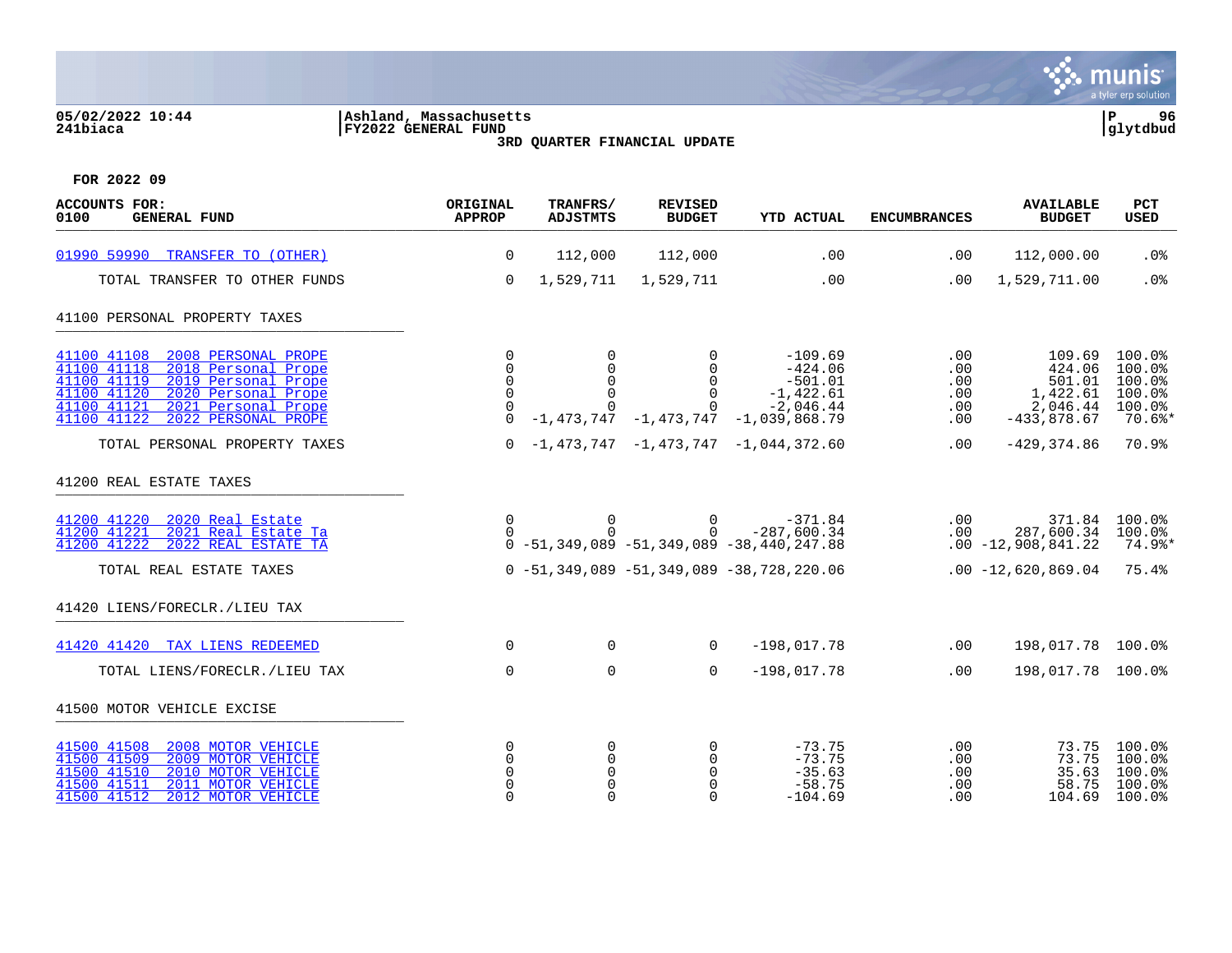05/02/2022 10:44 | Ashland, Massachusetts
241biaca | FY2022 GENERAL FUND | glytdbud

**3RD QUARTER FINANCIAL UPDATE**

**FOR 2022 09**

| ACCOUNTS FOR: 0100 GENERAL FUND | ORIGINAL APPROP | TRANFRS/ ADJSTMTS | REVISED BUDGET | YTD ACTUAL | ENCUMBRANCES | AVAILABLE BUDGET | PCT USED |
|---|---|---|---|---|---|---|---|
| 01990 59990 TRANSFER TO (OTHER) | 0 | 112,000 | 112,000 | .00 | .00 | 112,000.00 | .0% |
| TOTAL TRANSFER TO OTHER FUNDS | 0 | 1,529,711 | 1,529,711 | .00 | .00 | 1,529,711.00 | .0% |
| **41100 PERSONAL PROPERTY TAXES** | | | | | | | |
| 41100 41108 2008 PERSONAL PROPE | 0 | 0 | 0 | -109.69 | .00 | 109.69 | 100.0% |
| 41100 41118 2018 Personal Prope | 0 | 0 | 0 | -424.06 | .00 | 424.06 | 100.0% |
| 41100 41119 2019 Personal Prope | 0 | 0 | 0 | -501.01 | .00 | 501.01 | 100.0% |
| 41100 41120 2020 Personal Prope | 0 | 0 | 0 | -1,422.61 | .00 | 1,422.61 | 100.0% |
| 41100 41121 2021 Personal Prope | 0 | 0 | 0 | -2,046.44 | .00 | 2,046.44 | 100.0% |
| 41100 41122 2022 PERSONAL PROPE | 0 | -1,473,747 | -1,473,747 | -1,039,868.79 | .00 | -433,878.67 | 70.6%* |
| TOTAL PERSONAL PROPERTY TAXES | 0 | -1,473,747 | -1,473,747 | -1,044,372.60 | .00 | -429,374.86 | 70.9% |
| **41200 REAL ESTATE TAXES** | | | | | | | |
| 41200 41220 2020 Real Estate | 0 | 0 | 0 | -371.84 | .00 | 371.84 | 100.0% |
| 41200 41221 2021 Real Estate Ta | 0 | 0 | 0 | -287,600.34 | .00 | 287,600.34 | 100.0% |
| 41200 41222 2022 REAL ESTATE TA | 0 | -51,349,089 | -51,349,089 | -38,440,247.88 | .00 | -12,908,841.22 | 74.9%* |
| TOTAL REAL ESTATE TAXES | 0 | -51,349,089 | -51,349,089 | -38,728,220.06 | .00 | -12,620,869.04 | 75.4% |
| **41420 LIENS/FORECLR./LIEU TAX** | | | | | | | |
| 41420 41420 TAX LIENS REDEEMED | 0 | 0 | 0 | -198,017.78 | .00 | 198,017.78 | 100.0% |
| TOTAL LIENS/FORECLR./LIEU TAX | 0 | 0 | 0 | -198,017.78 | .00 | 198,017.78 | 100.0% |
| **41500 MOTOR VEHICLE EXCISE** | | | | | | | |
| 41500 41508 2008 MOTOR VEHICLE | 0 | 0 | 0 | -73.75 | .00 | 73.75 | 100.0% |
| 41500 41509 2009 MOTOR VEHICLE | 0 | 0 | 0 | -73.75 | .00 | 73.75 | 100.0% |
| 41500 41510 2010 MOTOR VEHICLE | 0 | 0 | 0 | -35.63 | .00 | 35.63 | 100.0% |
| 41500 41511 2011 MOTOR VEHICLE | 0 | 0 | 0 | -58.75 | .00 | 58.75 | 100.0% |
| 41500 41512 2012 MOTOR VEHICLE | 0 | 0 | 0 | -104.69 | .00 | 104.69 | 100.0% |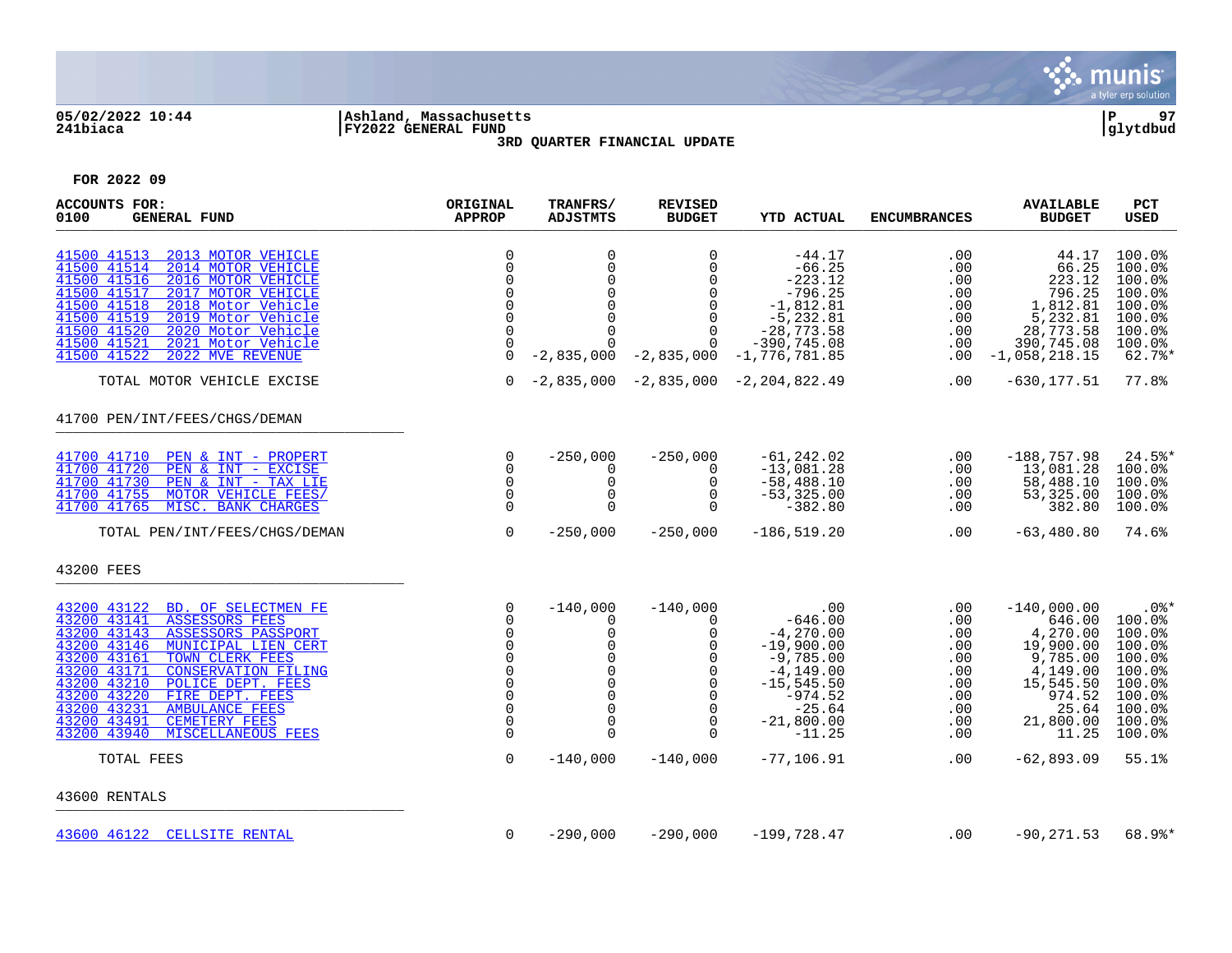05/02/2022 10:44 | Ashland, Massachusetts
241biaca | FY2022 GENERAL FUND | glytdbud

**3RD QUARTER FINANCIAL UPDATE**

**FOR 2022 09**

| ACCOUNTS FOR: 0100 GENERAL FUND | ORIGINAL APPROP | TRANFRS/ ADJSTMTS | REVISED BUDGET | YTD ACTUAL | ENCUMBRANCES | AVAILABLE BUDGET | PCT USED |
|---|---|---|---|---|---|---|---|
| 41500 41513 2013 MOTOR VEHICLE | 0 | 0 | 0 | -44.17 | .00 | 44.17 | 100.0% |
| 41500 41514 2014 MOTOR VEHICLE | 0 | 0 | 0 | -66.25 | .00 | 66.25 | 100.0% |
| 41500 41516 2016 MOTOR VEHICLE | 0 | 0 | 0 | -223.12 | .00 | 223.12 | 100.0% |
| 41500 41517 2017 MOTOR VEHICLE | 0 | 0 | 0 | -796.25 | .00 | 796.25 | 100.0% |
| 41500 41518 2018 Motor Vehicle | 0 | 0 | 0 | -1,812.81 | .00 | 1,812.81 | 100.0% |
| 41500 41519 2019 Motor Vehicle | 0 | 0 | 0 | -5,232.81 | .00 | 5,232.81 | 100.0% |
| 41500 41520 2020 Motor Vehicle | 0 | 0 | 0 | -28,773.58 | .00 | 28,773.58 | 100.0% |
| 41500 41521 2021 Motor Vehicle | 0 | 0 | 0 | -390,745.08 | .00 | 390,745.08 | 100.0% |
| 41500 41522 2022 MVE REVENUE | 0 | -2,835,000 | -2,835,000 | -1,776,781.85 | .00 | -1,058,218.15 | 62.7%* |
| TOTAL MOTOR VEHICLE EXCISE | 0 | -2,835,000 | -2,835,000 | -2,204,822.49 | .00 | -630,177.51 | 77.8% |
| **41700 PEN/INT/FEES/CHGS/DEMAN** | | | | | | | |
| 41700 41710 PEN & INT - PROPERT | 0 | -250,000 | -250,000 | -61,242.02 | .00 | -188,757.98 | 24.5%* |
| 41700 41720 PEN & INT - EXCISE | 0 | 0 | 0 | -13,081.28 | .00 | 13,081.28 | 100.0% |
| 41700 41730 PEN & INT - TAX LIE | 0 | 0 | 0 | -58,488.10 | .00 | 58,488.10 | 100.0% |
| 41700 41755 MOTOR VEHICLE FEES/ | 0 | 0 | 0 | -53,325.00 | .00 | 53,325.00 | 100.0% |
| 41700 41765 MISC. BANK CHARGES | 0 | 0 | 0 | -382.80 | .00 | 382.80 | 100.0% |
| TOTAL PEN/INT/FEES/CHGS/DEMAN | 0 | -250,000 | -250,000 | -186,519.20 | .00 | -63,480.80 | 74.6% |
| **43200 FEES** | | | | | | | |
| 43200 43122 BD. OF SELECTMEN FE | 0 | -140,000 | -140,000 | .00 | .00 | -140,000.00 | .0%* |
| 43200 43141 ASSESSORS FEES | 0 | 0 | 0 | -646.00 | .00 | 646.00 | 100.0% |
| 43200 43143 ASSESSORS PASSPORT | 0 | 0 | 0 | -4,270.00 | .00 | 4,270.00 | 100.0% |
| 43200 43146 MUNICIPAL LIEN CERT | 0 | 0 | 0 | -19,900.00 | .00 | 19,900.00 | 100.0% |
| 43200 43161 TOWN CLERK FEES | 0 | 0 | 0 | -9,785.00 | .00 | 9,785.00 | 100.0% |
| 43200 43171 CONSERVATION FILING | 0 | 0 | 0 | -4,149.00 | .00 | 4,149.00 | 100.0% |
| 43200 43210 POLICE DEPT. FEES | 0 | 0 | 0 | -15,545.50 | .00 | 15,545.50 | 100.0% |
| 43200 43220 FIRE DEPT. FEES | 0 | 0 | 0 | -974.52 | .00 | 974.52 | 100.0% |
| 43200 43231 AMBULANCE FEES | 0 | 0 | 0 | -25.64 | .00 | 25.64 | 100.0% |
| 43200 43491 CEMETERY FEES | 0 | 0 | 0 | -21,800.00 | .00 | 21,800.00 | 100.0% |
| 43200 43940 MISCELLANEOUS FEES | 0 | 0 | 0 | -11.25 | .00 | 11.25 | 100.0% |
| TOTAL FEES | 0 | -140,000 | -140,000 | -77,106.91 | .00 | -62,893.09 | 55.1% |
| **43600 RENTALS** | | | | | | | |
| 43600 46122 CELLSITE RENTAL | 0 | -290,000 | -290,000 | -199,728.47 | .00 | -90,271.53 | 68.9%* |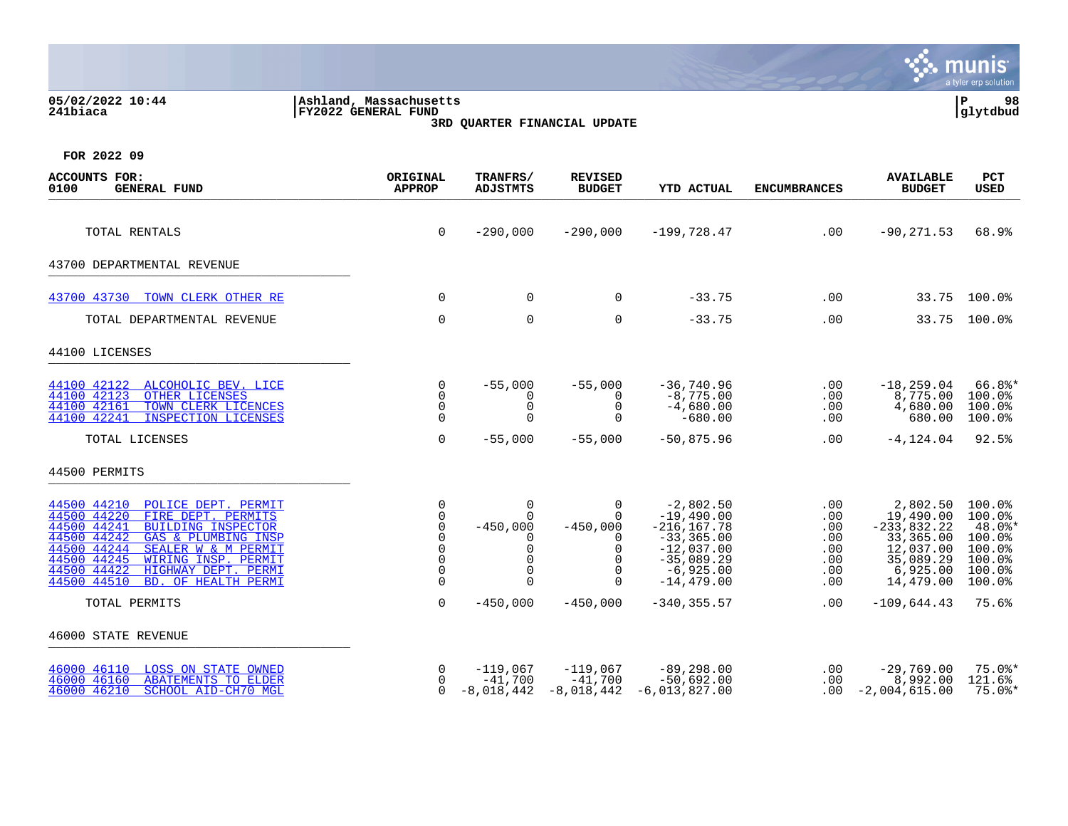05/02/2022 10:44 | Ashland, Massachusetts | P 98
241biaca | FY2022 GENERAL FUND | glytdbud

**3RD QUARTER FINANCIAL UPDATE**

**FOR 2022 09**

| ACCOUNTS FOR: 0100 GENERAL FUND | ORIGINAL APPROP | TRANFRS/ ADJSTMTS | REVISED BUDGET | YTD ACTUAL | ENCUMBRANCES | AVAILABLE BUDGET | PCT USED |
|---|---|---|---|---|---|---|---|
| TOTAL RENTALS | 0 | -290,000 | -290,000 | -199,728.47 | .00 | -90,271.53 | 68.9% |
| **43700 DEPARTMENTAL REVENUE** | | | | | | | |
| 43700 43730 TOWN CLERK OTHER RE | 0 | 0 | 0 | -33.75 | .00 | 33.75 | 100.0% |
| TOTAL DEPARTMENTAL REVENUE | 0 | 0 | 0 | -33.75 | .00 | 33.75 | 100.0% |
| **44100 LICENSES** | | | | | | | |
| 44100 42122 ALCOHOLIC BEV. LICE | 0 | -55,000 | -55,000 | -36,740.96 | .00 | -18,259.04 | 66.8%* |
| 44100 42123 OTHER LICENSES | 0 | 0 | 0 | -8,775.00 | .00 | 8,775.00 | 100.0% |
| 44100 42161 TOWN CLERK LICENCES | 0 | 0 | 0 | -4,680.00 | .00 | 4,680.00 | 100.0% |
| 44100 42241 INSPECTION LICENSES | 0 | 0 | 0 | -680.00 | .00 | 680.00 | 100.0% |
| TOTAL LICENSES | 0 | -55,000 | -55,000 | -50,875.96 | .00 | -4,124.04 | 92.5% |
| **44500 PERMITS** | | | | | | | |
| 44500 44210 POLICE DEPT. PERMIT | 0 | 0 | 0 | -2,802.50 | .00 | 2,802.50 | 100.0% |
| 44500 44220 FIRE DEPT. PERMITS | 0 | 0 | 0 | -19,490.00 | .00 | 19,490.00 | 100.0% |
| 44500 44241 BUILDING INSPECTOR | 0 | -450,000 | -450,000 | -216,167.78 | .00 | -233,832.22 | 48.0%* |
| 44500 44242 GAS & PLUMBING INSP | 0 | 0 | 0 | -33,365.00 | .00 | 33,365.00 | 100.0% |
| 44500 44244 SEALER W & M PERMIT | 0 | 0 | 0 | -12,037.00 | .00 | 12,037.00 | 100.0% |
| 44500 44245 WIRING INSP. PERMIT | 0 | 0 | 0 | -35,089.29 | .00 | 35,089.29 | 100.0% |
| 44500 44422 HIGHWAY DEPT. PERMI | 0 | 0 | 0 | -6,925.00 | .00 | 6,925.00 | 100.0% |
| 44500 44510 BD. OF HEALTH PERMI | 0 | 0 | 0 | -14,479.00 | .00 | 14,479.00 | 100.0% |
| TOTAL PERMITS | 0 | -450,000 | -450,000 | -340,355.57 | .00 | -109,644.43 | 75.6% |
| **46000 STATE REVENUE** | | | | | | | |
| 46000 46110 LOSS ON STATE OWNED | 0 | -119,067 | -119,067 | -89,298.00 | .00 | -29,769.00 | 75.0%* |
| 46000 46160 ABATEMENTS TO ELDER | 0 | -41,700 | -41,700 | -50,692.00 | .00 | 8,992.00 | 121.6% |
| 46000 46210 SCHOOL AID-CH70 MGL | 0 | -8,018,442 | -8,018,442 | -6,013,827.00 | .00 | -2,004,615.00 | 75.0%* |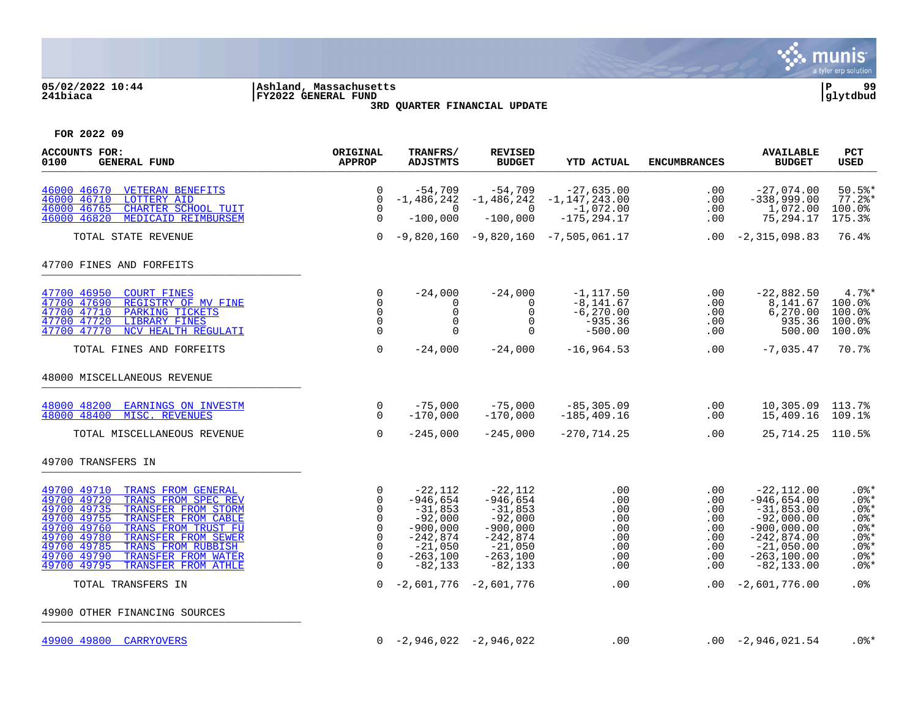05/02/2022 10:44
241biaca

Ashland, Massachusetts
FY2022 GENERAL FUND
3RD QUARTER FINANCIAL UPDATE

FOR 2022 09

| ACCOUNTS FOR: 0100 GENERAL FUND | ORIGINAL APPROP | TRANFRS/ ADJSTMTS | REVISED BUDGET | YTD ACTUAL | ENCUMBRANCES | AVAILABLE BUDGET | PCT USED |
|---|---|---|---|---|---|---|---|
| 46000 46670 VETERAN BENEFITS | 0 | -54,709 | -54,709 | -27,635.00 | .00 | -27,074.00 | 50.5%* |
| 46000 46710 LOTTERY AID | 0 | -1,486,242 | -1,486,242 | -1,147,243.00 | .00 | -338,999.00 | 77.2%* |
| 46000 46765 CHARTER SCHOOL TUIT | 0 | 0 | 0 | -1,072.00 | .00 | 1,072.00 | 100.0% |
| 46000 46820 MEDICAID REIMBURSEM | 0 | -100,000 | -100,000 | -175,294.17 | .00 | 75,294.17 | 175.3% |
| TOTAL STATE REVENUE | 0 | -9,820,160 | -9,820,160 | -7,505,061.17 | .00 | -2,315,098.83 | 76.4% |
| **47700 FINES AND FORFEITS** | | | | | | | |
| 47700 46950 COURT FINES | 0 | -24,000 | -24,000 | -1,117.50 | .00 | -22,882.50 | 4.7%* |
| 47700 47690 REGISTRY OF MV FINE | 0 | 0 | 0 | -8,141.67 | .00 | 8,141.67 | 100.0% |
| 47700 47710 PARKING TICKETS | 0 | 0 | 0 | -6,270.00 | .00 | 6,270.00 | 100.0% |
| 47700 47720 LIBRARY FINES | 0 | 0 | 0 | -935.36 | .00 | 935.36 | 100.0% |
| 47700 47770 NCV HEALTH REGULATI | 0 | 0 | 0 | -500.00 | .00 | 500.00 | 100.0% |
| TOTAL FINES AND FORFEITS | 0 | -24,000 | -24,000 | -16,964.53 | .00 | -7,035.47 | 70.7% |
| **48000 MISCELLANEOUS REVENUE** | | | | | | | |
| 48000 48200 EARNINGS ON INVESTM | 0 | -75,000 | -75,000 | -85,305.09 | .00 | 10,305.09 | 113.7% |
| 48000 48400 MISC. REVENUES | 0 | -170,000 | -170,000 | -185,409.16 | .00 | 15,409.16 | 109.1% |
| TOTAL MISCELLANEOUS REVENUE | 0 | -245,000 | -245,000 | -270,714.25 | .00 | 25,714.25 | 110.5% |
| **49700 TRANSFERS IN** | | | | | | | |
| 49700 49710 TRANS FROM GENERAL | 0 | -22,112 | -22,112 | .00 | .00 | -22,112.00 | .0%* |
| 49700 49720 TRANS FROM SPEC REV | 0 | -946,654 | -946,654 | .00 | .00 | -946,654.00 | .0%* |
| 49700 49735 TRANSFER FROM STORM | 0 | -31,853 | -31,853 | .00 | .00 | -31,853.00 | .0%* |
| 49700 49755 TRANSFER FROM CABLE | 0 | -92,000 | -92,000 | .00 | .00 | -92,000.00 | .0%* |
| 49700 49760 TRANS FROM TRUST FU | 0 | -900,000 | -900,000 | .00 | .00 | -900,000.00 | .0%* |
| 49700 49780 TRANSFER FROM SEWER | 0 | -242,874 | -242,874 | .00 | .00 | -242,874.00 | .0%* |
| 49700 49785 TRANS FROM RUBBISH | 0 | -21,050 | -21,050 | .00 | .00 | -21,050.00 | .0%* |
| 49700 49790 TRANSFER FROM WATER | 0 | -263,100 | -263,100 | .00 | .00 | -263,100.00 | .0%* |
| 49700 49795 TRANSFER FROM ATHLE | 0 | -82,133 | -82,133 | .00 | .00 | -82,133.00 | .0%* |
| TOTAL TRANSFERS IN | 0 | -2,601,776 | -2,601,776 | .00 | .00 | -2,601,776.00 | .0% |
| **49900 OTHER FINANCING SOURCES** | | | | | | | |
| 49900 49800 CARRYOVERS | 0 | -2,946,022 | -2,946,022 | .00 | .00 | -2,946,021.54 | .0%* |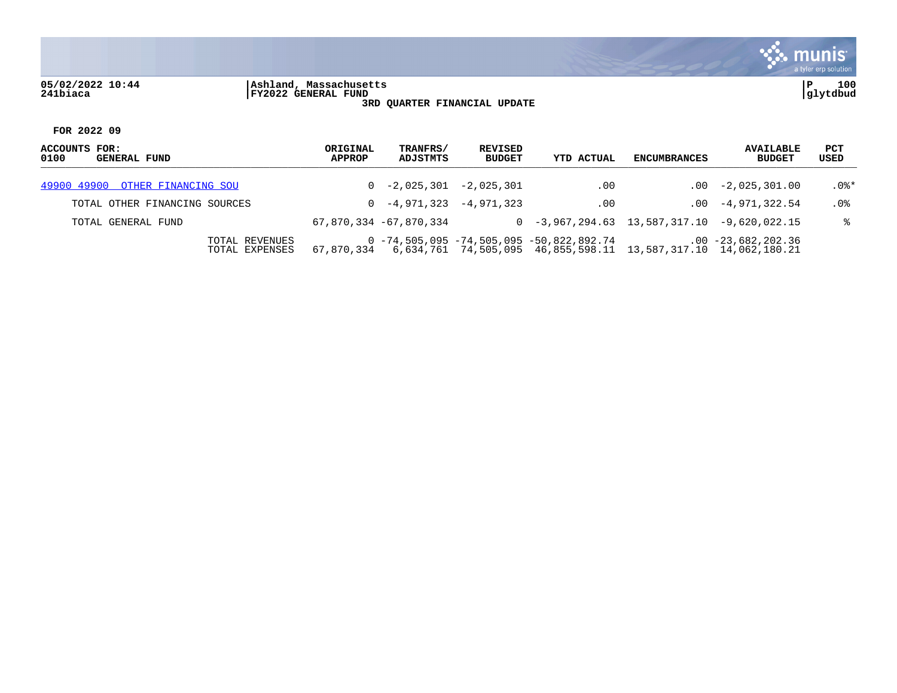05/02/2022 10:44
241biaca

Ashland, Massachusetts
FY2022 GENERAL FUND
**3RD QUARTER FINANCIAL UPDATE**

**FOR 2022 09**

| ACCOUNTS FOR: 0100 GENERAL FUND | | ORIGINAL APPROP | TRANFRS/ ADJSTMTS | REVISED BUDGET | YTD ACTUAL | ENCUMBRANCES | AVAILABLE BUDGET | PCT USED |
|---|---|---|---|---|---|---|---|---|
| 49900 49900 OTHER FINANCING SOU | | 0 | -2,025,301 | -2,025,301 | .00 | .00 | -2,025,301.00 | .0%* |
| TOTAL OTHER FINANCING SOURCES | | 0 | -4,971,323 | -4,971,323 | .00 | .00 | -4,971,322.54 | .0% |
| TOTAL GENERAL FUND | | 67,870,334 | -67,870,334 | 0 | -3,967,294.63 | 13,587,317.10 | -9,620,022.15 | % |
| | TOTAL REVENUES | 0 | -74,505,095 | -74,505,095 | -50,822,892.74 | .00 | -23,682,202.36 | |
| | TOTAL EXPENSES | 67,870,334 | 6,634,761 | 74,505,095 | 46,855,598.11 | 13,587,317.10 | 14,062,180.21 | |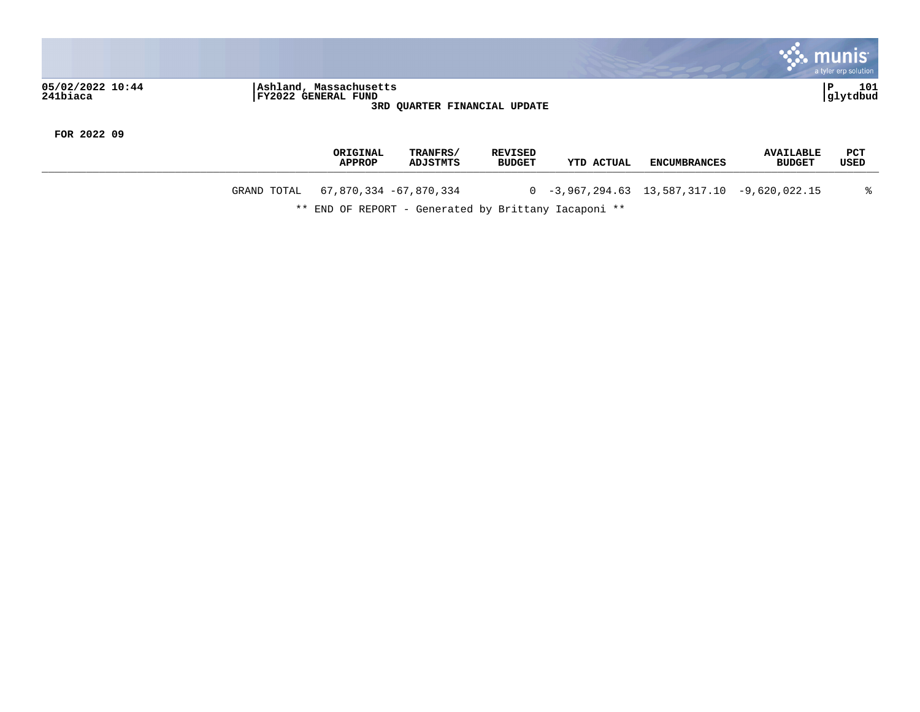05/02/2022 10:44
241biaca

Ashland, Massachusetts
FY2022 GENERAL FUND
3RD QUARTER FINANCIAL UPDATE

FOR 2022 09

| | ORIGINAL APPROP | TRANFRS/ ADJSTMTS | REVISED BUDGET | YTD ACTUAL | ENCUMBRANCES | AVAILABLE BUDGET | PCT USED |
|---|---|---|---|---|---|---|---|
| GRAND TOTAL | 67,870,334 | -67,870,334 | 0 | -3,967,294.63 | 13,587,317.10 | -9,620,022.15 | % |

** END OF REPORT - Generated by Brittany Iacaponi **